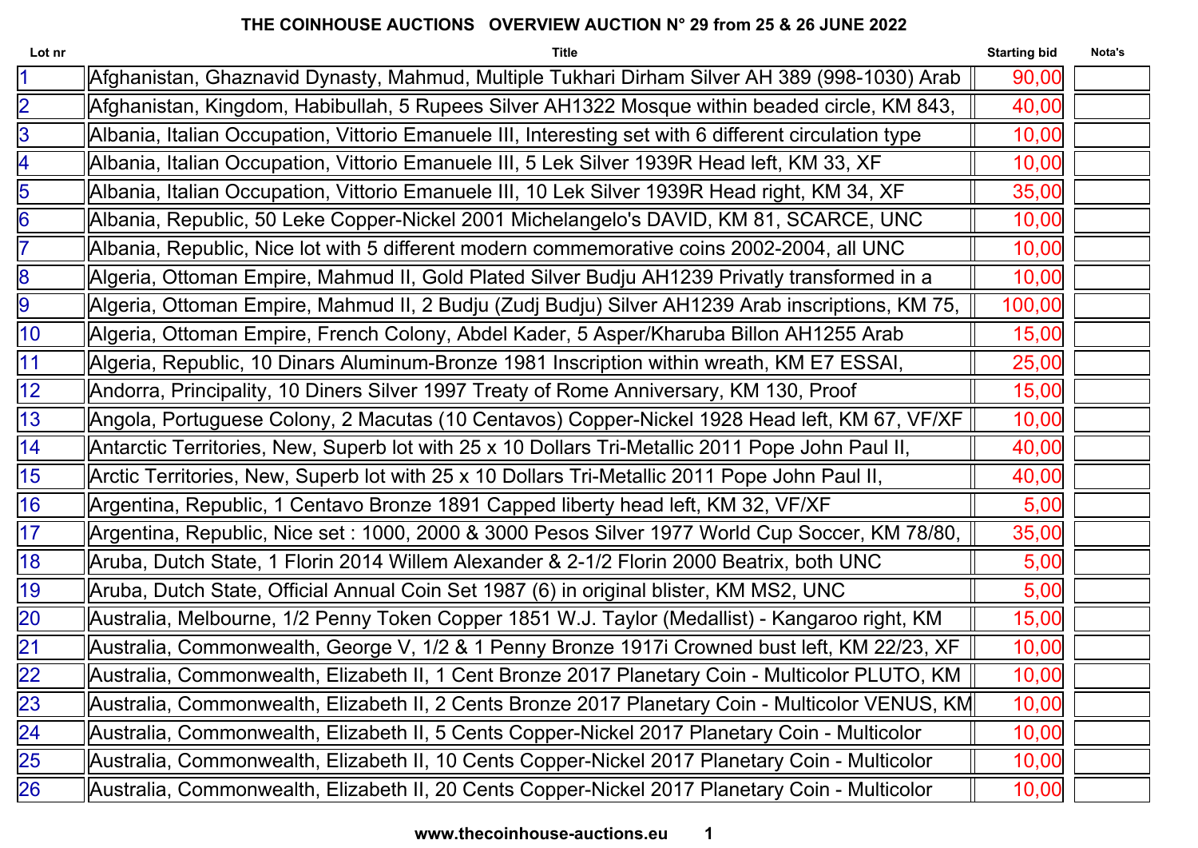# THE COINHOUSE AUCTIONS OVERVIEW AUCTION N° 29 from 25 & 26 JUNE 2022

| Lot nr | Title | Starting bid | Nota's |
|---|---|---|---|
| 1 | Afghanistan, Ghaznavid Dynasty, Mahmud, Multiple Tukhari Dirham Silver AH 389 (998-1030) Arab | 90,00 | |
| 2 | Afghanistan, Kingdom, Habibullah, 5 Rupees Silver AH1322 Mosque within beaded circle, KM 843, | 40,00 | |
| 3 | Albania, Italian Occupation, Vittorio Emanuele III, Interesting set with 6 different circulation type | 10,00 | |
| 4 | Albania, Italian Occupation, Vittorio Emanuele III, 5 Lek Silver 1939R Head left, KM 33, XF | 10,00 | |
| 5 | Albania, Italian Occupation, Vittorio Emanuele III, 10 Lek Silver 1939R Head right, KM 34, XF | 35,00 | |
| 6 | Albania, Republic, 50 Leke Copper-Nickel 2001 Michelangelo's DAVID, KM 81, SCARCE, UNC | 10,00 | |
| 7 | Albania, Republic, Nice lot with 5 different modern commemorative coins 2002-2004, all UNC | 10,00 | |
| 8 | Algeria, Ottoman Empire, Mahmud II, Gold Plated Silver Budju AH1239 Privatly transformed in a | 10,00 | |
| 9 | Algeria, Ottoman Empire, Mahmud II, 2 Budju (Zudj Budju) Silver AH1239 Arab inscriptions, KM 75, | 100,00 | |
| 10 | Algeria, Ottoman Empire, French Colony, Abdel Kader, 5 Asper/Kharuba Billon AH1255 Arab | 15,00 | |
| 11 | Algeria, Republic, 10 Dinars Aluminum-Bronze 1981 Inscription within wreath, KM E7 ESSAI, | 25,00 | |
| 12 | Andorra, Principality, 10 Diners Silver 1997 Treaty of Rome Anniversary, KM 130, Proof | 15,00 | |
| 13 | Angola, Portuguese Colony, 2 Macutas (10 Centavos) Copper-Nickel 1928 Head left, KM 67, VF/XF | 10,00 | |
| 14 | Antarctic Territories, New, Superb lot with 25 x 10 Dollars Tri-Metallic 2011 Pope John Paul II, | 40,00 | |
| 15 | Arctic Territories, New, Superb lot with 25 x 10 Dollars Tri-Metallic 2011 Pope John Paul II, | 40,00 | |
| 16 | Argentina, Republic, 1 Centavo Bronze 1891 Capped liberty head left, KM 32, VF/XF | 5,00 | |
| 17 | Argentina, Republic, Nice set : 1000, 2000 & 3000 Pesos Silver 1977 World Cup Soccer, KM 78/80, | 35,00 | |
| 18 | Aruba, Dutch State, 1 Florin 2014 Willem Alexander & 2-1/2 Florin 2000 Beatrix, both UNC | 5,00 | |
| 19 | Aruba, Dutch State, Official Annual Coin Set 1987 (6) in original blister, KM MS2, UNC | 5,00 | |
| 20 | Australia, Melbourne, 1/2 Penny Token Copper 1851 W.J. Taylor (Medallist) - Kangaroo right, KM | 15,00 | |
| 21 | Australia, Commonwealth, George V, 1/2 & 1 Penny Bronze 1917i Crowned bust left, KM 22/23, XF | 10,00 | |
| 22 | Australia, Commonwealth, Elizabeth II, 1 Cent Bronze 2017 Planetary Coin - Multicolor PLUTO, KM | 10,00 | |
| 23 | Australia, Commonwealth, Elizabeth II, 2 Cents Bronze 2017 Planetary Coin - Multicolor VENUS, KM | 10,00 | |
| 24 | Australia, Commonwealth, Elizabeth II, 5 Cents Copper-Nickel 2017 Planetary Coin - Multicolor | 10,00 | |
| 25 | Australia, Commonwealth, Elizabeth II, 10 Cents Copper-Nickel 2017 Planetary Coin - Multicolor | 10,00 | |
| 26 | Australia, Commonwealth, Elizabeth II, 20 Cents Copper-Nickel 2017 Planetary Coin - Multicolor | 10,00 | |

www.thecoinhouse-auctions.eu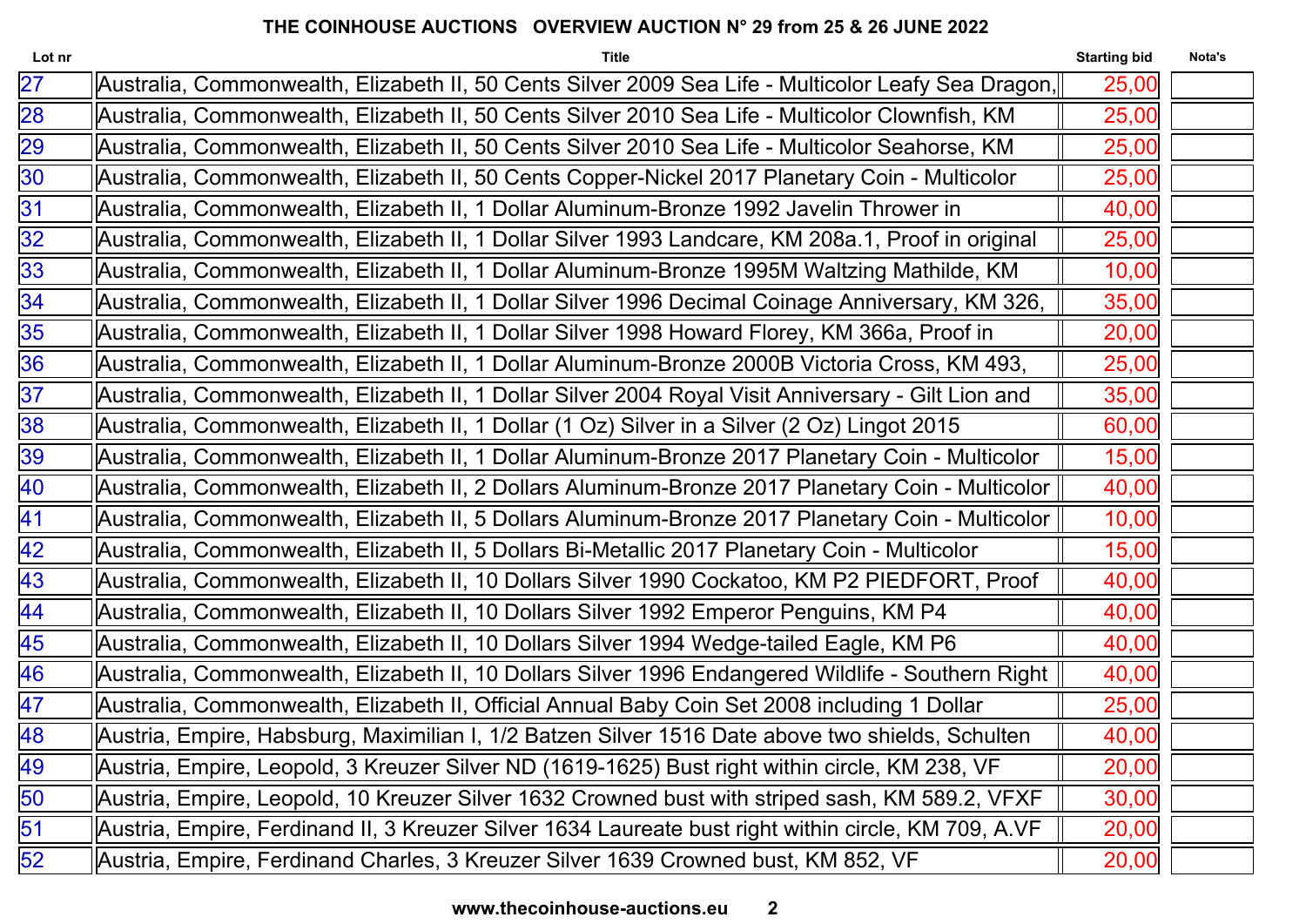# THE COINHOUSE AUCTIONS OVERVIEW AUCTION N° 29 from 25 & 26 JUNE 2022

| Lot nr | Title | Starting bid | Nota's |
|---|---|---|---|
| 27 | Australia, Commonwealth, Elizabeth II, 50 Cents Silver 2009 Sea Life - Multicolor Leafy Sea Dragon, | 25,00 | |
| 28 | Australia, Commonwealth, Elizabeth II, 50 Cents Silver 2010 Sea Life - Multicolor Clownfish, KM | 25,00 | |
| 29 | Australia, Commonwealth, Elizabeth II, 50 Cents Silver 2010 Sea Life - Multicolor Seahorse, KM | 25,00 | |
| 30 | Australia, Commonwealth, Elizabeth II, 50 Cents Copper-Nickel 2017 Planetary Coin - Multicolor | 25,00 | |
| 31 | Australia, Commonwealth, Elizabeth II, 1 Dollar Aluminum-Bronze 1992 Javelin Thrower in | 40,00 | |
| 32 | Australia, Commonwealth, Elizabeth II, 1 Dollar Silver 1993 Landcare, KM 208a.1, Proof in original | 25,00 | |
| 33 | Australia, Commonwealth, Elizabeth II, 1 Dollar Aluminum-Bronze 1995M Waltzing Mathilde, KM | 10,00 | |
| 34 | Australia, Commonwealth, Elizabeth II, 1 Dollar Silver 1996 Decimal Coinage Anniversary, KM 326, | 35,00 | |
| 35 | Australia, Commonwealth, Elizabeth II, 1 Dollar Silver 1998 Howard Florey, KM 366a, Proof in | 20,00 | |
| 36 | Australia, Commonwealth, Elizabeth II, 1 Dollar Aluminum-Bronze 2000B Victoria Cross, KM 493, | 25,00 | |
| 37 | Australia, Commonwealth, Elizabeth II, 1 Dollar Silver 2004 Royal Visit Anniversary - Gilt Lion and | 35,00 | |
| 38 | Australia, Commonwealth, Elizabeth II, 1 Dollar (1 Oz) Silver in a Silver (2 Oz) Lingot 2015 | 60,00 | |
| 39 | Australia, Commonwealth, Elizabeth II, 1 Dollar Aluminum-Bronze 2017 Planetary Coin - Multicolor | 15,00 | |
| 40 | Australia, Commonwealth, Elizabeth II, 2 Dollars Aluminum-Bronze 2017 Planetary Coin - Multicolor | 40,00 | |
| 41 | Australia, Commonwealth, Elizabeth II, 5 Dollars Aluminum-Bronze 2017 Planetary Coin - Multicolor | 10,00 | |
| 42 | Australia, Commonwealth, Elizabeth II, 5 Dollars Bi-Metallic 2017 Planetary Coin - Multicolor | 15,00 | |
| 43 | Australia, Commonwealth, Elizabeth II, 10 Dollars Silver 1990 Cockatoo, KM P2 PIEDFORT, Proof | 40,00 | |
| 44 | Australia, Commonwealth, Elizabeth II, 10 Dollars Silver 1992 Emperor Penguins, KM P4 | 40,00 | |
| 45 | Australia, Commonwealth, Elizabeth II, 10 Dollars Silver 1994 Wedge-tailed Eagle, KM P6 | 40,00 | |
| 46 | Australia, Commonwealth, Elizabeth II, 10 Dollars Silver 1996 Endangered Wildlife - Southern Right | 40,00 | |
| 47 | Australia, Commonwealth, Elizabeth II, Official Annual Baby Coin Set 2008 including 1 Dollar | 25,00 | |
| 48 | Austria, Empire, Habsburg, Maximilian I, 1/2 Batzen Silver 1516 Date above two shields, Schulten | 40,00 | |
| 49 | Austria, Empire, Leopold, 3 Kreuzer Silver ND (1619-1625) Bust right within circle, KM 238, VF | 20,00 | |
| 50 | Austria, Empire, Leopold, 10 Kreuzer Silver 1632 Crowned bust with striped sash, KM 589.2, VFXF | 30,00 | |
| 51 | Austria, Empire, Ferdinand II, 3 Kreuzer Silver 1634 Laureate bust right within circle, KM 709, A.VF | 20,00 | |
| 52 | Austria, Empire, Ferdinand Charles, 3 Kreuzer Silver 1639 Crowned bust, KM 852, VF | 20,00 | |

www.thecoinhouse-auctions.eu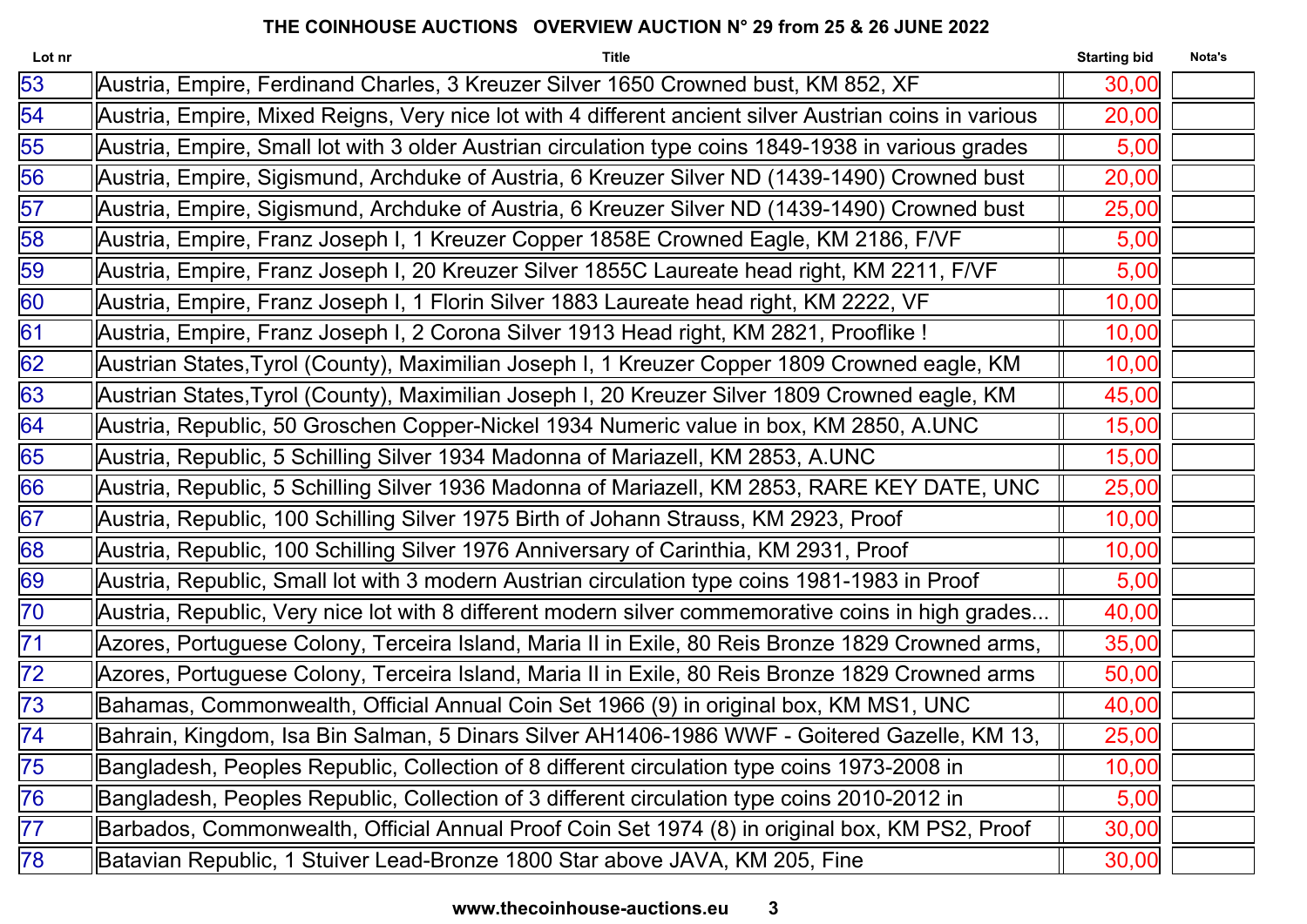# THE COINHOUSE AUCTIONS OVERVIEW AUCTION N° 29 from 25 & 26 JUNE 2022

| Lot nr | Title | Starting bid | Nota's |
|---|---|---|---|
| 53 | Austria, Empire, Ferdinand Charles, 3 Kreuzer Silver 1650 Crowned bust, KM 852, XF | 30,00 | |
| 54 | Austria, Empire, Mixed Reigns, Very nice lot with 4 different ancient silver Austrian coins in various | 20,00 | |
| 55 | Austria, Empire, Small lot with 3 older Austrian circulation type coins 1849-1938 in various grades | 5,00 | |
| 56 | Austria, Empire, Sigismund, Archduke of Austria, 6 Kreuzer Silver ND (1439-1490) Crowned bust | 20,00 | |
| 57 | Austria, Empire, Sigismund, Archduke of Austria, 6 Kreuzer Silver ND (1439-1490) Crowned bust | 25,00 | |
| 58 | Austria, Empire, Franz Joseph I, 1 Kreuzer Copper 1858E Crowned Eagle, KM 2186, F/VF | 5,00 | |
| 59 | Austria, Empire, Franz Joseph I, 20 Kreuzer Silver 1855C Laureate head right, KM 2211, F/VF | 5,00 | |
| 60 | Austria, Empire, Franz Joseph I, 1 Florin Silver 1883 Laureate head right, KM 2222, VF | 10,00 | |
| 61 | Austria, Empire, Franz Joseph I, 2 Corona Silver 1913 Head right, KM 2821, Prooflike ! | 10,00 | |
| 62 | Austrian States,Tyrol (County), Maximilian Joseph I, 1 Kreuzer Copper 1809 Crowned eagle, KM | 10,00 | |
| 63 | Austrian States,Tyrol (County), Maximilian Joseph I, 20 Kreuzer Silver 1809 Crowned eagle, KM | 45,00 | |
| 64 | Austria, Republic, 50 Groschen Copper-Nickel 1934 Numeric value in box, KM 2850, A.UNC | 15,00 | |
| 65 | Austria, Republic, 5 Schilling Silver 1934 Madonna of Mariazell, KM 2853, A.UNC | 15,00 | |
| 66 | Austria, Republic, 5 Schilling Silver 1936 Madonna of Mariazell, KM 2853, RARE KEY DATE, UNC | 25,00 | |
| 67 | Austria, Republic, 100 Schilling Silver 1975 Birth of Johann Strauss, KM 2923, Proof | 10,00 | |
| 68 | Austria, Republic, 100 Schilling Silver 1976 Anniversary of Carinthia, KM 2931, Proof | 10,00 | |
| 69 | Austria, Republic, Small lot with 3 modern Austrian circulation type coins 1981-1983 in Proof | 5,00 | |
| 70 | Austria, Republic, Very nice lot with 8 different modern silver commemorative coins in high grades... | 40,00 | |
| 71 | Azores, Portuguese Colony, Terceira Island, Maria II in Exile, 80 Reis Bronze 1829 Crowned arms, | 35,00 | |
| 72 | Azores, Portuguese Colony, Terceira Island, Maria II in Exile, 80 Reis Bronze 1829 Crowned arms | 50,00 | |
| 73 | Bahamas, Commonwealth, Official Annual Coin Set 1966 (9) in original box, KM MS1, UNC | 40,00 | |
| 74 | Bahrain, Kingdom, Isa Bin Salman, 5 Dinars Silver AH1406-1986 WWF - Goitered Gazelle, KM 13, | 25,00 | |
| 75 | Bangladesh, Peoples Republic, Collection of 8 different circulation type coins 1973-2008 in | 10,00 | |
| 76 | Bangladesh, Peoples Republic, Collection of 3 different circulation type coins 2010-2012 in | 5,00 | |
| 77 | Barbados, Commonwealth, Official Annual Proof Coin Set 1974 (8) in original box, KM PS2, Proof | 30,00 | |
| 78 | Batavian Republic, 1 Stuiver Lead-Bronze 1800 Star above JAVA, KM 205, Fine | 30,00 | |

www.thecoinhouse-auctions.eu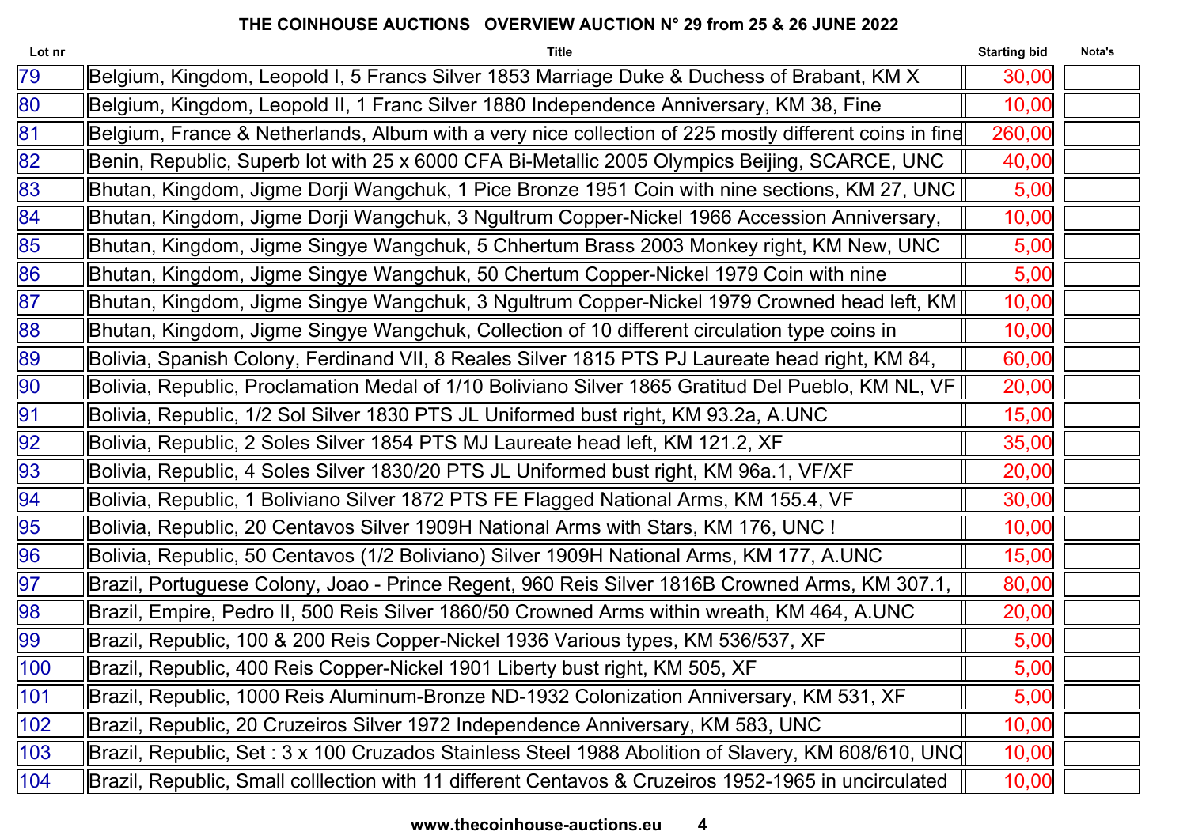**THE COINHOUSE AUCTIONS   OVERVIEW AUCTION N° 29 from 25 & 26 JUNE 2022**

| Lot nr | Title | Starting bid | Nota's |
|---|---|---|---|
| 79 | Belgium, Kingdom, Leopold I, 5 Francs Silver 1853 Marriage Duke & Duchess of Brabant, KM X | 30,00 | |
| 80 | Belgium, Kingdom, Leopold II, 1 Franc Silver 1880 Independence Anniversary, KM 38, Fine | 10,00 | |
| 81 | Belgium, France & Netherlands, Album with a very nice collection of 225 mostly different coins in fine | 260,00 | |
| 82 | Benin, Republic, Superb lot with 25 x 6000 CFA Bi-Metallic 2005 Olympics Beijing, SCARCE, UNC | 40,00 | |
| 83 | Bhutan, Kingdom, Jigme Dorji Wangchuk, 1 Pice Bronze 1951 Coin with nine sections, KM 27, UNC | 5,00 | |
| 84 | Bhutan, Kingdom, Jigme Dorji Wangchuk, 3 Ngultrum Copper-Nickel 1966 Accession Anniversary, | 10,00 | |
| 85 | Bhutan, Kingdom, Jigme Singye Wangchuk, 5 Chhertum Brass 2003 Monkey right, KM New, UNC | 5,00 | |
| 86 | Bhutan, Kingdom, Jigme Singye Wangchuk, 50 Chertum Copper-Nickel 1979 Coin with nine | 5,00 | |
| 87 | Bhutan, Kingdom, Jigme Singye Wangchuk, 3 Ngultrum Copper-Nickel 1979 Crowned head left, KM | 10,00 | |
| 88 | Bhutan, Kingdom, Jigme Singye Wangchuk, Collection of 10 different circulation type coins in | 10,00 | |
| 89 | Bolivia, Spanish Colony, Ferdinand VII, 8 Reales Silver 1815 PTS PJ Laureate head right, KM 84, | 60,00 | |
| 90 | Bolivia, Republic, Proclamation Medal of 1/10 Boliviano Silver 1865 Gratitud Del Pueblo, KM NL, VF | 20,00 | |
| 91 | Bolivia, Republic, 1/2 Sol Silver 1830 PTS JL Uniformed bust right, KM 93.2a, A.UNC | 15,00 | |
| 92 | Bolivia, Republic, 2 Soles Silver 1854 PTS MJ Laureate head left, KM 121.2, XF | 35,00 | |
| 93 | Bolivia, Republic, 4 Soles Silver 1830/20 PTS JL Uniformed bust right, KM 96a.1, VF/XF | 20,00 | |
| 94 | Bolivia, Republic, 1 Boliviano Silver 1872 PTS FE Flagged National Arms, KM 155.4, VF | 30,00 | |
| 95 | Bolivia, Republic, 20 Centavos Silver 1909H National Arms with Stars, KM 176, UNC ! | 10,00 | |
| 96 | Bolivia, Republic, 50 Centavos (1/2 Boliviano) Silver 1909H National Arms, KM 177, A.UNC | 15,00 | |
| 97 | Brazil, Portuguese Colony, Joao - Prince Regent, 960 Reis Silver 1816B Crowned Arms, KM 307.1, | 80,00 | |
| 98 | Brazil, Empire, Pedro II, 500 Reis Silver 1860/50 Crowned Arms within wreath, KM 464, A.UNC | 20,00 | |
| 99 | Brazil, Republic, 100 & 200 Reis Copper-Nickel 1936 Various types, KM 536/537, XF | 5,00 | |
| 100 | Brazil, Republic, 400 Reis Copper-Nickel 1901 Liberty bust right, KM 505, XF | 5,00 | |
| 101 | Brazil, Republic, 1000 Reis Aluminum-Bronze ND-1932 Colonization Anniversary, KM 531, XF | 5,00 | |
| 102 | Brazil, Republic, 20 Cruzeiros Silver 1972 Independence Anniversary, KM 583, UNC | 10,00 | |
| 103 | Brazil, Republic, Set : 3 x 100 Cruzados Stainless Steel 1988 Abolition of Slavery, KM 608/610, UNC | 10,00 | |
| 104 | Brazil, Republic, Small colllection with 11 different Centavos & Cruzeiros 1952-1965 in uncirculated | 10,00 | |

www.thecoinhouse-auctions.eu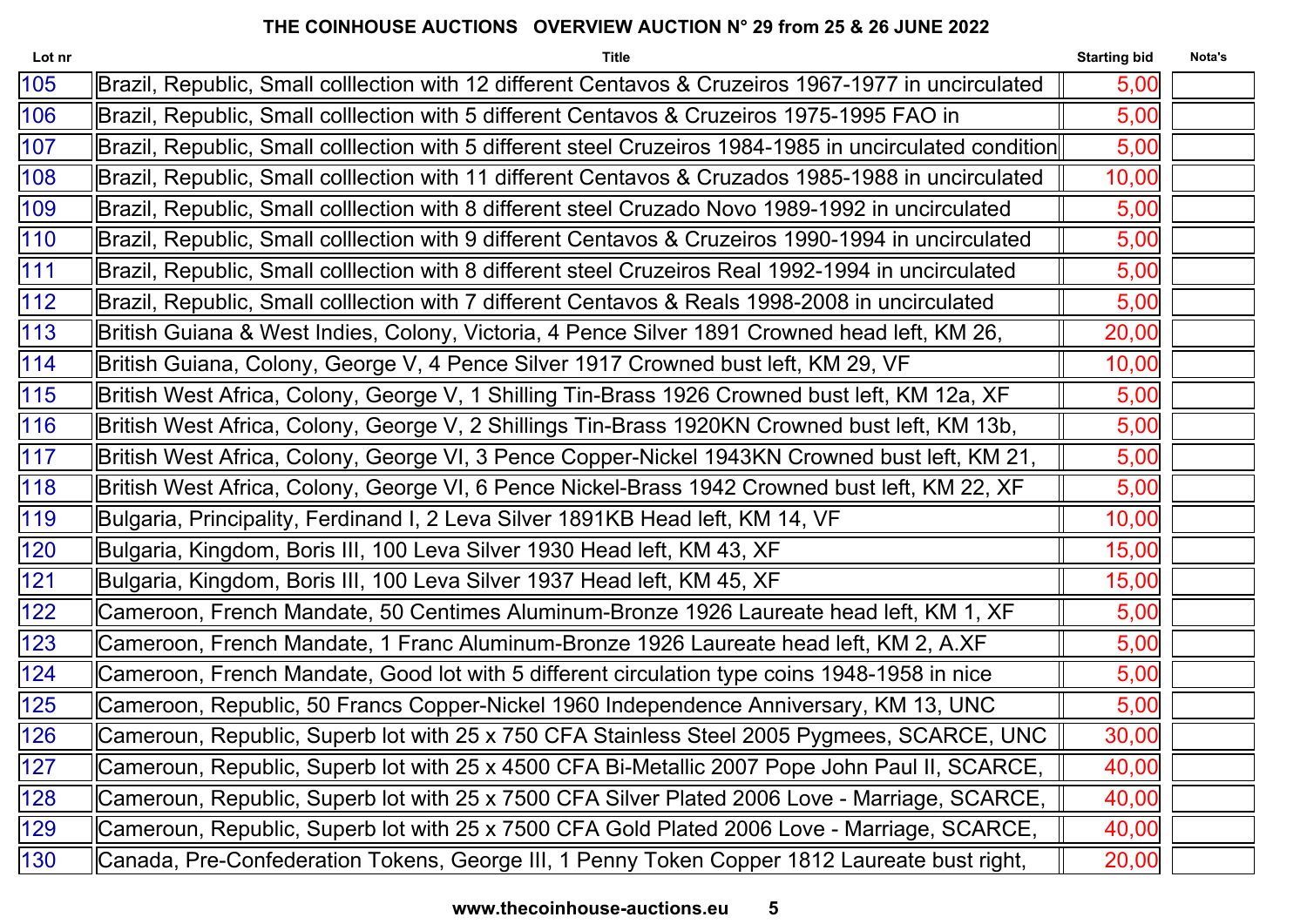# THE COINHOUSE AUCTIONS OVERVIEW AUCTION N° 29 from 25 & 26 JUNE 2022

| Lot nr | Title | Starting bid | Nota's |
|---|---|---|---|
| 105 | Brazil, Republic, Small colllection with 12 different Centavos & Cruzeiros 1967-1977 in uncirculated | 5,00 | |
| 106 | Brazil, Republic, Small colllection with 5 different Centavos & Cruzeiros 1975-1995 FAO in | 5,00 | |
| 107 | Brazil, Republic, Small colllection with 5 different steel Cruzeiros 1984-1985 in uncirculated condition | 5,00 | |
| 108 | Brazil, Republic, Small colllection with 11 different Centavos & Cruzados 1985-1988 in uncirculated | 10,00 | |
| 109 | Brazil, Republic, Small colllection with 8 different steel Cruzado Novo 1989-1992 in uncirculated | 5,00 | |
| 110 | Brazil, Republic, Small colllection with 9 different Centavos & Cruzeiros 1990-1994 in uncirculated | 5,00 | |
| 111 | Brazil, Republic, Small colllection with 8 different steel Cruzeiros Real 1992-1994 in uncirculated | 5,00 | |
| 112 | Brazil, Republic, Small colllection with 7 different Centavos & Reals 1998-2008 in uncirculated | 5,00 | |
| 113 | British Guiana & West Indies, Colony, Victoria, 4 Pence Silver 1891 Crowned head left, KM 26, | 20,00 | |
| 114 | British Guiana, Colony, George V, 4 Pence Silver 1917 Crowned bust left, KM 29, VF | 10,00 | |
| 115 | British West Africa, Colony, George V, 1 Shilling Tin-Brass 1926 Crowned bust left, KM 12a, XF | 5,00 | |
| 116 | British West Africa, Colony, George V, 2 Shillings Tin-Brass 1920KN Crowned bust left, KM 13b, | 5,00 | |
| 117 | British West Africa, Colony, George VI, 3 Pence Copper-Nickel 1943KN Crowned bust left, KM 21, | 5,00 | |
| 118 | British West Africa, Colony, George VI, 6 Pence Nickel-Brass 1942 Crowned bust left, KM 22, XF | 5,00 | |
| 119 | Bulgaria, Principality, Ferdinand I, 2 Leva Silver 1891KB Head left, KM 14, VF | 10,00 | |
| 120 | Bulgaria, Kingdom, Boris III, 100 Leva Silver 1930 Head left, KM 43, XF | 15,00 | |
| 121 | Bulgaria, Kingdom, Boris III, 100 Leva Silver 1937 Head left, KM 45, XF | 15,00 | |
| 122 | Cameroon, French Mandate, 50 Centimes Aluminum-Bronze 1926 Laureate head left, KM 1, XF | 5,00 | |
| 123 | Cameroon, French Mandate, 1 Franc Aluminum-Bronze 1926 Laureate head left, KM 2, A.XF | 5,00 | |
| 124 | Cameroon, French Mandate, Good lot with 5 different circulation type coins 1948-1958 in nice | 5,00 | |
| 125 | Cameroon, Republic, 50 Francs Copper-Nickel 1960 Independence Anniversary, KM 13, UNC | 5,00 | |
| 126 | Cameroun, Republic, Superb lot with 25 x 750 CFA Stainless Steel 2005 Pygmees, SCARCE, UNC | 30,00 | |
| 127 | Cameroun, Republic, Superb lot with 25 x 4500 CFA Bi-Metallic 2007 Pope John Paul II, SCARCE, | 40,00 | |
| 128 | Cameroun, Republic, Superb lot with 25 x 7500 CFA Silver Plated 2006 Love - Marriage, SCARCE, | 40,00 | |
| 129 | Cameroun, Republic, Superb lot with 25 x 7500 CFA Gold Plated 2006 Love - Marriage, SCARCE, | 40,00 | |
| 130 | Canada, Pre-Confederation Tokens, George III, 1 Penny Token Copper 1812 Laureate bust right, | 20,00 | |

www.thecoinhouse-auctions.eu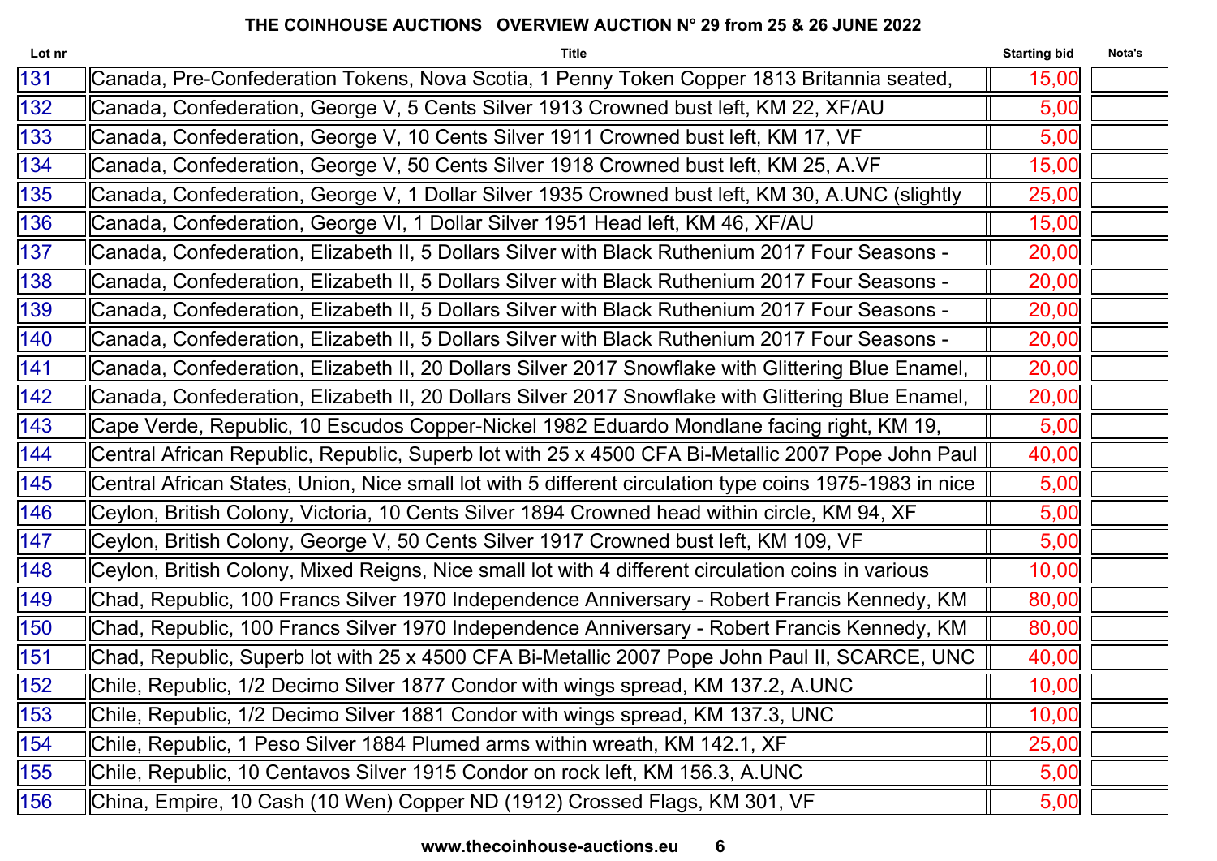# THE COINHOUSE AUCTIONS OVERVIEW AUCTION N° 29 from 25 & 26 JUNE 2022

| Lot nr | Title | Starting bid | Nota's |
|---|---|---|---|
| 131 | Canada, Pre-Confederation Tokens, Nova Scotia, 1 Penny Token Copper 1813 Britannia seated, | 15,00 | |
| 132 | Canada, Confederation, George V, 5 Cents Silver 1913 Crowned bust left, KM 22, XF/AU | 5,00 | |
| 133 | Canada, Confederation, George V, 10 Cents Silver 1911 Crowned bust left, KM 17, VF | 5,00 | |
| 134 | Canada, Confederation, George V, 50 Cents Silver 1918 Crowned bust left, KM 25, A.VF | 15,00 | |
| 135 | Canada, Confederation, George V, 1 Dollar Silver 1935 Crowned bust left, KM 30, A.UNC (slightly | 25,00 | |
| 136 | Canada, Confederation, George VI, 1 Dollar Silver 1951 Head left, KM 46, XF/AU | 15,00 | |
| 137 | Canada, Confederation, Elizabeth II, 5 Dollars Silver with Black Ruthenium 2017 Four Seasons - | 20,00 | |
| 138 | Canada, Confederation, Elizabeth II, 5 Dollars Silver with Black Ruthenium 2017 Four Seasons - | 20,00 | |
| 139 | Canada, Confederation, Elizabeth II, 5 Dollars Silver with Black Ruthenium 2017 Four Seasons - | 20,00 | |
| 140 | Canada, Confederation, Elizabeth II, 5 Dollars Silver with Black Ruthenium 2017 Four Seasons - | 20,00 | |
| 141 | Canada, Confederation, Elizabeth II, 20 Dollars Silver 2017 Snowflake with Glittering Blue Enamel, | 20,00 | |
| 142 | Canada, Confederation, Elizabeth II, 20 Dollars Silver 2017 Snowflake with Glittering Blue Enamel, | 20,00 | |
| 143 | Cape Verde, Republic, 10 Escudos Copper-Nickel 1982 Eduardo Mondlane facing right, KM 19, | 5,00 | |
| 144 | Central African Republic, Republic, Superb lot with 25 x 4500 CFA Bi-Metallic 2007 Pope John Paul | 40,00 | |
| 145 | Central African States, Union, Nice small lot with 5 different circulation type coins 1975-1983 in nice | 5,00 | |
| 146 | Ceylon, British Colony, Victoria, 10 Cents Silver 1894 Crowned head within circle, KM 94, XF | 5,00 | |
| 147 | Ceylon, British Colony, George V, 50 Cents Silver 1917 Crowned bust left, KM 109, VF | 5,00 | |
| 148 | Ceylon, British Colony, Mixed Reigns, Nice small lot with 4 different circulation coins in various | 10,00 | |
| 149 | Chad, Republic, 100 Francs Silver 1970 Independence Anniversary - Robert Francis Kennedy, KM | 80,00 | |
| 150 | Chad, Republic, 100 Francs Silver 1970 Independence Anniversary - Robert Francis Kennedy, KM | 80,00 | |
| 151 | Chad, Republic, Superb lot with 25 x 4500 CFA Bi-Metallic 2007 Pope John Paul II, SCARCE, UNC | 40,00 | |
| 152 | Chile, Republic, 1/2 Decimo Silver 1877 Condor with wings spread, KM 137.2, A.UNC | 10,00 | |
| 153 | Chile, Republic, 1/2 Decimo Silver 1881 Condor with wings spread, KM 137.3, UNC | 10,00 | |
| 154 | Chile, Republic, 1 Peso Silver 1884 Plumed arms within wreath, KM 142.1, XF | 25,00 | |
| 155 | Chile, Republic, 10 Centavos Silver 1915 Condor on rock left, KM 156.3, A.UNC | 5,00 | |
| 156 | China, Empire, 10 Cash (10 Wen) Copper ND (1912) Crossed Flags, KM 301, VF | 5,00 | |

www.thecoinhouse-auctions.eu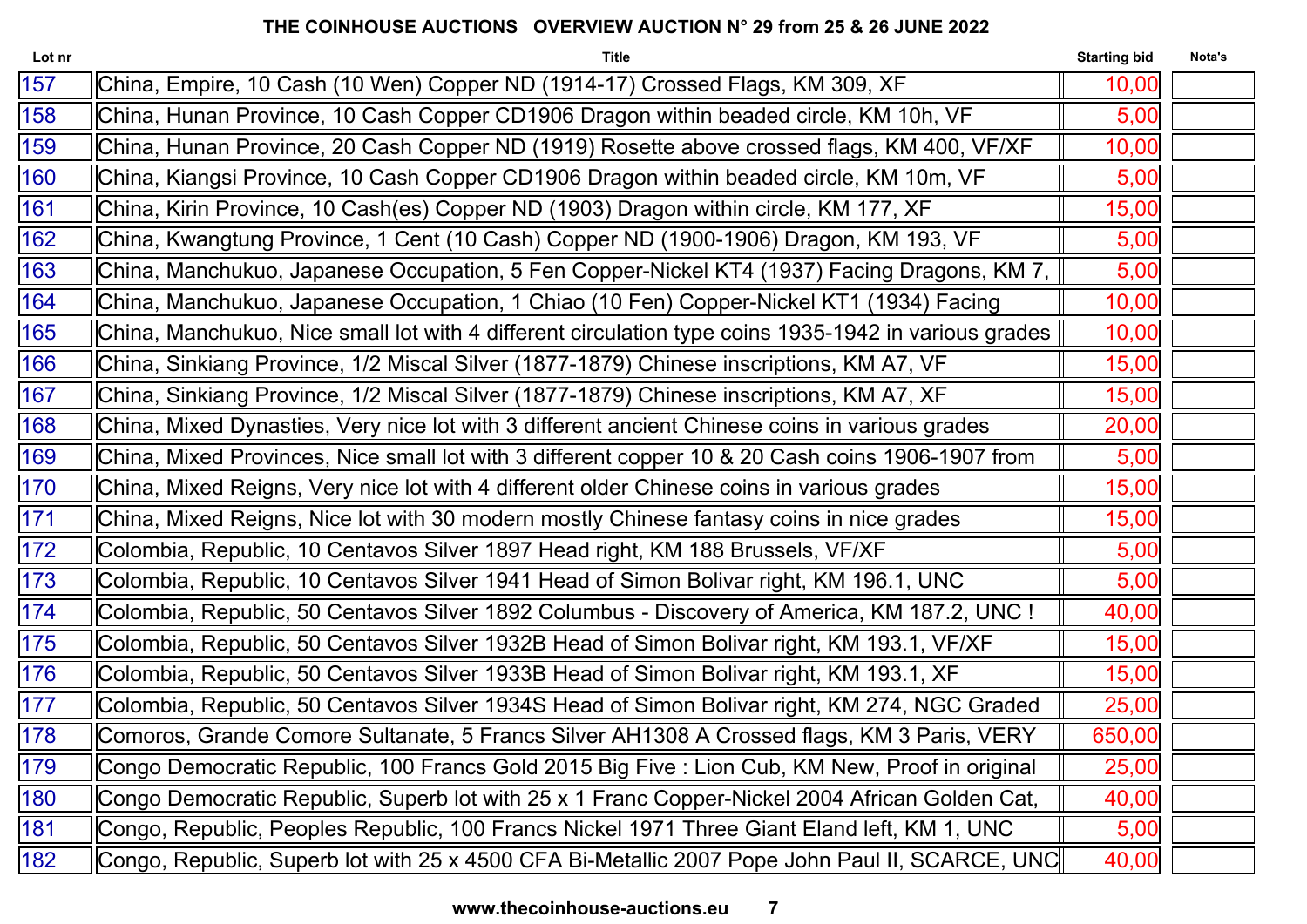# THE COINHOUSE AUCTIONS   OVERVIEW AUCTION N° 29 from 25 & 26 JUNE 2022

| Lot nr | Title | Starting bid | Nota's |
|---|---|---|---|
| 157 | China, Empire, 10 Cash (10 Wen) Copper ND (1914-17) Crossed Flags, KM 309, XF | 10,00 | |
| 158 | China, Hunan Province, 10 Cash Copper CD1906 Dragon within beaded circle, KM 10h, VF | 5,00 | |
| 159 | China, Hunan Province, 20 Cash Copper ND (1919) Rosette above crossed flags, KM 400, VF/XF | 10,00 | |
| 160 | China, Kiangsi Province, 10 Cash Copper CD1906 Dragon within beaded circle, KM 10m, VF | 5,00 | |
| 161 | China, Kirin Province, 10 Cash(es) Copper ND (1903) Dragon within circle, KM 177, XF | 15,00 | |
| 162 | China, Kwangtung Province, 1 Cent (10 Cash) Copper ND (1900-1906) Dragon, KM 193, VF | 5,00 | |
| 163 | China, Manchukuo, Japanese Occupation, 5 Fen Copper-Nickel KT4 (1937) Facing Dragons, KM 7, | 5,00 | |
| 164 | China, Manchukuo, Japanese Occupation, 1 Chiao (10 Fen) Copper-Nickel KT1 (1934) Facing | 10,00 | |
| 165 | China, Manchukuo, Nice small lot with 4 different circulation type coins 1935-1942 in various grades | 10,00 | |
| 166 | China, Sinkiang Province, 1/2 Miscal Silver (1877-1879) Chinese inscriptions, KM A7, VF | 15,00 | |
| 167 | China, Sinkiang Province, 1/2 Miscal Silver (1877-1879) Chinese inscriptions, KM A7, XF | 15,00 | |
| 168 | China, Mixed Dynasties, Very nice lot with 3 different ancient Chinese coins in various grades | 20,00 | |
| 169 | China, Mixed Provinces, Nice small lot with 3 different copper 10 & 20 Cash coins 1906-1907 from | 5,00 | |
| 170 | China, Mixed Reigns, Very nice lot with 4 different older Chinese coins in various grades | 15,00 | |
| 171 | China, Mixed Reigns, Nice lot with 30 modern mostly Chinese fantasy coins in nice grades | 15,00 | |
| 172 | Colombia, Republic, 10 Centavos Silver 1897 Head right, KM 188 Brussels, VF/XF | 5,00 | |
| 173 | Colombia, Republic, 10 Centavos Silver 1941 Head of Simon Bolivar right, KM 196.1, UNC | 5,00 | |
| 174 | Colombia, Republic, 50 Centavos Silver 1892 Columbus - Discovery of America, KM 187.2, UNC ! | 40,00 | |
| 175 | Colombia, Republic, 50 Centavos Silver 1932B Head of Simon Bolivar right, KM 193.1, VF/XF | 15,00 | |
| 176 | Colombia, Republic, 50 Centavos Silver 1933B Head of Simon Bolivar right, KM 193.1, XF | 15,00 | |
| 177 | Colombia, Republic, 50 Centavos Silver 1934S Head of Simon Bolivar right, KM 274, NGC Graded | 25,00 | |
| 178 | Comoros, Grande Comore Sultanate, 5 Francs Silver AH1308 A Crossed flags, KM 3 Paris, VERY | 650,00 | |
| 179 | Congo Democratic Republic, 100 Francs Gold 2015 Big Five : Lion Cub, KM New, Proof in original | 25,00 | |
| 180 | Congo Democratic Republic, Superb lot with 25 x 1 Franc Copper-Nickel 2004 African Golden Cat, | 40,00 | |
| 181 | Congo, Republic, Peoples Republic, 100 Francs Nickel 1971 Three Giant Eland left, KM 1, UNC | 5,00 | |
| 182 | Congo, Republic, Superb lot with 25 x 4500 CFA Bi-Metallic 2007 Pope John Paul II, SCARCE, UNC | 40,00 | |

www.thecoinhouse-auctions.eu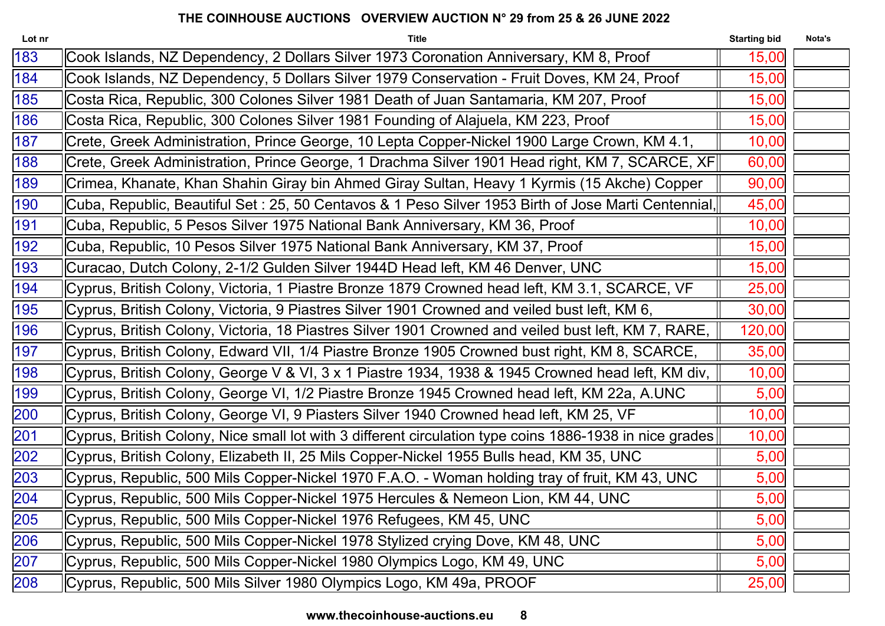# THE COINHOUSE AUCTIONS OVERVIEW AUCTION N° 29 from 25 & 26 JUNE 2022

| Lot nr | Title | Starting bid | Nota's |
|---|---|---|---|
| 183 | Cook Islands, NZ Dependency, 2 Dollars Silver 1973 Coronation Anniversary, KM 8, Proof | 15,00 | |
| 184 | Cook Islands, NZ Dependency, 5 Dollars Silver 1979 Conservation - Fruit Doves, KM 24, Proof | 15,00 | |
| 185 | Costa Rica, Republic, 300 Colones Silver 1981 Death of Juan Santamaria, KM 207, Proof | 15,00 | |
| 186 | Costa Rica, Republic, 300 Colones Silver 1981 Founding of Alajuela, KM 223, Proof | 15,00 | |
| 187 | Crete, Greek Administration, Prince George, 10 Lepta Copper-Nickel 1900 Large Crown, KM 4.1, | 10,00 | |
| 188 | Crete, Greek Administration, Prince George, 1 Drachma Silver 1901 Head right, KM 7, SCARCE, XF | 60,00 | |
| 189 | Crimea, Khanate, Khan Shahin Giray bin Ahmed Giray Sultan, Heavy 1 Kyrmis (15 Akche) Copper | 90,00 | |
| 190 | Cuba, Republic, Beautiful Set : 25, 50 Centavos & 1 Peso Silver 1953 Birth of Jose Marti Centennial, | 45,00 | |
| 191 | Cuba, Republic, 5 Pesos Silver 1975 National Bank Anniversary, KM 36, Proof | 10,00 | |
| 192 | Cuba, Republic, 10 Pesos Silver 1975 National Bank Anniversary, KM 37, Proof | 15,00 | |
| 193 | Curacao, Dutch Colony, 2-1/2 Gulden Silver 1944D Head left, KM 46 Denver, UNC | 15,00 | |
| 194 | Cyprus, British Colony, Victoria, 1 Piastre Bronze 1879 Crowned head left, KM 3.1, SCARCE, VF | 25,00 | |
| 195 | Cyprus, British Colony, Victoria, 9 Piastres Silver 1901 Crowned and veiled bust left, KM 6, | 30,00 | |
| 196 | Cyprus, British Colony, Victoria, 18 Piastres Silver 1901 Crowned and veiled bust left, KM 7, RARE, | 120,00 | |
| 197 | Cyprus, British Colony, Edward VII, 1/4 Piastre Bronze 1905 Crowned bust right, KM 8, SCARCE, | 35,00 | |
| 198 | Cyprus, British Colony, George V & VI, 3 x 1 Piastre 1934, 1938 & 1945 Crowned head left, KM div, | 10,00 | |
| 199 | Cyprus, British Colony, George VI, 1/2 Piastre Bronze 1945 Crowned head left, KM 22a, A.UNC | 5,00 | |
| 200 | Cyprus, British Colony, George VI, 9 Piasters Silver 1940 Crowned head left, KM 25, VF | 10,00 | |
| 201 | Cyprus, British Colony, Nice small lot with 3 different circulation type coins 1886-1938 in nice grades | 10,00 | |
| 202 | Cyprus, British Colony, Elizabeth II, 25 Mils Copper-Nickel 1955 Bulls head, KM 35, UNC | 5,00 | |
| 203 | Cyprus, Republic, 500 Mils Copper-Nickel 1970 F.A.O. - Woman holding tray of fruit, KM 43, UNC | 5,00 | |
| 204 | Cyprus, Republic, 500 Mils Copper-Nickel 1975 Hercules & Nemeon Lion, KM 44, UNC | 5,00 | |
| 205 | Cyprus, Republic, 500 Mils Copper-Nickel 1976 Refugees, KM 45, UNC | 5,00 | |
| 206 | Cyprus, Republic, 500 Mils Copper-Nickel 1978 Stylized crying Dove, KM 48, UNC | 5,00 | |
| 207 | Cyprus, Republic, 500 Mils Copper-Nickel 1980 Olympics Logo, KM 49, UNC | 5,00 | |
| 208 | Cyprus, Republic, 500 Mils Silver 1980 Olympics Logo, KM 49a, PROOF | 25,00 | |

www.thecoinhouse-auctions.eu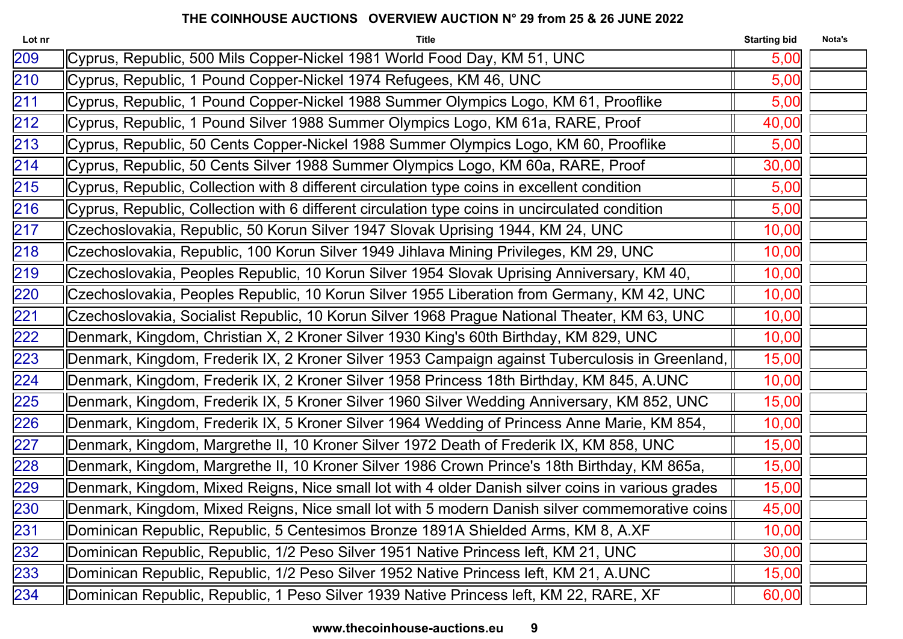## THE COINHOUSE AUCTIONS OVERVIEW AUCTION N° 29 from 25 & 26 JUNE 2022

| Lot nr | Title | Starting bid | Nota's |
|---|---|---|---|
| 209 | Cyprus, Republic, 500 Mils Copper-Nickel 1981 World Food Day, KM 51, UNC | 5,00 | |
| 210 | Cyprus, Republic, 1 Pound Copper-Nickel 1974 Refugees, KM 46, UNC | 5,00 | |
| 211 | Cyprus, Republic, 1 Pound Copper-Nickel 1988 Summer Olympics Logo, KM 61, Prooflike | 5,00 | |
| 212 | Cyprus, Republic, 1 Pound Silver 1988 Summer Olympics Logo, KM 61a, RARE, Proof | 40,00 | |
| 213 | Cyprus, Republic, 50 Cents Copper-Nickel 1988 Summer Olympics Logo, KM 60, Prooflike | 5,00 | |
| 214 | Cyprus, Republic, 50 Cents Silver 1988 Summer Olympics Logo, KM 60a, RARE, Proof | 30,00 | |
| 215 | Cyprus, Republic, Collection with 8 different circulation type coins in excellent condition | 5,00 | |
| 216 | Cyprus, Republic, Collection with 6 different circulation type coins in uncirculated condition | 5,00 | |
| 217 | Czechoslovakia, Republic, 50 Korun Silver 1947 Slovak Uprising 1944, KM 24, UNC | 10,00 | |
| 218 | Czechoslovakia, Republic, 100 Korun Silver 1949 Jihlava Mining Privileges, KM 29, UNC | 10,00 | |
| 219 | Czechoslovakia, Peoples Republic, 10 Korun Silver 1954 Slovak Uprising Anniversary, KM 40, | 10,00 | |
| 220 | Czechoslovakia, Peoples Republic, 10 Korun Silver 1955 Liberation from Germany, KM 42, UNC | 10,00 | |
| 221 | Czechoslovakia, Socialist Republic, 10 Korun Silver 1968 Prague National Theater, KM 63, UNC | 10,00 | |
| 222 | Denmark, Kingdom, Christian X, 2 Kroner Silver 1930 King's 60th Birthday, KM 829, UNC | 10,00 | |
| 223 | Denmark, Kingdom, Frederik IX, 2 Kroner Silver 1953 Campaign against Tuberculosis in Greenland, | 15,00 | |
| 224 | Denmark, Kingdom, Frederik IX, 2 Kroner Silver 1958 Princess 18th Birthday, KM 845, A.UNC | 10,00 | |
| 225 | Denmark, Kingdom, Frederik IX, 5 Kroner Silver 1960 Silver Wedding Anniversary, KM 852, UNC | 15,00 | |
| 226 | Denmark, Kingdom, Frederik IX, 5 Kroner Silver 1964 Wedding of Princess Anne Marie, KM 854, | 10,00 | |
| 227 | Denmark, Kingdom, Margrethe II, 10 Kroner Silver 1972 Death of Frederik IX, KM 858, UNC | 15,00 | |
| 228 | Denmark, Kingdom, Margrethe II, 10 Kroner Silver 1986 Crown Prince's 18th Birthday, KM 865a, | 15,00 | |
| 229 | Denmark, Kingdom, Mixed Reigns, Nice small lot with 4 older Danish silver coins in various grades | 15,00 | |
| 230 | Denmark, Kingdom, Mixed Reigns, Nice small lot with 5 modern Danish silver commemorative coins | 45,00 | |
| 231 | Dominican Republic, Republic, 5 Centesimos Bronze 1891A Shielded Arms, KM 8, A.XF | 10,00 | |
| 232 | Dominican Republic, Republic, 1/2 Peso Silver 1951 Native Princess left, KM 21, UNC | 30,00 | |
| 233 | Dominican Republic, Republic, 1/2 Peso Silver 1952 Native Princess left, KM 21, A.UNC | 15,00 | |
| 234 | Dominican Republic, Republic, 1 Peso Silver 1939 Native Princess left, KM 22, RARE, XF | 60,00 | |

www.thecoinhouse-auctions.eu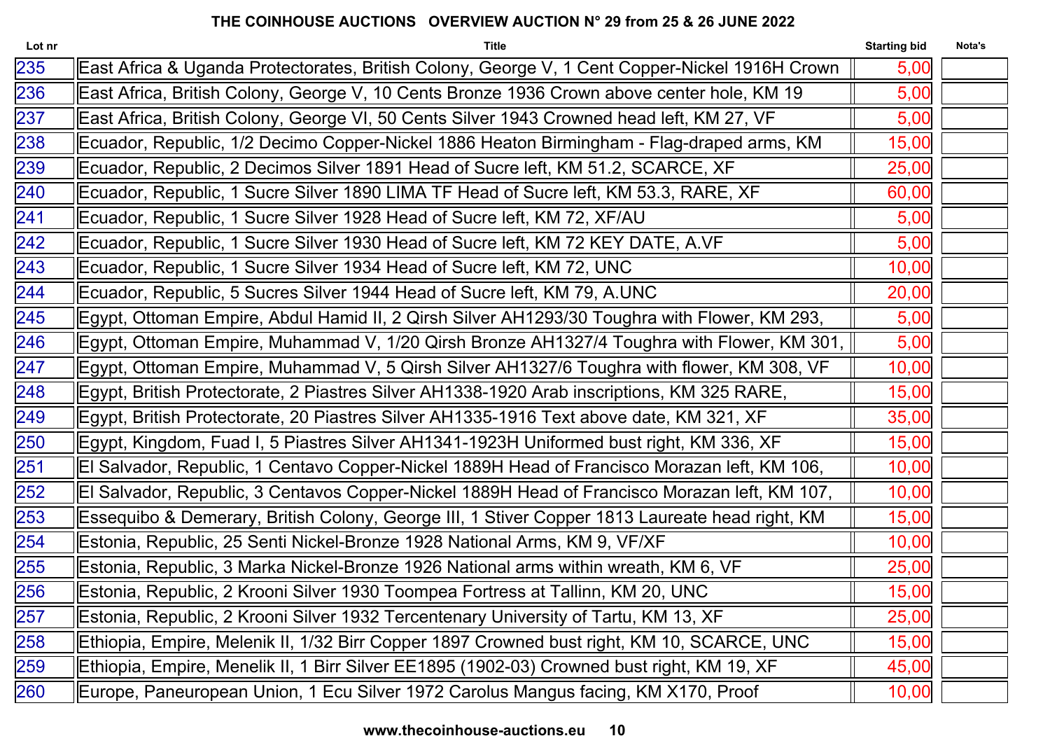# THE COINHOUSE AUCTIONS OVERVIEW AUCTION N° 29 from 25 & 26 JUNE 2022

| Lot nr | Title | Starting bid | Nota's |
|---|---|---|---|
| 235 | East Africa & Uganda Protectorates, British Colony, George V, 1 Cent Copper-Nickel 1916H Crown | 5,00 | |
| 236 | East Africa, British Colony, George V, 10 Cents Bronze 1936 Crown above center hole, KM 19 | 5,00 | |
| 237 | East Africa, British Colony, George VI, 50 Cents Silver 1943 Crowned head left, KM 27, VF | 5,00 | |
| 238 | Ecuador, Republic, 1/2 Decimo Copper-Nickel 1886 Heaton Birmingham - Flag-draped arms, KM | 15,00 | |
| 239 | Ecuador, Republic, 2 Decimos Silver 1891 Head of Sucre left, KM 51.2, SCARCE, XF | 25,00 | |
| 240 | Ecuador, Republic, 1 Sucre Silver 1890 LIMA TF Head of Sucre left, KM 53.3, RARE, XF | 60,00 | |
| 241 | Ecuador, Republic, 1 Sucre Silver 1928 Head of Sucre left, KM 72, XF/AU | 5,00 | |
| 242 | Ecuador, Republic, 1 Sucre Silver 1930 Head of Sucre left, KM 72 KEY DATE, A.VF | 5,00 | |
| 243 | Ecuador, Republic, 1 Sucre Silver 1934 Head of Sucre left, KM 72, UNC | 10,00 | |
| 244 | Ecuador, Republic, 5 Sucres Silver 1944 Head of Sucre left, KM 79, A.UNC | 20,00 | |
| 245 | Egypt, Ottoman Empire, Abdul Hamid II, 2 Qirsh Silver AH1293/30 Toughra with Flower, KM 293, | 5,00 | |
| 246 | Egypt, Ottoman Empire, Muhammad V, 1/20 Qirsh Bronze AH1327/4 Toughra with Flower, KM 301, | 5,00 | |
| 247 | Egypt, Ottoman Empire, Muhammad V, 5 Qirsh Silver AH1327/6 Toughra with flower, KM 308, VF | 10,00 | |
| 248 | Egypt, British Protectorate, 2 Piastres Silver AH1338-1920 Arab inscriptions, KM 325 RARE, | 15,00 | |
| 249 | Egypt, British Protectorate, 20 Piastres Silver AH1335-1916 Text above date, KM 321, XF | 35,00 | |
| 250 | Egypt, Kingdom, Fuad I, 5 Piastres Silver AH1341-1923H Uniformed bust right, KM 336, XF | 15,00 | |
| 251 | El Salvador, Republic, 1 Centavo Copper-Nickel 1889H Head of Francisco Morazan left, KM 106, | 10,00 | |
| 252 | El Salvador, Republic, 3 Centavos Copper-Nickel 1889H Head of Francisco Morazan left, KM 107, | 10,00 | |
| 253 | Essequibo & Demerary, British Colony, George III, 1 Stiver Copper 1813 Laureate head right, KM | 15,00 | |
| 254 | Estonia, Republic, 25 Senti Nickel-Bronze 1928 National Arms, KM 9, VF/XF | 10,00 | |
| 255 | Estonia, Republic, 3 Marka Nickel-Bronze 1926 National arms within wreath, KM 6, VF | 25,00 | |
| 256 | Estonia, Republic, 2 Krooni Silver 1930 Toompea Fortress at Tallinn, KM 20, UNC | 15,00 | |
| 257 | Estonia, Republic, 2 Krooni Silver 1932 Tercentenary University of Tartu, KM 13, XF | 25,00 | |
| 258 | Ethiopia, Empire, Melenik II, 1/32 Birr Copper 1897 Crowned bust right, KM 10, SCARCE, UNC | 15,00 | |
| 259 | Ethiopia, Empire, Menelik II, 1 Birr Silver EE1895 (1902-03) Crowned bust right, KM 19, XF | 45,00 | |
| 260 | Europe, Paneuropean Union, 1 Ecu Silver 1972 Carolus Mangus facing, KM X170, Proof | 10,00 | |

www.thecoinhouse-auctions.eu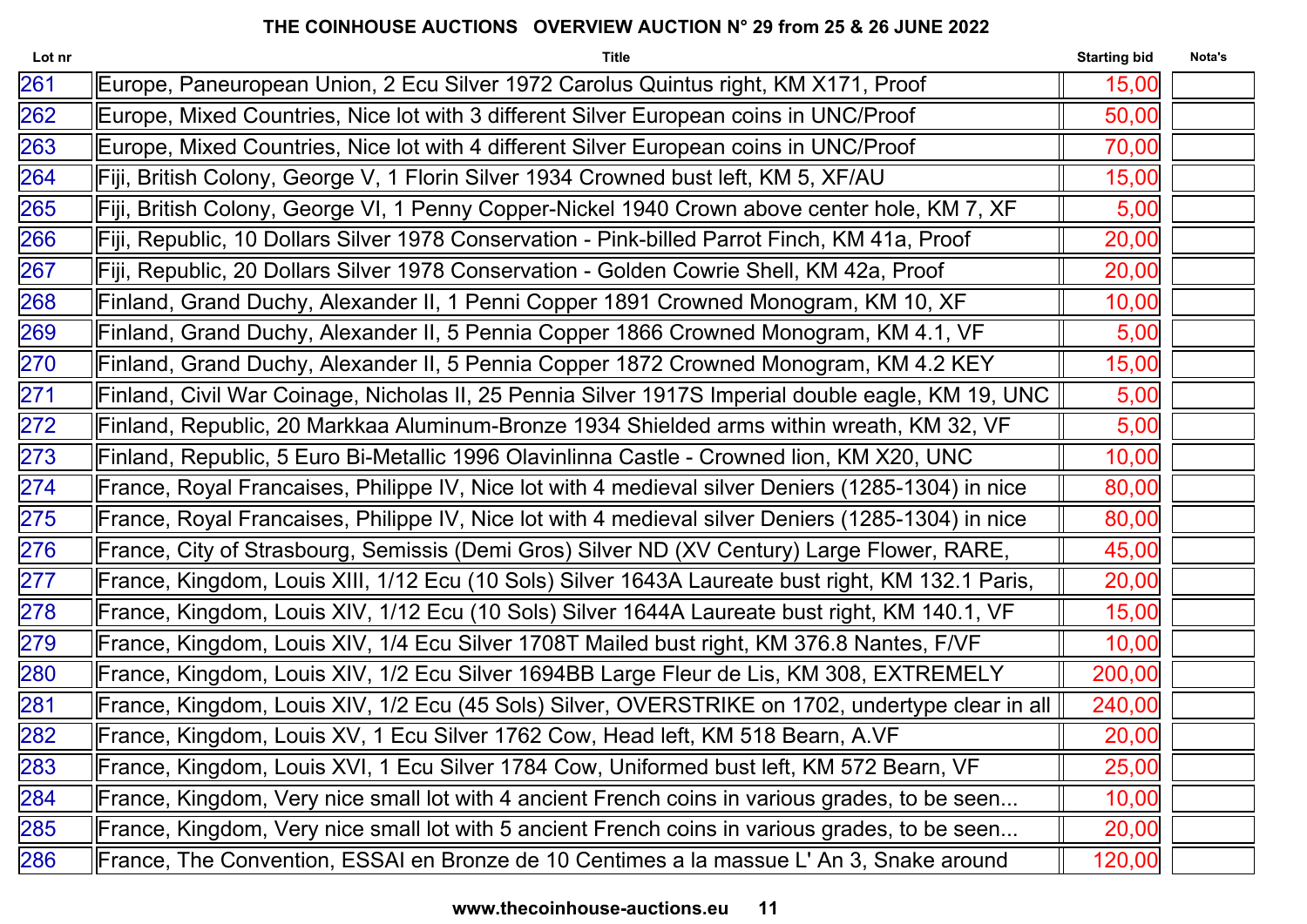# THE COINHOUSE AUCTIONS OVERVIEW AUCTION N° 29 from 25 & 26 JUNE 2022

| Lot nr | Title | Starting bid | Nota's |
|---|---|---|---|
| 261 | Europe, Paneuropean Union, 2 Ecu Silver 1972 Carolus Quintus right, KM X171, Proof | 15,00 | |
| 262 | Europe, Mixed Countries, Nice lot with 3 different Silver European coins in UNC/Proof | 50,00 | |
| 263 | Europe, Mixed Countries, Nice lot with 4 different Silver European coins in UNC/Proof | 70,00 | |
| 264 | Fiji, British Colony, George V, 1 Florin Silver 1934 Crowned bust left, KM 5, XF/AU | 15,00 | |
| 265 | Fiji, British Colony, George VI, 1 Penny Copper-Nickel 1940 Crown above center hole, KM 7, XF | 5,00 | |
| 266 | Fiji, Republic, 10 Dollars Silver 1978 Conservation - Pink-billed Parrot Finch, KM 41a, Proof | 20,00 | |
| 267 | Fiji, Republic, 20 Dollars Silver 1978 Conservation - Golden Cowrie Shell, KM 42a, Proof | 20,00 | |
| 268 | Finland, Grand Duchy, Alexander II, 1 Penni Copper 1891 Crowned Monogram, KM 10, XF | 10,00 | |
| 269 | Finland, Grand Duchy, Alexander II, 5 Pennia Copper 1866 Crowned Monogram, KM 4.1, VF | 5,00 | |
| 270 | Finland, Grand Duchy, Alexander II, 5 Pennia Copper 1872 Crowned Monogram, KM 4.2 KEY | 15,00 | |
| 271 | Finland, Civil War Coinage, Nicholas II, 25 Pennia Silver 1917S Imperial double eagle, KM 19, UNC | 5,00 | |
| 272 | Finland, Republic, 20 Markkaa Aluminum-Bronze 1934 Shielded arms within wreath, KM 32, VF | 5,00 | |
| 273 | Finland, Republic, 5 Euro Bi-Metallic 1996 Olavinlinna Castle - Crowned lion, KM X20, UNC | 10,00 | |
| 274 | France, Royal Francaises, Philippe IV, Nice lot with 4 medieval silver Deniers (1285-1304) in nice | 80,00 | |
| 275 | France, Royal Francaises, Philippe IV, Nice lot with 4 medieval silver Deniers (1285-1304) in nice | 80,00 | |
| 276 | France, City of Strasbourg, Semissis (Demi Gros) Silver ND (XV Century) Large Flower, RARE, | 45,00 | |
| 277 | France, Kingdom, Louis XIII, 1/12 Ecu (10 Sols) Silver 1643A Laureate bust right, KM 132.1 Paris, | 20,00 | |
| 278 | France, Kingdom, Louis XIV, 1/12 Ecu (10 Sols) Silver 1644A Laureate bust right, KM 140.1, VF | 15,00 | |
| 279 | France, Kingdom, Louis XIV, 1/4 Ecu Silver 1708T Mailed bust right, KM 376.8 Nantes, F/VF | 10,00 | |
| 280 | France, Kingdom, Louis XIV, 1/2 Ecu Silver 1694BB Large Fleur de Lis, KM 308, EXTREMELY | 200,00 | |
| 281 | France, Kingdom, Louis XIV, 1/2 Ecu (45 Sols) Silver, OVERSTRIKE on 1702, undertype clear in all | 240,00 | |
| 282 | France, Kingdom, Louis XV, 1 Ecu Silver 1762 Cow, Head left, KM 518 Bearn, A.VF | 20,00 | |
| 283 | France, Kingdom, Louis XVI, 1 Ecu Silver 1784 Cow, Uniformed bust left, KM 572 Bearn, VF | 25,00 | |
| 284 | France, Kingdom, Very nice small lot with 4 ancient French coins in various grades, to be seen... | 10,00 | |
| 285 | France, Kingdom, Very nice small lot with 5 ancient French coins in various grades, to be seen... | 20,00 | |
| 286 | France, The Convention, ESSAI en Bronze de 10 Centimes a la massue L' An 3, Snake around | 120,00 | |

www.thecoinhouse-auctions.eu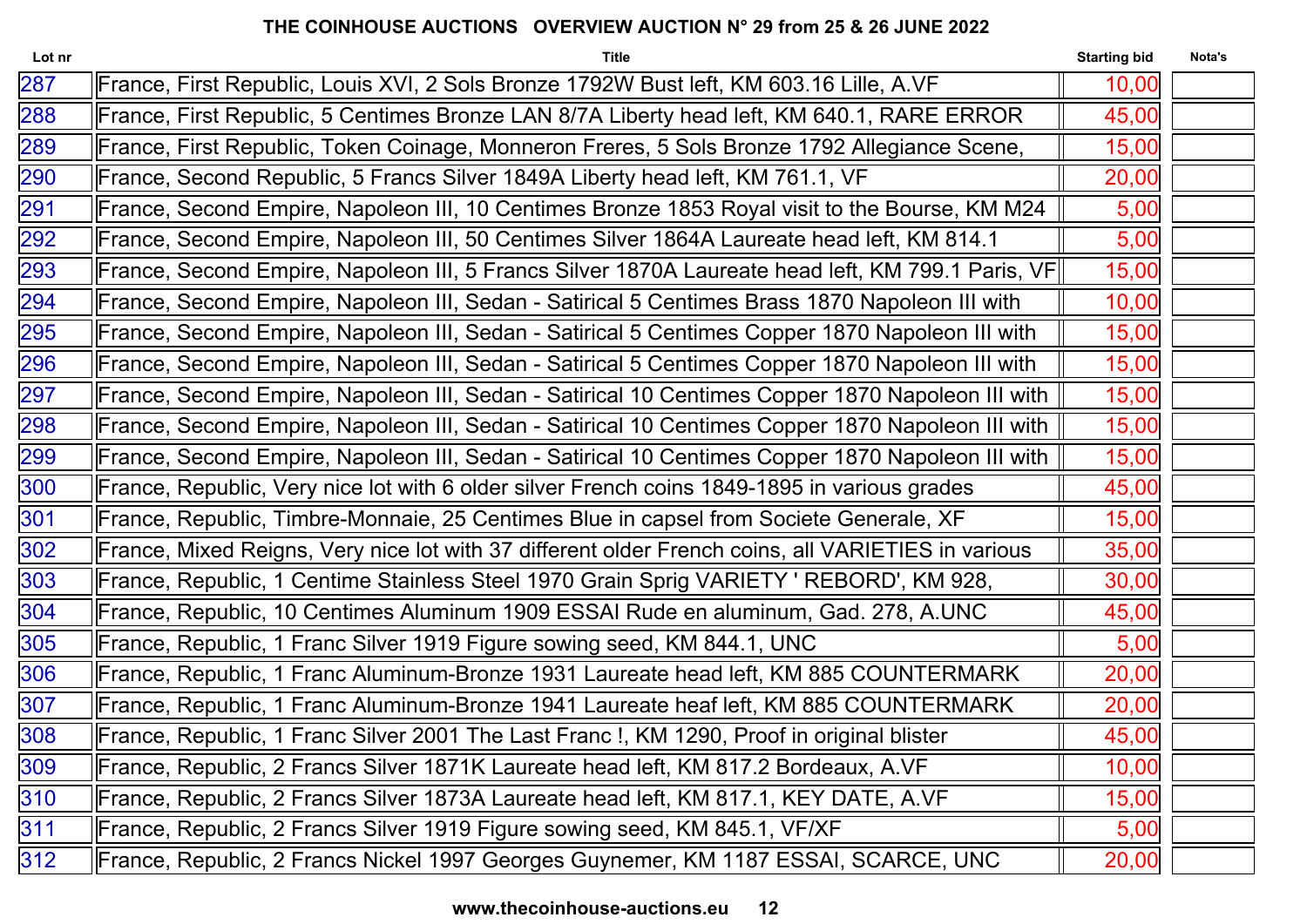# THE COINHOUSE AUCTIONS OVERVIEW AUCTION N° 29 from 25 & 26 JUNE 2022

| Lot nr | Title | Starting bid | Nota's |
|---|---|---|---|
| 287 | France, First Republic, Louis XVI, 2 Sols Bronze 1792W Bust left, KM 603.16 Lille, A.VF | 10,00 | |
| 288 | France, First Republic, 5 Centimes Bronze LAN 8/7A Liberty head left, KM 640.1, RARE ERROR | 45,00 | |
| 289 | France, First Republic, Token Coinage, Monneron Freres, 5 Sols Bronze 1792 Allegiance Scene, | 15,00 | |
| 290 | France, Second Republic, 5 Francs Silver 1849A Liberty head left, KM 761.1, VF | 20,00 | |
| 291 | France, Second Empire, Napoleon III, 10 Centimes Bronze 1853 Royal visit to the Bourse, KM M24 | 5,00 | |
| 292 | France, Second Empire, Napoleon III, 50 Centimes Silver 1864A Laureate head left, KM 814.1 | 5,00 | |
| 293 | France, Second Empire, Napoleon III, 5 Francs Silver 1870A Laureate head left, KM 799.1 Paris, VF | 15,00 | |
| 294 | France, Second Empire, Napoleon III, Sedan - Satirical 5 Centimes Brass 1870 Napoleon III with | 10,00 | |
| 295 | France, Second Empire, Napoleon III, Sedan - Satirical 5 Centimes Copper 1870 Napoleon III with | 15,00 | |
| 296 | France, Second Empire, Napoleon III, Sedan - Satirical 5 Centimes Copper 1870 Napoleon III with | 15,00 | |
| 297 | France, Second Empire, Napoleon III, Sedan - Satirical 10 Centimes Copper 1870 Napoleon III with | 15,00 | |
| 298 | France, Second Empire, Napoleon III, Sedan - Satirical 10 Centimes Copper 1870 Napoleon III with | 15,00 | |
| 299 | France, Second Empire, Napoleon III, Sedan - Satirical 10 Centimes Copper 1870 Napoleon III with | 15,00 | |
| 300 | France, Republic, Very nice lot with 6 older silver French coins 1849-1895 in various grades | 45,00 | |
| 301 | France, Republic, Timbre-Monnaie, 25 Centimes Blue in capsel from Societe Generale, XF | 15,00 | |
| 302 | France, Mixed Reigns, Very nice lot with 37 different older French coins, all VARIETIES in various | 35,00 | |
| 303 | France, Republic, 1 Centime Stainless Steel 1970 Grain Sprig VARIETY ' REBORD', KM 928, | 30,00 | |
| 304 | France, Republic, 10 Centimes Aluminum 1909 ESSAI Rude en aluminum, Gad. 278, A.UNC | 45,00 | |
| 305 | France, Republic, 1 Franc Silver 1919 Figure sowing seed, KM 844.1, UNC | 5,00 | |
| 306 | France, Republic, 1 Franc Aluminum-Bronze 1931 Laureate head left, KM 885 COUNTERMARK | 20,00 | |
| 307 | France, Republic, 1 Franc Aluminum-Bronze 1941 Laureate heaf left, KM 885 COUNTERMARK | 20,00 | |
| 308 | France, Republic, 1 Franc Silver 2001 The Last Franc !, KM 1290, Proof in original blister | 45,00 | |
| 309 | France, Republic, 2 Francs Silver 1871K Laureate head left, KM 817.2 Bordeaux, A.VF | 10,00 | |
| 310 | France, Republic, 2 Francs Silver 1873A Laureate head left, KM 817.1, KEY DATE, A.VF | 15,00 | |
| 311 | France, Republic, 2 Francs Silver 1919 Figure sowing seed, KM 845.1, VF/XF | 5,00 | |
| 312 | France, Republic, 2 Francs Nickel 1997 Georges Guynemer, KM 1187 ESSAI, SCARCE, UNC | 20,00 | |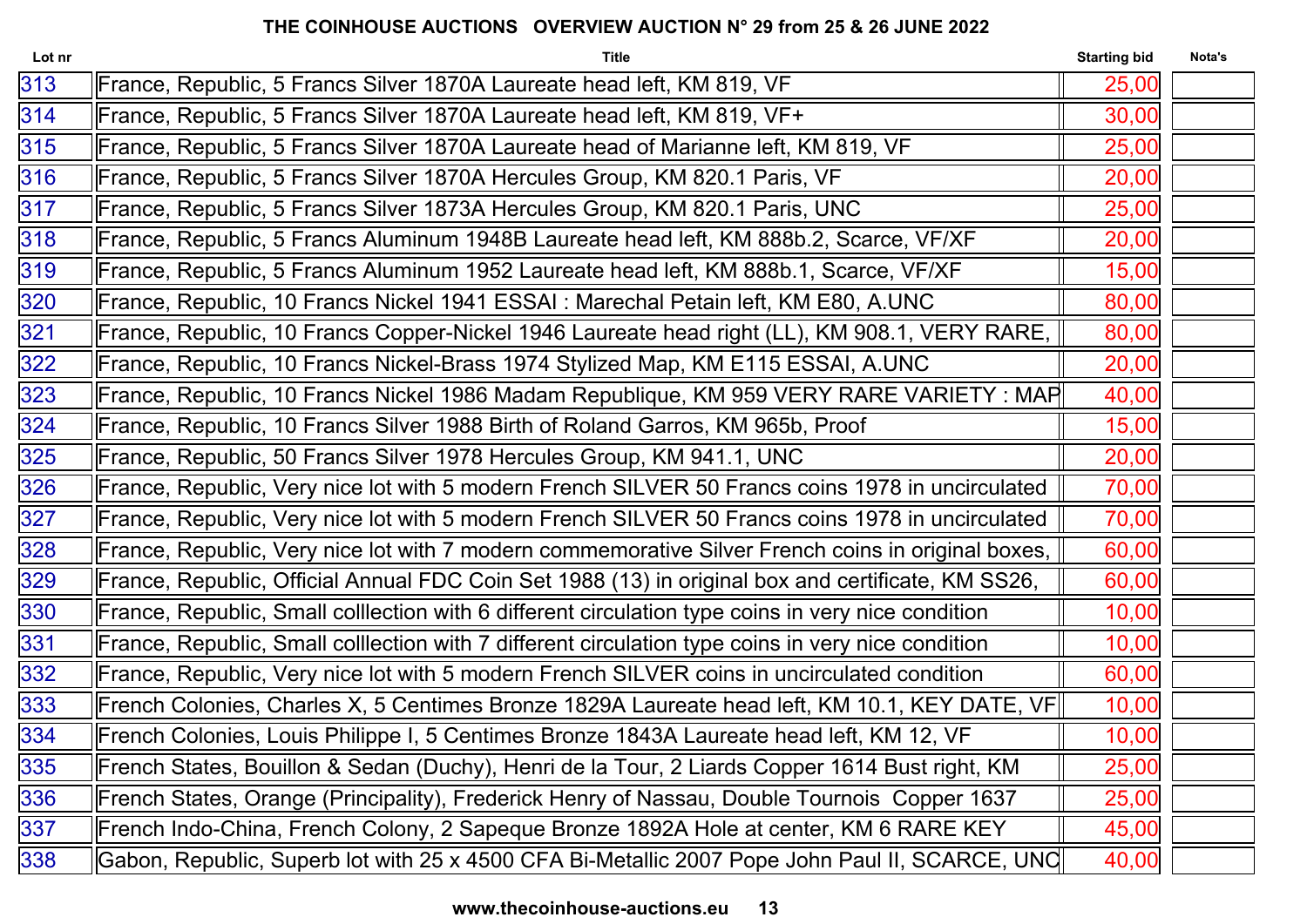# THE COINHOUSE AUCTIONS OVERVIEW AUCTION N° 29 from 25 & 26 JUNE 2022

| Lot nr | Title | Starting bid | Nota's |
|---|---|---|---|
| 313 | France, Republic, 5 Francs Silver 1870A Laureate head left, KM 819, VF | 25,00 | |
| 314 | France, Republic, 5 Francs Silver 1870A Laureate head left, KM 819, VF+ | 30,00 | |
| 315 | France, Republic, 5 Francs Silver 1870A Laureate head of Marianne left, KM 819, VF | 25,00 | |
| 316 | France, Republic, 5 Francs Silver 1870A Hercules Group, KM 820.1 Paris, VF | 20,00 | |
| 317 | France, Republic, 5 Francs Silver 1873A Hercules Group, KM 820.1 Paris, UNC | 25,00 | |
| 318 | France, Republic, 5 Francs Aluminum 1948B Laureate head left, KM 888b.2, Scarce, VF/XF | 20,00 | |
| 319 | France, Republic, 5 Francs Aluminum 1952 Laureate head left, KM 888b.1, Scarce, VF/XF | 15,00 | |
| 320 | France, Republic, 10 Francs Nickel 1941 ESSAI : Marechal Petain left, KM E80, A.UNC | 80,00 | |
| 321 | France, Republic, 10 Francs Copper-Nickel 1946 Laureate head right (LL), KM 908.1, VERY RARE, | 80,00 | |
| 322 | France, Republic, 10 Francs Nickel-Brass 1974 Stylized Map, KM E115 ESSAI, A.UNC | 20,00 | |
| 323 | France, Republic, 10 Francs Nickel 1986 Madam Republique, KM 959 VERY RARE VARIETY : MAP | 40,00 | |
| 324 | France, Republic, 10 Francs Silver 1988 Birth of Roland Garros, KM 965b, Proof | 15,00 | |
| 325 | France, Republic, 50 Francs Silver 1978 Hercules Group, KM 941.1, UNC | 20,00 | |
| 326 | France, Republic, Very nice lot with 5 modern French SILVER 50 Francs coins 1978 in uncirculated | 70,00 | |
| 327 | France, Republic, Very nice lot with 5 modern French SILVER 50 Francs coins 1978 in uncirculated | 70,00 | |
| 328 | France, Republic, Very nice lot with 7 modern commemorative Silver French coins in original boxes, | 60,00 | |
| 329 | France, Republic, Official Annual FDC Coin Set 1988 (13) in original box and certificate, KM SS26, | 60,00 | |
| 330 | France, Republic, Small colllection with 6 different circulation type coins in very nice condition | 10,00 | |
| 331 | France, Republic, Small colllection with 7 different circulation type coins in very nice condition | 10,00 | |
| 332 | France, Republic, Very nice lot with 5 modern French SILVER coins in uncirculated condition | 60,00 | |
| 333 | French Colonies, Charles X, 5 Centimes Bronze 1829A Laureate head left, KM 10.1, KEY DATE, VF | 10,00 | |
| 334 | French Colonies, Louis Philippe I, 5 Centimes Bronze 1843A Laureate head left, KM 12, VF | 10,00 | |
| 335 | French States, Bouillon & Sedan (Duchy), Henri de la Tour, 2 Liards Copper 1614 Bust right, KM | 25,00 | |
| 336 | French States, Orange (Principality), Frederick Henry of Nassau, Double Tournois Copper 1637 | 25,00 | |
| 337 | French Indo-China, French Colony, 2 Sapeque Bronze 1892A Hole at center, KM 6 RARE KEY | 45,00 | |
| 338 | Gabon, Republic, Superb lot with 25 x 4500 CFA Bi-Metallic 2007 Pope John Paul II, SCARCE, UNC | 40,00 | |

www.thecoinhouse-auctions.eu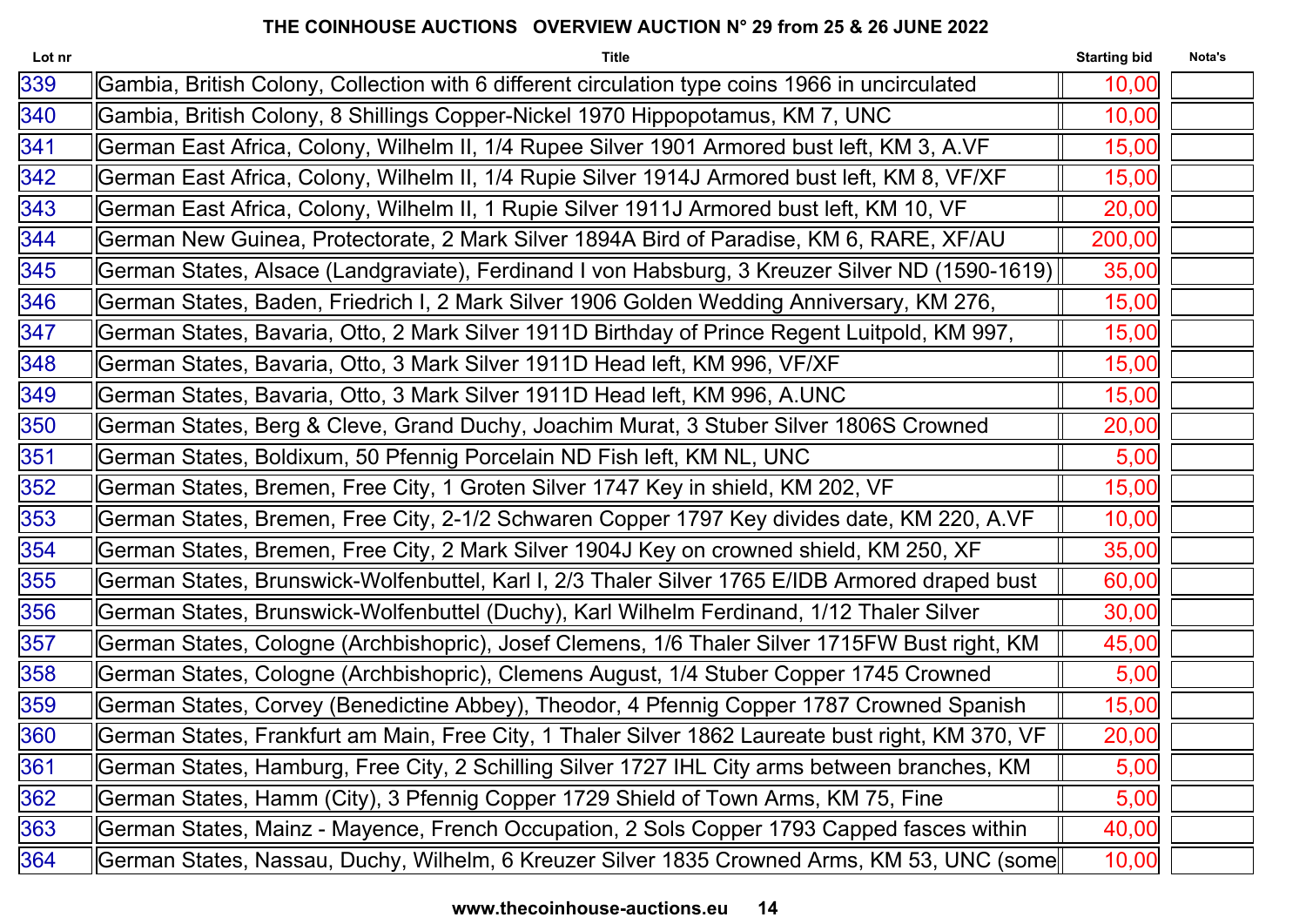## THE COINHOUSE AUCTIONS OVERVIEW AUCTION N° 29 from 25 & 26 JUNE 2022

| Lot nr | Title | Starting bid | Nota's |
|---|---|---|---|
| 339 | Gambia, British Colony, Collection with 6 different circulation type coins 1966 in uncirculated | 10,00 | |
| 340 | Gambia, British Colony, 8 Shillings Copper-Nickel 1970 Hippopotamus, KM 7, UNC | 10,00 | |
| 341 | German East Africa, Colony, Wilhelm II, 1/4 Rupee Silver 1901 Armored bust left, KM 3, A.VF | 15,00 | |
| 342 | German East Africa, Colony, Wilhelm II, 1/4 Rupie Silver 1914J Armored bust left, KM 8, VF/XF | 15,00 | |
| 343 | German East Africa, Colony, Wilhelm II, 1 Rupie Silver 1911J Armored bust left, KM 10, VF | 20,00 | |
| 344 | German New Guinea, Protectorate, 2 Mark Silver 1894A Bird of Paradise, KM 6, RARE, XF/AU | 200,00 | |
| 345 | German States, Alsace (Landgraviate), Ferdinand I von Habsburg, 3 Kreuzer Silver ND (1590-1619) | 35,00 | |
| 346 | German States, Baden, Friedrich I, 2 Mark Silver 1906 Golden Wedding Anniversary, KM 276, | 15,00 | |
| 347 | German States, Bavaria, Otto, 2 Mark Silver 1911D Birthday of Prince Regent Luitpold, KM 997, | 15,00 | |
| 348 | German States, Bavaria, Otto, 3 Mark Silver 1911D Head left, KM 996, VF/XF | 15,00 | |
| 349 | German States, Bavaria, Otto, 3 Mark Silver 1911D Head left, KM 996, A.UNC | 15,00 | |
| 350 | German States, Berg & Cleve, Grand Duchy, Joachim Murat, 3 Stuber Silver 1806S Crowned | 20,00 | |
| 351 | German States, Boldixum, 50 Pfennig Porcelain ND Fish left, KM NL, UNC | 5,00 | |
| 352 | German States, Bremen, Free City, 1 Groten Silver 1747 Key in shield, KM 202, VF | 15,00 | |
| 353 | German States, Bremen, Free City, 2-1/2 Schwaren Copper 1797 Key divides date, KM 220, A.VF | 10,00 | |
| 354 | German States, Bremen, Free City, 2 Mark Silver 1904J Key on crowned shield, KM 250, XF | 35,00 | |
| 355 | German States, Brunswick-Wolfenbuttel, Karl I, 2/3 Thaler Silver 1765 E/IDB Armored draped bust | 60,00 | |
| 356 | German States, Brunswick-Wolfenbuttel (Duchy), Karl Wilhelm Ferdinand, 1/12 Thaler Silver | 30,00 | |
| 357 | German States, Cologne (Archbishopric), Josef Clemens, 1/6 Thaler Silver 1715FW Bust right, KM | 45,00 | |
| 358 | German States, Cologne (Archbishopric), Clemens August, 1/4 Stuber Copper 1745 Crowned | 5,00 | |
| 359 | German States, Corvey (Benedictine Abbey), Theodor, 4 Pfennig Copper 1787 Crowned Spanish | 15,00 | |
| 360 | German States, Frankfurt am Main, Free City, 1 Thaler Silver 1862 Laureate bust right, KM 370, VF | 20,00 | |
| 361 | German States, Hamburg, Free City, 2 Schilling Silver 1727 IHL City arms between branches, KM | 5,00 | |
| 362 | German States, Hamm (City), 3 Pfennig Copper 1729 Shield of Town Arms, KM 75, Fine | 5,00 | |
| 363 | German States, Mainz - Mayence, French Occupation, 2 Sols Copper 1793 Capped fasces within | 40,00 | |
| 364 | German States, Nassau, Duchy, Wilhelm, 6 Kreuzer Silver 1835 Crowned Arms, KM 53, UNC (some | 10,00 | |

www.thecoinhouse-auctions.eu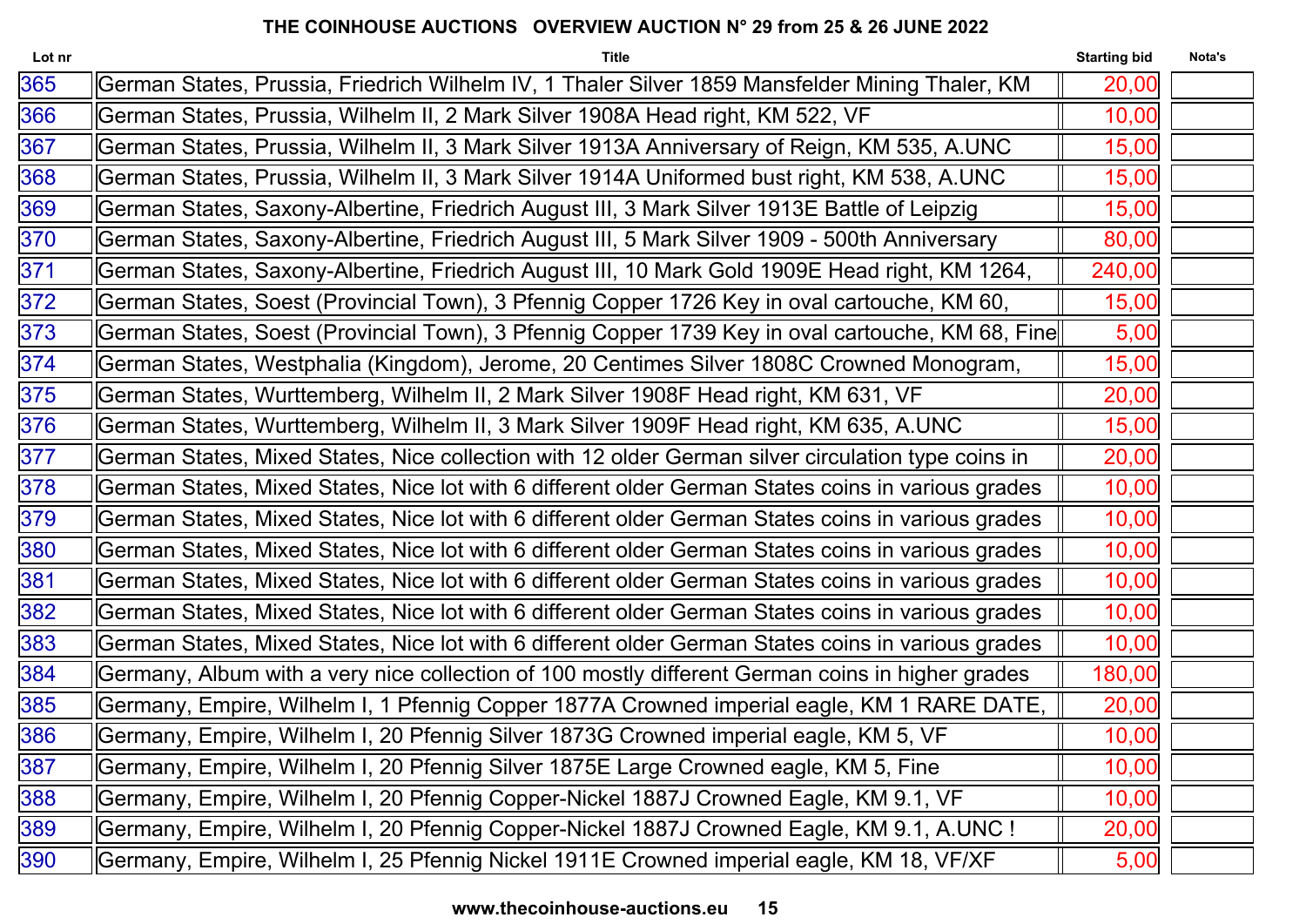**THE COINHOUSE AUCTIONS OVERVIEW AUCTION N° 29 from 25 & 26 JUNE 2022**

| Lot nr | Title | Starting bid | Nota's |
|---|---|---|---|
| 365 | German States, Prussia, Friedrich Wilhelm IV, 1 Thaler Silver 1859 Mansfelder Mining Thaler, KM | 20,00 | |
| 366 | German States, Prussia, Wilhelm II, 2 Mark Silver 1908A Head right, KM 522, VF | 10,00 | |
| 367 | German States, Prussia, Wilhelm II, 3 Mark Silver 1913A Anniversary of Reign, KM 535, A.UNC | 15,00 | |
| 368 | German States, Prussia, Wilhelm II, 3 Mark Silver 1914A Uniformed bust right, KM 538, A.UNC | 15,00 | |
| 369 | German States, Saxony-Albertine, Friedrich August III, 3 Mark Silver 1913E Battle of Leipzig | 15,00 | |
| 370 | German States, Saxony-Albertine, Friedrich August III, 5 Mark Silver 1909 - 500th Anniversary | 80,00 | |
| 371 | German States, Saxony-Albertine, Friedrich August III, 10 Mark Gold 1909E Head right, KM 1264, | 240,00 | |
| 372 | German States, Soest (Provincial Town), 3 Pfennig Copper 1726 Key in oval cartouche, KM 60, | 15,00 | |
| 373 | German States, Soest (Provincial Town), 3 Pfennig Copper 1739 Key in oval cartouche, KM 68, Fine | 5,00 | |
| 374 | German States, Westphalia (Kingdom), Jerome, 20 Centimes Silver 1808C Crowned Monogram, | 15,00 | |
| 375 | German States, Wurttemberg, Wilhelm II, 2 Mark Silver 1908F Head right, KM 631, VF | 20,00 | |
| 376 | German States, Wurttemberg, Wilhelm II, 3 Mark Silver 1909F Head right, KM 635, A.UNC | 15,00 | |
| 377 | German States, Mixed States, Nice collection with 12 older German silver circulation type coins in | 20,00 | |
| 378 | German States, Mixed States, Nice lot with 6 different older German States coins in various grades | 10,00 | |
| 379 | German States, Mixed States, Nice lot with 6 different older German States coins in various grades | 10,00 | |
| 380 | German States, Mixed States, Nice lot with 6 different older German States coins in various grades | 10,00 | |
| 381 | German States, Mixed States, Nice lot with 6 different older German States coins in various grades | 10,00 | |
| 382 | German States, Mixed States, Nice lot with 6 different older German States coins in various grades | 10,00 | |
| 383 | German States, Mixed States, Nice lot with 6 different older German States coins in various grades | 10,00 | |
| 384 | Germany, Album with a very nice collection of 100 mostly different German coins in higher grades | 180,00 | |
| 385 | Germany, Empire, Wilhelm I, 1 Pfennig Copper 1877A Crowned imperial eagle, KM 1 RARE DATE, | 20,00 | |
| 386 | Germany, Empire, Wilhelm I, 20 Pfennig Silver 1873G Crowned imperial eagle, KM 5, VF | 10,00 | |
| 387 | Germany, Empire, Wilhelm I, 20 Pfennig Silver 1875E Large Crowned eagle, KM 5, Fine | 10,00 | |
| 388 | Germany, Empire, Wilhelm I, 20 Pfennig Copper-Nickel 1887J Crowned Eagle, KM 9.1, VF | 10,00 | |
| 389 | Germany, Empire, Wilhelm I, 20 Pfennig Copper-Nickel 1887J Crowned Eagle, KM 9.1, A.UNC ! | 20,00 | |
| 390 | Germany, Empire, Wilhelm I, 25 Pfennig Nickel 1911E Crowned imperial eagle, KM 18, VF/XF | 5,00 | |

www.thecoinhouse-auctions.eu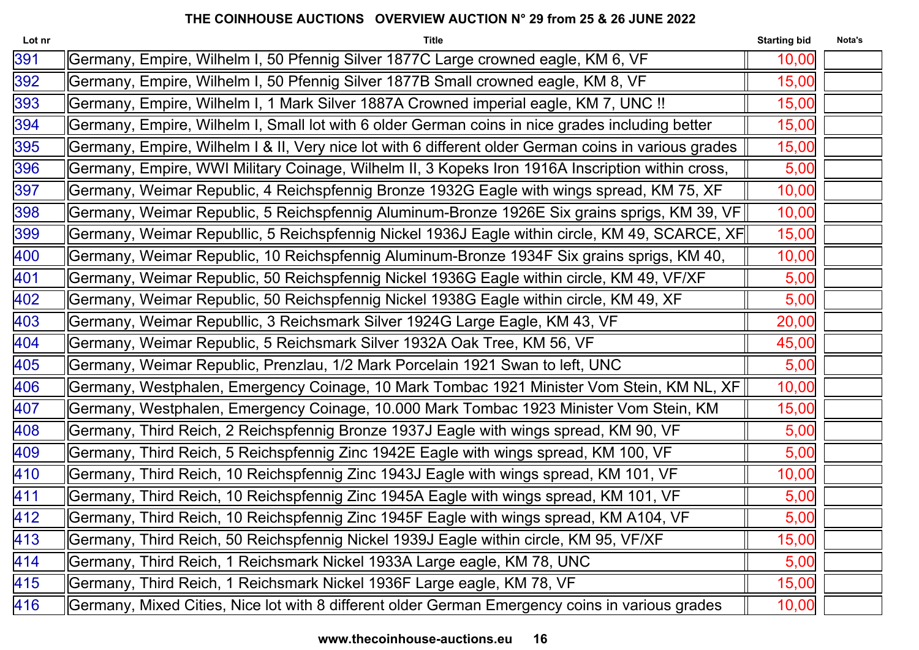## THE COINHOUSE AUCTIONS OVERVIEW AUCTION N° 29 from 25 & 26 JUNE 2022

| Lot nr | Title | Starting bid | Nota's |
|---|---|---|---|
| 391 | Germany, Empire, Wilhelm I, 50 Pfennig Silver 1877C Large crowned eagle, KM 6, VF | 10,00 | |
| 392 | Germany, Empire, Wilhelm I, 50 Pfennig Silver 1877B Small crowned eagle, KM 8, VF | 15,00 | |
| 393 | Germany, Empire, Wilhelm I, 1 Mark Silver 1887A Crowned imperial eagle, KM 7, UNC !! | 15,00 | |
| 394 | Germany, Empire, Wilhelm I, Small lot with 6 older German coins in nice grades including better | 15,00 | |
| 395 | Germany, Empire, Wilhelm I & II, Very nice lot with 6 different older German coins in various grades | 15,00 | |
| 396 | Germany, Empire, WWI Military Coinage, Wilhelm II, 3 Kopeks Iron 1916A Inscription within cross, | 5,00 | |
| 397 | Germany, Weimar Republic, 4 Reichspfennig Bronze 1932G Eagle with wings spread, KM 75, XF | 10,00 | |
| 398 | Germany, Weimar Republic, 5 Reichspfennig Aluminum-Bronze 1926E Six grains sprigs, KM 39, VF | 10,00 | |
| 399 | Germany, Weimar Republlic, 5 Reichspfennig Nickel 1936J Eagle within circle, KM 49, SCARCE, XF | 15,00 | |
| 400 | Germany, Weimar Republic, 10 Reichspfennig Aluminum-Bronze 1934F Six grains sprigs, KM 40, | 10,00 | |
| 401 | Germany, Weimar Republic, 50 Reichspfennig Nickel 1936G Eagle within circle, KM 49, VF/XF | 5,00 | |
| 402 | Germany, Weimar Republic, 50 Reichspfennig Nickel 1938G Eagle within circle, KM 49, XF | 5,00 | |
| 403 | Germany, Weimar Republlic, 3 Reichsmark Silver 1924G Large Eagle, KM 43, VF | 20,00 | |
| 404 | Germany, Weimar Republic, 5 Reichsmark Silver 1932A Oak Tree, KM 56, VF | 45,00 | |
| 405 | Germany, Weimar Republic, Prenzlau, 1/2 Mark Porcelain 1921 Swan to left, UNC | 5,00 | |
| 406 | Germany, Westphalen, Emergency Coinage, 10 Mark Tombac 1921 Minister Vom Stein, KM NL, XF | 10,00 | |
| 407 | Germany, Westphalen, Emergency Coinage, 10.000 Mark Tombac 1923 Minister Vom Stein, KM | 15,00 | |
| 408 | Germany, Third Reich, 2 Reichspfennig Bronze 1937J Eagle with wings spread, KM 90, VF | 5,00 | |
| 409 | Germany, Third Reich, 5 Reichspfennig Zinc 1942E Eagle with wings spread, KM 100, VF | 5,00 | |
| 410 | Germany, Third Reich, 10 Reichspfennig Zinc 1943J Eagle with wings spread, KM 101, VF | 10,00 | |
| 411 | Germany, Third Reich, 10 Reichspfennig Zinc 1945A Eagle with wings spread, KM 101, VF | 5,00 | |
| 412 | Germany, Third Reich, 10 Reichspfennig Zinc 1945F Eagle with wings spread, KM A104, VF | 5,00 | |
| 413 | Germany, Third Reich, 50 Reichspfennig Nickel 1939J Eagle within circle, KM 95, VF/XF | 15,00 | |
| 414 | Germany, Third Reich, 1 Reichsmark Nickel 1933A Large eagle, KM 78, UNC | 5,00 | |
| 415 | Germany, Third Reich, 1 Reichsmark Nickel 1936F Large eagle, KM 78, VF | 15,00 | |
| 416 | Germany, Mixed Cities, Nice lot with 8 different older German Emergency coins in various grades | 10,00 | |

www.thecoinhouse-auctions.eu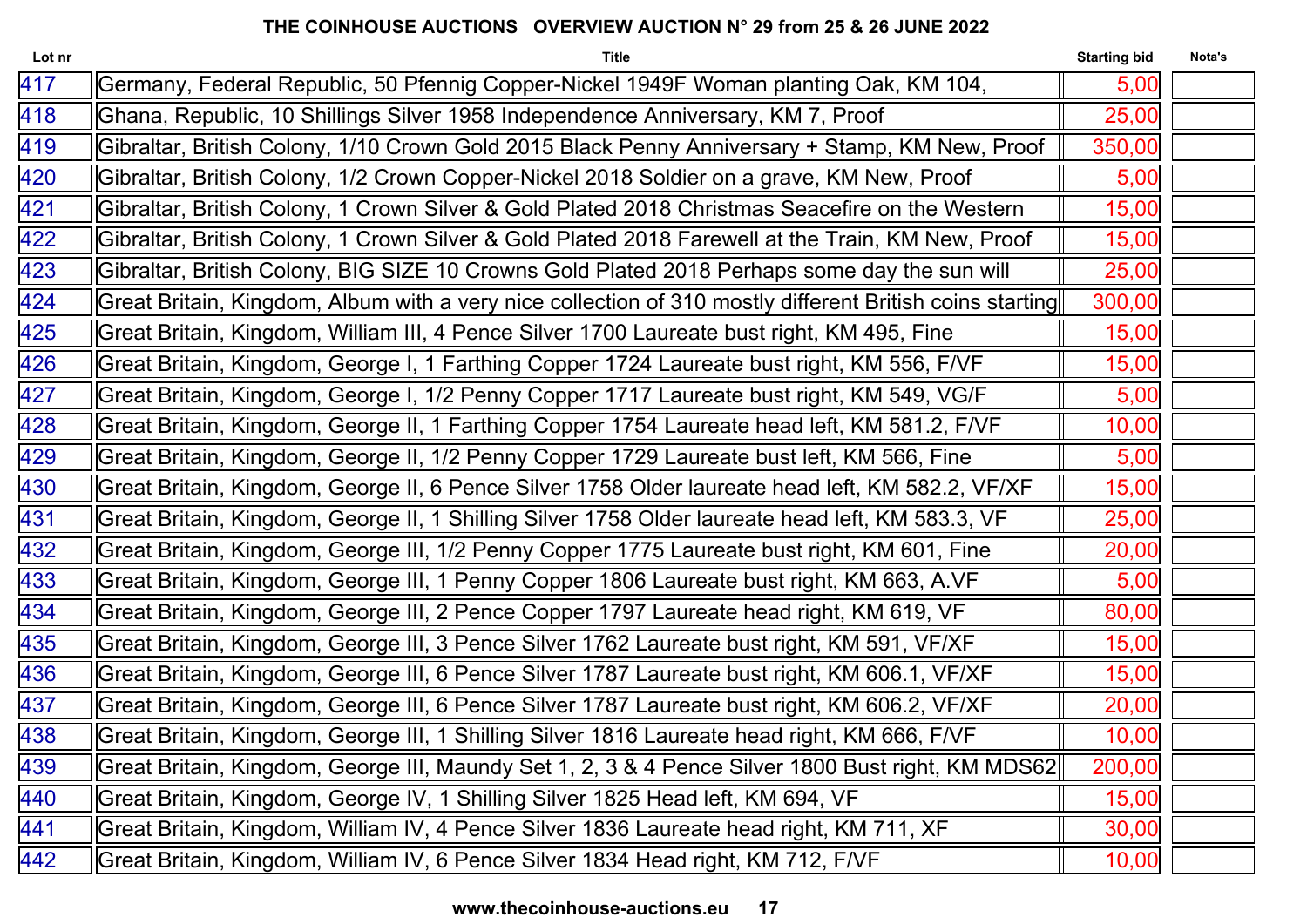**THE COINHOUSE AUCTIONS OVERVIEW AUCTION N° 29 from 25 & 26 JUNE 2022**

| Lot nr | Title | Starting bid | Nota's |
|---|---|---|---|
| 417 | Germany, Federal Republic, 50 Pfennig Copper-Nickel 1949F Woman planting Oak, KM 104, | 5,00 | |
| 418 | Ghana, Republic, 10 Shillings Silver 1958 Independence Anniversary, KM 7, Proof | 25,00 | |
| 419 | Gibraltar, British Colony, 1/10 Crown Gold 2015 Black Penny Anniversary + Stamp, KM New, Proof | 350,00 | |
| 420 | Gibraltar, British Colony, 1/2 Crown Copper-Nickel 2018 Soldier on a grave, KM New, Proof | 5,00 | |
| 421 | Gibraltar, British Colony, 1 Crown Silver & Gold Plated 2018 Christmas Seacefire on the Western | 15,00 | |
| 422 | Gibraltar, British Colony, 1 Crown Silver & Gold Plated 2018 Farewell at the Train, KM New, Proof | 15,00 | |
| 423 | Gibraltar, British Colony, BIG SIZE 10 Crowns Gold Plated 2018 Perhaps some day the sun will | 25,00 | |
| 424 | Great Britain, Kingdom, Album with a very nice collection of 310 mostly different British coins starting | 300,00 | |
| 425 | Great Britain, Kingdom, William III, 4 Pence Silver 1700 Laureate bust right, KM 495, Fine | 15,00 | |
| 426 | Great Britain, Kingdom, George I, 1 Farthing Copper 1724 Laureate bust right, KM 556, F/VF | 15,00 | |
| 427 | Great Britain, Kingdom, George I, 1/2 Penny Copper 1717 Laureate bust right, KM 549, VG/F | 5,00 | |
| 428 | Great Britain, Kingdom, George II, 1 Farthing Copper 1754 Laureate head left, KM 581.2, F/VF | 10,00 | |
| 429 | Great Britain, Kingdom, George II, 1/2 Penny Copper 1729 Laureate bust left, KM 566, Fine | 5,00 | |
| 430 | Great Britain, Kingdom, George II, 6 Pence Silver 1758 Older laureate head left, KM 582.2, VF/XF | 15,00 | |
| 431 | Great Britain, Kingdom, George II, 1 Shilling Silver 1758 Older laureate head left, KM 583.3, VF | 25,00 | |
| 432 | Great Britain, Kingdom, George III, 1/2 Penny Copper 1775 Laureate bust right, KM 601, Fine | 20,00 | |
| 433 | Great Britain, Kingdom, George III, 1 Penny Copper 1806 Laureate bust right, KM 663, A.VF | 5,00 | |
| 434 | Great Britain, Kingdom, George III, 2 Pence Copper 1797 Laureate head right, KM 619, VF | 80,00 | |
| 435 | Great Britain, Kingdom, George III, 3 Pence Silver 1762 Laureate bust right, KM 591, VF/XF | 15,00 | |
| 436 | Great Britain, Kingdom, George III, 6 Pence Silver 1787 Laureate bust right, KM 606.1, VF/XF | 15,00 | |
| 437 | Great Britain, Kingdom, George III, 6 Pence Silver 1787 Laureate bust right, KM 606.2, VF/XF | 20,00 | |
| 438 | Great Britain, Kingdom, George III, 1 Shilling Silver 1816 Laureate head right, KM 666, F/VF | 10,00 | |
| 439 | Great Britain, Kingdom, George III, Maundy Set 1, 2, 3 & 4 Pence Silver 1800 Bust right, KM MDS62 | 200,00 | |
| 440 | Great Britain, Kingdom, George IV, 1 Shilling Silver 1825 Head left, KM 694, VF | 15,00 | |
| 441 | Great Britain, Kingdom, William IV, 4 Pence Silver 1836 Laureate head right, KM 711, XF | 30,00 | |
| 442 | Great Britain, Kingdom, William IV, 6 Pence Silver 1834 Head right, KM 712, F/VF | 10,00 | |

www.thecoinhouse-auctions.eu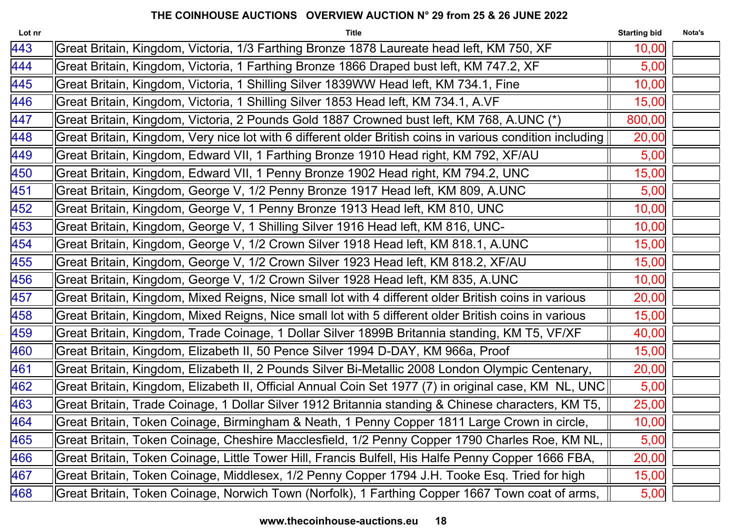## THE COINHOUSE AUCTIONS OVERVIEW AUCTION N° 29 from 25 & 26 JUNE 2022

| Lot nr | Title | Starting bid | Nota's |
|---|---|---|---|
| 443 | Great Britain, Kingdom, Victoria, 1/3 Farthing Bronze 1878 Laureate head left, KM 750, XF | 10,00 | |
| 444 | Great Britain, Kingdom, Victoria, 1 Farthing Bronze 1866 Draped bust left, KM 747.2, XF | 5,00 | |
| 445 | Great Britain, Kingdom, Victoria, 1 Shilling Silver 1839WW Head left, KM 734.1, Fine | 10,00 | |
| 446 | Great Britain, Kingdom, Victoria, 1 Shilling Silver 1853 Head left, KM 734.1, A.VF | 15,00 | |
| 447 | Great Britain, Kingdom, Victoria, 2 Pounds Gold 1887 Crowned bust left, KM 768, A.UNC (*) | 800,00 | |
| 448 | Great Britain, Kingdom, Very nice lot with 6 different older British coins in various condition including | 20,00 | |
| 449 | Great Britain, Kingdom, Edward VII, 1 Farthing Bronze 1910 Head right, KM 792, XF/AU | 5,00 | |
| 450 | Great Britain, Kingdom, Edward VII, 1 Penny Bronze 1902 Head right, KM 794.2, UNC | 15,00 | |
| 451 | Great Britain, Kingdom, George V, 1/2 Penny Bronze 1917 Head left, KM 809, A.UNC | 5,00 | |
| 452 | Great Britain, Kingdom, George V, 1 Penny Bronze 1913 Head left, KM 810, UNC | 10,00 | |
| 453 | Great Britain, Kingdom, George V, 1 Shilling Silver 1916 Head left, KM 816, UNC- | 10,00 | |
| 454 | Great Britain, Kingdom, George V, 1/2 Crown Silver 1918 Head left, KM 818.1, A.UNC | 15,00 | |
| 455 | Great Britain, Kingdom, George V, 1/2 Crown Silver 1923 Head left, KM 818.2, XF/AU | 15,00 | |
| 456 | Great Britain, Kingdom, George V, 1/2 Crown Silver 1928 Head left, KM 835, A.UNC | 10,00 | |
| 457 | Great Britain, Kingdom, Mixed Reigns, Nice small lot with 4 different older British coins in various | 20,00 | |
| 458 | Great Britain, Kingdom, Mixed Reigns, Nice small lot with 5 different older British coins in various | 15,00 | |
| 459 | Great Britain, Kingdom, Trade Coinage, 1 Dollar Silver 1899B Britannia standing, KM T5, VF/XF | 40,00 | |
| 460 | Great Britain, Kingdom, Elizabeth II, 50 Pence Silver 1994 D-DAY, KM 966a, Proof | 15,00 | |
| 461 | Great Britain, Kingdom, Elizabeth II, 2 Pounds Silver Bi-Metallic 2008 London Olympic Centenary, | 20,00 | |
| 462 | Great Britain, Kingdom, Elizabeth II, Official Annual Coin Set 1977 (7) in original case, KM NL, UNC | 5,00 | |
| 463 | Great Britain, Trade Coinage, 1 Dollar Silver 1912 Britannia standing & Chinese characters, KM T5, | 25,00 | |
| 464 | Great Britain, Token Coinage, Birmingham & Neath, 1 Penny Copper 1811 Large Crown in circle, | 10,00 | |
| 465 | Great Britain, Token Coinage, Cheshire Macclesfield, 1/2 Penny Copper 1790 Charles Roe, KM NL, | 5,00 | |
| 466 | Great Britain, Token Coinage, Little Tower Hill, Francis Bulfell, His Halfe Penny Copper 1666 FBA, | 20,00 | |
| 467 | Great Britain, Token Coinage, Middlesex, 1/2 Penny Copper 1794 J.H. Tooke Esq. Tried for high | 15,00 | |
| 468 | Great Britain, Token Coinage, Norwich Town (Norfolk), 1 Farthing Copper 1667 Town coat of arms, | 5,00 | |

www.thecoinhouse-auctions.eu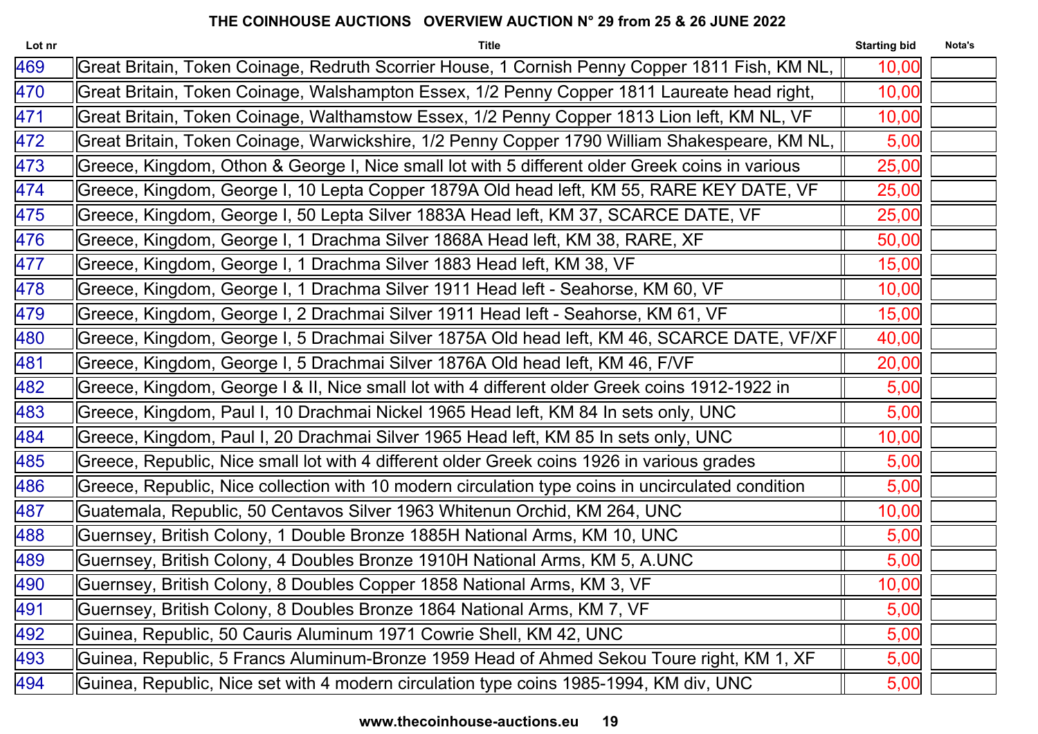**THE COINHOUSE AUCTIONS OVERVIEW AUCTION N° 29 from 25 & 26 JUNE 2022**

| Lot nr | Title | Starting bid | Nota's |
|---|---|---|---|
| 469 | Great Britain, Token Coinage, Redruth Scorrier House, 1 Cornish Penny Copper 1811 Fish, KM NL, | 10,00 | |
| 470 | Great Britain, Token Coinage, Walshampton Essex, 1/2 Penny Copper 1811 Laureate head right, | 10,00 | |
| 471 | Great Britain, Token Coinage, Walthamstow Essex, 1/2 Penny Copper 1813 Lion left, KM NL, VF | 10,00 | |
| 472 | Great Britain, Token Coinage, Warwickshire, 1/2 Penny Copper 1790 William Shakespeare, KM NL, | 5,00 | |
| 473 | Greece, Kingdom, Othon & George I, Nice small lot with 5 different older Greek coins in various | 25,00 | |
| 474 | Greece, Kingdom, George I, 10 Lepta Copper 1879A Old head left, KM 55, RARE KEY DATE, VF | 25,00 | |
| 475 | Greece, Kingdom, George I, 50 Lepta Silver 1883A Head left, KM 37, SCARCE DATE, VF | 25,00 | |
| 476 | Greece, Kingdom, George I, 1 Drachma Silver 1868A Head left, KM 38, RARE, XF | 50,00 | |
| 477 | Greece, Kingdom, George I, 1 Drachma Silver 1883 Head left, KM 38, VF | 15,00 | |
| 478 | Greece, Kingdom, George I, 1 Drachma Silver 1911 Head left - Seahorse, KM 60, VF | 10,00 | |
| 479 | Greece, Kingdom, George I, 2 Drachmai Silver 1911 Head left - Seahorse, KM 61, VF | 15,00 | |
| 480 | Greece, Kingdom, George I, 5 Drachmai Silver 1875A Old head left, KM 46, SCARCE DATE, VF/XF | 40,00 | |
| 481 | Greece, Kingdom, George I, 5 Drachmai Silver 1876A Old head left, KM 46, F/VF | 20,00 | |
| 482 | Greece, Kingdom, George I & II, Nice small lot with 4 different older Greek coins 1912-1922 in | 5,00 | |
| 483 | Greece, Kingdom, Paul I, 10 Drachmai Nickel 1965 Head left, KM 84 In sets only, UNC | 5,00 | |
| 484 | Greece, Kingdom, Paul I, 20 Drachmai Silver 1965 Head left, KM 85 In sets only, UNC | 10,00 | |
| 485 | Greece, Republic, Nice small lot with 4 different older Greek coins 1926 in various grades | 5,00 | |
| 486 | Greece, Republic, Nice collection with 10 modern circulation type coins in uncirculated condition | 5,00 | |
| 487 | Guatemala, Republic, 50 Centavos Silver 1963 Whitenun Orchid, KM 264, UNC | 10,00 | |
| 488 | Guernsey, British Colony, 1 Double Bronze 1885H National Arms, KM 10, UNC | 5,00 | |
| 489 | Guernsey, British Colony, 4 Doubles Bronze 1910H National Arms, KM 5, A.UNC | 5,00 | |
| 490 | Guernsey, British Colony, 8 Doubles Copper 1858 National Arms, KM 3, VF | 10,00 | |
| 491 | Guernsey, British Colony, 8 Doubles Bronze 1864 National Arms, KM 7, VF | 5,00 | |
| 492 | Guinea, Republic, 50 Cauris Aluminum 1971 Cowrie Shell, KM 42, UNC | 5,00 | |
| 493 | Guinea, Republic, 5 Francs Aluminum-Bronze 1959 Head of Ahmed Sekou Toure right, KM 1, XF | 5,00 | |
| 494 | Guinea, Republic, Nice set with 4 modern circulation type coins 1985-1994, KM div, UNC | 5,00 | |

www.thecoinhouse-auctions.eu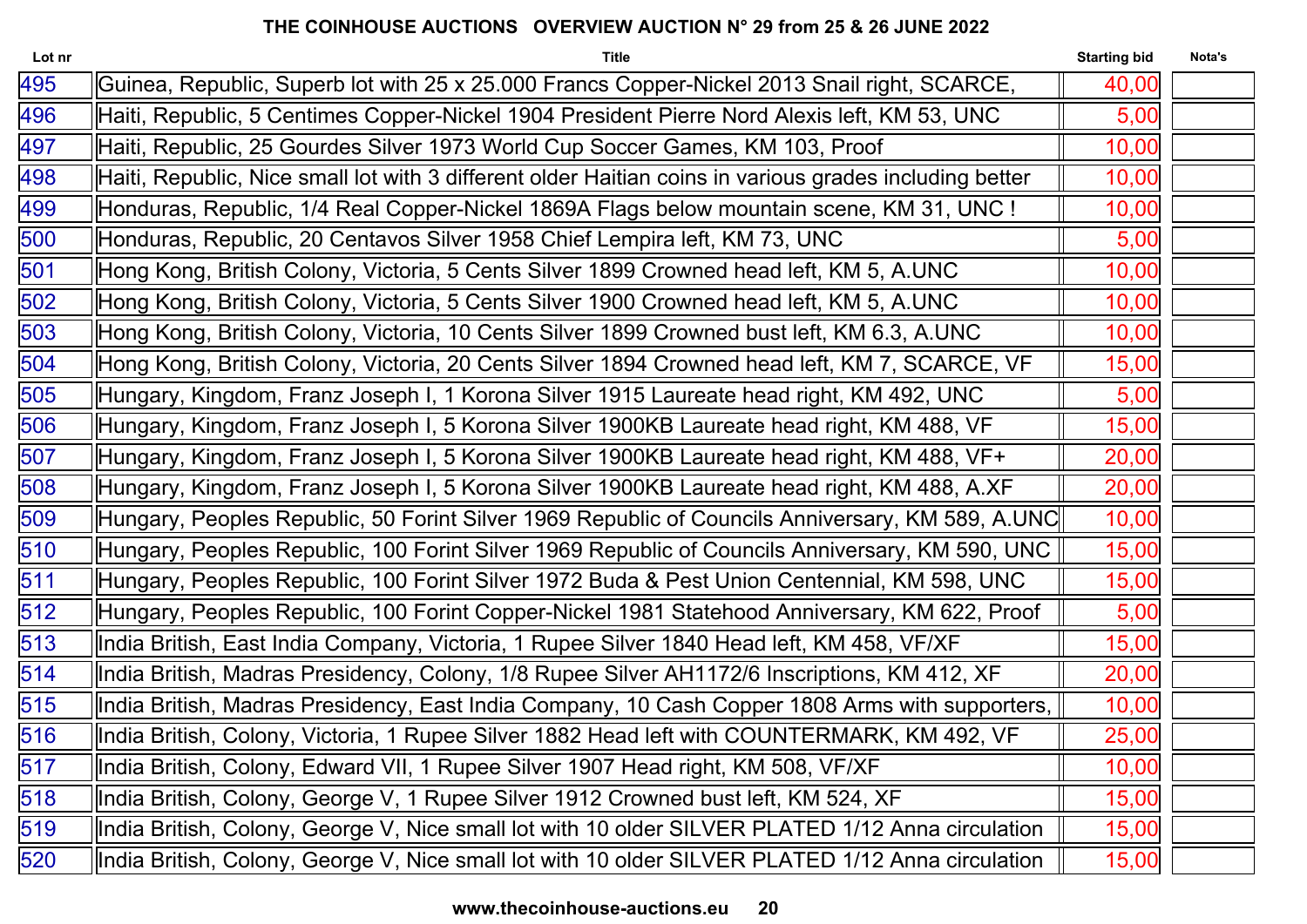## THE COINHOUSE AUCTIONS OVERVIEW AUCTION N° 29 from 25 & 26 JUNE 2022

| Lot nr | Title | Starting bid | Nota's |
|---|---|---|---|
| 495 | Guinea, Republic, Superb lot with 25 x 25.000 Francs Copper-Nickel 2013 Snail right, SCARCE, | 40,00 | |
| 496 | Haiti, Republic, 5 Centimes Copper-Nickel 1904 President Pierre Nord Alexis left, KM 53, UNC | 5,00 | |
| 497 | Haiti, Republic, 25 Gourdes Silver 1973 World Cup Soccer Games, KM 103, Proof | 10,00 | |
| 498 | Haiti, Republic, Nice small lot with 3 different older Haitian coins in various grades including better | 10,00 | |
| 499 | Honduras, Republic, 1/4 Real Copper-Nickel 1869A Flags below mountain scene, KM 31, UNC ! | 10,00 | |
| 500 | Honduras, Republic, 20 Centavos Silver 1958 Chief Lempira left, KM 73, UNC | 5,00 | |
| 501 | Hong Kong, British Colony, Victoria, 5 Cents Silver 1899 Crowned head left, KM 5, A.UNC | 10,00 | |
| 502 | Hong Kong, British Colony, Victoria, 5 Cents Silver 1900 Crowned head left, KM 5, A.UNC | 10,00 | |
| 503 | Hong Kong, British Colony, Victoria, 10 Cents Silver 1899 Crowned bust left, KM 6.3, A.UNC | 10,00 | |
| 504 | Hong Kong, British Colony, Victoria, 20 Cents Silver 1894 Crowned head left, KM 7, SCARCE, VF | 15,00 | |
| 505 | Hungary, Kingdom, Franz Joseph I, 1 Korona Silver 1915 Laureate head right, KM 492, UNC | 5,00 | |
| 506 | Hungary, Kingdom, Franz Joseph I, 5 Korona Silver 1900KB Laureate head right, KM 488, VF | 15,00 | |
| 507 | Hungary, Kingdom, Franz Joseph I, 5 Korona Silver 1900KB Laureate head right, KM 488, VF+ | 20,00 | |
| 508 | Hungary, Kingdom, Franz Joseph I, 5 Korona Silver 1900KB Laureate head right, KM 488, A.XF | 20,00 | |
| 509 | Hungary, Peoples Republic, 50 Forint Silver 1969 Republic of Councils Anniversary, KM 589, A.UNC | 10,00 | |
| 510 | Hungary, Peoples Republic, 100 Forint Silver 1969 Republic of Councils Anniversary, KM 590, UNC | 15,00 | |
| 511 | Hungary, Peoples Republic, 100 Forint Silver 1972 Buda & Pest Union Centennial, KM 598, UNC | 15,00 | |
| 512 | Hungary, Peoples Republic, 100 Forint Copper-Nickel 1981 Statehood Anniversary, KM 622, Proof | 5,00 | |
| 513 | India British, East India Company, Victoria, 1 Rupee Silver 1840 Head left, KM 458, VF/XF | 15,00 | |
| 514 | India British, Madras Presidency, Colony, 1/8 Rupee Silver AH1172/6 Inscriptions, KM 412, XF | 20,00 | |
| 515 | India British, Madras Presidency, East India Company, 10 Cash Copper 1808 Arms with supporters, | 10,00 | |
| 516 | India British, Colony, Victoria, 1 Rupee Silver 1882 Head left with COUNTERMARK, KM 492, VF | 25,00 | |
| 517 | India British, Colony, Edward VII, 1 Rupee Silver 1907 Head right, KM 508, VF/XF | 10,00 | |
| 518 | India British, Colony, George V, 1 Rupee Silver 1912 Crowned bust left, KM 524, XF | 15,00 | |
| 519 | India British, Colony, George V, Nice small lot with 10 older SILVER PLATED 1/12 Anna circulation | 15,00 | |
| 520 | India British, Colony, George V, Nice small lot with 10 older SILVER PLATED 1/12 Anna circulation | 15,00 | |

www.thecoinhouse-auctions.eu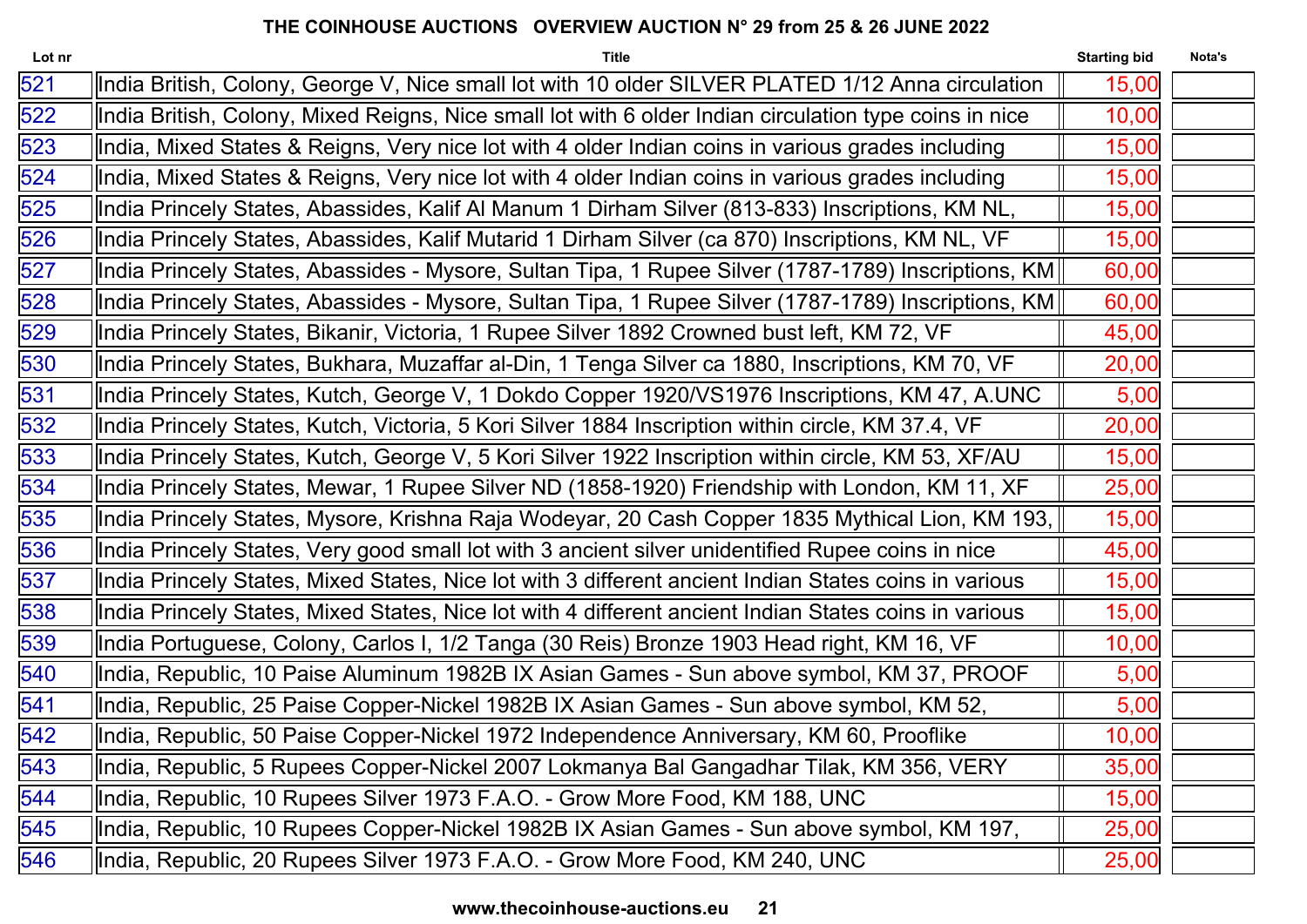## THE COINHOUSE AUCTIONS OVERVIEW AUCTION N° 29 from 25 & 26 JUNE 2022

| Lot nr | Title | Starting bid | Nota's |
|---|---|---|---|
| 521 | India British, Colony, George V, Nice small lot with 10 older SILVER PLATED 1/12 Anna circulation | 15,00 | |
| 522 | India British, Colony, Mixed Reigns, Nice small lot with 6 older Indian circulation type coins in nice | 10,00 | |
| 523 | India, Mixed States & Reigns, Very nice lot with 4 older Indian coins in various grades including | 15,00 | |
| 524 | India, Mixed States & Reigns, Very nice lot with 4 older Indian coins in various grades including | 15,00 | |
| 525 | India Princely States, Abassides, Kalif Al Manum 1 Dirham Silver (813-833) Inscriptions, KM NL, | 15,00 | |
| 526 | India Princely States, Abassides, Kalif Mutarid 1 Dirham Silver (ca 870) Inscriptions, KM NL, VF | 15,00 | |
| 527 | India Princely States, Abassides - Mysore, Sultan Tipa, 1 Rupee Silver (1787-1789) Inscriptions, KM | 60,00 | |
| 528 | India Princely States, Abassides - Mysore, Sultan Tipa, 1 Rupee Silver (1787-1789) Inscriptions, KM | 60,00 | |
| 529 | India Princely States, Bikanir, Victoria, 1 Rupee Silver 1892 Crowned bust left, KM 72, VF | 45,00 | |
| 530 | India Princely States, Bukhara, Muzaffar al-Din, 1 Tenga Silver ca 1880, Inscriptions, KM 70, VF | 20,00 | |
| 531 | India Princely States, Kutch, George V, 1 Dokdo Copper 1920/VS1976 Inscriptions, KM 47, A.UNC | 5,00 | |
| 532 | India Princely States, Kutch, Victoria, 5 Kori Silver 1884 Inscription within circle, KM 37.4, VF | 20,00 | |
| 533 | India Princely States, Kutch, George V, 5 Kori Silver 1922 Inscription within circle, KM 53, XF/AU | 15,00 | |
| 534 | India Princely States, Mewar, 1 Rupee Silver ND (1858-1920) Friendship with London, KM 11, XF | 25,00 | |
| 535 | India Princely States, Mysore, Krishna Raja Wodeyar, 20 Cash Copper 1835 Mythical Lion, KM 193, | 15,00 | |
| 536 | India Princely States, Very good small lot with 3 ancient silver unidentified Rupee coins in nice | 45,00 | |
| 537 | India Princely States, Mixed States, Nice lot with 3 different ancient Indian States coins in various | 15,00 | |
| 538 | India Princely States, Mixed States, Nice lot with 4 different ancient Indian States coins in various | 15,00 | |
| 539 | India Portuguese, Colony, Carlos I, 1/2 Tanga (30 Reis) Bronze 1903 Head right, KM 16, VF | 10,00 | |
| 540 | India, Republic, 10 Paise Aluminum 1982B IX Asian Games - Sun above symbol, KM 37, PROOF | 5,00 | |
| 541 | India, Republic, 25 Paise Copper-Nickel 1982B IX Asian Games - Sun above symbol, KM 52, | 5,00 | |
| 542 | India, Republic, 50 Paise Copper-Nickel 1972 Independence Anniversary, KM 60, Prooflike | 10,00 | |
| 543 | India, Republic, 5 Rupees Copper-Nickel 2007 Lokmanya Bal Gangadhar Tilak, KM 356, VERY | 35,00 | |
| 544 | India, Republic, 10 Rupees Silver 1973 F.A.O. - Grow More Food, KM 188, UNC | 15,00 | |
| 545 | India, Republic, 10 Rupees Copper-Nickel 1982B IX Asian Games - Sun above symbol, KM 197, | 25,00 | |
| 546 | India, Republic, 20 Rupees Silver 1973 F.A.O. - Grow More Food, KM 240, UNC | 25,00 | |

www.thecoinhouse-auctions.eu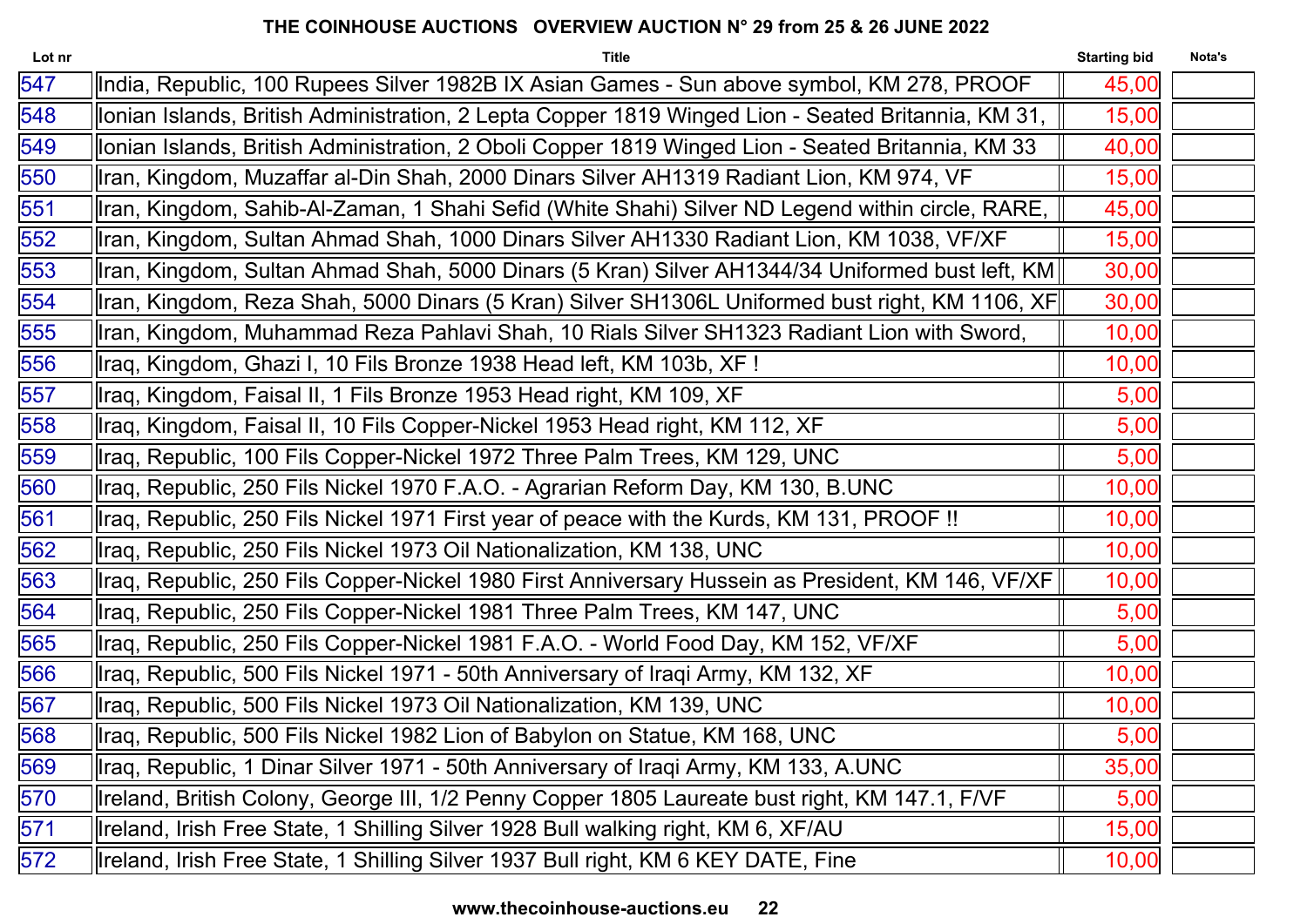**THE COINHOUSE AUCTIONS OVERVIEW AUCTION N° 29 from 25 & 26 JUNE 2022**

| Lot nr | Title | Starting bid | Nota's |
|---|---|---|---|
| 547 | India, Republic, 100 Rupees Silver 1982B IX Asian Games - Sun above symbol, KM 278, PROOF | 45,00 | |
| 548 | Ionian Islands, British Administration, 2 Lepta Copper 1819 Winged Lion - Seated Britannia, KM 31, | 15,00 | |
| 549 | Ionian Islands, British Administration, 2 Oboli Copper 1819 Winged Lion - Seated Britannia, KM 33 | 40,00 | |
| 550 | Iran, Kingdom, Muzaffar al-Din Shah, 2000 Dinars Silver AH1319 Radiant Lion, KM 974, VF | 15,00 | |
| 551 | Iran, Kingdom, Sahib-Al-Zaman, 1 Shahi Sefid (White Shahi) Silver ND Legend within circle, RARE, | 45,00 | |
| 552 | Iran, Kingdom, Sultan Ahmad Shah, 1000 Dinars Silver AH1330 Radiant Lion, KM 1038, VF/XF | 15,00 | |
| 553 | Iran, Kingdom, Sultan Ahmad Shah, 5000 Dinars (5 Kran) Silver AH1344/34 Uniformed bust left, KM | 30,00 | |
| 554 | Iran, Kingdom, Reza Shah, 5000 Dinars (5 Kran) Silver SH1306L Uniformed bust right, KM 1106, XF | 30,00 | |
| 555 | Iran, Kingdom, Muhammad Reza Pahlavi Shah, 10 Rials Silver SH1323 Radiant Lion with Sword, | 10,00 | |
| 556 | Iraq, Kingdom, Ghazi I, 10 Fils Bronze 1938 Head left, KM 103b, XF ! | 10,00 | |
| 557 | Iraq, Kingdom, Faisal II, 1 Fils Bronze 1953 Head right, KM 109, XF | 5,00 | |
| 558 | Iraq, Kingdom, Faisal II, 10 Fils Copper-Nickel 1953 Head right, KM 112, XF | 5,00 | |
| 559 | Iraq, Republic, 100 Fils Copper-Nickel 1972 Three Palm Trees, KM 129, UNC | 5,00 | |
| 560 | Iraq, Republic, 250 Fils Nickel 1970 F.A.O. - Agrarian Reform Day, KM 130, B.UNC | 10,00 | |
| 561 | Iraq, Republic, 250 Fils Nickel 1971 First year of peace with the Kurds, KM 131, PROOF !! | 10,00 | |
| 562 | Iraq, Republic, 250 Fils Nickel 1973 Oil Nationalization, KM 138, UNC | 10,00 | |
| 563 | Iraq, Republic, 250 Fils Copper-Nickel 1980 First Anniversary Hussein as President, KM 146, VF/XF | 10,00 | |
| 564 | Iraq, Republic, 250 Fils Copper-Nickel 1981 Three Palm Trees, KM 147, UNC | 5,00 | |
| 565 | Iraq, Republic, 250 Fils Copper-Nickel 1981 F.A.O. - World Food Day, KM 152, VF/XF | 5,00 | |
| 566 | Iraq, Republic, 500 Fils Nickel 1971 - 50th Anniversary of Iraqi Army, KM 132, XF | 10,00 | |
| 567 | Iraq, Republic, 500 Fils Nickel 1973 Oil Nationalization, KM 139, UNC | 10,00 | |
| 568 | Iraq, Republic, 500 Fils Nickel 1982 Lion of Babylon on Statue, KM 168, UNC | 5,00 | |
| 569 | Iraq, Republic, 1 Dinar Silver 1971 - 50th Anniversary of Iraqi Army, KM 133, A.UNC | 35,00 | |
| 570 | Ireland, British Colony, George III, 1/2 Penny Copper 1805 Laureate bust right, KM 147.1, F/VF | 5,00 | |
| 571 | Ireland, Irish Free State, 1 Shilling Silver 1928 Bull walking right, KM 6, XF/AU | 15,00 | |
| 572 | Ireland, Irish Free State, 1 Shilling Silver 1937 Bull right, KM 6 KEY DATE, Fine | 10,00 | |

www.thecoinhouse-auctions.eu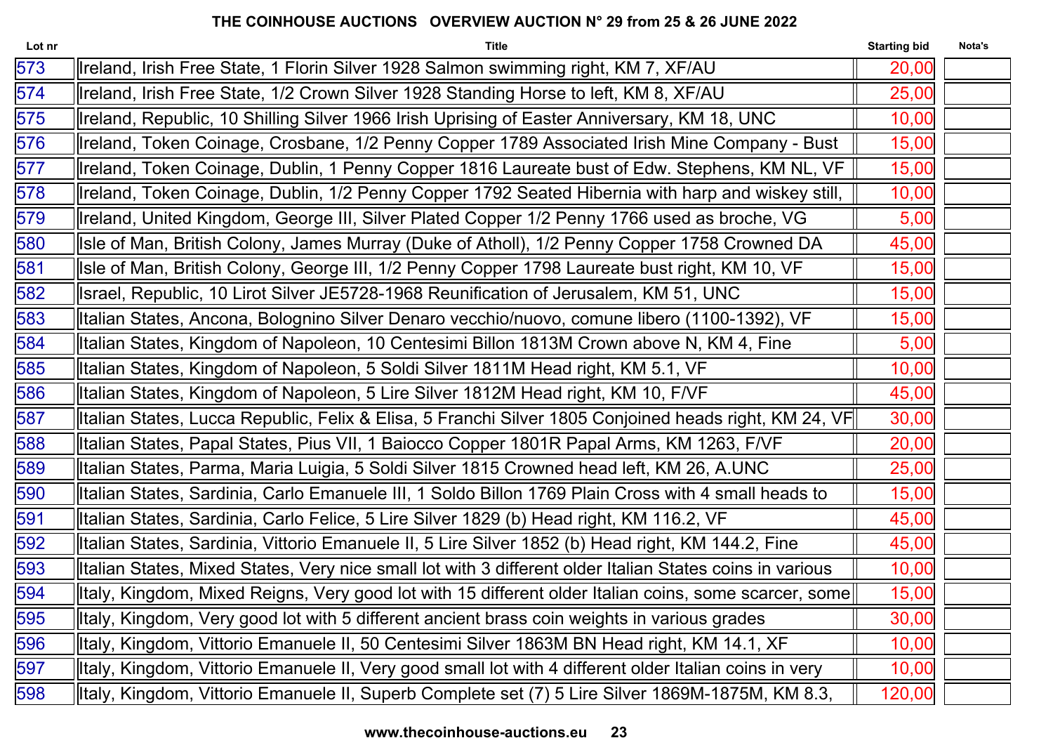**THE COINHOUSE AUCTIONS OVERVIEW AUCTION N° 29 from 25 & 26 JUNE 2022**

| Lot nr | Title | Starting bid | Nota's |
|---|---|---|---|
| 573 | Ireland, Irish Free State, 1 Florin Silver 1928 Salmon swimming right, KM 7, XF/AU | 20,00 | |
| 574 | Ireland, Irish Free State, 1/2 Crown Silver 1928 Standing Horse to left, KM 8, XF/AU | 25,00 | |
| 575 | Ireland, Republic, 10 Shilling Silver 1966 Irish Uprising of Easter Anniversary, KM 18, UNC | 10,00 | |
| 576 | Ireland, Token Coinage, Crosbane, 1/2 Penny Copper 1789 Associated Irish Mine Company - Bust | 15,00 | |
| 577 | Ireland, Token Coinage, Dublin, 1 Penny Copper 1816 Laureate bust of Edw. Stephens, KM NL, VF | 15,00 | |
| 578 | Ireland, Token Coinage, Dublin, 1/2 Penny Copper 1792 Seated Hibernia with harp and wiskey still, | 10,00 | |
| 579 | Ireland, United Kingdom, George III, Silver Plated Copper 1/2 Penny 1766 used as broche, VG | 5,00 | |
| 580 | Isle of Man, British Colony, James Murray (Duke of Atholl), 1/2 Penny Copper 1758 Crowned DA | 45,00 | |
| 581 | Isle of Man, British Colony, George III, 1/2 Penny Copper 1798 Laureate bust right, KM 10, VF | 15,00 | |
| 582 | Israel, Republic, 10 Lirot Silver JE5728-1968 Reunification of Jerusalem, KM 51, UNC | 15,00 | |
| 583 | Italian States, Ancona, Bolognino Silver Denaro vecchio/nuovo, comune libero (1100-1392), VF | 15,00 | |
| 584 | Italian States, Kingdom of Napoleon, 10 Centesimi Billon 1813M Crown above N, KM 4, Fine | 5,00 | |
| 585 | Italian States, Kingdom of Napoleon, 5 Soldi Silver 1811M Head right, KM 5.1, VF | 10,00 | |
| 586 | Italian States, Kingdom of Napoleon, 5 Lire Silver 1812M Head right, KM 10, F/VF | 45,00 | |
| 587 | Italian States, Lucca Republic, Felix & Elisa, 5 Franchi Silver 1805 Conjoined heads right, KM 24, VF | 30,00 | |
| 588 | Italian States, Papal States, Pius VII, 1 Baiocco Copper 1801R Papal Arms, KM 1263, F/VF | 20,00 | |
| 589 | Italian States, Parma, Maria Luigia, 5 Soldi Silver 1815 Crowned head left, KM 26, A.UNC | 25,00 | |
| 590 | Italian States, Sardinia, Carlo Emanuele III, 1 Soldo Billon 1769 Plain Cross with 4 small heads to | 15,00 | |
| 591 | Italian States, Sardinia, Carlo Felice, 5 Lire Silver 1829 (b) Head right, KM 116.2, VF | 45,00 | |
| 592 | Italian States, Sardinia, Vittorio Emanuele II, 5 Lire Silver 1852 (b) Head right, KM 144.2, Fine | 45,00 | |
| 593 | Italian States, Mixed States, Very nice small lot with 3 different older Italian States coins in various | 10,00 | |
| 594 | Italy, Kingdom, Mixed Reigns, Very good lot with 15 different older Italian coins, some scarcer, some | 15,00 | |
| 595 | Italy, Kingdom, Very good lot with 5 different ancient brass coin weights in various grades | 30,00 | |
| 596 | Italy, Kingdom, Vittorio Emanuele II, 50 Centesimi Silver 1863M BN Head right, KM 14.1, XF | 10,00 | |
| 597 | Italy, Kingdom, Vittorio Emanuele II, Very good small lot with 4 different older Italian coins in very | 10,00 | |
| 598 | Italy, Kingdom, Vittorio Emanuele II, Superb Complete set (7) 5 Lire Silver 1869M-1875M, KM 8.3, | 120,00 | |

www.thecoinhouse-auctions.eu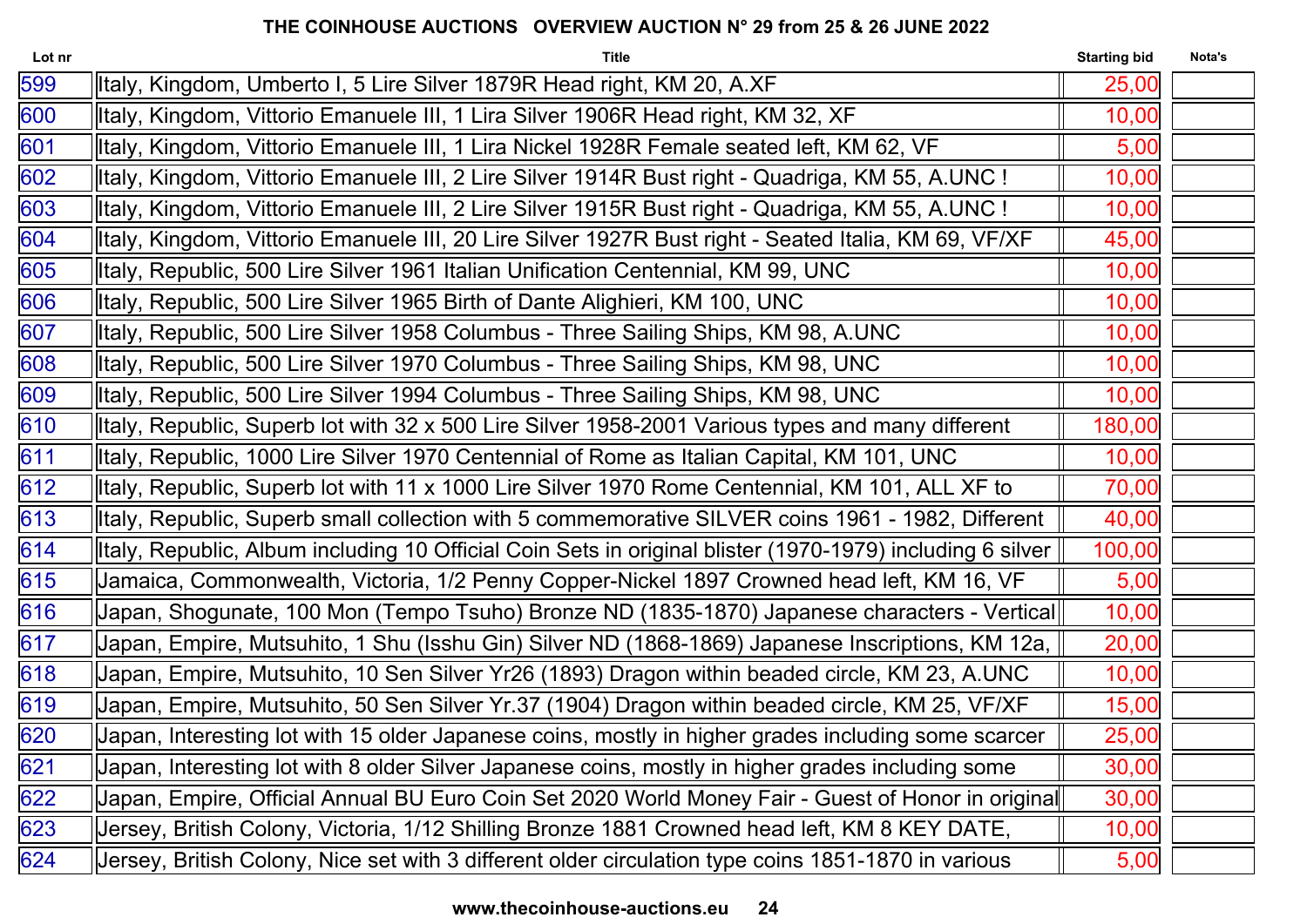**THE COINHOUSE AUCTIONS OVERVIEW AUCTION N° 29 from 25 & 26 JUNE 2022**

| Lot nr | Title | Starting bid | Nota's |
|---|---|---|---|
| 599 | Italy, Kingdom, Umberto I, 5 Lire Silver 1879R Head right, KM 20, A.XF | 25,00 | |
| 600 | Italy, Kingdom, Vittorio Emanuele III, 1 Lira Silver 1906R Head right, KM 32, XF | 10,00 | |
| 601 | Italy, Kingdom, Vittorio Emanuele III, 1 Lira Nickel 1928R Female seated left, KM 62, VF | 5,00 | |
| 602 | Italy, Kingdom, Vittorio Emanuele III, 2 Lire Silver 1914R Bust right - Quadriga, KM 55, A.UNC ! | 10,00 | |
| 603 | Italy, Kingdom, Vittorio Emanuele III, 2 Lire Silver 1915R Bust right - Quadriga, KM 55, A.UNC ! | 10,00 | |
| 604 | Italy, Kingdom, Vittorio Emanuele III, 20 Lire Silver 1927R Bust right - Seated Italia, KM 69, VF/XF | 45,00 | |
| 605 | Italy, Republic, 500 Lire Silver 1961 Italian Unification Centennial, KM 99, UNC | 10,00 | |
| 606 | Italy, Republic, 500 Lire Silver 1965 Birth of Dante Alighieri, KM 100, UNC | 10,00 | |
| 607 | Italy, Republic, 500 Lire Silver 1958 Columbus - Three Sailing Ships, KM 98, A.UNC | 10,00 | |
| 608 | Italy, Republic, 500 Lire Silver 1970 Columbus - Three Sailing Ships, KM 98, UNC | 10,00 | |
| 609 | Italy, Republic, 500 Lire Silver 1994 Columbus - Three Sailing Ships, KM 98, UNC | 10,00 | |
| 610 | Italy, Republic, Superb lot with 32 x 500 Lire Silver 1958-2001 Various types and many different | 180,00 | |
| 611 | Italy, Republic, 1000 Lire Silver 1970 Centennial of Rome as Italian Capital, KM 101, UNC | 10,00 | |
| 612 | Italy, Republic, Superb lot with 11 x 1000 Lire Silver 1970 Rome Centennial, KM 101, ALL XF to | 70,00 | |
| 613 | Italy, Republic, Superb small collection with 5 commemorative SILVER coins 1961 - 1982, Different | 40,00 | |
| 614 | Italy, Republic, Album including 10 Official Coin Sets in original blister (1970-1979) including 6 silver | 100,00 | |
| 615 | Jamaica, Commonwealth, Victoria, 1/2 Penny Copper-Nickel 1897 Crowned head left, KM 16, VF | 5,00 | |
| 616 | Japan, Shogunate, 100 Mon (Tempo Tsuho) Bronze ND (1835-1870) Japanese characters - Vertical | 10,00 | |
| 617 | Japan, Empire, Mutsuhito, 1 Shu (Isshu Gin) Silver ND (1868-1869) Japanese Inscriptions, KM 12a, | 20,00 | |
| 618 | Japan, Empire, Mutsuhito, 10 Sen Silver Yr26 (1893) Dragon within beaded circle, KM 23, A.UNC | 10,00 | |
| 619 | Japan, Empire, Mutsuhito, 50 Sen Silver Yr.37 (1904) Dragon within beaded circle, KM 25, VF/XF | 15,00 | |
| 620 | Japan, Interesting lot with 15 older Japanese coins, mostly in higher grades including some scarcer | 25,00 | |
| 621 | Japan, Interesting lot with 8 older Silver Japanese coins, mostly in higher grades including some | 30,00 | |
| 622 | Japan, Empire, Official Annual BU Euro Coin Set 2020 World Money Fair - Guest of Honor in original | 30,00 | |
| 623 | Jersey, British Colony, Victoria, 1/12 Shilling Bronze 1881 Crowned head left, KM 8 KEY DATE, | 10,00 | |
| 624 | Jersey, British Colony, Nice set with 3 different older circulation type coins 1851-1870 in various | 5,00 | |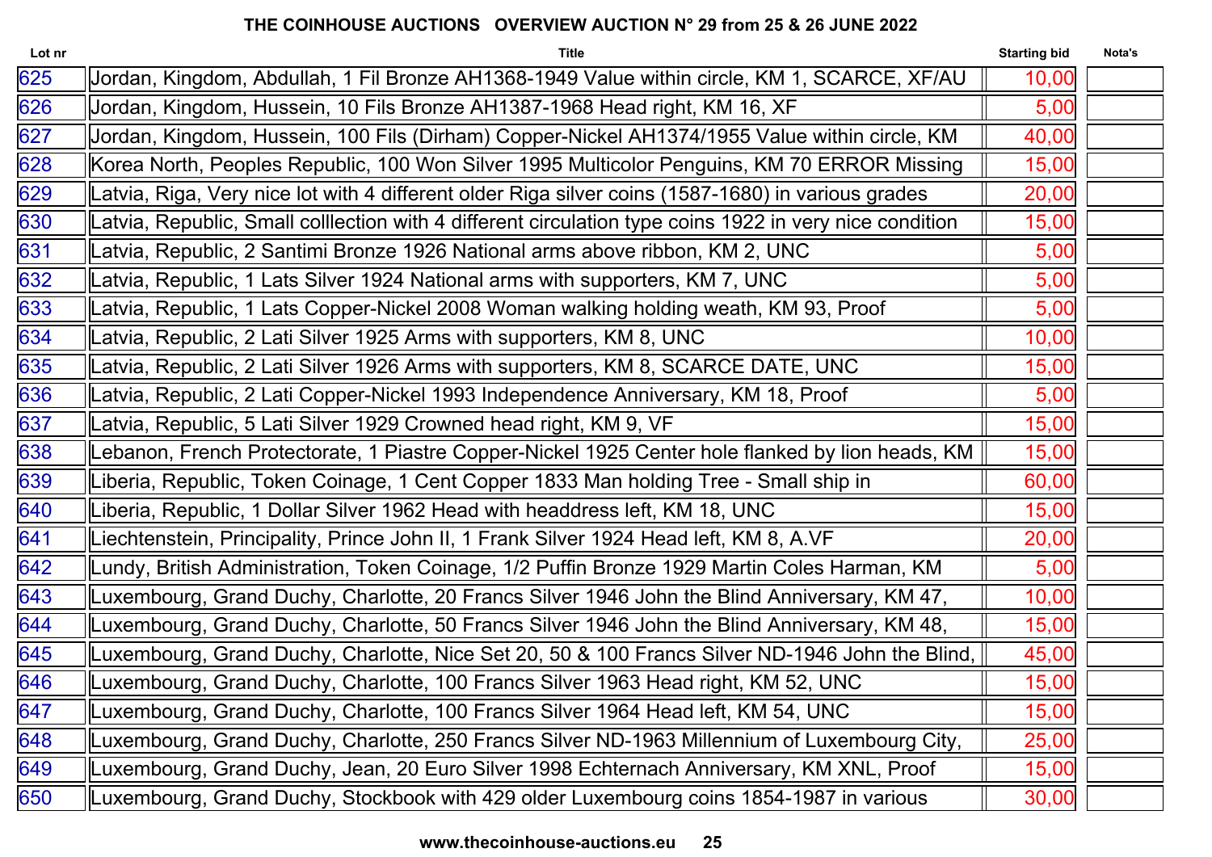# THE COINHOUSE AUCTIONS OVERVIEW AUCTION N° 29 from 25 & 26 JUNE 2022

| Lot nr | Title | Starting bid | Nota's |
|---|---|---|---|
| 625 | Jordan, Kingdom, Abdullah, 1 Fil Bronze AH1368-1949 Value within circle, KM 1, SCARCE, XF/AU | 10,00 | |
| 626 | Jordan, Kingdom, Hussein, 10 Fils Bronze AH1387-1968 Head right, KM 16, XF | 5,00 | |
| 627 | Jordan, Kingdom, Hussein, 100 Fils (Dirham) Copper-Nickel AH1374/1955 Value within circle, KM | 40,00 | |
| 628 | Korea North, Peoples Republic, 100 Won Silver 1995 Multicolor Penguins, KM 70 ERROR Missing | 15,00 | |
| 629 | Latvia, Riga, Very nice lot with 4 different older Riga silver coins (1587-1680) in various grades | 20,00 | |
| 630 | Latvia, Republic, Small colllection with 4 different circulation type coins 1922 in very nice condition | 15,00 | |
| 631 | Latvia, Republic, 2 Santimi Bronze 1926 National arms above ribbon, KM 2, UNC | 5,00 | |
| 632 | Latvia, Republic, 1 Lats Silver 1924 National arms with supporters, KM 7, UNC | 5,00 | |
| 633 | Latvia, Republic, 1 Lats Copper-Nickel 2008 Woman walking holding weath, KM 93, Proof | 5,00 | |
| 634 | Latvia, Republic, 2 Lati Silver 1925 Arms with supporters, KM 8, UNC | 10,00 | |
| 635 | Latvia, Republic, 2 Lati Silver 1926 Arms with supporters, KM 8, SCARCE DATE, UNC | 15,00 | |
| 636 | Latvia, Republic, 2 Lati Copper-Nickel 1993 Independence Anniversary, KM 18, Proof | 5,00 | |
| 637 | Latvia, Republic, 5 Lati Silver 1929 Crowned head right, KM 9, VF | 15,00 | |
| 638 | Lebanon, French Protectorate, 1 Piastre Copper-Nickel 1925 Center hole flanked by lion heads, KM | 15,00 | |
| 639 | Liberia, Republic, Token Coinage, 1 Cent Copper 1833 Man holding Tree - Small ship in | 60,00 | |
| 640 | Liberia, Republic, 1 Dollar Silver 1962 Head with headdress left, KM 18, UNC | 15,00 | |
| 641 | Liechtenstein, Principality, Prince John II, 1 Frank Silver 1924 Head left, KM 8, A.VF | 20,00 | |
| 642 | Lundy, British Administration, Token Coinage, 1/2 Puffin Bronze 1929 Martin Coles Harman, KM | 5,00 | |
| 643 | Luxembourg, Grand Duchy, Charlotte, 20 Francs Silver 1946 John the Blind Anniversary, KM 47, | 10,00 | |
| 644 | Luxembourg, Grand Duchy, Charlotte, 50 Francs Silver 1946 John the Blind Anniversary, KM 48, | 15,00 | |
| 645 | Luxembourg, Grand Duchy, Charlotte, Nice Set 20, 50 & 100 Francs Silver ND-1946 John the Blind, | 45,00 | |
| 646 | Luxembourg, Grand Duchy, Charlotte, 100 Francs Silver 1963 Head right, KM 52, UNC | 15,00 | |
| 647 | Luxembourg, Grand Duchy, Charlotte, 100 Francs Silver 1964 Head left, KM 54, UNC | 15,00 | |
| 648 | Luxembourg, Grand Duchy, Charlotte, 250 Francs Silver ND-1963 Millennium of Luxembourg City, | 25,00 | |
| 649 | Luxembourg, Grand Duchy, Jean, 20 Euro Silver 1998 Echternach Anniversary, KM XNL, Proof | 15,00 | |
| 650 | Luxembourg, Grand Duchy, Stockbook with 429 older Luxembourg coins 1854-1987 in various | 30,00 | |

www.thecoinhouse-auctions.eu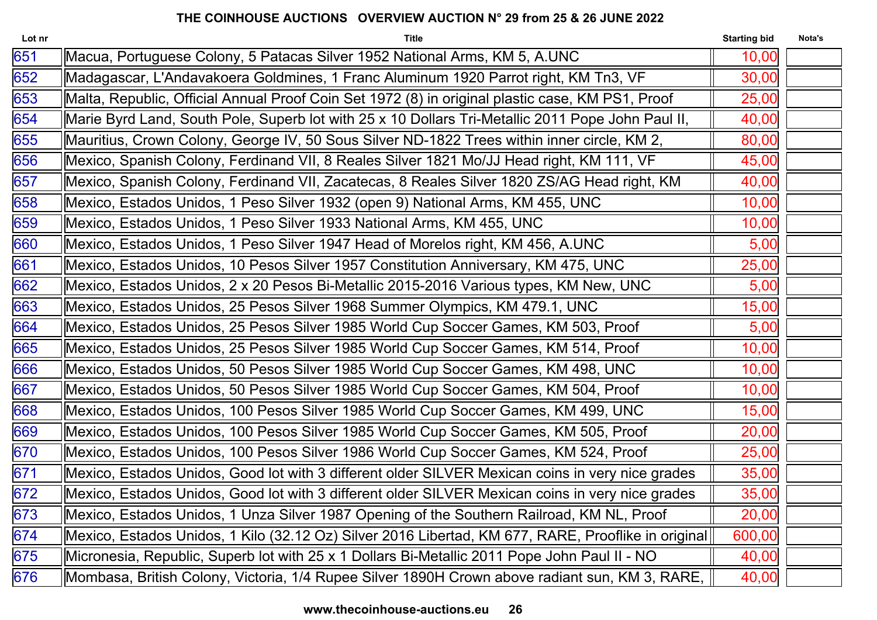# THE COINHOUSE AUCTIONS OVERVIEW AUCTION N° 29 from 25 & 26 JUNE 2022

| Lot nr | Title | Starting bid | Nota's |
|---|---|---|---|
| 651 | Macua, Portuguese Colony, 5 Patacas Silver 1952 National Arms, KM 5, A.UNC | 10,00 | |
| 652 | Madagascar, L'Andavakoera Goldmines, 1 Franc Aluminum 1920 Parrot right, KM Tn3, VF | 30,00 | |
| 653 | Malta, Republic, Official Annual Proof Coin Set 1972 (8) in original plastic case, KM PS1, Proof | 25,00 | |
| 654 | Marie Byrd Land, South Pole, Superb lot with 25 x 10 Dollars Tri-Metallic 2011 Pope John Paul II, | 40,00 | |
| 655 | Mauritius, Crown Colony, George IV, 50 Sous Silver ND-1822 Trees within inner circle, KM 2, | 80,00 | |
| 656 | Mexico, Spanish Colony, Ferdinand VII, 8 Reales Silver 1821 Mo/JJ Head right, KM 111, VF | 45,00 | |
| 657 | Mexico, Spanish Colony, Ferdinand VII, Zacatecas, 8 Reales Silver 1820 ZS/AG Head right, KM | 40,00 | |
| 658 | Mexico, Estados Unidos, 1 Peso Silver 1932 (open 9) National Arms, KM 455, UNC | 10,00 | |
| 659 | Mexico, Estados Unidos, 1 Peso Silver 1933 National Arms, KM 455, UNC | 10,00 | |
| 660 | Mexico, Estados Unidos, 1 Peso Silver 1947 Head of Morelos right, KM 456, A.UNC | 5,00 | |
| 661 | Mexico, Estados Unidos, 10 Pesos Silver 1957 Constitution Anniversary, KM 475, UNC | 25,00 | |
| 662 | Mexico, Estados Unidos, 2 x 20 Pesos Bi-Metallic 2015-2016 Various types, KM New, UNC | 5,00 | |
| 663 | Mexico, Estados Unidos, 25 Pesos Silver 1968 Summer Olympics, KM 479.1, UNC | 15,00 | |
| 664 | Mexico, Estados Unidos, 25 Pesos Silver 1985 World Cup Soccer Games, KM 503, Proof | 5,00 | |
| 665 | Mexico, Estados Unidos, 25 Pesos Silver 1985 World Cup Soccer Games, KM 514, Proof | 10,00 | |
| 666 | Mexico, Estados Unidos, 50 Pesos Silver 1985 World Cup Soccer Games, KM 498, UNC | 10,00 | |
| 667 | Mexico, Estados Unidos, 50 Pesos Silver 1985 World Cup Soccer Games, KM 504, Proof | 10,00 | |
| 668 | Mexico, Estados Unidos, 100 Pesos Silver 1985 World Cup Soccer Games, KM 499, UNC | 15,00 | |
| 669 | Mexico, Estados Unidos, 100 Pesos Silver 1985 World Cup Soccer Games, KM 505, Proof | 20,00 | |
| 670 | Mexico, Estados Unidos, 100 Pesos Silver 1986 World Cup Soccer Games, KM 524, Proof | 25,00 | |
| 671 | Mexico, Estados Unidos, Good lot with 3 different older SILVER Mexican coins in very nice grades | 35,00 | |
| 672 | Mexico, Estados Unidos, Good lot with 3 different older SILVER Mexican coins in very nice grades | 35,00 | |
| 673 | Mexico, Estados Unidos, 1 Unza Silver 1987 Opening of the Southern Railroad, KM NL, Proof | 20,00 | |
| 674 | Mexico, Estados Unidos, 1 Kilo (32.12 Oz) Silver 2016 Libertad, KM 677, RARE, Prooflike in original | 600,00 | |
| 675 | Micronesia, Republic, Superb lot with 25 x 1 Dollars Bi-Metallic 2011 Pope John Paul II - NO | 40,00 | |
| 676 | Mombasa, British Colony, Victoria, 1/4 Rupee Silver 1890H Crown above radiant sun, KM 3, RARE, | 40,00 | |

www.thecoinhouse-auctions.eu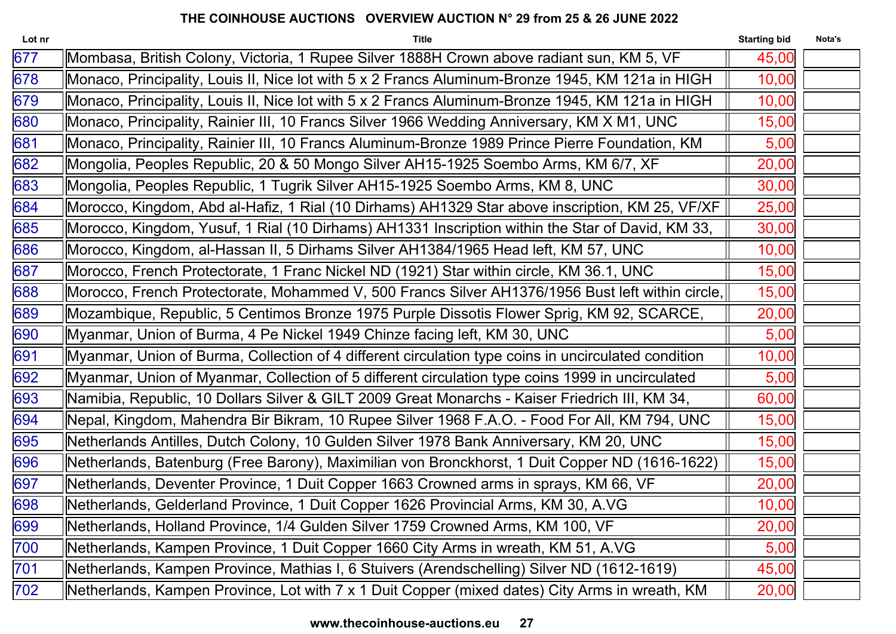## THE COINHOUSE AUCTIONS OVERVIEW AUCTION N° 29 from 25 & 26 JUNE 2022

| Lot nr | Title | Starting bid | Nota's |
|---|---|---|---|
| 677 | Mombasa, British Colony, Victoria, 1 Rupee Silver 1888H Crown above radiant sun, KM 5, VF | 45,00 | |
| 678 | Monaco, Principality, Louis II, Nice lot with 5 x 2 Francs Aluminum-Bronze 1945, KM 121a in HIGH | 10,00 | |
| 679 | Monaco, Principality, Louis II, Nice lot with 5 x 2 Francs Aluminum-Bronze 1945, KM 121a in HIGH | 10,00 | |
| 680 | Monaco, Principality, Rainier III, 10 Francs Silver 1966 Wedding Anniversary, KM X M1, UNC | 15,00 | |
| 681 | Monaco, Principality, Rainier III, 10 Francs Aluminum-Bronze 1989 Prince Pierre Foundation, KM | 5,00 | |
| 682 | Mongolia, Peoples Republic, 20 & 50 Mongo Silver AH15-1925 Soembo Arms, KM 6/7, XF | 20,00 | |
| 683 | Mongolia, Peoples Republic, 1 Tugrik Silver AH15-1925 Soembo Arms, KM 8, UNC | 30,00 | |
| 684 | Morocco, Kingdom, Abd al-Hafiz, 1 Rial (10 Dirhams) AH1329 Star above inscription, KM 25, VF/XF | 25,00 | |
| 685 | Morocco, Kingdom, Yusuf, 1 Rial (10 Dirhams) AH1331 Inscription within the Star of David, KM 33, | 30,00 | |
| 686 | Morocco, Kingdom, al-Hassan II, 5 Dirhams Silver AH1384/1965 Head left, KM 57, UNC | 10,00 | |
| 687 | Morocco, French Protectorate, 1 Franc Nickel ND (1921) Star within circle, KM 36.1, UNC | 15,00 | |
| 688 | Morocco, French Protectorate, Mohammed V, 500 Francs Silver AH1376/1956 Bust left within circle, | 15,00 | |
| 689 | Mozambique, Republic, 5 Centimos Bronze 1975 Purple Dissotis Flower Sprig, KM 92, SCARCE, | 20,00 | |
| 690 | Myanmar, Union of Burma, 4 Pe Nickel 1949 Chinze facing left, KM 30, UNC | 5,00 | |
| 691 | Myanmar, Union of Burma, Collection of 4 different circulation type coins in uncirculated condition | 10,00 | |
| 692 | Myanmar, Union of Myanmar, Collection of 5 different circulation type coins 1999 in uncirculated | 5,00 | |
| 693 | Namibia, Republic, 10 Dollars Silver & GILT 2009 Great Monarchs - Kaiser Friedrich III, KM 34, | 60,00 | |
| 694 | Nepal, Kingdom, Mahendra Bir Bikram, 10 Rupee Silver 1968 F.A.O. - Food For All, KM 794, UNC | 15,00 | |
| 695 | Netherlands Antilles, Dutch Colony, 10 Gulden Silver 1978 Bank Anniversary, KM 20, UNC | 15,00 | |
| 696 | Netherlands, Batenburg (Free Barony), Maximilian von Bronckhorst, 1 Duit Copper ND (1616-1622) | 15,00 | |
| 697 | Netherlands, Deventer Province, 1 Duit Copper 1663 Crowned arms in sprays, KM 66, VF | 20,00 | |
| 698 | Netherlands, Gelderland Province, 1 Duit Copper 1626 Provincial Arms, KM 30, A.VG | 10,00 | |
| 699 | Netherlands, Holland Province, 1/4 Gulden Silver 1759 Crowned Arms, KM 100, VF | 20,00 | |
| 700 | Netherlands, Kampen Province, 1 Duit Copper 1660 City Arms in wreath, KM 51, A.VG | 5,00 | |
| 701 | Netherlands, Kampen Province, Mathias I, 6 Stuivers (Arendschelling) Silver ND (1612-1619) | 45,00 | |
| 702 | Netherlands, Kampen Province, Lot with 7 x 1 Duit Copper (mixed dates) City Arms in wreath, KM | 20,00 | |

www.thecoinhouse-auctions.eu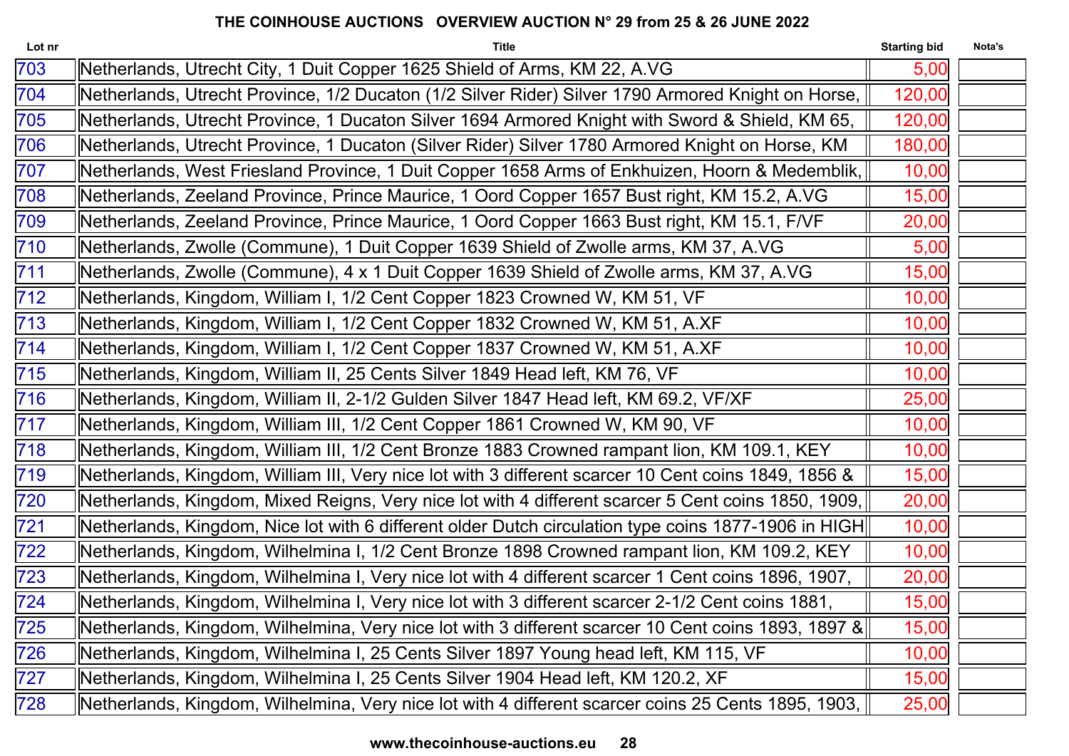**THE COINHOUSE AUCTIONS OVERVIEW AUCTION N° 29 from 25 & 26 JUNE 2022**

| Lot nr | Title | Starting bid | Nota's |
|---|---|---|---|
| 703 | Netherlands, Utrecht City, 1 Duit Copper 1625 Shield of Arms, KM 22, A.VG | 5,00 | |
| 704 | Netherlands, Utrecht Province, 1/2 Ducaton (1/2 Silver Rider) Silver 1790 Armored Knight on Horse, | 120,00 | |
| 705 | Netherlands, Utrecht Province, 1 Ducaton Silver 1694 Armored Knight with Sword & Shield, KM 65, | 120,00 | |
| 706 | Netherlands, Utrecht Province, 1 Ducaton (Silver Rider) Silver 1780 Armored Knight on Horse, KM | 180,00 | |
| 707 | Netherlands, West Friesland Province, 1 Duit Copper 1658 Arms of Enkhuizen, Hoorn & Medemblik, | 10,00 | |
| 708 | Netherlands, Zeeland Province, Prince Maurice, 1 Oord Copper 1657 Bust right, KM 15.2, A.VG | 15,00 | |
| 709 | Netherlands, Zeeland Province, Prince Maurice, 1 Oord Copper 1663 Bust right, KM 15.1, F/VF | 20,00 | |
| 710 | Netherlands, Zwolle (Commune), 1 Duit Copper 1639 Shield of Zwolle arms, KM 37, A.VG | 5,00 | |
| 711 | Netherlands, Zwolle (Commune), 4 x 1 Duit Copper 1639 Shield of Zwolle arms, KM 37, A.VG | 15,00 | |
| 712 | Netherlands, Kingdom, William I, 1/2 Cent Copper 1823 Crowned W, KM 51, VF | 10,00 | |
| 713 | Netherlands, Kingdom, William I, 1/2 Cent Copper 1832 Crowned W, KM 51, A.XF | 10,00 | |
| 714 | Netherlands, Kingdom, William I, 1/2 Cent Copper 1837 Crowned W, KM 51, A.XF | 10,00 | |
| 715 | Netherlands, Kingdom, William II, 25 Cents Silver 1849 Head left, KM 76, VF | 10,00 | |
| 716 | Netherlands, Kingdom, William II, 2-1/2 Gulden Silver 1847 Head left, KM 69.2, VF/XF | 25,00 | |
| 717 | Netherlands, Kingdom, William III, 1/2 Cent Copper 1861 Crowned W, KM 90, VF | 10,00 | |
| 718 | Netherlands, Kingdom, William III, 1/2 Cent Bronze 1883 Crowned rampant lion, KM 109.1, KEY | 10,00 | |
| 719 | Netherlands, Kingdom, William III, Very nice lot with 3 different scarcer 10 Cent coins 1849, 1856 & | 15,00 | |
| 720 | Netherlands, Kingdom, Mixed Reigns, Very nice lot with 4 different scarcer 5 Cent coins 1850, 1909, | 20,00 | |
| 721 | Netherlands, Kingdom, Nice lot with 6 different older Dutch circulation type coins 1877-1906 in HIGH | 10,00 | |
| 722 | Netherlands, Kingdom, Wilhelmina I, 1/2 Cent Bronze 1898 Crowned rampant lion, KM 109.2, KEY | 10,00 | |
| 723 | Netherlands, Kingdom, Wilhelmina I, Very nice lot with 4 different scarcer 1 Cent coins 1896, 1907, | 20,00 | |
| 724 | Netherlands, Kingdom, Wilhelmina I, Very nice lot with 3 different scarcer 2-1/2 Cent coins 1881, | 15,00 | |
| 725 | Netherlands, Kingdom, Wilhelmina, Very nice lot with 3 different scarcer 10 Cent coins 1893, 1897 & | 15,00 | |
| 726 | Netherlands, Kingdom, Wilhelmina I, 25 Cents Silver 1897 Young head left, KM 115, VF | 10,00 | |
| 727 | Netherlands, Kingdom, Wilhelmina I, 25 Cents Silver 1904 Head left, KM 120.2, XF | 15,00 | |
| 728 | Netherlands, Kingdom, Wilhelmina, Very nice lot with 4 different scarcer coins 25 Cents 1895, 1903, | 25,00 | |

www.thecoinhouse-auctions.eu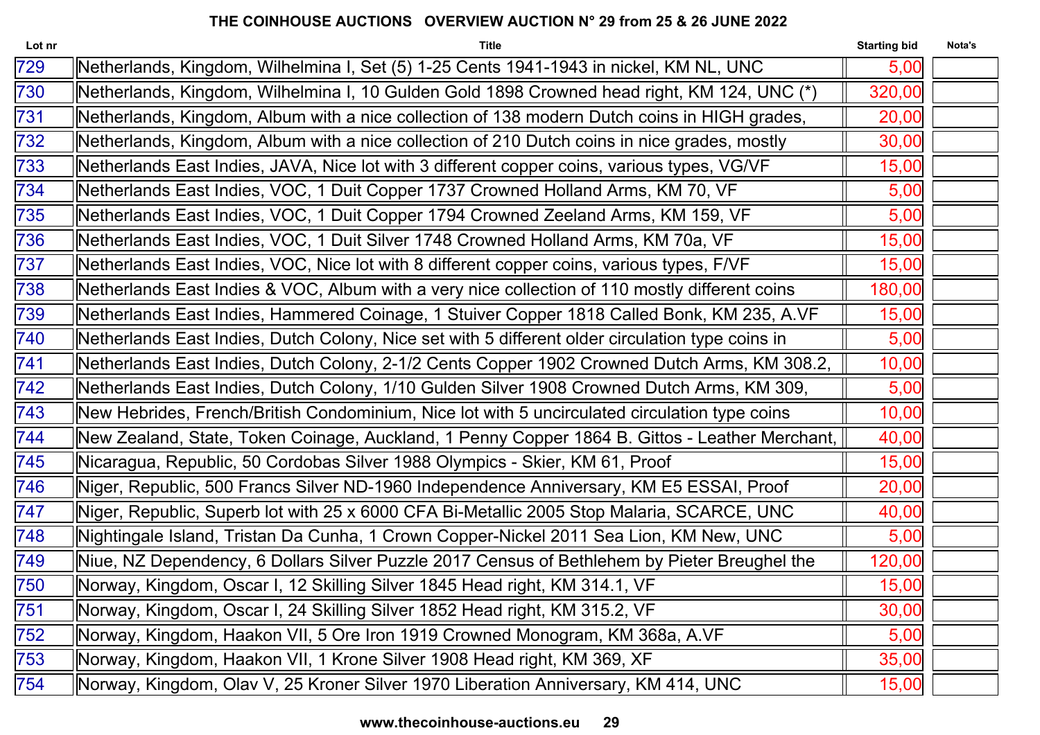# THE COINHOUSE AUCTIONS OVERVIEW AUCTION N° 29 from 25 & 26 JUNE 2022

| Lot nr | Title | Starting bid | Nota's |
|---|---|---|---|
| 729 | Netherlands, Kingdom, Wilhelmina I, Set (5) 1-25 Cents 1941-1943 in nickel, KM NL, UNC | 5,00 | |
| 730 | Netherlands, Kingdom, Wilhelmina I, 10 Gulden Gold 1898 Crowned head right, KM 124, UNC (*) | 320,00 | |
| 731 | Netherlands, Kingdom, Album with a nice collection of 138 modern Dutch coins in HIGH grades, | 20,00 | |
| 732 | Netherlands, Kingdom, Album with a nice collection of 210 Dutch coins in nice grades, mostly | 30,00 | |
| 733 | Netherlands East Indies, JAVA, Nice lot with 3 different copper coins, various types, VG/VF | 15,00 | |
| 734 | Netherlands East Indies, VOC, 1 Duit Copper 1737 Crowned Holland Arms, KM 70, VF | 5,00 | |
| 735 | Netherlands East Indies, VOC, 1 Duit Copper 1794 Crowned Zeeland Arms, KM 159, VF | 5,00 | |
| 736 | Netherlands East Indies, VOC, 1 Duit Silver 1748 Crowned Holland Arms, KM 70a, VF | 15,00 | |
| 737 | Netherlands East Indies, VOC, Nice lot with 8 different copper coins, various types, F/VF | 15,00 | |
| 738 | Netherlands East Indies & VOC, Album with a very nice collection of 110 mostly different coins | 180,00 | |
| 739 | Netherlands East Indies, Hammered Coinage, 1 Stuiver Copper 1818 Called Bonk, KM 235, A.VF | 15,00 | |
| 740 | Netherlands East Indies, Dutch Colony, Nice set with 5 different older circulation type coins in | 5,00 | |
| 741 | Netherlands East Indies, Dutch Colony, 2-1/2 Cents Copper 1902 Crowned Dutch Arms, KM 308.2, | 10,00 | |
| 742 | Netherlands East Indies, Dutch Colony, 1/10 Gulden Silver 1908 Crowned Dutch Arms, KM 309, | 5,00 | |
| 743 | New Hebrides, French/British Condominium, Nice lot with 5 uncirculated circulation type coins | 10,00 | |
| 744 | New Zealand, State, Token Coinage, Auckland, 1 Penny Copper 1864 B. Gittos - Leather Merchant, | 40,00 | |
| 745 | Nicaragua, Republic, 50 Cordobas Silver 1988 Olympics - Skier, KM 61, Proof | 15,00 | |
| 746 | Niger, Republic, 500 Francs Silver ND-1960 Independence Anniversary, KM E5 ESSAI, Proof | 20,00 | |
| 747 | Niger, Republic, Superb lot with 25 x 6000 CFA Bi-Metallic 2005 Stop Malaria, SCARCE, UNC | 40,00 | |
| 748 | Nightingale Island, Tristan Da Cunha, 1 Crown Copper-Nickel 2011 Sea Lion, KM New, UNC | 5,00 | |
| 749 | Niue, NZ Dependency, 6 Dollars Silver Puzzle 2017 Census of Bethlehem by Pieter Breughel the | 120,00 | |
| 750 | Norway, Kingdom, Oscar I, 12 Skilling Silver 1845 Head right, KM 314.1, VF | 15,00 | |
| 751 | Norway, Kingdom, Oscar I, 24 Skilling Silver 1852 Head right, KM 315.2, VF | 30,00 | |
| 752 | Norway, Kingdom, Haakon VII, 5 Ore Iron 1919 Crowned Monogram, KM 368a, A.VF | 5,00 | |
| 753 | Norway, Kingdom, Haakon VII, 1 Krone Silver 1908 Head right, KM 369, XF | 35,00 | |
| 754 | Norway, Kingdom, Olav V, 25 Kroner Silver 1970 Liberation Anniversary, KM 414, UNC | 15,00 | |

www.thecoinhouse-auctions.eu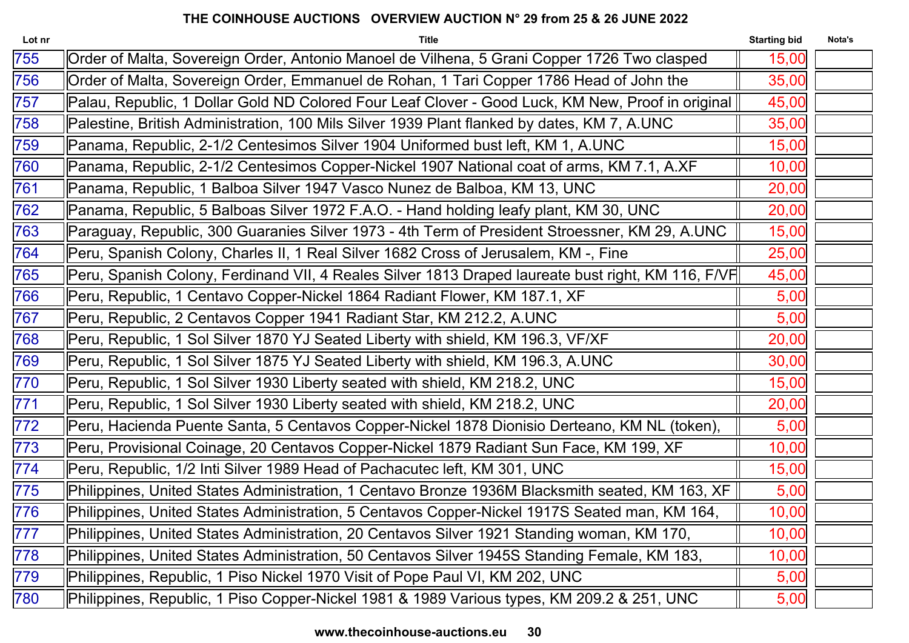## THE COINHOUSE AUCTIONS OVERVIEW AUCTION N° 29 from 25 & 26 JUNE 2022

| Lot nr | Title | Starting bid | Nota's |
|---|---|---|---|
| 755 | Order of Malta, Sovereign Order, Antonio Manoel de Vilhena, 5 Grani Copper 1726 Two clasped | 15,00 | |
| 756 | Order of Malta, Sovereign Order, Emmanuel de Rohan, 1 Tari Copper 1786 Head of John the | 35,00 | |
| 757 | Palau, Republic, 1 Dollar Gold ND Colored Four Leaf Clover - Good Luck, KM New, Proof in original | 45,00 | |
| 758 | Palestine, British Administration, 100 Mils Silver 1939 Plant flanked by dates, KM 7, A.UNC | 35,00 | |
| 759 | Panama, Republic, 2-1/2 Centesimos Silver 1904 Uniformed bust left, KM 1, A.UNC | 15,00 | |
| 760 | Panama, Republic, 2-1/2 Centesimos Copper-Nickel 1907 National coat of arms, KM 7.1, A.XF | 10,00 | |
| 761 | Panama, Republic, 1 Balboa Silver 1947 Vasco Nunez de Balboa, KM 13, UNC | 20,00 | |
| 762 | Panama, Republic, 5 Balboas Silver 1972 F.A.O. - Hand holding leafy plant, KM 30, UNC | 20,00 | |
| 763 | Paraguay, Republic, 300 Guaranies Silver 1973 - 4th Term of President Stroessner, KM 29, A.UNC | 15,00 | |
| 764 | Peru, Spanish Colony, Charles II, 1 Real Silver 1682 Cross of Jerusalem, KM -, Fine | 25,00 | |
| 765 | Peru, Spanish Colony, Ferdinand VII, 4 Reales Silver 1813 Draped laureate bust right, KM 116, F/VF | 45,00 | |
| 766 | Peru, Republic, 1 Centavo Copper-Nickel 1864 Radiant Flower, KM 187.1, XF | 5,00 | |
| 767 | Peru, Republic, 2 Centavos Copper 1941 Radiant Star, KM 212.2, A.UNC | 5,00 | |
| 768 | Peru, Republic, 1 Sol Silver 1870 YJ Seated Liberty with shield, KM 196.3, VF/XF | 20,00 | |
| 769 | Peru, Republic, 1 Sol Silver 1875 YJ Seated Liberty with shield, KM 196.3, A.UNC | 30,00 | |
| 770 | Peru, Republic, 1 Sol Silver 1930 Liberty seated with shield, KM 218.2, UNC | 15,00 | |
| 771 | Peru, Republic, 1 Sol Silver 1930 Liberty seated with shield, KM 218.2, UNC | 20,00 | |
| 772 | Peru, Hacienda Puente Santa, 5 Centavos Copper-Nickel 1878 Dionisio Derteano, KM NL (token), | 5,00 | |
| 773 | Peru, Provisional Coinage, 20 Centavos Copper-Nickel 1879 Radiant Sun Face, KM 199, XF | 10,00 | |
| 774 | Peru, Republic, 1/2 Inti Silver 1989 Head of Pachacutec left, KM 301, UNC | 15,00 | |
| 775 | Philippines, United States Administration, 1 Centavo Bronze 1936M Blacksmith seated, KM 163, XF | 5,00 | |
| 776 | Philippines, United States Administration, 5 Centavos Copper-Nickel 1917S Seated man, KM 164, | 10,00 | |
| 777 | Philippines, United States Administration, 20 Centavos Silver 1921 Standing woman, KM 170, | 10,00 | |
| 778 | Philippines, United States Administration, 50 Centavos Silver 1945S Standing Female, KM 183, | 10,00 | |
| 779 | Philippines, Republic, 1 Piso Nickel 1970 Visit of Pope Paul VI, KM 202, UNC | 5,00 | |
| 780 | Philippines, Republic, 1 Piso Copper-Nickel 1981 & 1989 Various types, KM 209.2 & 251, UNC | 5,00 | |

www.thecoinhouse-auctions.eu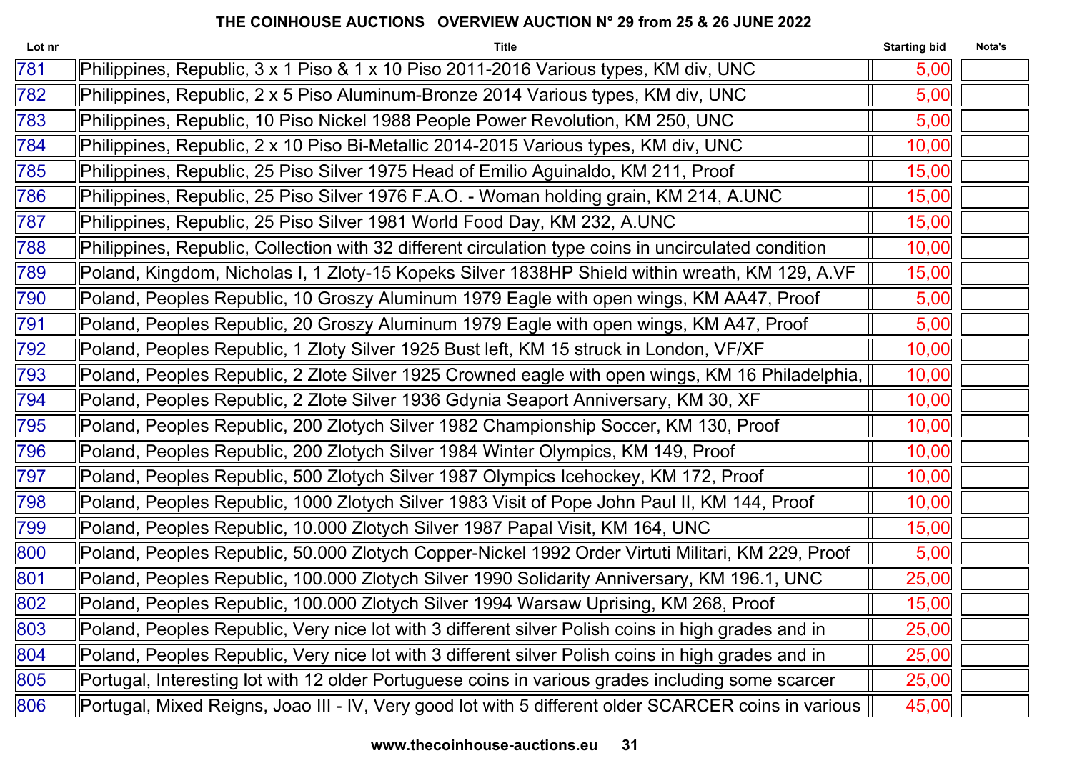**THE COINHOUSE AUCTIONS OVERVIEW AUCTION N° 29 from 25 & 26 JUNE 2022**

| Lot nr | Title | Starting bid | Nota's |
|---|---|---|---|
| 781 | Philippines, Republic, 3 x 1 Piso & 1 x 10 Piso 2011-2016 Various types, KM div, UNC | 5,00 | |
| 782 | Philippines, Republic, 2 x 5 Piso Aluminum-Bronze 2014 Various types, KM div, UNC | 5,00 | |
| 783 | Philippines, Republic, 10 Piso Nickel 1988 People Power Revolution, KM 250, UNC | 5,00 | |
| 784 | Philippines, Republic, 2 x 10 Piso Bi-Metallic 2014-2015 Various types, KM div, UNC | 10,00 | |
| 785 | Philippines, Republic, 25 Piso Silver 1975 Head of Emilio Aguinaldo, KM 211, Proof | 15,00 | |
| 786 | Philippines, Republic, 25 Piso Silver 1976 F.A.O. - Woman holding grain, KM 214, A.UNC | 15,00 | |
| 787 | Philippines, Republic, 25 Piso Silver 1981 World Food Day, KM 232, A.UNC | 15,00 | |
| 788 | Philippines, Republic, Collection with 32 different circulation type coins in uncirculated condition | 10,00 | |
| 789 | Poland, Kingdom, Nicholas I, 1 Zloty-15 Kopeks Silver 1838HP Shield within wreath, KM 129, A.VF | 15,00 | |
| 790 | Poland, Peoples Republic, 10 Groszy Aluminum 1979 Eagle with open wings, KM AA47, Proof | 5,00 | |
| 791 | Poland, Peoples Republic, 20 Groszy Aluminum 1979 Eagle with open wings, KM A47, Proof | 5,00 | |
| 792 | Poland, Peoples Republic, 1 Zloty Silver 1925 Bust left, KM 15 struck in London, VF/XF | 10,00 | |
| 793 | Poland, Peoples Republic, 2 Zlote Silver 1925 Crowned eagle with open wings, KM 16 Philadelphia, | 10,00 | |
| 794 | Poland, Peoples Republic, 2 Zlote Silver 1936 Gdynia Seaport Anniversary, KM 30, XF | 10,00 | |
| 795 | Poland, Peoples Republic, 200 Zlotych Silver 1982 Championship Soccer, KM 130, Proof | 10,00 | |
| 796 | Poland, Peoples Republic, 200 Zlotych Silver 1984 Winter Olympics, KM 149, Proof | 10,00 | |
| 797 | Poland, Peoples Republic, 500 Zlotych Silver 1987 Olympics Icehockey, KM 172, Proof | 10,00 | |
| 798 | Poland, Peoples Republic, 1000 Zlotych Silver 1983 Visit of Pope John Paul II, KM 144, Proof | 10,00 | |
| 799 | Poland, Peoples Republic, 10.000 Zlotych Silver 1987 Papal Visit, KM 164, UNC | 15,00 | |
| 800 | Poland, Peoples Republic, 50.000 Zlotych Copper-Nickel 1992 Order Virtuti Militari, KM 229, Proof | 5,00 | |
| 801 | Poland, Peoples Republic, 100.000 Zlotych Silver 1990 Solidarity Anniversary, KM 196.1, UNC | 25,00 | |
| 802 | Poland, Peoples Republic, 100.000 Zlotych Silver 1994 Warsaw Uprising, KM 268, Proof | 15,00 | |
| 803 | Poland, Peoples Republic, Very nice lot with 3 different silver Polish coins in high grades and in | 25,00 | |
| 804 | Poland, Peoples Republic, Very nice lot with 3 different silver Polish coins in high grades and in | 25,00 | |
| 805 | Portugal, Interesting lot with 12 older Portuguese coins in various grades including some scarcer | 25,00 | |
| 806 | Portugal, Mixed Reigns, Joao III - IV, Very good lot with 5 different older SCARCER coins in various | 45,00 | |

www.thecoinhouse-auctions.eu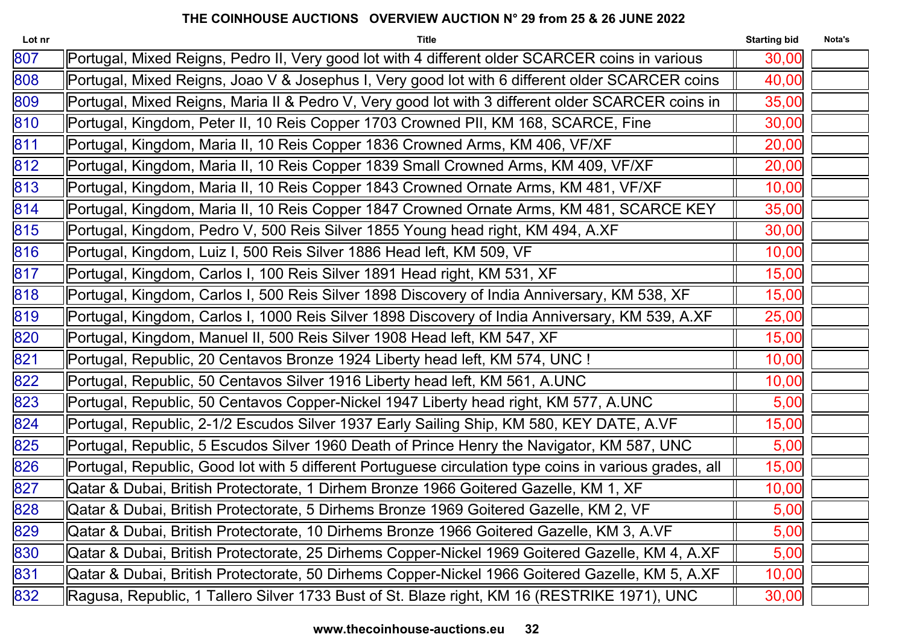## THE COINHOUSE AUCTIONS OVERVIEW AUCTION N° 29 from 25 & 26 JUNE 2022

| Lot nr | Title | Starting bid | Nota's |
|---|---|---|---|
| 807 | Portugal, Mixed Reigns, Pedro II, Very good lot with 4 different older SCARCER coins in various | 30,00 | |
| 808 | Portugal, Mixed Reigns, Joao V & Josephus I, Very good lot with 6 different older SCARCER coins | 40,00 | |
| 809 | Portugal, Mixed Reigns, Maria II & Pedro V, Very good lot with 3 different older SCARCER coins in | 35,00 | |
| 810 | Portugal, Kingdom, Peter II, 10 Reis Copper 1703 Crowned PII, KM 168, SCARCE, Fine | 30,00 | |
| 811 | Portugal, Kingdom, Maria II, 10 Reis Copper 1836 Crowned Arms, KM 406, VF/XF | 20,00 | |
| 812 | Portugal, Kingdom, Maria II, 10 Reis Copper 1839 Small Crowned Arms, KM 409, VF/XF | 20,00 | |
| 813 | Portugal, Kingdom, Maria II, 10 Reis Copper 1843 Crowned Ornate Arms, KM 481, VF/XF | 10,00 | |
| 814 | Portugal, Kingdom, Maria II, 10 Reis Copper 1847 Crowned Ornate Arms, KM 481, SCARCE KEY | 35,00 | |
| 815 | Portugal, Kingdom, Pedro V, 500 Reis Silver 1855 Young head right, KM 494, A.XF | 30,00 | |
| 816 | Portugal, Kingdom, Luiz I, 500 Reis Silver 1886 Head left, KM 509, VF | 10,00 | |
| 817 | Portugal, Kingdom, Carlos I, 100 Reis Silver 1891 Head right, KM 531, XF | 15,00 | |
| 818 | Portugal, Kingdom, Carlos I, 500 Reis Silver 1898 Discovery of India Anniversary, KM 538, XF | 15,00 | |
| 819 | Portugal, Kingdom, Carlos I, 1000 Reis Silver 1898 Discovery of India Anniversary, KM 539, A.XF | 25,00 | |
| 820 | Portugal, Kingdom, Manuel II, 500 Reis Silver 1908 Head left, KM 547, XF | 15,00 | |
| 821 | Portugal, Republic, 20 Centavos Bronze 1924 Liberty head left, KM 574, UNC ! | 10,00 | |
| 822 | Portugal, Republic, 50 Centavos Silver 1916 Liberty head left, KM 561, A.UNC | 10,00 | |
| 823 | Portugal, Republic, 50 Centavos Copper-Nickel 1947 Liberty head right, KM 577, A.UNC | 5,00 | |
| 824 | Portugal, Republic, 2-1/2 Escudos Silver 1937 Early Sailing Ship, KM 580, KEY DATE, A.VF | 15,00 | |
| 825 | Portugal, Republic, 5 Escudos Silver 1960 Death of Prince Henry the Navigator, KM 587, UNC | 5,00 | |
| 826 | Portugal, Republic, Good lot with 5 different Portuguese circulation type coins in various grades, all | 15,00 | |
| 827 | Qatar & Dubai, British Protectorate, 1 Dirhem Bronze 1966 Goitered Gazelle, KM 1, XF | 10,00 | |
| 828 | Qatar & Dubai, British Protectorate, 5 Dirhems Bronze 1969 Goitered Gazelle, KM 2, VF | 5,00 | |
| 829 | Qatar & Dubai, British Protectorate, 10 Dirhems Bronze 1966 Goitered Gazelle, KM 3, A.VF | 5,00 | |
| 830 | Qatar & Dubai, British Protectorate, 25 Dirhems Copper-Nickel 1969 Goitered Gazelle, KM 4, A.XF | 5,00 | |
| 831 | Qatar & Dubai, British Protectorate, 50 Dirhems Copper-Nickel 1966 Goitered Gazelle, KM 5, A.XF | 10,00 | |
| 832 | Ragusa, Republic, 1 Tallero Silver 1733 Bust of St. Blaze right, KM 16 (RESTRIKE 1971), UNC | 30,00 | |

www.thecoinhouse-auctions.eu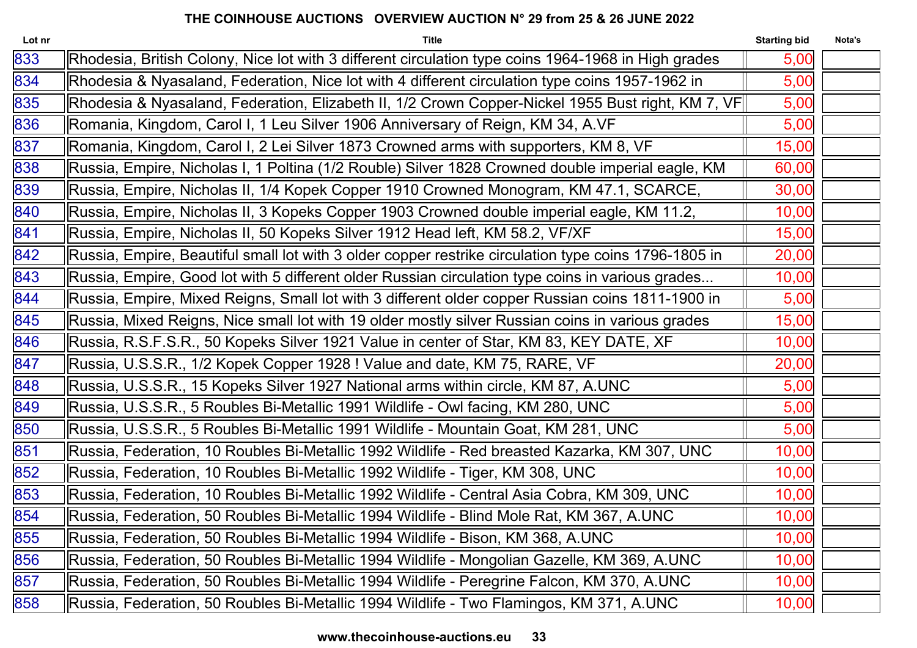**THE COINHOUSE AUCTIONS   OVERVIEW AUCTION N° 29 from 25 & 26 JUNE 2022**

| Lot nr | Title | Starting bid | Nota's |
|---|---|---|---|
| 833 | Rhodesia, British Colony, Nice lot with 3 different circulation type coins 1964-1968 in High grades | 5,00 | |
| 834 | Rhodesia & Nyasaland, Federation, Nice lot with 4 different circulation type coins 1957-1962 in | 5,00 | |
| 835 | Rhodesia & Nyasaland, Federation, Elizabeth II, 1/2 Crown Copper-Nickel 1955 Bust right, KM 7, VF | 5,00 | |
| 836 | Romania, Kingdom, Carol I, 1 Leu Silver 1906 Anniversary of Reign, KM 34, A.VF | 5,00 | |
| 837 | Romania, Kingdom, Carol I, 2 Lei Silver 1873 Crowned arms with supporters, KM 8, VF | 15,00 | |
| 838 | Russia, Empire, Nicholas I, 1 Poltina (1/2 Rouble) Silver 1828 Crowned double imperial eagle, KM | 60,00 | |
| 839 | Russia, Empire, Nicholas II, 1/4 Kopek Copper 1910 Crowned Monogram, KM 47.1, SCARCE, | 30,00 | |
| 840 | Russia, Empire, Nicholas II, 3 Kopeks Copper 1903 Crowned double imperial eagle, KM 11.2, | 10,00 | |
| 841 | Russia, Empire, Nicholas II, 50 Kopeks Silver 1912 Head left, KM 58.2, VF/XF | 15,00 | |
| 842 | Russia, Empire, Beautiful small lot with 3 older copper restrike circulation type coins 1796-1805 in | 20,00 | |
| 843 | Russia, Empire, Good lot with 5 different older Russian circulation type coins in various grades... | 10,00 | |
| 844 | Russia, Empire, Mixed Reigns, Small lot with 3 different older copper Russian coins 1811-1900 in | 5,00 | |
| 845 | Russia, Mixed Reigns, Nice small lot with 19 older mostly silver Russian coins in various grades | 15,00 | |
| 846 | Russia, R.S.F.S.R., 50 Kopeks Silver 1921 Value in center of Star, KM 83, KEY DATE, XF | 10,00 | |
| 847 | Russia, U.S.S.R., 1/2 Kopek Copper 1928 ! Value and date, KM 75, RARE, VF | 20,00 | |
| 848 | Russia, U.S.S.R., 15 Kopeks Silver 1927 National arms within circle, KM 87, A.UNC | 5,00 | |
| 849 | Russia, U.S.S.R., 5 Roubles Bi-Metallic 1991 Wildlife - Owl facing, KM 280, UNC | 5,00 | |
| 850 | Russia, U.S.S.R., 5 Roubles Bi-Metallic 1991 Wildlife - Mountain Goat, KM 281, UNC | 5,00 | |
| 851 | Russia, Federation, 10 Roubles Bi-Metallic 1992 Wildlife - Red breasted Kazarka, KM 307, UNC | 10,00 | |
| 852 | Russia, Federation, 10 Roubles Bi-Metallic 1992 Wildlife - Tiger, KM 308, UNC | 10,00 | |
| 853 | Russia, Federation, 10 Roubles Bi-Metallic 1992 Wildlife - Central Asia Cobra, KM 309, UNC | 10,00 | |
| 854 | Russia, Federation, 50 Roubles Bi-Metallic 1994 Wildlife - Blind Mole Rat, KM 367, A.UNC | 10,00 | |
| 855 | Russia, Federation, 50 Roubles Bi-Metallic 1994 Wildlife - Bison, KM 368, A.UNC | 10,00 | |
| 856 | Russia, Federation, 50 Roubles Bi-Metallic 1994 Wildlife - Mongolian Gazelle, KM 369, A.UNC | 10,00 | |
| 857 | Russia, Federation, 50 Roubles Bi-Metallic 1994 Wildlife - Peregrine Falcon, KM 370, A.UNC | 10,00 | |
| 858 | Russia, Federation, 50 Roubles Bi-Metallic 1994 Wildlife - Two Flamingos, KM 371, A.UNC | 10,00 | |

**www.thecoinhouse-auctions.eu**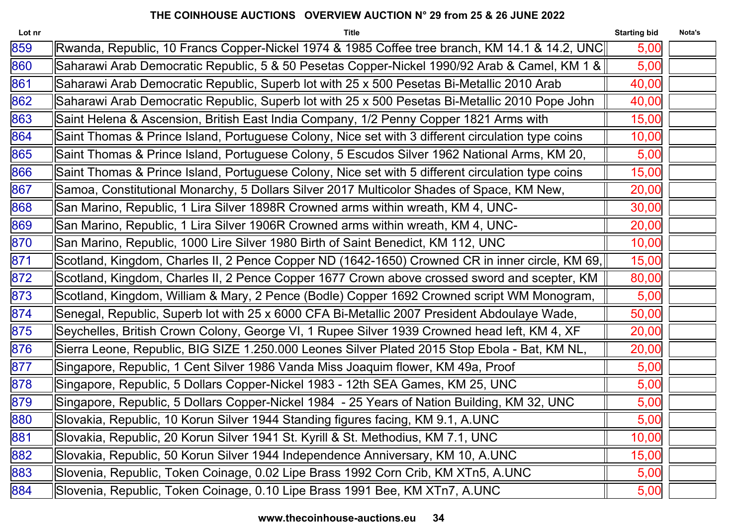# THE COINHOUSE AUCTIONS OVERVIEW AUCTION N° 29 from 25 & 26 JUNE 2022

| Lot nr | Title | Starting bid | Nota's |
|---|---|---|---|
| 859 | Rwanda, Republic, 10 Francs Copper-Nickel 1974 & 1985 Coffee tree branch, KM 14.1 & 14.2, UNC | 5,00 | |
| 860 | Saharawi Arab Democratic Republic, 5 & 50 Pesetas Copper-Nickel 1990/92 Arab & Camel, KM 1 & | 5,00 | |
| 861 | Saharawi Arab Democratic Republic, Superb lot with 25 x 500 Pesetas Bi-Metallic 2010 Arab | 40,00 | |
| 862 | Saharawi Arab Democratic Republic, Superb lot with 25 x 500 Pesetas Bi-Metallic 2010 Pope John | 40,00 | |
| 863 | Saint Helena & Ascension, British East India Company, 1/2 Penny Copper 1821 Arms with | 15,00 | |
| 864 | Saint Thomas & Prince Island, Portuguese Colony, Nice set with 3 different circulation type coins | 10,00 | |
| 865 | Saint Thomas & Prince Island, Portuguese Colony, 5 Escudos Silver 1962 National Arms, KM 20, | 5,00 | |
| 866 | Saint Thomas & Prince Island, Portuguese Colony, Nice set with 5 different circulation type coins | 15,00 | |
| 867 | Samoa, Constitutional Monarchy, 5 Dollars Silver 2017 Multicolor Shades of Space, KM New, | 20,00 | |
| 868 | San Marino, Republic, 1 Lira Silver 1898R Crowned arms within wreath, KM 4, UNC- | 30,00 | |
| 869 | San Marino, Republic, 1 Lira Silver 1906R Crowned arms within wreath, KM 4, UNC- | 20,00 | |
| 870 | San Marino, Republic, 1000 Lire Silver 1980 Birth of Saint Benedict, KM 112, UNC | 10,00 | |
| 871 | Scotland, Kingdom, Charles II, 2 Pence Copper ND (1642-1650) Crowned CR in inner circle, KM 69, | 15,00 | |
| 872 | Scotland, Kingdom, Charles II, 2 Pence Copper 1677 Crown above crossed sword and scepter, KM | 80,00 | |
| 873 | Scotland, Kingdom, William & Mary, 2 Pence (Bodle) Copper 1692 Crowned script WM Monogram, | 5,00 | |
| 874 | Senegal, Republic, Superb lot with 25 x 6000 CFA Bi-Metallic 2007 President Abdoulaye Wade, | 50,00 | |
| 875 | Seychelles, British Crown Colony, George VI, 1 Rupee Silver 1939 Crowned head left, KM 4, XF | 20,00 | |
| 876 | Sierra Leone, Republic, BIG SIZE 1.250.000 Leones Silver Plated 2015 Stop Ebola - Bat, KM NL, | 20,00 | |
| 877 | Singapore, Republic, 1 Cent Silver 1986 Vanda Miss Joaquim flower, KM 49a, Proof | 5,00 | |
| 878 | Singapore, Republic, 5 Dollars Copper-Nickel 1983 - 12th SEA Games, KM 25, UNC | 5,00 | |
| 879 | Singapore, Republic, 5 Dollars Copper-Nickel 1984 - 25 Years of Nation Building, KM 32, UNC | 5,00 | |
| 880 | Slovakia, Republic, 10 Korun Silver 1944 Standing figures facing, KM 9.1, A.UNC | 5,00 | |
| 881 | Slovakia, Republic, 20 Korun Silver 1941 St. Kyrill & St. Methodius, KM 7.1, UNC | 10,00 | |
| 882 | Slovakia, Republic, 50 Korun Silver 1944 Independence Anniversary, KM 10, A.UNC | 15,00 | |
| 883 | Slovenia, Republic, Token Coinage, 0.02 Lipe Brass 1992 Corn Crib, KM XTn5, A.UNC | 5,00 | |
| 884 | Slovenia, Republic, Token Coinage, 0.10 Lipe Brass 1991 Bee, KM XTn7, A.UNC | 5,00 | |

www.thecoinhouse-auctions.eu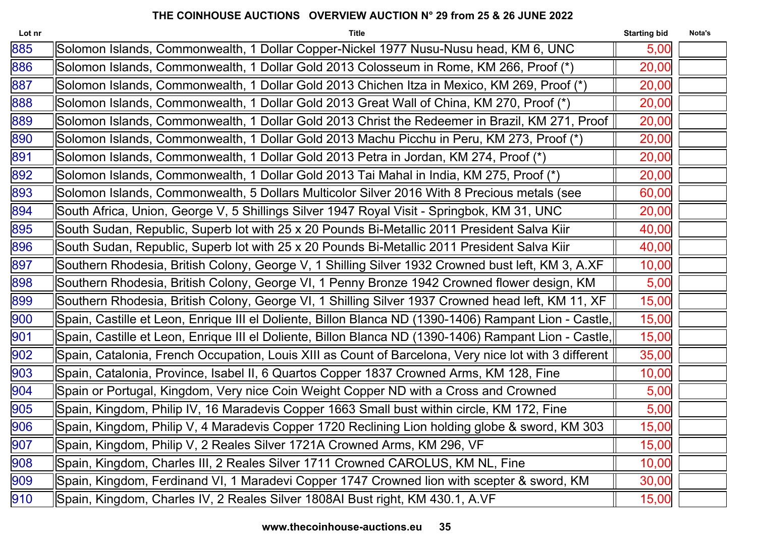## THE COINHOUSE AUCTIONS OVERVIEW AUCTION N° 29 from 25 & 26 JUNE 2022

| Lot nr | Title | Starting bid | Nota's |
|---|---|---|---|
| 885 | Solomon Islands, Commonwealth, 1 Dollar Copper-Nickel 1977 Nusu-Nusu head, KM 6, UNC | 5,00 | |
| 886 | Solomon Islands, Commonwealth, 1 Dollar Gold 2013 Colosseum in Rome, KM 266, Proof (*) | 20,00 | |
| 887 | Solomon Islands, Commonwealth, 1 Dollar Gold 2013 Chichen Itza in Mexico, KM 269, Proof (*) | 20,00 | |
| 888 | Solomon Islands, Commonwealth, 1 Dollar Gold 2013 Great Wall of China, KM 270, Proof (*) | 20,00 | |
| 889 | Solomon Islands, Commonwealth, 1 Dollar Gold 2013 Christ the Redeemer in Brazil, KM 271, Proof | 20,00 | |
| 890 | Solomon Islands, Commonwealth, 1 Dollar Gold 2013 Machu Picchu in Peru, KM 273, Proof (*) | 20,00 | |
| 891 | Solomon Islands, Commonwealth, 1 Dollar Gold 2013 Petra in Jordan, KM 274, Proof (*) | 20,00 | |
| 892 | Solomon Islands, Commonwealth, 1 Dollar Gold 2013 Tai Mahal in India, KM 275, Proof (*) | 20,00 | |
| 893 | Solomon Islands, Commonwealth, 5 Dollars Multicolor Silver 2016 With 8 Precious metals (see | 60,00 | |
| 894 | South Africa, Union, George V, 5 Shillings Silver 1947 Royal Visit - Springbok, KM 31, UNC | 20,00 | |
| 895 | South Sudan, Republic, Superb lot with 25 x 20 Pounds Bi-Metallic 2011 President Salva Kiir | 40,00 | |
| 896 | South Sudan, Republic, Superb lot with 25 x 20 Pounds Bi-Metallic 2011 President Salva Kiir | 40,00 | |
| 897 | Southern Rhodesia, British Colony, George V, 1 Shilling Silver 1932 Crowned bust left, KM 3, A.XF | 10,00 | |
| 898 | Southern Rhodesia, British Colony, George VI, 1 Penny Bronze 1942 Crowned flower design, KM | 5,00 | |
| 899 | Southern Rhodesia, British Colony, George VI, 1 Shilling Silver 1937 Crowned head left, KM 11, XF | 15,00 | |
| 900 | Spain, Castille et Leon, Enrique III el Doliente, Billon Blanca ND (1390-1406) Rampant Lion - Castle, | 15,00 | |
| 901 | Spain, Castille et Leon, Enrique III el Doliente, Billon Blanca ND (1390-1406) Rampant Lion - Castle, | 15,00 | |
| 902 | Spain, Catalonia, French Occupation, Louis XIII as Count of Barcelona, Very nice lot with 3 different | 35,00 | |
| 903 | Spain, Catalonia, Province, Isabel II, 6 Quartos Copper 1837 Crowned Arms, KM 128, Fine | 10,00 | |
| 904 | Spain or Portugal, Kingdom, Very nice Coin Weight Copper ND with a Cross and Crowned | 5,00 | |
| 905 | Spain, Kingdom, Philip IV, 16 Maradevis Copper 1663 Small bust within circle, KM 172, Fine | 5,00 | |
| 906 | Spain, Kingdom, Philip V, 4 Maradevis Copper 1720 Reclining Lion holding globe & sword, KM 303 | 15,00 | |
| 907 | Spain, Kingdom, Philip V, 2 Reales Silver 1721A Crowned Arms, KM 296, VF | 15,00 | |
| 908 | Spain, Kingdom, Charles III, 2 Reales Silver 1711 Crowned CAROLUS, KM NL, Fine | 10,00 | |
| 909 | Spain, Kingdom, Ferdinand VI, 1 Maradevi Copper 1747 Crowned lion with scepter & sword, KM | 30,00 | |
| 910 | Spain, Kingdom, Charles IV, 2 Reales Silver 1808AI Bust right, KM 430.1, A.VF | 15,00 | |

www.thecoinhouse-auctions.eu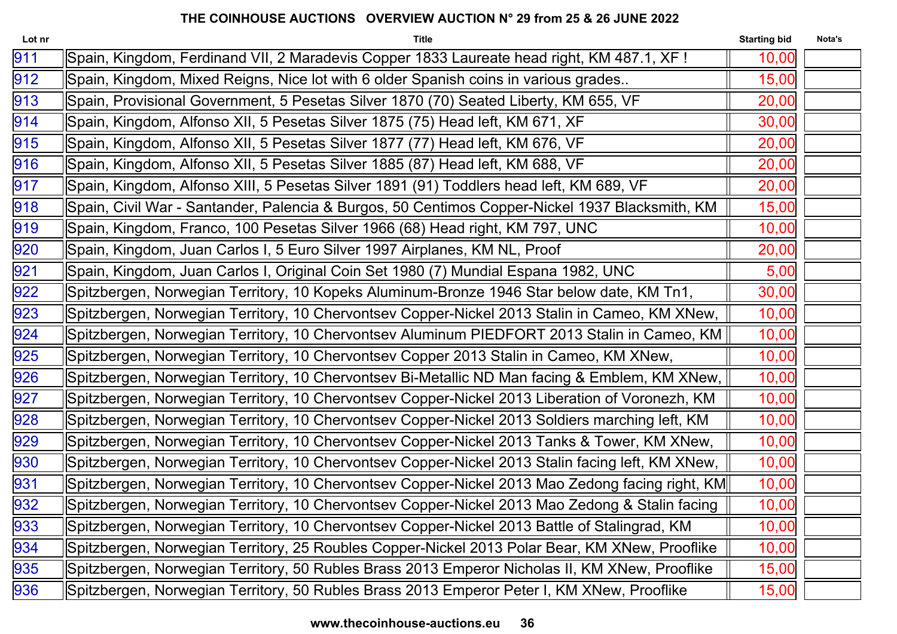# THE COINHOUSE AUCTIONS   OVERVIEW AUCTION N° 29 from 25 & 26 JUNE 2022

| Lot nr | Title | Starting bid | Nota's |
|---|---|---|---|
| 911 | Spain, Kingdom, Ferdinand VII, 2 Maradevis Copper 1833 Laureate head right, KM 487.1, XF ! | 10,00 | |
| 912 | Spain, Kingdom, Mixed Reigns, Nice lot with 6 older Spanish coins in various grades.. | 15,00 | |
| 913 | Spain, Provisional Government, 5 Pesetas Silver 1870 (70) Seated Liberty, KM 655, VF | 20,00 | |
| 914 | Spain, Kingdom, Alfonso XII, 5 Pesetas Silver 1875 (75) Head left, KM 671, XF | 30,00 | |
| 915 | Spain, Kingdom, Alfonso XII, 5 Pesetas Silver 1877 (77) Head left, KM 676, VF | 20,00 | |
| 916 | Spain, Kingdom, Alfonso XII, 5 Pesetas Silver 1885 (87) Head left, KM 688, VF | 20,00 | |
| 917 | Spain, Kingdom, Alfonso XIII, 5 Pesetas Silver 1891 (91) Toddlers head left, KM 689, VF | 20,00 | |
| 918 | Spain, Civil War - Santander, Palencia & Burgos, 50 Centimos Copper-Nickel 1937 Blacksmith, KM | 15,00 | |
| 919 | Spain, Kingdom, Franco, 100 Pesetas Silver 1966 (68) Head right, KM 797, UNC | 10,00 | |
| 920 | Spain, Kingdom, Juan Carlos I, 5 Euro Silver 1997 Airplanes, KM NL, Proof | 20,00 | |
| 921 | Spain, Kingdom, Juan Carlos I, Original Coin Set 1980 (7) Mundial Espana 1982, UNC | 5,00 | |
| 922 | Spitzbergen, Norwegian Territory, 10 Kopeks Aluminum-Bronze 1946 Star below date, KM Tn1, | 30,00 | |
| 923 | Spitzbergen, Norwegian Territory, 10 Chervontsev Copper-Nickel 2013 Stalin in Cameo, KM XNew, | 10,00 | |
| 924 | Spitzbergen, Norwegian Territory, 10 Chervontsev Aluminum PIEDFORT 2013 Stalin in Cameo, KM | 10,00 | |
| 925 | Spitzbergen, Norwegian Territory, 10 Chervontsev Copper 2013 Stalin in Cameo, KM XNew, | 10,00 | |
| 926 | Spitzbergen, Norwegian Territory, 10 Chervontsev Bi-Metallic ND Man facing & Emblem, KM XNew, | 10,00 | |
| 927 | Spitzbergen, Norwegian Territory, 10 Chervontsev Copper-Nickel 2013 Liberation of Voronezh, KM | 10,00 | |
| 928 | Spitzbergen, Norwegian Territory, 10 Chervontsev Copper-Nickel 2013 Soldiers marching left, KM | 10,00 | |
| 929 | Spitzbergen, Norwegian Territory, 10 Chervontsev Copper-Nickel 2013 Tanks & Tower, KM XNew, | 10,00 | |
| 930 | Spitzbergen, Norwegian Territory, 10 Chervontsev Copper-Nickel 2013 Stalin facing left, KM XNew, | 10,00 | |
| 931 | Spitzbergen, Norwegian Territory, 10 Chervontsev Copper-Nickel 2013 Mao Zedong facing right, KM | 10,00 | |
| 932 | Spitzbergen, Norwegian Territory, 10 Chervontsev Copper-Nickel 2013 Mao Zedong & Stalin facing | 10,00 | |
| 933 | Spitzbergen, Norwegian Territory, 10 Chervontsev Copper-Nickel 2013 Battle of Stalingrad, KM | 10,00 | |
| 934 | Spitzbergen, Norwegian Territory, 25 Roubles Copper-Nickel 2013 Polar Bear, KM XNew, Prooflike | 10,00 | |
| 935 | Spitzbergen, Norwegian Territory, 50 Rubles Brass 2013 Emperor Nicholas II, KM XNew, Prooflike | 15,00 | |
| 936 | Spitzbergen, Norwegian Territory, 50 Rubles Brass 2013 Emperor Peter I, KM XNew, Prooflike | 15,00 | |

www.thecoinhouse-auctions.eu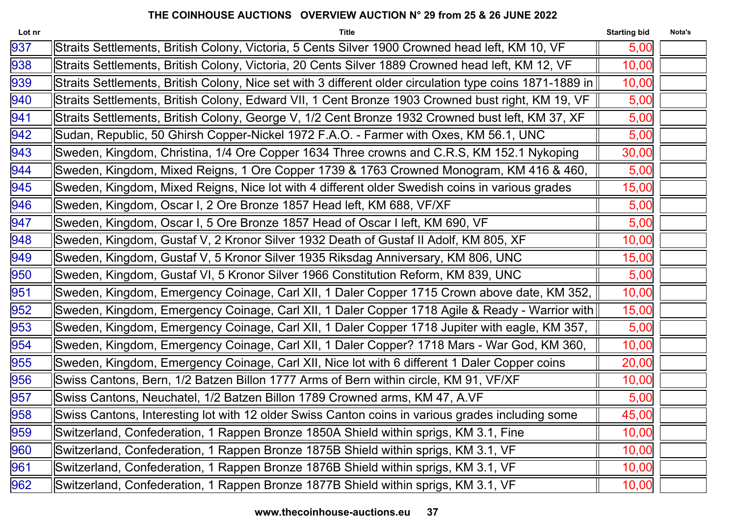**THE COINHOUSE AUCTIONS OVERVIEW AUCTION N° 29 from 25 & 26 JUNE 2022**

| Lot nr | Title | Starting bid | Nota's |
|---|---|---|---|
| 937 | Straits Settlements, British Colony, Victoria, 5 Cents Silver 1900 Crowned head left, KM 10, VF | 5,00 | |
| 938 | Straits Settlements, British Colony, Victoria, 20 Cents Silver 1889 Crowned head left, KM 12, VF | 10,00 | |
| 939 | Straits Settlements, British Colony, Nice set with 3 different older circulation type coins 1871-1889 in | 10,00 | |
| 940 | Straits Settlements, British Colony, Edward VII, 1 Cent Bronze 1903 Crowned bust right, KM 19, VF | 5,00 | |
| 941 | Straits Settlements, British Colony, George V, 1/2 Cent Bronze 1932 Crowned bust left, KM 37, XF | 5,00 | |
| 942 | Sudan, Republic, 50 Ghirsh Copper-Nickel 1972 F.A.O. - Farmer with Oxes, KM 56.1, UNC | 5,00 | |
| 943 | Sweden, Kingdom, Christina, 1/4 Ore Copper 1634 Three crowns and C.R.S, KM 152.1 Nykoping | 30,00 | |
| 944 | Sweden, Kingdom, Mixed Reigns, 1 Ore Copper 1739 & 1763 Crowned Monogram, KM 416 & 460, | 5,00 | |
| 945 | Sweden, Kingdom, Mixed Reigns, Nice lot with 4 different older Swedish coins in various grades | 15,00 | |
| 946 | Sweden, Kingdom, Oscar I, 2 Ore Bronze 1857 Head left, KM 688, VF/XF | 5,00 | |
| 947 | Sweden, Kingdom, Oscar I, 5 Ore Bronze 1857 Head of Oscar I left, KM 690, VF | 5,00 | |
| 948 | Sweden, Kingdom, Gustaf V, 2 Kronor Silver 1932 Death of Gustaf II Adolf, KM 805, XF | 10,00 | |
| 949 | Sweden, Kingdom, Gustaf V, 5 Kronor Silver 1935 Riksdag Anniversary, KM 806, UNC | 15,00 | |
| 950 | Sweden, Kingdom, Gustaf VI, 5 Kronor Silver 1966 Constitution Reform, KM 839, UNC | 5,00 | |
| 951 | Sweden, Kingdom, Emergency Coinage, Carl XII, 1 Daler Copper 1715 Crown above date, KM 352, | 10,00 | |
| 952 | Sweden, Kingdom, Emergency Coinage, Carl XII, 1 Daler Copper 1718 Agile & Ready - Warrior with | 15,00 | |
| 953 | Sweden, Kingdom, Emergency Coinage, Carl XII, 1 Daler Copper 1718 Jupiter with eagle, KM 357, | 5,00 | |
| 954 | Sweden, Kingdom, Emergency Coinage, Carl XII, 1 Daler Copper? 1718 Mars - War God, KM 360, | 10,00 | |
| 955 | Sweden, Kingdom, Emergency Coinage, Carl XII, Nice lot with 6 different 1 Daler Copper coins | 20,00 | |
| 956 | Swiss Cantons, Bern, 1/2 Batzen Billon 1777 Arms of Bern within circle, KM 91, VF/XF | 10,00 | |
| 957 | Swiss Cantons, Neuchatel, 1/2 Batzen Billon 1789 Crowned arms, KM 47, A.VF | 5,00 | |
| 958 | Swiss Cantons, Interesting lot with 12 older Swiss Canton coins in various grades including some | 45,00 | |
| 959 | Switzerland, Confederation, 1 Rappen Bronze 1850A Shield within sprigs, KM 3.1, Fine | 10,00 | |
| 960 | Switzerland, Confederation, 1 Rappen Bronze 1875B Shield within sprigs, KM 3.1, VF | 10,00 | |
| 961 | Switzerland, Confederation, 1 Rappen Bronze 1876B Shield within sprigs, KM 3.1, VF | 10,00 | |
| 962 | Switzerland, Confederation, 1 Rappen Bronze 1877B Shield within sprigs, KM 3.1, VF | 10,00 | |

www.thecoinhouse-auctions.eu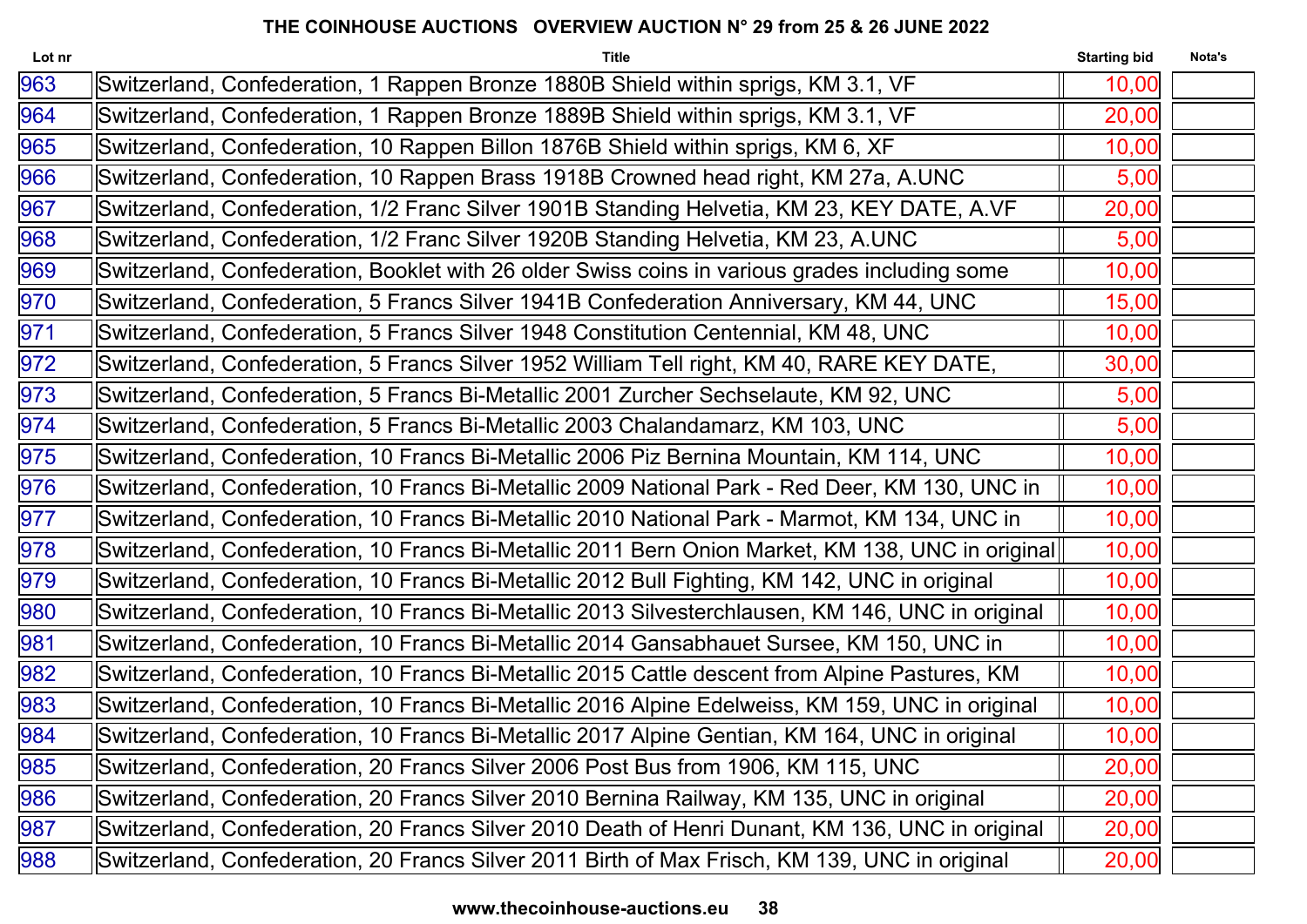**THE COINHOUSE AUCTIONS OVERVIEW AUCTION N° 29 from 25 & 26 JUNE 2022**

| Lot nr | Title | Starting bid | Nota's |
|---|---|---|---|
| 963 | Switzerland, Confederation, 1 Rappen Bronze 1880B Shield within sprigs, KM 3.1, VF | 10,00 | |
| 964 | Switzerland, Confederation, 1 Rappen Bronze 1889B Shield within sprigs, KM 3.1, VF | 20,00 | |
| 965 | Switzerland, Confederation, 10 Rappen Billon 1876B Shield within sprigs, KM 6, XF | 10,00 | |
| 966 | Switzerland, Confederation, 10 Rappen Brass 1918B Crowned head right, KM 27a, A.UNC | 5,00 | |
| 967 | Switzerland, Confederation, 1/2 Franc Silver 1901B Standing Helvetia, KM 23, KEY DATE, A.VF | 20,00 | |
| 968 | Switzerland, Confederation, 1/2 Franc Silver 1920B Standing Helvetia, KM 23, A.UNC | 5,00 | |
| 969 | Switzerland, Confederation, Booklet with 26 older Swiss coins in various grades including some | 10,00 | |
| 970 | Switzerland, Confederation, 5 Francs Silver 1941B Confederation Anniversary, KM 44, UNC | 15,00 | |
| 971 | Switzerland, Confederation, 5 Francs Silver 1948 Constitution Centennial, KM 48, UNC | 10,00 | |
| 972 | Switzerland, Confederation, 5 Francs Silver 1952 William Tell right, KM 40, RARE KEY DATE, | 30,00 | |
| 973 | Switzerland, Confederation, 5 Francs Bi-Metallic 2001 Zurcher Sechselaute, KM 92, UNC | 5,00 | |
| 974 | Switzerland, Confederation, 5 Francs Bi-Metallic 2003 Chalandamarz, KM 103, UNC | 5,00 | |
| 975 | Switzerland, Confederation, 10 Francs Bi-Metallic 2006 Piz Bernina Mountain, KM 114, UNC | 10,00 | |
| 976 | Switzerland, Confederation, 10 Francs Bi-Metallic 2009 National Park - Red Deer, KM 130, UNC in | 10,00 | |
| 977 | Switzerland, Confederation, 10 Francs Bi-Metallic 2010 National Park - Marmot, KM 134, UNC in | 10,00 | |
| 978 | Switzerland, Confederation, 10 Francs Bi-Metallic 2011 Bern Onion Market, KM 138, UNC in original | 10,00 | |
| 979 | Switzerland, Confederation, 10 Francs Bi-Metallic 2012 Bull Fighting, KM 142, UNC in original | 10,00 | |
| 980 | Switzerland, Confederation, 10 Francs Bi-Metallic 2013 Silvesterchlausen, KM 146, UNC in original | 10,00 | |
| 981 | Switzerland, Confederation, 10 Francs Bi-Metallic 2014 Gansabhauet Sursee, KM 150, UNC in | 10,00 | |
| 982 | Switzerland, Confederation, 10 Francs Bi-Metallic 2015 Cattle descent from Alpine Pastures, KM | 10,00 | |
| 983 | Switzerland, Confederation, 10 Francs Bi-Metallic 2016 Alpine Edelweiss, KM 159, UNC in original | 10,00 | |
| 984 | Switzerland, Confederation, 10 Francs Bi-Metallic 2017 Alpine Gentian, KM 164, UNC in original | 10,00 | |
| 985 | Switzerland, Confederation, 20 Francs Silver 2006 Post Bus from 1906, KM 115, UNC | 20,00 | |
| 986 | Switzerland, Confederation, 20 Francs Silver 2010 Bernina Railway, KM 135, UNC in original | 20,00 | |
| 987 | Switzerland, Confederation, 20 Francs Silver 2010 Death of Henri Dunant, KM 136, UNC in original | 20,00 | |
| 988 | Switzerland, Confederation, 20 Francs Silver 2011 Birth of Max Frisch, KM 139, UNC in original | 20,00 | |

www.thecoinhouse-auctions.eu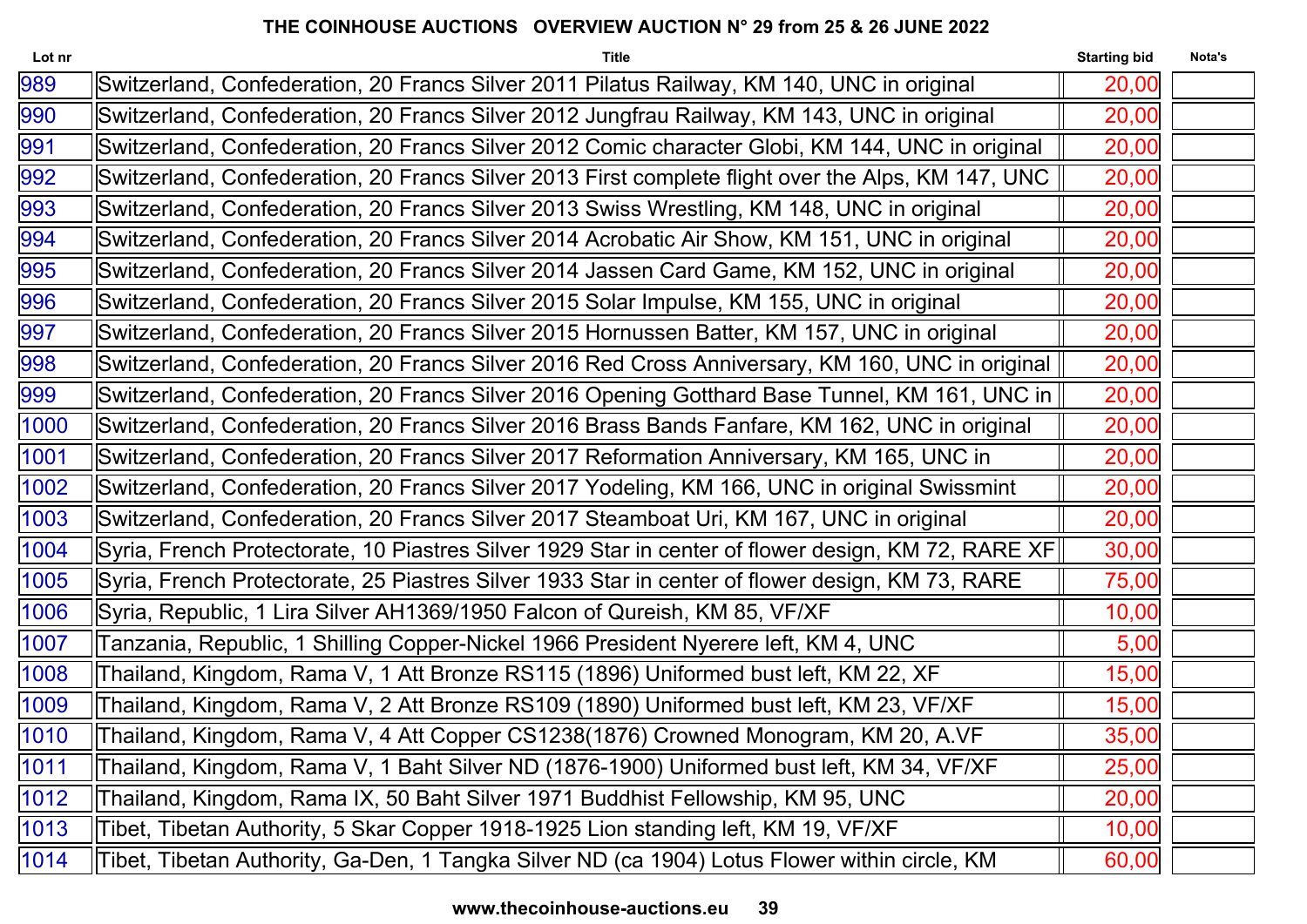# THE COINHOUSE AUCTIONS OVERVIEW AUCTION N° 29 from 25 & 26 JUNE 2022

| Lot nr | Title | Starting bid | Nota's |
|---|---|---|---|
| 989 | Switzerland, Confederation, 20 Francs Silver 2011 Pilatus Railway, KM 140, UNC in original | 20,00 | |
| 990 | Switzerland, Confederation, 20 Francs Silver 2012 Jungfrau Railway, KM 143, UNC in original | 20,00 | |
| 991 | Switzerland, Confederation, 20 Francs Silver 2012 Comic character Globi, KM 144, UNC in original | 20,00 | |
| 992 | Switzerland, Confederation, 20 Francs Silver 2013 First complete flight over the Alps, KM 147, UNC | 20,00 | |
| 993 | Switzerland, Confederation, 20 Francs Silver 2013 Swiss Wrestling, KM 148, UNC in original | 20,00 | |
| 994 | Switzerland, Confederation, 20 Francs Silver 2014 Acrobatic Air Show, KM 151, UNC in original | 20,00 | |
| 995 | Switzerland, Confederation, 20 Francs Silver 2014 Jassen Card Game, KM 152, UNC in original | 20,00 | |
| 996 | Switzerland, Confederation, 20 Francs Silver 2015 Solar Impulse, KM 155, UNC in original | 20,00 | |
| 997 | Switzerland, Confederation, 20 Francs Silver 2015 Hornussen Batter, KM 157, UNC in original | 20,00 | |
| 998 | Switzerland, Confederation, 20 Francs Silver 2016 Red Cross Anniversary, KM 160, UNC in original | 20,00 | |
| 999 | Switzerland, Confederation, 20 Francs Silver 2016 Opening Gotthard Base Tunnel, KM 161, UNC in | 20,00 | |
| 1000 | Switzerland, Confederation, 20 Francs Silver 2016 Brass Bands Fanfare, KM 162, UNC in original | 20,00 | |
| 1001 | Switzerland, Confederation, 20 Francs Silver 2017 Reformation Anniversary, KM 165, UNC in | 20,00 | |
| 1002 | Switzerland, Confederation, 20 Francs Silver 2017 Yodeling, KM 166, UNC in original Swissmint | 20,00 | |
| 1003 | Switzerland, Confederation, 20 Francs Silver 2017 Steamboat Uri, KM 167, UNC in original | 20,00 | |
| 1004 | Syria, French Protectorate, 10 Piastres Silver 1929 Star in center of flower design, KM 72, RARE XF | 30,00 | |
| 1005 | Syria, French Protectorate, 25 Piastres Silver 1933 Star in center of flower design, KM 73, RARE | 75,00 | |
| 1006 | Syria, Republic, 1 Lira Silver AH1369/1950 Falcon of Qureish, KM 85, VF/XF | 10,00 | |
| 1007 | Tanzania, Republic, 1 Shilling Copper-Nickel 1966 President Nyerere left, KM 4, UNC | 5,00 | |
| 1008 | Thailand, Kingdom, Rama V, 1 Att Bronze RS115 (1896) Uniformed bust left, KM 22, XF | 15,00 | |
| 1009 | Thailand, Kingdom, Rama V, 2 Att Bronze RS109 (1890) Uniformed bust left, KM 23, VF/XF | 15,00 | |
| 1010 | Thailand, Kingdom, Rama V, 4 Att Copper CS1238(1876) Crowned Monogram, KM 20, A.VF | 35,00 | |
| 1011 | Thailand, Kingdom, Rama V, 1 Baht Silver ND (1876-1900) Uniformed bust left, KM 34, VF/XF | 25,00 | |
| 1012 | Thailand, Kingdom, Rama IX, 50 Baht Silver 1971 Buddhist Fellowship, KM 95, UNC | 20,00 | |
| 1013 | Tibet, Tibetan Authority, 5 Skar Copper 1918-1925 Lion standing left, KM 19, VF/XF | 10,00 | |
| 1014 | Tibet, Tibetan Authority, Ga-Den, 1 Tangka Silver ND (ca 1904) Lotus Flower within circle, KM | 60,00 | |

www.thecoinhouse-auctions.eu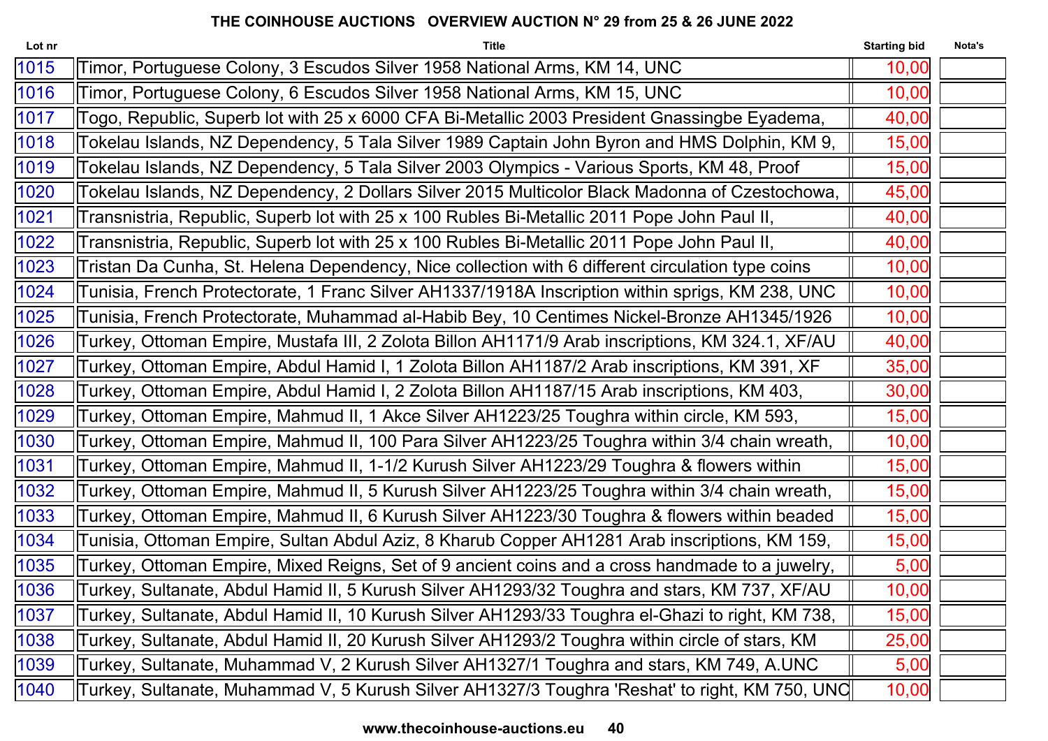## THE COINHOUSE AUCTIONS OVERVIEW AUCTION N° 29 from 25 & 26 JUNE 2022

| Lot nr | Title | Starting bid | Nota's |
|---|---|---|---|
| 1015 | Timor, Portuguese Colony, 3 Escudos Silver 1958 National Arms, KM 14, UNC | 10,00 | |
| 1016 | Timor, Portuguese Colony, 6 Escudos Silver 1958 National Arms, KM 15, UNC | 10,00 | |
| 1017 | Togo, Republic, Superb lot with 25 x 6000 CFA Bi-Metallic 2003 President Gnassingbe Eyadema, | 40,00 | |
| 1018 | Tokelau Islands, NZ Dependency, 5 Tala Silver 1989 Captain John Byron and HMS Dolphin, KM 9, | 15,00 | |
| 1019 | Tokelau Islands, NZ Dependency, 5 Tala Silver 2003 Olympics - Various Sports, KM 48, Proof | 15,00 | |
| 1020 | Tokelau Islands, NZ Dependency, 2 Dollars Silver 2015 Multicolor Black Madonna of Czestochowa, | 45,00 | |
| 1021 | Transnistria, Republic, Superb lot with 25 x 100 Rubles Bi-Metallic 2011 Pope John Paul II, | 40,00 | |
| 1022 | Transnistria, Republic, Superb lot with 25 x 100 Rubles Bi-Metallic 2011 Pope John Paul II, | 40,00 | |
| 1023 | Tristan Da Cunha, St. Helena Dependency, Nice collection with 6 different circulation type coins | 10,00 | |
| 1024 | Tunisia, French Protectorate, 1 Franc Silver AH1337/1918A Inscription within sprigs, KM 238, UNC | 10,00 | |
| 1025 | Tunisia, French Protectorate, Muhammad al-Habib Bey, 10 Centimes Nickel-Bronze AH1345/1926 | 10,00 | |
| 1026 | Turkey, Ottoman Empire, Mustafa III, 2 Zolota Billon AH1171/9 Arab inscriptions, KM 324.1, XF/AU | 40,00 | |
| 1027 | Turkey, Ottoman Empire, Abdul Hamid I, 1 Zolota Billon AH1187/2 Arab inscriptions, KM 391, XF | 35,00 | |
| 1028 | Turkey, Ottoman Empire, Abdul Hamid I, 2 Zolota Billon AH1187/15 Arab inscriptions, KM 403, | 30,00 | |
| 1029 | Turkey, Ottoman Empire, Mahmud II, 1 Akce Silver AH1223/25 Toughra within circle, KM 593, | 15,00 | |
| 1030 | Turkey, Ottoman Empire, Mahmud II, 100 Para Silver AH1223/25 Toughra within 3/4 chain wreath, | 10,00 | |
| 1031 | Turkey, Ottoman Empire, Mahmud II, 1-1/2 Kurush Silver AH1223/29 Toughra & flowers within | 15,00 | |
| 1032 | Turkey, Ottoman Empire, Mahmud II, 5 Kurush Silver AH1223/25 Toughra within 3/4 chain wreath, | 15,00 | |
| 1033 | Turkey, Ottoman Empire, Mahmud II, 6 Kurush Silver AH1223/30 Toughra & flowers within beaded | 15,00 | |
| 1034 | Tunisia, Ottoman Empire, Sultan Abdul Aziz, 8 Kharub Copper AH1281 Arab inscriptions, KM 159, | 15,00 | |
| 1035 | Turkey, Ottoman Empire, Mixed Reigns, Set of 9 ancient coins and a cross handmade to a juwelry, | 5,00 | |
| 1036 | Turkey, Sultanate, Abdul Hamid II, 5 Kurush Silver AH1293/32 Toughra and stars, KM 737, XF/AU | 10,00 | |
| 1037 | Turkey, Sultanate, Abdul Hamid II, 10 Kurush Silver AH1293/33 Toughra el-Ghazi to right, KM 738, | 15,00 | |
| 1038 | Turkey, Sultanate, Abdul Hamid II, 20 Kurush Silver AH1293/2 Toughra within circle of stars, KM | 25,00 | |
| 1039 | Turkey, Sultanate, Muhammad V, 2 Kurush Silver AH1327/1 Toughra and stars, KM 749, A.UNC | 5,00 | |
| 1040 | Turkey, Sultanate, Muhammad V, 5 Kurush Silver AH1327/3 Toughra 'Reshat' to right, KM 750, UNC | 10,00 | |

www.thecoinhouse-auctions.eu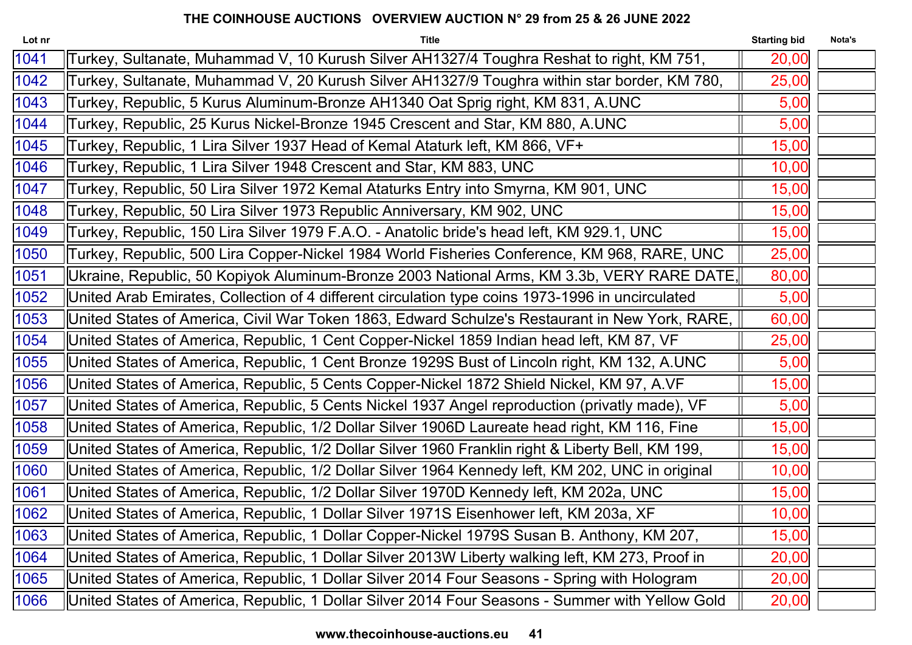## THE COINHOUSE AUCTIONS OVERVIEW AUCTION N° 29 from 25 & 26 JUNE 2022

| Lot nr | Title | Starting bid | Nota's |
|---|---|---|---|
| 1041 | Turkey, Sultanate, Muhammad V, 10 Kurush Silver AH1327/4 Toughra Reshat to right, KM 751, | 20,00 | |
| 1042 | Turkey, Sultanate, Muhammad V, 20 Kurush Silver AH1327/9 Toughra within star border, KM 780, | 25,00 | |
| 1043 | Turkey, Republic, 5 Kurus Aluminum-Bronze AH1340 Oat Sprig right, KM 831, A.UNC | 5,00 | |
| 1044 | Turkey, Republic, 25 Kurus Nickel-Bronze 1945 Crescent and Star, KM 880, A.UNC | 5,00 | |
| 1045 | Turkey, Republic, 1 Lira Silver 1937 Head of Kemal Ataturk left, KM 866, VF+ | 15,00 | |
| 1046 | Turkey, Republic, 1 Lira Silver 1948 Crescent and Star, KM 883, UNC | 10,00 | |
| 1047 | Turkey, Republic, 50 Lira Silver 1972 Kemal Ataturks Entry into Smyrna, KM 901, UNC | 15,00 | |
| 1048 | Turkey, Republic, 50 Lira Silver 1973 Republic Anniversary, KM 902, UNC | 15,00 | |
| 1049 | Turkey, Republic, 150 Lira Silver 1979 F.A.O. - Anatolic bride's head left, KM 929.1, UNC | 15,00 | |
| 1050 | Turkey, Republic, 500 Lira Copper-Nickel 1984 World Fisheries Conference, KM 968, RARE, UNC | 25,00 | |
| 1051 | Ukraine, Republic, 50 Kopiyok Aluminum-Bronze 2003 National Arms, KM 3.3b, VERY RARE DATE, | 80,00 | |
| 1052 | United Arab Emirates, Collection of 4 different circulation type coins 1973-1996 in uncirculated | 5,00 | |
| 1053 | United States of America, Civil War Token 1863, Edward Schulze's Restaurant in New York, RARE, | 60,00 | |
| 1054 | United States of America, Republic, 1 Cent Copper-Nickel 1859 Indian head left, KM 87, VF | 25,00 | |
| 1055 | United States of America, Republic, 1 Cent Bronze 1929S Bust of Lincoln right, KM 132, A.UNC | 5,00 | |
| 1056 | United States of America, Republic, 5 Cents Copper-Nickel 1872 Shield Nickel, KM 97, A.VF | 15,00 | |
| 1057 | United States of America, Republic, 5 Cents Nickel 1937 Angel reproduction (privatly made), VF | 5,00 | |
| 1058 | United States of America, Republic, 1/2 Dollar Silver 1906D Laureate head right, KM 116, Fine | 15,00 | |
| 1059 | United States of America, Republic, 1/2 Dollar Silver 1960 Franklin right & Liberty Bell, KM 199, | 15,00 | |
| 1060 | United States of America, Republic, 1/2 Dollar Silver 1964 Kennedy left, KM 202, UNC in original | 10,00 | |
| 1061 | United States of America, Republic, 1/2 Dollar Silver 1970D Kennedy left, KM 202a, UNC | 15,00 | |
| 1062 | United States of America, Republic, 1 Dollar Silver 1971S Eisenhower left, KM 203a, XF | 10,00 | |
| 1063 | United States of America, Republic, 1 Dollar Copper-Nickel 1979S Susan B. Anthony, KM 207, | 15,00 | |
| 1064 | United States of America, Republic, 1 Dollar Silver 2013W Liberty walking left, KM 273, Proof in | 20,00 | |
| 1065 | United States of America, Republic, 1 Dollar Silver 2014 Four Seasons - Spring with Hologram | 20,00 | |
| 1066 | United States of America, Republic, 1 Dollar Silver 2014 Four Seasons - Summer with Yellow Gold | 20,00 | |

www.thecoinhouse-auctions.eu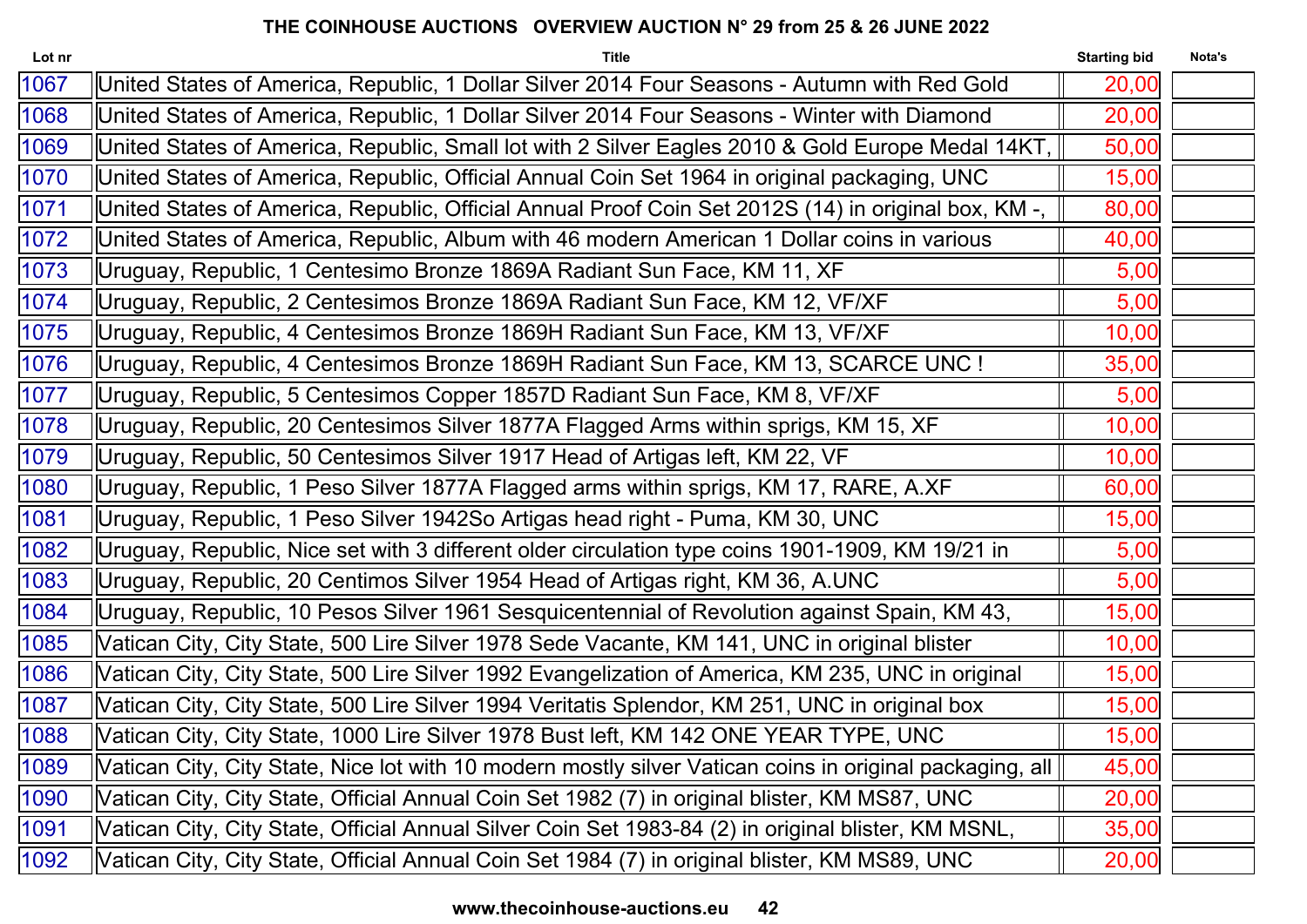# THE COINHOUSE AUCTIONS OVERVIEW AUCTION N° 29 from 25 & 26 JUNE 2022

| Lot nr | Title | Starting bid | Nota's |
|---|---|---|---|
| 1067 | United States of America, Republic, 1 Dollar Silver 2014 Four Seasons - Autumn with Red Gold | 20,00 | |
| 1068 | United States of America, Republic, 1 Dollar Silver 2014 Four Seasons - Winter with Diamond | 20,00 | |
| 1069 | United States of America, Republic, Small lot with 2 Silver Eagles 2010 & Gold Europe Medal 14KT, | 50,00 | |
| 1070 | United States of America, Republic, Official Annual Coin Set 1964 in original packaging, UNC | 15,00 | |
| 1071 | United States of America, Republic, Official Annual Proof Coin Set 2012S (14) in original box, KM -, | 80,00 | |
| 1072 | United States of America, Republic, Album with 46 modern American 1 Dollar coins in various | 40,00 | |
| 1073 | Uruguay, Republic, 1 Centesimo Bronze 1869A Radiant Sun Face, KM 11, XF | 5,00 | |
| 1074 | Uruguay, Republic, 2 Centesimos Bronze 1869A Radiant Sun Face, KM 12, VF/XF | 5,00 | |
| 1075 | Uruguay, Republic, 4 Centesimos Bronze 1869H Radiant Sun Face, KM 13, VF/XF | 10,00 | |
| 1076 | Uruguay, Republic, 4 Centesimos Bronze 1869H Radiant Sun Face, KM 13, SCARCE UNC ! | 35,00 | |
| 1077 | Uruguay, Republic, 5 Centesimos Copper 1857D Radiant Sun Face, KM 8, VF/XF | 5,00 | |
| 1078 | Uruguay, Republic, 20 Centesimos Silver 1877A Flagged Arms within sprigs, KM 15, XF | 10,00 | |
| 1079 | Uruguay, Republic, 50 Centesimos Silver 1917 Head of Artigas left, KM 22, VF | 10,00 | |
| 1080 | Uruguay, Republic, 1 Peso Silver 1877A Flagged arms within sprigs, KM 17, RARE, A.XF | 60,00 | |
| 1081 | Uruguay, Republic, 1 Peso Silver 1942So Artigas head right - Puma, KM 30, UNC | 15,00 | |
| 1082 | Uruguay, Republic, Nice set with 3 different older circulation type coins 1901-1909, KM 19/21 in | 5,00 | |
| 1083 | Uruguay, Republic, 20 Centimos Silver 1954 Head of Artigas right, KM 36, A.UNC | 5,00 | |
| 1084 | Uruguay, Republic, 10 Pesos Silver 1961 Sesquicentennial of Revolution against Spain, KM 43, | 15,00 | |
| 1085 | Vatican City, City State, 500 Lire Silver 1978 Sede Vacante, KM 141, UNC in original blister | 10,00 | |
| 1086 | Vatican City, City State, 500 Lire Silver 1992 Evangelization of America, KM 235, UNC in original | 15,00 | |
| 1087 | Vatican City, City State, 500 Lire Silver 1994 Veritatis Splendor, KM 251, UNC in original box | 15,00 | |
| 1088 | Vatican City, City State, 1000 Lire Silver 1978 Bust left, KM 142 ONE YEAR TYPE, UNC | 15,00 | |
| 1089 | Vatican City, City State, Nice lot with 10 modern mostly silver Vatican coins in original packaging, all | 45,00 | |
| 1090 | Vatican City, City State, Official Annual Coin Set 1982 (7) in original blister, KM MS87, UNC | 20,00 | |
| 1091 | Vatican City, City State, Official Annual Silver Coin Set 1983-84 (2) in original blister, KM MSNL, | 35,00 | |
| 1092 | Vatican City, City State, Official Annual Coin Set 1984 (7) in original blister, KM MS89, UNC | 20,00 | |

**www.thecoinhouse-auctions.eu**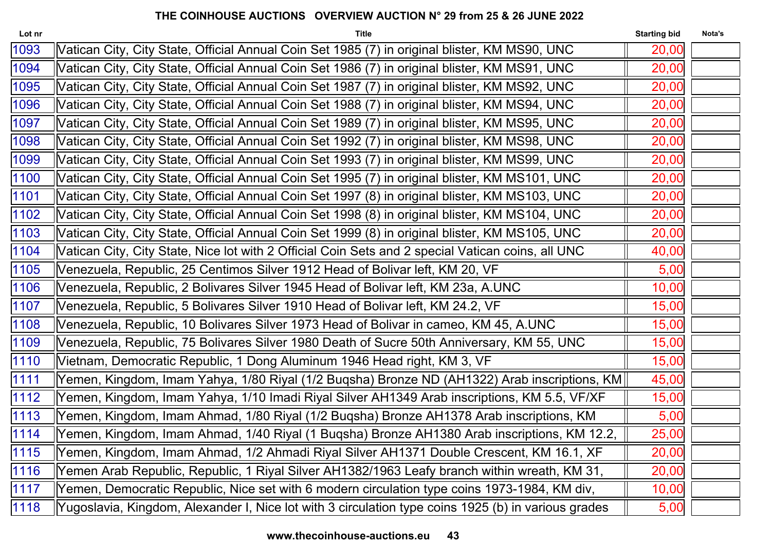## THE COINHOUSE AUCTIONS OVERVIEW AUCTION N° 29 from 25 & 26 JUNE 2022

| Lot nr | Title | Starting bid | Nota's |
|---|---|---|---|
| 1093 | Vatican City, City State, Official Annual Coin Set 1985 (7) in original blister, KM MS90, UNC | 20,00 | |
| 1094 | Vatican City, City State, Official Annual Coin Set 1986 (7) in original blister, KM MS91, UNC | 20,00 | |
| 1095 | Vatican City, City State, Official Annual Coin Set 1987 (7) in original blister, KM MS92, UNC | 20,00 | |
| 1096 | Vatican City, City State, Official Annual Coin Set 1988 (7) in original blister, KM MS94, UNC | 20,00 | |
| 1097 | Vatican City, City State, Official Annual Coin Set 1989 (7) in original blister, KM MS95, UNC | 20,00 | |
| 1098 | Vatican City, City State, Official Annual Coin Set 1992 (7) in original blister, KM MS98, UNC | 20,00 | |
| 1099 | Vatican City, City State, Official Annual Coin Set 1993 (7) in original blister, KM MS99, UNC | 20,00 | |
| 1100 | Vatican City, City State, Official Annual Coin Set 1995 (7) in original blister, KM MS101, UNC | 20,00 | |
| 1101 | Vatican City, City State, Official Annual Coin Set 1997 (8) in original blister, KM MS103, UNC | 20,00 | |
| 1102 | Vatican City, City State, Official Annual Coin Set 1998 (8) in original blister, KM MS104, UNC | 20,00 | |
| 1103 | Vatican City, City State, Official Annual Coin Set 1999 (8) in original blister, KM MS105, UNC | 20,00 | |
| 1104 | Vatican City, City State, Nice lot with 2 Official Coin Sets and 2 special Vatican coins, all UNC | 40,00 | |
| 1105 | Venezuela, Republic, 25 Centimos Silver 1912 Head of Bolivar left, KM 20, VF | 5,00 | |
| 1106 | Venezuela, Republic, 2 Bolivares Silver 1945 Head of Bolivar left, KM 23a, A.UNC | 10,00 | |
| 1107 | Venezuela, Republic, 5 Bolivares Silver 1910 Head of Bolivar left, KM 24.2, VF | 15,00 | |
| 1108 | Venezuela, Republic, 10 Bolivares Silver 1973 Head of Bolivar in cameo, KM 45, A.UNC | 15,00 | |
| 1109 | Venezuela, Republic, 75 Bolivares Silver 1980 Death of Sucre 50th Anniversary, KM 55, UNC | 15,00 | |
| 1110 | Vietnam, Democratic Republic, 1 Dong Aluminum 1946 Head right, KM 3, VF | 15,00 | |
| 1111 | Yemen, Kingdom, Imam Yahya, 1/80 Riyal (1/2 Buqsha) Bronze ND (AH1322) Arab inscriptions, KM | 45,00 | |
| 1112 | Yemen, Kingdom, Imam Yahya, 1/10 Imadi Riyal Silver AH1349 Arab inscriptions, KM 5.5, VF/XF | 15,00 | |
| 1113 | Yemen, Kingdom, Imam Ahmad, 1/80 Riyal (1/2 Buqsha) Bronze AH1378 Arab inscriptions, KM | 5,00 | |
| 1114 | Yemen, Kingdom, Imam Ahmad, 1/40 Riyal (1 Buqsha) Bronze AH1380 Arab inscriptions, KM 12.2, | 25,00 | |
| 1115 | Yemen, Kingdom, Imam Ahmad, 1/2 Ahmadi Riyal Silver AH1371 Double Crescent, KM 16.1, XF | 20,00 | |
| 1116 | Yemen Arab Republic, Republic, 1 Riyal Silver AH1382/1963 Leafy branch within wreath, KM 31, | 20,00 | |
| 1117 | Yemen, Democratic Republic, Nice set with 6 modern circulation type coins 1973-1984, KM div, | 10,00 | |
| 1118 | Yugoslavia, Kingdom, Alexander I, Nice lot with 3 circulation type coins 1925 (b) in various grades | 5,00 | |

www.thecoinhouse-auctions.eu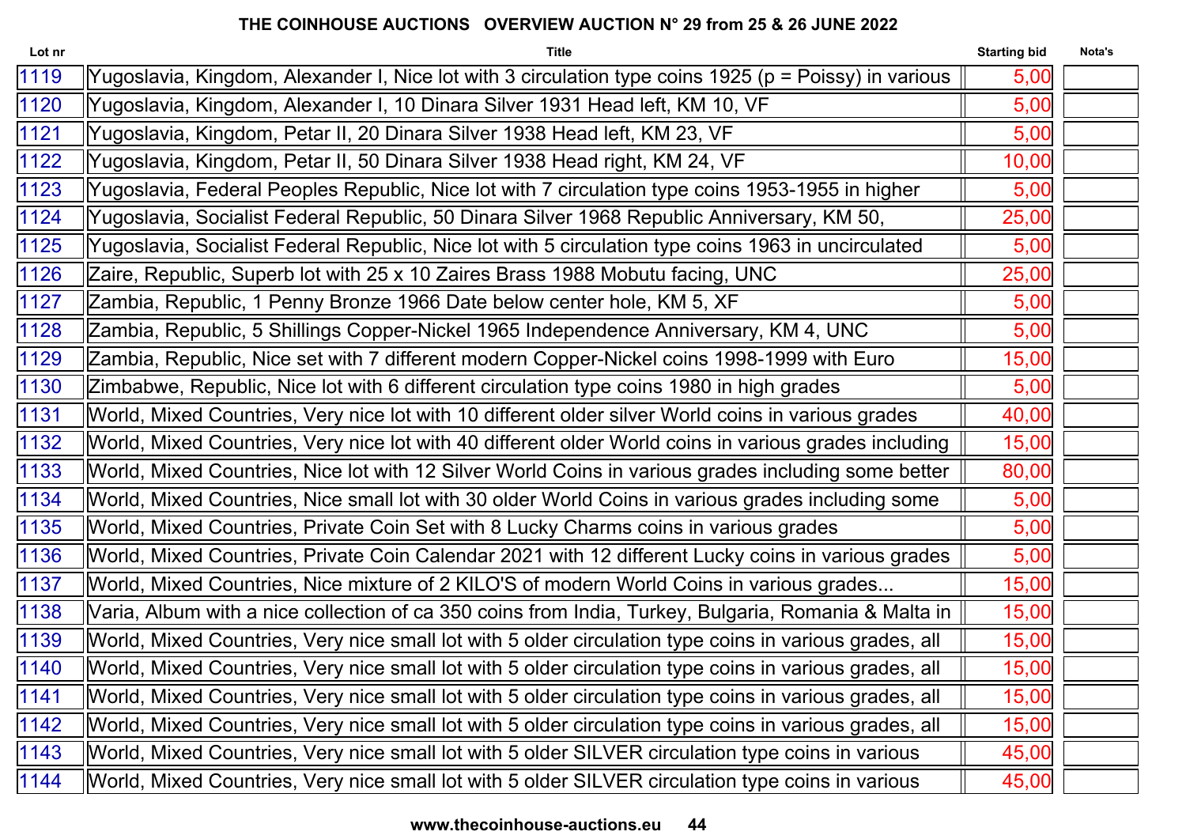**THE COINHOUSE AUCTIONS OVERVIEW AUCTION N° 29 from 25 & 26 JUNE 2022**

| Lot nr | Title | Starting bid | Nota's |
|---|---|---|---|
| 1119 | Yugoslavia, Kingdom, Alexander I, Nice lot with 3 circulation type coins 1925 (p = Poissy) in various | 5,00 | |
| 1120 | Yugoslavia, Kingdom, Alexander I, 10 Dinara Silver 1931 Head left, KM 10, VF | 5,00 | |
| 1121 | Yugoslavia, Kingdom, Petar II, 20 Dinara Silver 1938 Head left, KM 23, VF | 5,00 | |
| 1122 | Yugoslavia, Kingdom, Petar II, 50 Dinara Silver 1938 Head right, KM 24, VF | 10,00 | |
| 1123 | Yugoslavia, Federal Peoples Republic, Nice lot with 7 circulation type coins 1953-1955 in higher | 5,00 | |
| 1124 | Yugoslavia, Socialist Federal Republic, 50 Dinara Silver 1968 Republic Anniversary, KM 50, | 25,00 | |
| 1125 | Yugoslavia, Socialist Federal Republic, Nice lot with 5 circulation type coins 1963 in uncirculated | 5,00 | |
| 1126 | Zaire, Republic, Superb lot with 25 x 10 Zaires Brass 1988 Mobutu facing, UNC | 25,00 | |
| 1127 | Zambia, Republic, 1 Penny Bronze 1966 Date below center hole, KM 5, XF | 5,00 | |
| 1128 | Zambia, Republic, 5 Shillings Copper-Nickel 1965 Independence Anniversary, KM 4, UNC | 5,00 | |
| 1129 | Zambia, Republic, Nice set with 7 different modern Copper-Nickel coins 1998-1999 with Euro | 15,00 | |
| 1130 | Zimbabwe, Republic, Nice lot with 6 different circulation type coins 1980 in high grades | 5,00 | |
| 1131 | World, Mixed Countries, Very nice lot with 10 different older silver World coins in various grades | 40,00 | |
| 1132 | World, Mixed Countries, Very nice lot with 40 different older World coins in various grades including | 15,00 | |
| 1133 | World, Mixed Countries, Nice lot with 12 Silver World Coins in various grades including some better | 80,00 | |
| 1134 | World, Mixed Countries, Nice small lot with 30 older World Coins in various grades including some | 5,00 | |
| 1135 | World, Mixed Countries, Private Coin Set with 8 Lucky Charms coins in various grades | 5,00 | |
| 1136 | World, Mixed Countries, Private Coin Calendar 2021 with 12 different Lucky coins in various grades | 5,00 | |
| 1137 | World, Mixed Countries, Nice mixture of 2 KILO'S of modern World Coins in various grades... | 15,00 | |
| 1138 | Varia, Album with a nice collection of ca 350 coins from India, Turkey, Bulgaria, Romania & Malta in | 15,00 | |
| 1139 | World, Mixed Countries, Very nice small lot with 5 older circulation type coins in various grades, all | 15,00 | |
| 1140 | World, Mixed Countries, Very nice small lot with 5 older circulation type coins in various grades, all | 15,00 | |
| 1141 | World, Mixed Countries, Very nice small lot with 5 older circulation type coins in various grades, all | 15,00 | |
| 1142 | World, Mixed Countries, Very nice small lot with 5 older circulation type coins in various grades, all | 15,00 | |
| 1143 | World, Mixed Countries, Very nice small lot with 5 older SILVER circulation type coins in various | 45,00 | |
| 1144 | World, Mixed Countries, Very nice small lot with 5 older SILVER circulation type coins in various | 45,00 | |

www.thecoinhouse-auctions.eu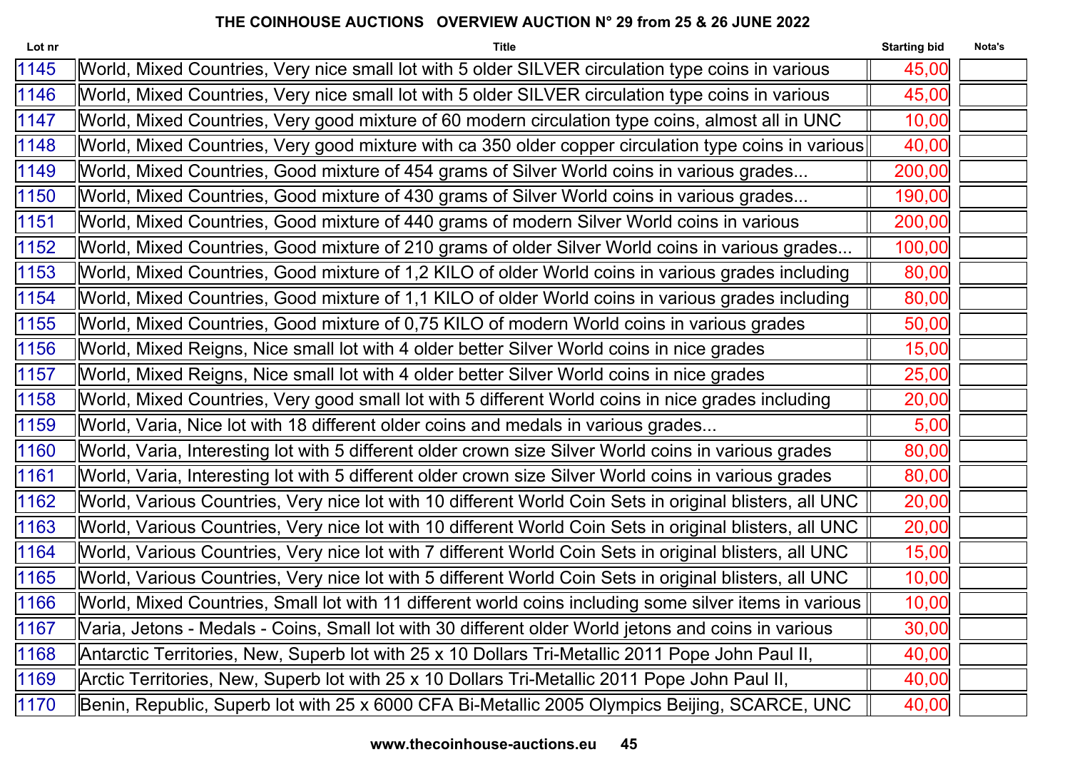## THE COINHOUSE AUCTIONS   OVERVIEW AUCTION N° 29 from 25 & 26 JUNE 2022

| Lot nr | Title | Starting bid | Nota's |
|---|---|---|---|
| 1145 | World, Mixed Countries, Very nice small lot with 5 older SILVER circulation type coins in various | 45,00 | |
| 1146 | World, Mixed Countries, Very nice small lot with 5 older SILVER circulation type coins in various | 45,00 | |
| 1147 | World, Mixed Countries, Very good mixture of 60 modern circulation type coins, almost all in UNC | 10,00 | |
| 1148 | World, Mixed Countries, Very good mixture with ca 350 older copper circulation type coins in various | 40,00 | |
| 1149 | World, Mixed Countries, Good mixture of 454 grams of Silver World coins in various grades... | 200,00 | |
| 1150 | World, Mixed Countries, Good mixture of 430 grams of Silver World coins in various grades... | 190,00 | |
| 1151 | World, Mixed Countries, Good mixture of 440 grams of modern Silver World coins in various | 200,00 | |
| 1152 | World, Mixed Countries, Good mixture of 210 grams of older Silver World coins in various grades... | 100,00 | |
| 1153 | World, Mixed Countries, Good mixture of 1,2 KILO of older World coins in various grades including | 80,00 | |
| 1154 | World, Mixed Countries, Good mixture of 1,1 KILO of older World coins in various grades including | 80,00 | |
| 1155 | World, Mixed Countries, Good mixture of 0,75 KILO of modern World coins in various grades | 50,00 | |
| 1156 | World, Mixed Reigns, Nice small lot with 4 older better Silver World coins in nice grades | 15,00 | |
| 1157 | World, Mixed Reigns, Nice small lot with 4 older better Silver World coins in nice grades | 25,00 | |
| 1158 | World, Mixed Countries, Very good small lot with 5 different World coins in nice grades including | 20,00 | |
| 1159 | World, Varia, Nice lot with 18 different older coins and medals in various grades... | 5,00 | |
| 1160 | World, Varia, Interesting lot with 5 different older crown size Silver World coins in various grades | 80,00 | |
| 1161 | World, Varia, Interesting lot with 5 different older crown size Silver World coins in various grades | 80,00 | |
| 1162 | World, Various Countries, Very nice lot with 10 different World Coin Sets in original blisters, all UNC | 20,00 | |
| 1163 | World, Various Countries, Very nice lot with 10 different World Coin Sets in original blisters, all UNC | 20,00 | |
| 1164 | World, Various Countries, Very nice lot with 7 different World Coin Sets in original blisters, all UNC | 15,00 | |
| 1165 | World, Various Countries, Very nice lot with 5 different World Coin Sets in original blisters, all UNC | 10,00 | |
| 1166 | World, Mixed Countries, Small lot with 11 different world coins including some silver items in various | 10,00 | |
| 1167 | Varia, Jetons - Medals - Coins, Small lot with 30 different older World jetons and coins in various | 30,00 | |
| 1168 | Antarctic Territories, New, Superb lot with 25 x 10 Dollars Tri-Metallic 2011 Pope John Paul II, | 40,00 | |
| 1169 | Arctic Territories, New, Superb lot with 25 x 10 Dollars Tri-Metallic 2011 Pope John Paul II, | 40,00 | |
| 1170 | Benin, Republic, Superb lot with 25 x 6000 CFA Bi-Metallic 2005 Olympics Beijing, SCARCE, UNC | 40,00 | |

**www.thecoinhouse-auctions.eu**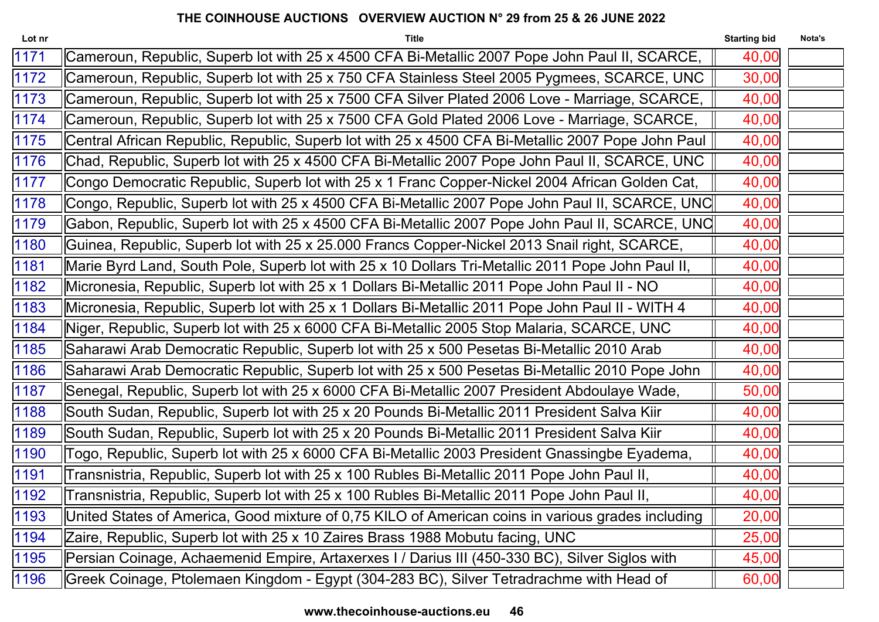**THE COINHOUSE AUCTIONS OVERVIEW AUCTION N° 29 from 25 & 26 JUNE 2022**

| Lot nr | Title | Starting bid | Nota's |
|---|---|---|---|
| 1171 | Cameroun, Republic, Superb lot with 25 x 4500 CFA Bi-Metallic 2007 Pope John Paul II, SCARCE, | 40,00 | |
| 1172 | Cameroun, Republic, Superb lot with 25 x 750 CFA Stainless Steel 2005 Pygmees, SCARCE, UNC | 30,00 | |
| 1173 | Cameroun, Republic, Superb lot with 25 x 7500 CFA Silver Plated 2006 Love - Marriage, SCARCE, | 40,00 | |
| 1174 | Cameroun, Republic, Superb lot with 25 x 7500 CFA Gold Plated 2006 Love - Marriage, SCARCE, | 40,00 | |
| 1175 | Central African Republic, Republic, Superb lot with 25 x 4500 CFA Bi-Metallic 2007 Pope John Paul | 40,00 | |
| 1176 | Chad, Republic, Superb lot with 25 x 4500 CFA Bi-Metallic 2007 Pope John Paul II, SCARCE, UNC | 40,00 | |
| 1177 | Congo Democratic Republic, Superb lot with 25 x 1 Franc Copper-Nickel 2004 African Golden Cat, | 40,00 | |
| 1178 | Congo, Republic, Superb lot with 25 x 4500 CFA Bi-Metallic 2007 Pope John Paul II, SCARCE, UNC | 40,00 | |
| 1179 | Gabon, Republic, Superb lot with 25 x 4500 CFA Bi-Metallic 2007 Pope John Paul II, SCARCE, UNC | 40,00 | |
| 1180 | Guinea, Republic, Superb lot with 25 x 25.000 Francs Copper-Nickel 2013 Snail right, SCARCE, | 40,00 | |
| 1181 | Marie Byrd Land, South Pole, Superb lot with 25 x 10 Dollars Tri-Metallic 2011 Pope John Paul II, | 40,00 | |
| 1182 | Micronesia, Republic, Superb lot with 25 x 1 Dollars Bi-Metallic 2011 Pope John Paul II - NO | 40,00 | |
| 1183 | Micronesia, Republic, Superb lot with 25 x 1 Dollars Bi-Metallic 2011 Pope John Paul II - WITH 4 | 40,00 | |
| 1184 | Niger, Republic, Superb lot with 25 x 6000 CFA Bi-Metallic 2005 Stop Malaria, SCARCE, UNC | 40,00 | |
| 1185 | Saharawi Arab Democratic Republic, Superb lot with 25 x 500 Pesetas Bi-Metallic 2010 Arab | 40,00 | |
| 1186 | Saharawi Arab Democratic Republic, Superb lot with 25 x 500 Pesetas Bi-Metallic 2010 Pope John | 40,00 | |
| 1187 | Senegal, Republic, Superb lot with 25 x 6000 CFA Bi-Metallic 2007 President Abdoulaye Wade, | 50,00 | |
| 1188 | South Sudan, Republic, Superb lot with 25 x 20 Pounds Bi-Metallic 2011 President Salva Kiir | 40,00 | |
| 1189 | South Sudan, Republic, Superb lot with 25 x 20 Pounds Bi-Metallic 2011 President Salva Kiir | 40,00 | |
| 1190 | Togo, Republic, Superb lot with 25 x 6000 CFA Bi-Metallic 2003 President Gnassingbe Eyadema, | 40,00 | |
| 1191 | Transnistria, Republic, Superb lot with 25 x 100 Rubles Bi-Metallic 2011 Pope John Paul II, | 40,00 | |
| 1192 | Transnistria, Republic, Superb lot with 25 x 100 Rubles Bi-Metallic 2011 Pope John Paul II, | 40,00 | |
| 1193 | United States of America, Good mixture of 0,75 KILO of American coins in various grades including | 20,00 | |
| 1194 | Zaire, Republic, Superb lot with 25 x 10 Zaires Brass 1988 Mobutu facing, UNC | 25,00 | |
| 1195 | Persian Coinage, Achaemenid Empire, Artaxerxes I / Darius III (450-330 BC), Silver Siglos with | 45,00 | |
| 1196 | Greek Coinage, Ptolemaen Kingdom - Egypt (304-283 BC), Silver Tetradrachme with Head of | 60,00 | |

www.thecoinhouse-auctions.eu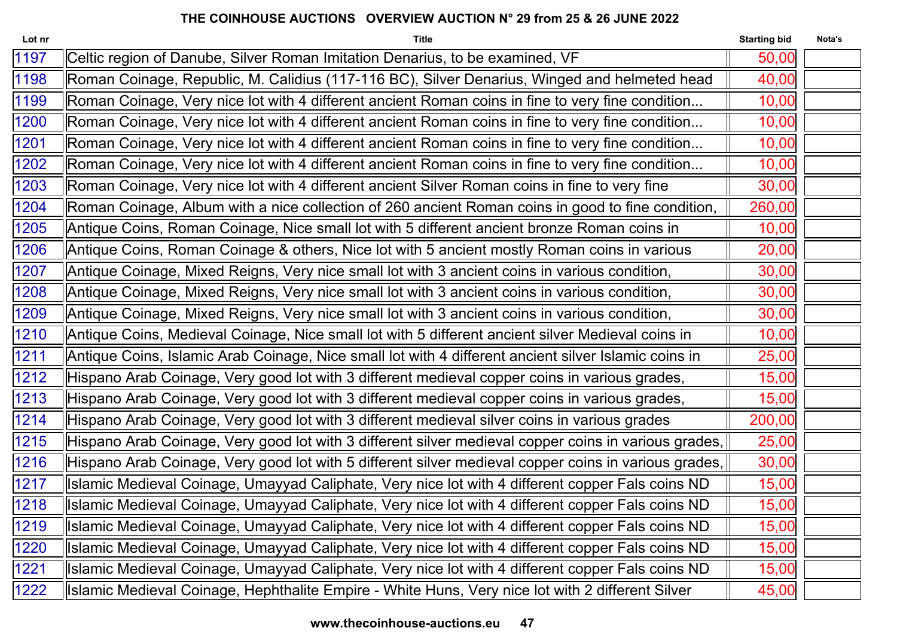# THE COINHOUSE AUCTIONS OVERVIEW AUCTION N° 29 from 25 & 26 JUNE 2022

| Lot nr | Title | Starting bid | Nota's |
|---|---|---|---|
| 1197 | Celtic region of Danube, Silver Roman Imitation Denarius, to be examined, VF | 50,00 | |
| 1198 | Roman Coinage, Republic, M. Calidius (117-116 BC), Silver Denarius, Winged and helmeted head | 40,00 | |
| 1199 | Roman Coinage, Very nice lot with 4 different ancient Roman coins in fine to very fine condition... | 10,00 | |
| 1200 | Roman Coinage, Very nice lot with 4 different ancient Roman coins in fine to very fine condition... | 10,00 | |
| 1201 | Roman Coinage, Very nice lot with 4 different ancient Roman coins in fine to very fine condition... | 10,00 | |
| 1202 | Roman Coinage, Very nice lot with 4 different ancient Roman coins in fine to very fine condition... | 10,00 | |
| 1203 | Roman Coinage, Very nice lot with 4 different ancient Silver Roman coins in fine to very fine | 30,00 | |
| 1204 | Roman Coinage, Album with a nice collection of 260 ancient Roman coins in good to fine condition, | 260,00 | |
| 1205 | Antique Coins, Roman Coinage, Nice small lot with 5 different ancient bronze Roman coins in | 10,00 | |
| 1206 | Antique Coins, Roman Coinage & others, Nice lot with 5 ancient mostly Roman coins in various | 20,00 | |
| 1207 | Antique Coinage, Mixed Reigns, Very nice small lot with 3 ancient coins in various condition, | 30,00 | |
| 1208 | Antique Coinage, Mixed Reigns, Very nice small lot with 3 ancient coins in various condition, | 30,00 | |
| 1209 | Antique Coinage, Mixed Reigns, Very nice small lot with 3 ancient coins in various condition, | 30,00 | |
| 1210 | Antique Coins, Medieval Coinage, Nice small lot with 5 different ancient silver Medieval coins in | 10,00 | |
| 1211 | Antique Coins, Islamic Arab Coinage, Nice small lot with 4 different ancient silver Islamic coins in | 25,00 | |
| 1212 | Hispano Arab Coinage, Very good lot with 3 different medieval copper coins in various grades, | 15,00 | |
| 1213 | Hispano Arab Coinage, Very good lot with 3 different medieval copper coins in various grades, | 15,00 | |
| 1214 | Hispano Arab Coinage, Very good lot with 3 different medieval silver coins in various grades | 200,00 | |
| 1215 | Hispano Arab Coinage, Very good lot with 3 different silver medieval copper coins in various grades, | 25,00 | |
| 1216 | Hispano Arab Coinage, Very good lot with 5 different silver medieval copper coins in various grades, | 30,00 | |
| 1217 | Islamic Medieval Coinage, Umayyad Caliphate, Very nice lot with 4 different copper Fals coins ND | 15,00 | |
| 1218 | Islamic Medieval Coinage, Umayyad Caliphate, Very nice lot with 4 different copper Fals coins ND | 15,00 | |
| 1219 | Islamic Medieval Coinage, Umayyad Caliphate, Very nice lot with 4 different copper Fals coins ND | 15,00 | |
| 1220 | Islamic Medieval Coinage, Umayyad Caliphate, Very nice lot with 4 different copper Fals coins ND | 15,00 | |
| 1221 | Islamic Medieval Coinage, Umayyad Caliphate, Very nice lot with 4 different copper Fals coins ND | 15,00 | |
| 1222 | Islamic Medieval Coinage, Hephthalite Empire - White Huns, Very nice lot with 2 different Silver | 45,00 | |

www.thecoinhouse-auctions.eu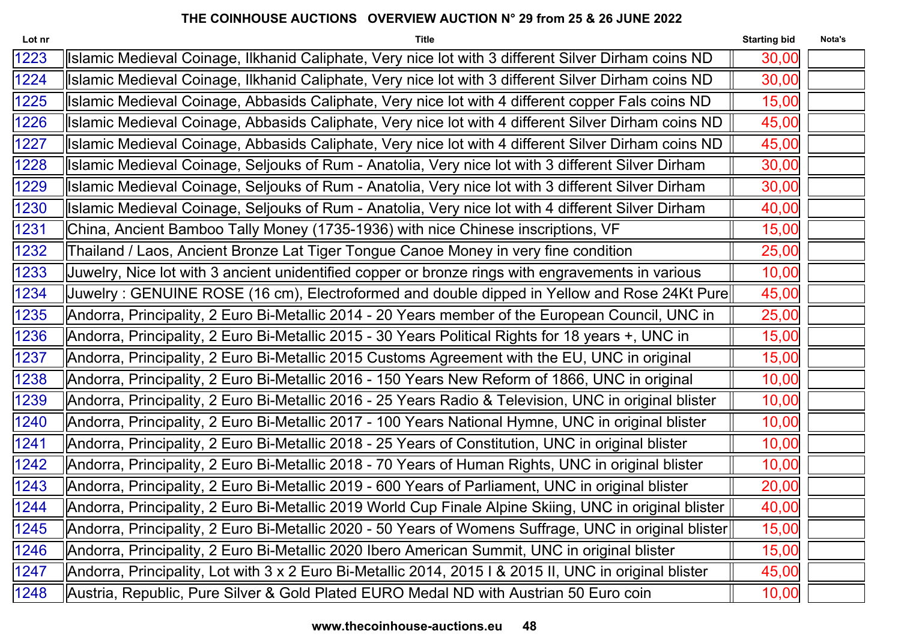# THE COINHOUSE AUCTIONS   OVERVIEW AUCTION N° 29 from 25 & 26 JUNE 2022

| Lot nr | Title | Starting bid | Nota's |
|---|---|---|---|
| 1223 | Islamic Medieval Coinage, Ilkhanid Caliphate, Very nice lot with 3 different Silver Dirham coins ND | 30,00 | |
| 1224 | Islamic Medieval Coinage, Ilkhanid Caliphate, Very nice lot with 3 different Silver Dirham coins ND | 30,00 | |
| 1225 | Islamic Medieval Coinage, Abbasids Caliphate, Very nice lot with 4 different copper Fals coins ND | 15,00 | |
| 1226 | Islamic Medieval Coinage, Abbasids Caliphate, Very nice lot with 4 different Silver Dirham coins ND | 45,00 | |
| 1227 | Islamic Medieval Coinage, Abbasids Caliphate, Very nice lot with 4 different Silver Dirham coins ND | 45,00 | |
| 1228 | Islamic Medieval Coinage, Seljouks of Rum - Anatolia, Very nice lot with 3 different Silver Dirham | 30,00 | |
| 1229 | Islamic Medieval Coinage, Seljouks of Rum - Anatolia, Very nice lot with 3 different Silver Dirham | 30,00 | |
| 1230 | Islamic Medieval Coinage, Seljouks of Rum - Anatolia, Very nice lot with 4 different Silver Dirham | 40,00 | |
| 1231 | China, Ancient Bamboo Tally Money (1735-1936) with nice Chinese inscriptions, VF | 15,00 | |
| 1232 | Thailand / Laos, Ancient Bronze Lat Tiger Tongue Canoe Money in very fine condition | 25,00 | |
| 1233 | Juwelry, Nice lot with 3 ancient unidentified copper or bronze rings with engravements in various | 10,00 | |
| 1234 | Juwelry : GENUINE ROSE (16 cm), Electroformed and double dipped in Yellow and Rose 24Kt Pure | 45,00 | |
| 1235 | Andorra, Principality, 2 Euro Bi-Metallic 2014 - 20 Years member of the European Council, UNC in | 25,00 | |
| 1236 | Andorra, Principality, 2 Euro Bi-Metallic 2015 - 30 Years Political Rights for 18 years +, UNC in | 15,00 | |
| 1237 | Andorra, Principality, 2 Euro Bi-Metallic 2015 Customs Agreement with the EU, UNC in original | 15,00 | |
| 1238 | Andorra, Principality, 2 Euro Bi-Metallic 2016 - 150 Years New Reform of 1866, UNC in original | 10,00 | |
| 1239 | Andorra, Principality, 2 Euro Bi-Metallic 2016 - 25 Years Radio & Television, UNC in original blister | 10,00 | |
| 1240 | Andorra, Principality, 2 Euro Bi-Metallic 2017 - 100 Years National Hymne, UNC in original blister | 10,00 | |
| 1241 | Andorra, Principality, 2 Euro Bi-Metallic 2018 - 25 Years of Constitution, UNC in original blister | 10,00 | |
| 1242 | Andorra, Principality, 2 Euro Bi-Metallic 2018 - 70 Years of Human Rights, UNC in original blister | 10,00 | |
| 1243 | Andorra, Principality, 2 Euro Bi-Metallic 2019 - 600 Years of Parliament, UNC in original blister | 20,00 | |
| 1244 | Andorra, Principality, 2 Euro Bi-Metallic 2019 World Cup Finale Alpine Skiing, UNC in original blister | 40,00 | |
| 1245 | Andorra, Principality, 2 Euro Bi-Metallic 2020 - 50 Years of Womens Suffrage, UNC in original blister | 15,00 | |
| 1246 | Andorra, Principality, 2 Euro Bi-Metallic 2020 Ibero American Summit, UNC in original blister | 15,00 | |
| 1247 | Andorra, Principality, Lot with 3 x 2 Euro Bi-Metallic 2014, 2015 I & 2015 II, UNC in original blister | 45,00 | |
| 1248 | Austria, Republic, Pure Silver & Gold Plated EURO Medal ND with Austrian 50 Euro coin | 10,00 | |

**www.thecoinhouse-auctions.eu**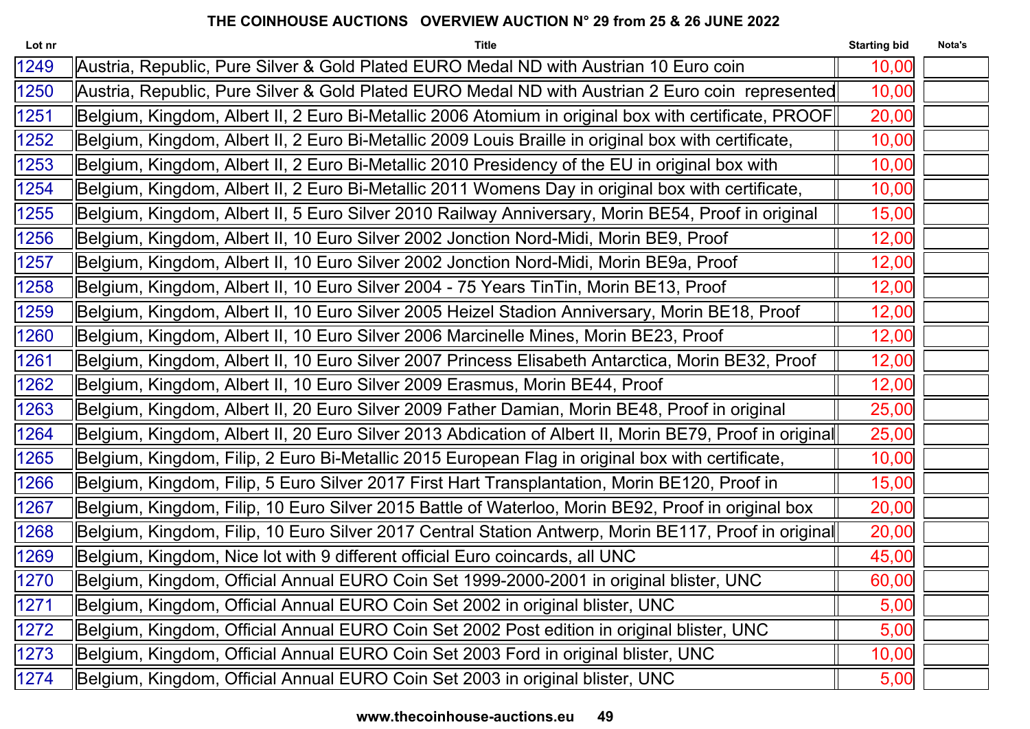**THE COINHOUSE AUCTIONS OVERVIEW AUCTION N° 29 from 25 & 26 JUNE 2022**

| Lot nr | Title | Starting bid | Nota's |
|---|---|---|---|
| 1249 | Austria, Republic, Pure Silver & Gold Plated EURO Medal ND with Austrian 10 Euro coin | 10,00 | |
| 1250 | Austria, Republic, Pure Silver & Gold Plated EURO Medal ND with Austrian 2 Euro coin represented | 10,00 | |
| 1251 | Belgium, Kingdom, Albert II, 2 Euro Bi-Metallic 2006 Atomium in original box with certificate, PROOF | 20,00 | |
| 1252 | Belgium, Kingdom, Albert II, 2 Euro Bi-Metallic 2009 Louis Braille in original box with certificate, | 10,00 | |
| 1253 | Belgium, Kingdom, Albert II, 2 Euro Bi-Metallic 2010 Presidency of the EU in original box with | 10,00 | |
| 1254 | Belgium, Kingdom, Albert II, 2 Euro Bi-Metallic 2011 Womens Day in original box with certificate, | 10,00 | |
| 1255 | Belgium, Kingdom, Albert II, 5 Euro Silver 2010 Railway Anniversary, Morin BE54, Proof in original | 15,00 | |
| 1256 | Belgium, Kingdom, Albert II, 10 Euro Silver 2002 Jonction Nord-Midi, Morin BE9, Proof | 12,00 | |
| 1257 | Belgium, Kingdom, Albert II, 10 Euro Silver 2002 Jonction Nord-Midi, Morin BE9a, Proof | 12,00 | |
| 1258 | Belgium, Kingdom, Albert II, 10 Euro Silver 2004 - 75 Years TinTin, Morin BE13, Proof | 12,00 | |
| 1259 | Belgium, Kingdom, Albert II, 10 Euro Silver 2005 Heizel Stadion Anniversary, Morin BE18, Proof | 12,00 | |
| 1260 | Belgium, Kingdom, Albert II, 10 Euro Silver 2006 Marcinelle Mines, Morin BE23, Proof | 12,00 | |
| 1261 | Belgium, Kingdom, Albert II, 10 Euro Silver 2007 Princess Elisabeth Antarctica, Morin BE32, Proof | 12,00 | |
| 1262 | Belgium, Kingdom, Albert II, 10 Euro Silver 2009 Erasmus, Morin BE44, Proof | 12,00 | |
| 1263 | Belgium, Kingdom, Albert II, 20 Euro Silver 2009 Father Damian, Morin BE48, Proof in original | 25,00 | |
| 1264 | Belgium, Kingdom, Albert II, 20 Euro Silver 2013 Abdication of Albert II, Morin BE79, Proof in original | 25,00 | |
| 1265 | Belgium, Kingdom, Filip, 2 Euro Bi-Metallic 2015 European Flag in original box with certificate, | 10,00 | |
| 1266 | Belgium, Kingdom, Filip, 5 Euro Silver 2017 First Hart Transplantation, Morin BE120, Proof in | 15,00 | |
| 1267 | Belgium, Kingdom, Filip, 10 Euro Silver 2015 Battle of Waterloo, Morin BE92, Proof in original box | 20,00 | |
| 1268 | Belgium, Kingdom, Filip, 10 Euro Silver 2017 Central Station Antwerp, Morin BE117, Proof in original | 20,00 | |
| 1269 | Belgium, Kingdom, Nice lot with 9 different official Euro coincards, all UNC | 45,00 | |
| 1270 | Belgium, Kingdom, Official Annual EURO Coin Set 1999-2000-2001 in original blister, UNC | 60,00 | |
| 1271 | Belgium, Kingdom, Official Annual EURO Coin Set 2002 in original blister, UNC | 5,00 | |
| 1272 | Belgium, Kingdom, Official Annual EURO Coin Set 2002 Post edition in original blister, UNC | 5,00 | |
| 1273 | Belgium, Kingdom, Official Annual EURO Coin Set 2003 Ford in original blister, UNC | 10,00 | |
| 1274 | Belgium, Kingdom, Official Annual EURO Coin Set 2003 in original blister, UNC | 5,00 | |

www.thecoinhouse-auctions.eu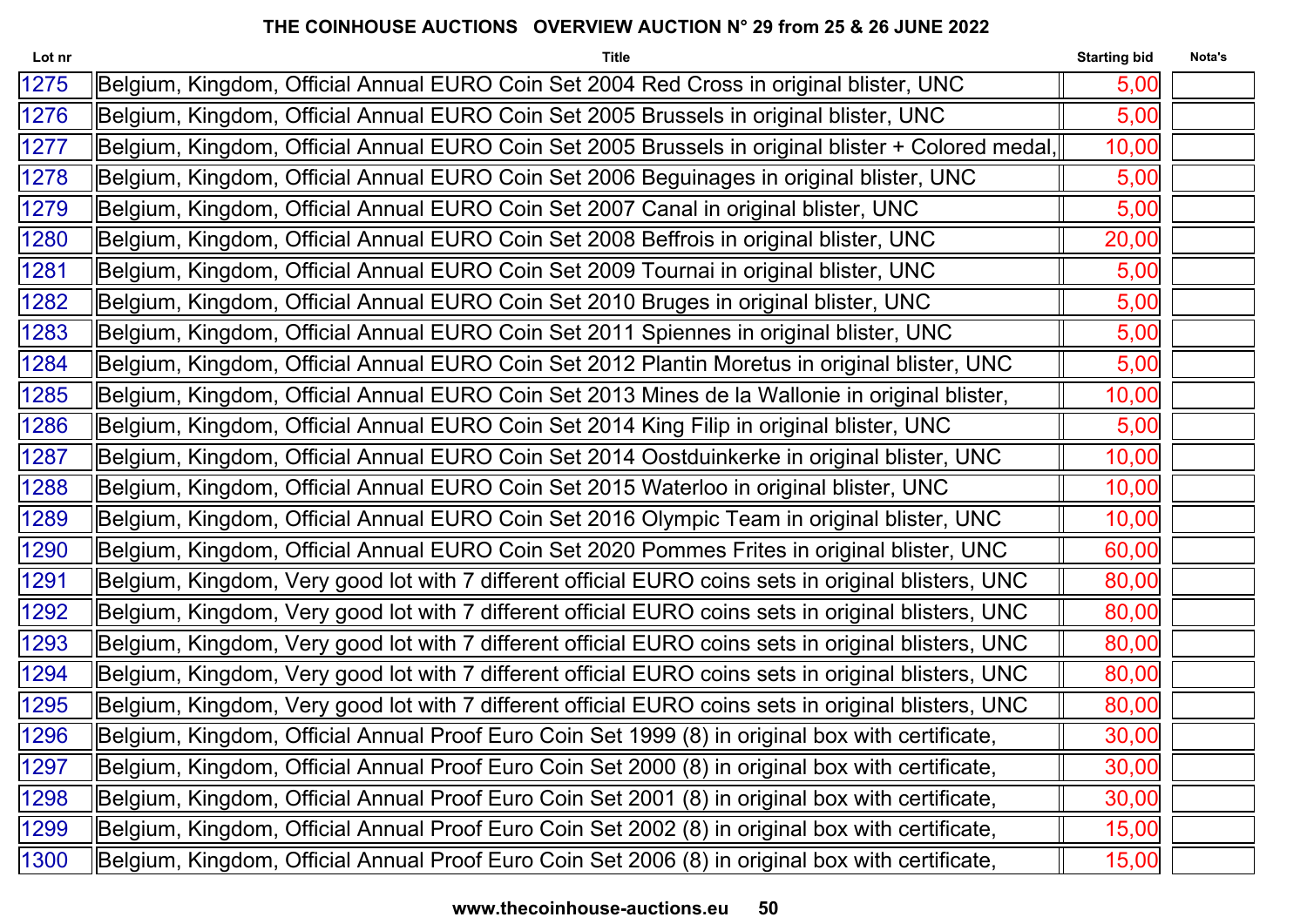# THE COINHOUSE AUCTIONS   OVERVIEW AUCTION N° 29 from 25 & 26 JUNE 2022

| Lot nr | Title | Starting bid | Nota's |
|---|---|---|---|
| 1275 | Belgium, Kingdom, Official Annual EURO Coin Set 2004 Red Cross in original blister, UNC | 5,00 | |
| 1276 | Belgium, Kingdom, Official Annual EURO Coin Set 2005 Brussels in original blister, UNC | 5,00 | |
| 1277 | Belgium, Kingdom, Official Annual EURO Coin Set 2005 Brussels in original blister + Colored medal, | 10,00 | |
| 1278 | Belgium, Kingdom, Official Annual EURO Coin Set 2006 Beguinages in original blister, UNC | 5,00 | |
| 1279 | Belgium, Kingdom, Official Annual EURO Coin Set 2007 Canal in original blister, UNC | 5,00 | |
| 1280 | Belgium, Kingdom, Official Annual EURO Coin Set 2008 Beffrois in original blister, UNC | 20,00 | |
| 1281 | Belgium, Kingdom, Official Annual EURO Coin Set 2009 Tournai in original blister, UNC | 5,00 | |
| 1282 | Belgium, Kingdom, Official Annual EURO Coin Set 2010 Bruges in original blister, UNC | 5,00 | |
| 1283 | Belgium, Kingdom, Official Annual EURO Coin Set 2011 Spiennes in original blister, UNC | 5,00 | |
| 1284 | Belgium, Kingdom, Official Annual EURO Coin Set 2012 Plantin Moretus in original blister, UNC | 5,00 | |
| 1285 | Belgium, Kingdom, Official Annual EURO Coin Set 2013 Mines de la Wallonie in original blister, | 10,00 | |
| 1286 | Belgium, Kingdom, Official Annual EURO Coin Set 2014 King Filip in original blister, UNC | 5,00 | |
| 1287 | Belgium, Kingdom, Official Annual EURO Coin Set 2014 Oostduinkerke in original blister, UNC | 10,00 | |
| 1288 | Belgium, Kingdom, Official Annual EURO Coin Set 2015 Waterloo in original blister, UNC | 10,00 | |
| 1289 | Belgium, Kingdom, Official Annual EURO Coin Set 2016 Olympic Team in original blister, UNC | 10,00 | |
| 1290 | Belgium, Kingdom, Official Annual EURO Coin Set 2020 Pommes Frites in original blister, UNC | 60,00 | |
| 1291 | Belgium, Kingdom, Very good lot with 7 different official EURO coins sets in original blisters, UNC | 80,00 | |
| 1292 | Belgium, Kingdom, Very good lot with 7 different official EURO coins sets in original blisters, UNC | 80,00 | |
| 1293 | Belgium, Kingdom, Very good lot with 7 different official EURO coins sets in original blisters, UNC | 80,00 | |
| 1294 | Belgium, Kingdom, Very good lot with 7 different official EURO coins sets in original blisters, UNC | 80,00 | |
| 1295 | Belgium, Kingdom, Very good lot with 7 different official EURO coins sets in original blisters, UNC | 80,00 | |
| 1296 | Belgium, Kingdom, Official Annual Proof Euro Coin Set 1999 (8) in original box with certificate, | 30,00 | |
| 1297 | Belgium, Kingdom, Official Annual Proof Euro Coin Set 2000 (8) in original box with certificate, | 30,00 | |
| 1298 | Belgium, Kingdom, Official Annual Proof Euro Coin Set 2001 (8) in original box with certificate, | 30,00 | |
| 1299 | Belgium, Kingdom, Official Annual Proof Euro Coin Set 2002 (8) in original box with certificate, | 15,00 | |
| 1300 | Belgium, Kingdom, Official Annual Proof Euro Coin Set 2006 (8) in original box with certificate, | 15,00 | |

www.thecoinhouse-auctions.eu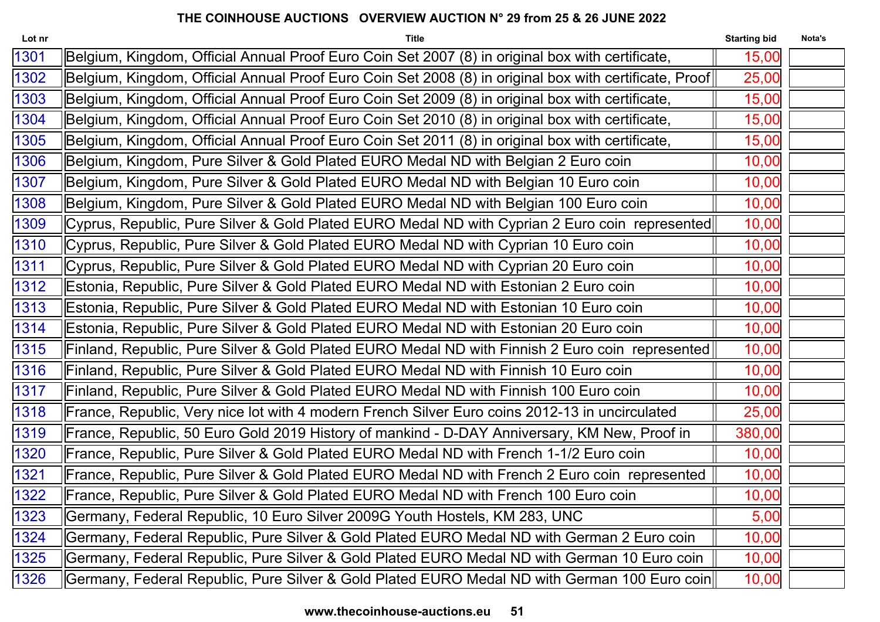## THE COINHOUSE AUCTIONS OVERVIEW AUCTION N° 29 from 25 & 26 JUNE 2022

| Lot nr | Title | Starting bid | Nota's |
|---|---|---|---|
| 1301 | Belgium, Kingdom, Official Annual Proof Euro Coin Set 2007 (8) in original box with certificate, | 15,00 | |
| 1302 | Belgium, Kingdom, Official Annual Proof Euro Coin Set 2008 (8) in original box with certificate, Proof | 25,00 | |
| 1303 | Belgium, Kingdom, Official Annual Proof Euro Coin Set 2009 (8) in original box with certificate, | 15,00 | |
| 1304 | Belgium, Kingdom, Official Annual Proof Euro Coin Set 2010 (8) in original box with certificate, | 15,00 | |
| 1305 | Belgium, Kingdom, Official Annual Proof Euro Coin Set 2011 (8) in original box with certificate, | 15,00 | |
| 1306 | Belgium, Kingdom, Pure Silver & Gold Plated EURO Medal ND with Belgian 2 Euro coin | 10,00 | |
| 1307 | Belgium, Kingdom, Pure Silver & Gold Plated EURO Medal ND with Belgian 10 Euro coin | 10,00 | |
| 1308 | Belgium, Kingdom, Pure Silver & Gold Plated EURO Medal ND with Belgian 100 Euro coin | 10,00 | |
| 1309 | Cyprus, Republic, Pure Silver & Gold Plated EURO Medal ND with Cyprian 2 Euro coin represented | 10,00 | |
| 1310 | Cyprus, Republic, Pure Silver & Gold Plated EURO Medal ND with Cyprian 10 Euro coin | 10,00 | |
| 1311 | Cyprus, Republic, Pure Silver & Gold Plated EURO Medal ND with Cyprian 20 Euro coin | 10,00 | |
| 1312 | Estonia, Republic, Pure Silver & Gold Plated EURO Medal ND with Estonian 2 Euro coin | 10,00 | |
| 1313 | Estonia, Republic, Pure Silver & Gold Plated EURO Medal ND with Estonian 10 Euro coin | 10,00 | |
| 1314 | Estonia, Republic, Pure Silver & Gold Plated EURO Medal ND with Estonian 20 Euro coin | 10,00 | |
| 1315 | Finland, Republic, Pure Silver & Gold Plated EURO Medal ND with Finnish 2 Euro coin represented | 10,00 | |
| 1316 | Finland, Republic, Pure Silver & Gold Plated EURO Medal ND with Finnish 10 Euro coin | 10,00 | |
| 1317 | Finland, Republic, Pure Silver & Gold Plated EURO Medal ND with Finnish 100 Euro coin | 10,00 | |
| 1318 | France, Republic, Very nice lot with 4 modern French Silver Euro coins 2012-13 in uncirculated | 25,00 | |
| 1319 | France, Republic, 50 Euro Gold 2019 History of mankind - D-DAY Anniversary, KM New, Proof in | 380,00 | |
| 1320 | France, Republic, Pure Silver & Gold Plated EURO Medal ND with French 1-1/2 Euro coin | 10,00 | |
| 1321 | France, Republic, Pure Silver & Gold Plated EURO Medal ND with French 2 Euro coin represented | 10,00 | |
| 1322 | France, Republic, Pure Silver & Gold Plated EURO Medal ND with French 100 Euro coin | 10,00 | |
| 1323 | Germany, Federal Republic, 10 Euro Silver 2009G Youth Hostels, KM 283, UNC | 5,00 | |
| 1324 | Germany, Federal Republic, Pure Silver & Gold Plated EURO Medal ND with German 2 Euro coin | 10,00 | |
| 1325 | Germany, Federal Republic, Pure Silver & Gold Plated EURO Medal ND with German 10 Euro coin | 10,00 | |
| 1326 | Germany, Federal Republic, Pure Silver & Gold Plated EURO Medal ND with German 100 Euro coin | 10,00 | |

www.thecoinhouse-auctions.eu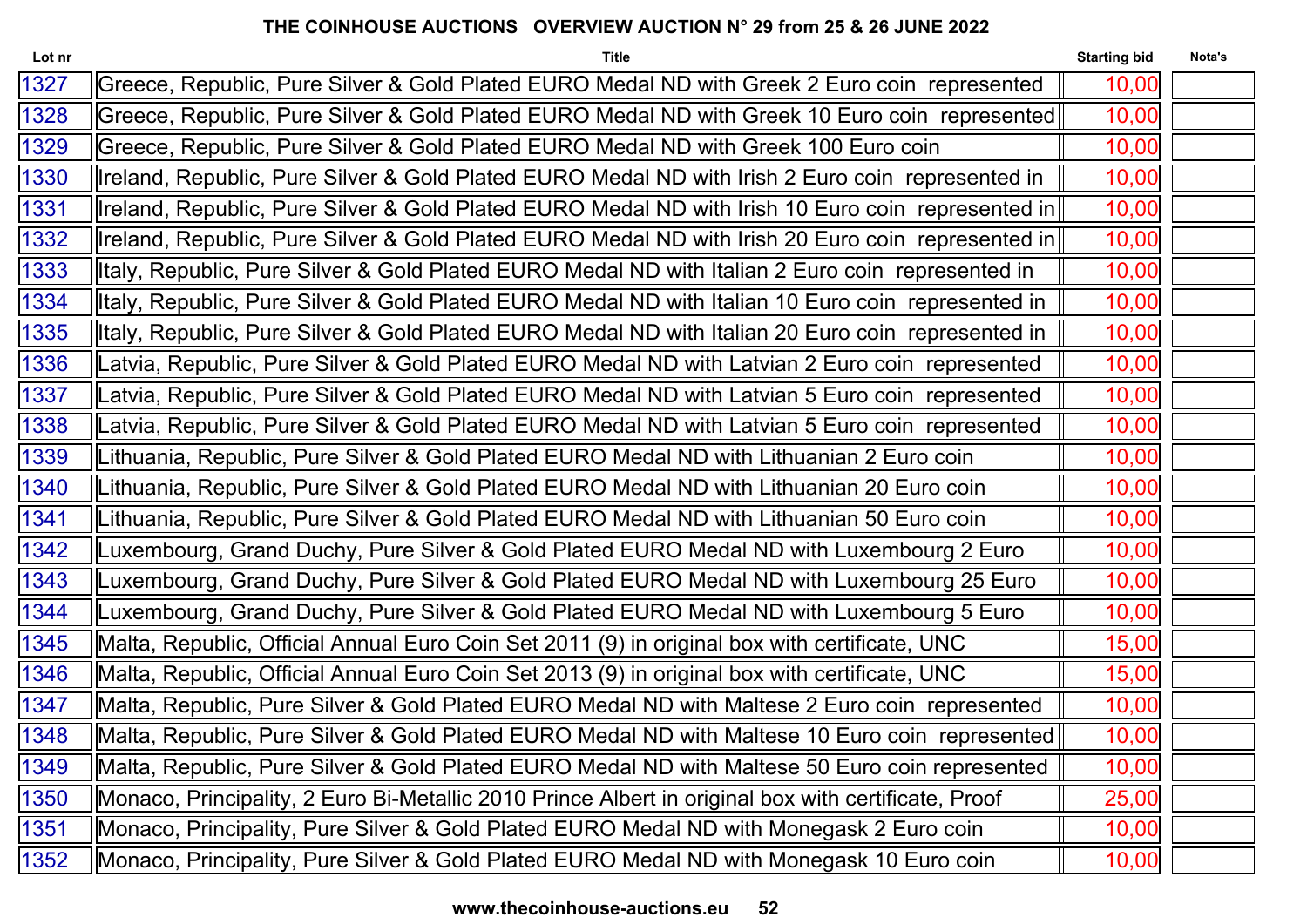# THE COINHOUSE AUCTIONS OVERVIEW AUCTION N° 29 from 25 & 26 JUNE 2022

| Lot nr | Title | Starting bid | Nota's |
|---|---|---|---|
| 1327 | Greece, Republic, Pure Silver & Gold Plated EURO Medal ND with Greek 2 Euro coin represented | 10,00 | |
| 1328 | Greece, Republic, Pure Silver & Gold Plated EURO Medal ND with Greek 10 Euro coin represented | 10,00 | |
| 1329 | Greece, Republic, Pure Silver & Gold Plated EURO Medal ND with Greek 100 Euro coin | 10,00 | |
| 1330 | Ireland, Republic, Pure Silver & Gold Plated EURO Medal ND with Irish 2 Euro coin represented in | 10,00 | |
| 1331 | Ireland, Republic, Pure Silver & Gold Plated EURO Medal ND with Irish 10 Euro coin represented in | 10,00 | |
| 1332 | Ireland, Republic, Pure Silver & Gold Plated EURO Medal ND with Irish 20 Euro coin represented in | 10,00 | |
| 1333 | Italy, Republic, Pure Silver & Gold Plated EURO Medal ND with Italian 2 Euro coin represented in | 10,00 | |
| 1334 | Italy, Republic, Pure Silver & Gold Plated EURO Medal ND with Italian 10 Euro coin represented in | 10,00 | |
| 1335 | Italy, Republic, Pure Silver & Gold Plated EURO Medal ND with Italian 20 Euro coin represented in | 10,00 | |
| 1336 | Latvia, Republic, Pure Silver & Gold Plated EURO Medal ND with Latvian 2 Euro coin represented | 10,00 | |
| 1337 | Latvia, Republic, Pure Silver & Gold Plated EURO Medal ND with Latvian 5 Euro coin represented | 10,00 | |
| 1338 | Latvia, Republic, Pure Silver & Gold Plated EURO Medal ND with Latvian 5 Euro coin represented | 10,00 | |
| 1339 | Lithuania, Republic, Pure Silver & Gold Plated EURO Medal ND with Lithuanian 2 Euro coin | 10,00 | |
| 1340 | Lithuania, Republic, Pure Silver & Gold Plated EURO Medal ND with Lithuanian 20 Euro coin | 10,00 | |
| 1341 | Lithuania, Republic, Pure Silver & Gold Plated EURO Medal ND with Lithuanian 50 Euro coin | 10,00 | |
| 1342 | Luxembourg, Grand Duchy, Pure Silver & Gold Plated EURO Medal ND with Luxembourg 2 Euro | 10,00 | |
| 1343 | Luxembourg, Grand Duchy, Pure Silver & Gold Plated EURO Medal ND with Luxembourg 25 Euro | 10,00 | |
| 1344 | Luxembourg, Grand Duchy, Pure Silver & Gold Plated EURO Medal ND with Luxembourg 5 Euro | 10,00 | |
| 1345 | Malta, Republic, Official Annual Euro Coin Set 2011 (9) in original box with certificate, UNC | 15,00 | |
| 1346 | Malta, Republic, Official Annual Euro Coin Set 2013 (9) in original box with certificate, UNC | 15,00 | |
| 1347 | Malta, Republic, Pure Silver & Gold Plated EURO Medal ND with Maltese 2 Euro coin represented | 10,00 | |
| 1348 | Malta, Republic, Pure Silver & Gold Plated EURO Medal ND with Maltese 10 Euro coin represented | 10,00 | |
| 1349 | Malta, Republic, Pure Silver & Gold Plated EURO Medal ND with Maltese 50 Euro coin represented | 10,00 | |
| 1350 | Monaco, Principality, 2 Euro Bi-Metallic 2010 Prince Albert in original box with certificate, Proof | 25,00 | |
| 1351 | Monaco, Principality, Pure Silver & Gold Plated EURO Medal ND with Monegask 2 Euro coin | 10,00 | |
| 1352 | Monaco, Principality, Pure Silver & Gold Plated EURO Medal ND with Monegask 10 Euro coin | 10,00 | |

www.thecoinhouse-auctions.eu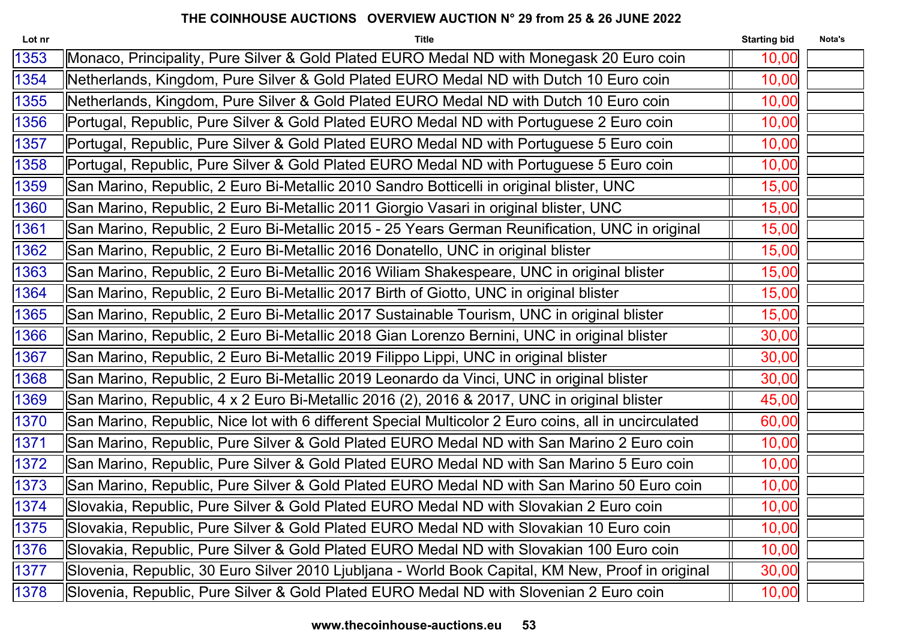## THE COINHOUSE AUCTIONS   OVERVIEW AUCTION N° 29 from 25 & 26 JUNE 2022

| Lot nr | Title | Starting bid | Nota's |
|---|---|---|---|
| 1353 | Monaco, Principality, Pure Silver & Gold Plated EURO Medal ND with Monegask 20 Euro coin | 10,00 | |
| 1354 | Netherlands, Kingdom, Pure Silver & Gold Plated EURO Medal ND with Dutch 10 Euro coin | 10,00 | |
| 1355 | Netherlands, Kingdom, Pure Silver & Gold Plated EURO Medal ND with Dutch 10 Euro coin | 10,00 | |
| 1356 | Portugal, Republic, Pure Silver & Gold Plated EURO Medal ND with Portuguese 2 Euro coin | 10,00 | |
| 1357 | Portugal, Republic, Pure Silver & Gold Plated EURO Medal ND with Portuguese 5 Euro coin | 10,00 | |
| 1358 | Portugal, Republic, Pure Silver & Gold Plated EURO Medal ND with Portuguese 5 Euro coin | 10,00 | |
| 1359 | San Marino, Republic, 2 Euro Bi-Metallic 2010 Sandro Botticelli in original blister, UNC | 15,00 | |
| 1360 | San Marino, Republic, 2 Euro Bi-Metallic 2011 Giorgio Vasari in original blister, UNC | 15,00 | |
| 1361 | San Marino, Republic, 2 Euro Bi-Metallic 2015 - 25 Years German Reunification, UNC in original | 15,00 | |
| 1362 | San Marino, Republic, 2 Euro Bi-Metallic 2016 Donatello, UNC in original blister | 15,00 | |
| 1363 | San Marino, Republic, 2 Euro Bi-Metallic 2016 Wiliam Shakespeare, UNC in original blister | 15,00 | |
| 1364 | San Marino, Republic, 2 Euro Bi-Metallic 2017 Birth of Giotto, UNC in original blister | 15,00 | |
| 1365 | San Marino, Republic, 2 Euro Bi-Metallic 2017 Sustainable Tourism, UNC in original blister | 15,00 | |
| 1366 | San Marino, Republic, 2 Euro Bi-Metallic 2018 Gian Lorenzo Bernini, UNC in original blister | 30,00 | |
| 1367 | San Marino, Republic, 2 Euro Bi-Metallic 2019 Filippo Lippi, UNC in original blister | 30,00 | |
| 1368 | San Marino, Republic, 2 Euro Bi-Metallic 2019 Leonardo da Vinci, UNC in original blister | 30,00 | |
| 1369 | San Marino, Republic, 4 x 2 Euro Bi-Metallic 2016 (2), 2016 & 2017, UNC in original blister | 45,00 | |
| 1370 | San Marino, Republic, Nice lot with 6 different Special Multicolor 2 Euro coins, all in uncirculated | 60,00 | |
| 1371 | San Marino, Republic, Pure Silver & Gold Plated EURO Medal ND with San Marino 2 Euro coin | 10,00 | |
| 1372 | San Marino, Republic, Pure Silver & Gold Plated EURO Medal ND with San Marino 5 Euro coin | 10,00 | |
| 1373 | San Marino, Republic, Pure Silver & Gold Plated EURO Medal ND with San Marino 50 Euro coin | 10,00 | |
| 1374 | Slovakia, Republic, Pure Silver & Gold Plated EURO Medal ND with Slovakian 2 Euro coin | 10,00 | |
| 1375 | Slovakia, Republic, Pure Silver & Gold Plated EURO Medal ND with Slovakian 10 Euro coin | 10,00 | |
| 1376 | Slovakia, Republic, Pure Silver & Gold Plated EURO Medal ND with Slovakian 100 Euro coin | 10,00 | |
| 1377 | Slovenia, Republic, 30 Euro Silver 2010 Ljubljana - World Book Capital, KM New, Proof in original | 30,00 | |
| 1378 | Slovenia, Republic, Pure Silver & Gold Plated EURO Medal ND with Slovenian 2 Euro coin | 10,00 | |

www.thecoinhouse-auctions.eu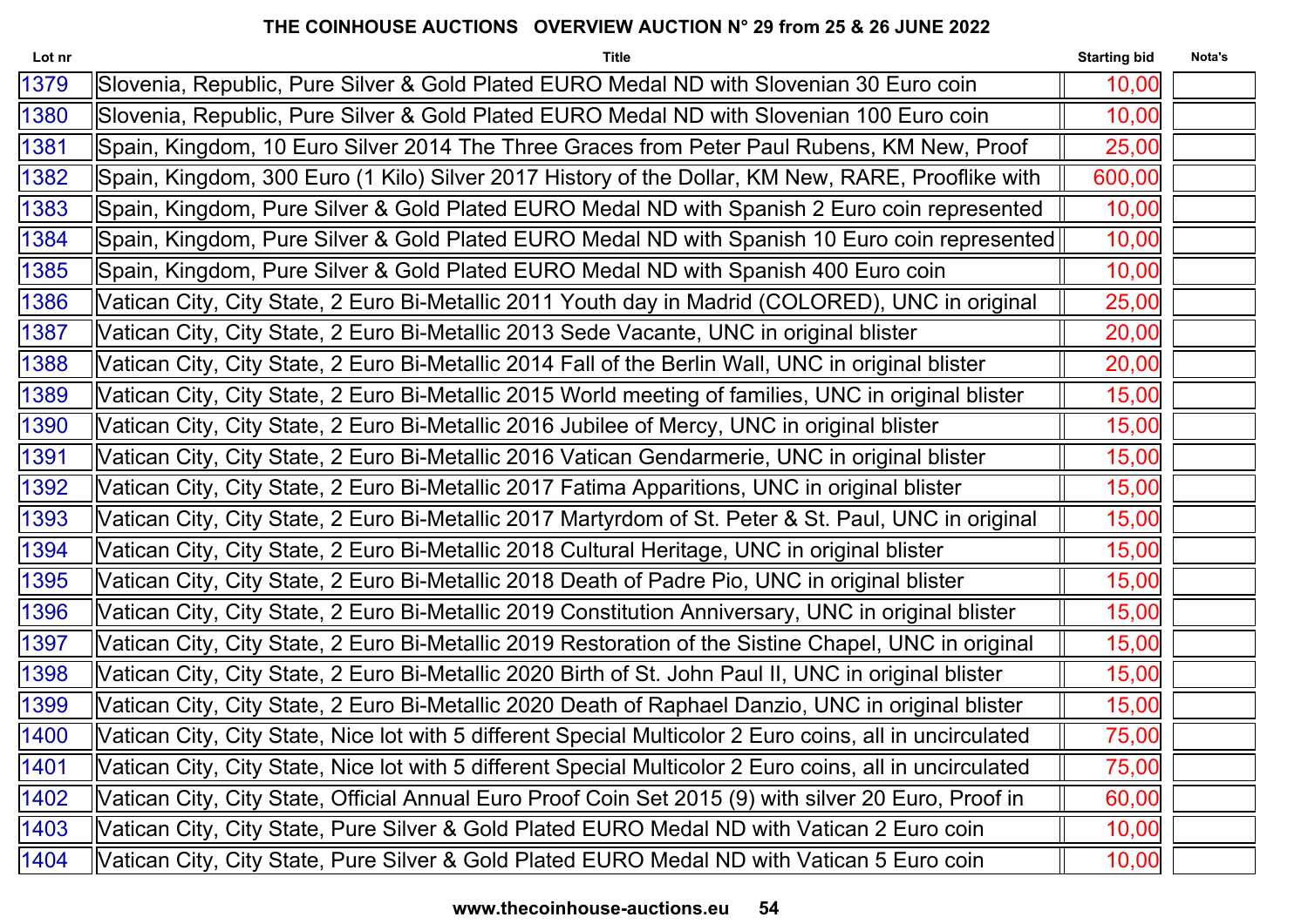**THE COINHOUSE AUCTIONS OVERVIEW AUCTION N° 29 from 25 & 26 JUNE 2022**

| Lot nr | Title | Starting bid | Nota's |
|---|---|---|---|
| 1379 | Slovenia, Republic, Pure Silver & Gold Plated EURO Medal ND with Slovenian 30 Euro coin | 10,00 | |
| 1380 | Slovenia, Republic, Pure Silver & Gold Plated EURO Medal ND with Slovenian 100 Euro coin | 10,00 | |
| 1381 | Spain, Kingdom, 10 Euro Silver 2014 The Three Graces from Peter Paul Rubens, KM New, Proof | 25,00 | |
| 1382 | Spain, Kingdom, 300 Euro (1 Kilo) Silver 2017 History of the Dollar, KM New, RARE, Prooflike with | 600,00 | |
| 1383 | Spain, Kingdom, Pure Silver & Gold Plated EURO Medal ND with Spanish 2 Euro coin represented | 10,00 | |
| 1384 | Spain, Kingdom, Pure Silver & Gold Plated EURO Medal ND with Spanish 10 Euro coin represented | 10,00 | |
| 1385 | Spain, Kingdom, Pure Silver & Gold Plated EURO Medal ND with Spanish 400 Euro coin | 10,00 | |
| 1386 | Vatican City, City State, 2 Euro Bi-Metallic 2011 Youth day in Madrid (COLORED), UNC in original | 25,00 | |
| 1387 | Vatican City, City State, 2 Euro Bi-Metallic 2013 Sede Vacante, UNC in original blister | 20,00 | |
| 1388 | Vatican City, City State, 2 Euro Bi-Metallic 2014 Fall of the Berlin Wall, UNC in original blister | 20,00 | |
| 1389 | Vatican City, City State, 2 Euro Bi-Metallic 2015 World meeting of families, UNC in original blister | 15,00 | |
| 1390 | Vatican City, City State, 2 Euro Bi-Metallic 2016 Jubilee of Mercy, UNC in original blister | 15,00 | |
| 1391 | Vatican City, City State, 2 Euro Bi-Metallic 2016 Vatican Gendarmerie, UNC in original blister | 15,00 | |
| 1392 | Vatican City, City State, 2 Euro Bi-Metallic 2017 Fatima Apparitions, UNC in original blister | 15,00 | |
| 1393 | Vatican City, City State, 2 Euro Bi-Metallic 2017 Martyrdom of St. Peter & St. Paul, UNC in original | 15,00 | |
| 1394 | Vatican City, City State, 2 Euro Bi-Metallic 2018 Cultural Heritage, UNC in original blister | 15,00 | |
| 1395 | Vatican City, City State, 2 Euro Bi-Metallic 2018 Death of Padre Pio, UNC in original blister | 15,00 | |
| 1396 | Vatican City, City State, 2 Euro Bi-Metallic 2019 Constitution Anniversary, UNC in original blister | 15,00 | |
| 1397 | Vatican City, City State, 2 Euro Bi-Metallic 2019 Restoration of the Sistine Chapel, UNC in original | 15,00 | |
| 1398 | Vatican City, City State, 2 Euro Bi-Metallic 2020 Birth of St. John Paul II, UNC in original blister | 15,00 | |
| 1399 | Vatican City, City State, 2 Euro Bi-Metallic 2020 Death of Raphael Danzio, UNC in original blister | 15,00 | |
| 1400 | Vatican City, City State, Nice lot with 5 different Special Multicolor 2 Euro coins, all in uncirculated | 75,00 | |
| 1401 | Vatican City, City State, Nice lot with 5 different Special Multicolor 2 Euro coins, all in uncirculated | 75,00 | |
| 1402 | Vatican City, City State, Official Annual Euro Proof Coin Set 2015 (9) with silver 20 Euro, Proof in | 60,00 | |
| 1403 | Vatican City, City State, Pure Silver & Gold Plated EURO Medal ND with Vatican 2 Euro coin | 10,00 | |
| 1404 | Vatican City, City State, Pure Silver & Gold Plated EURO Medal ND with Vatican 5 Euro coin | 10,00 | |

www.thecoinhouse-auctions.eu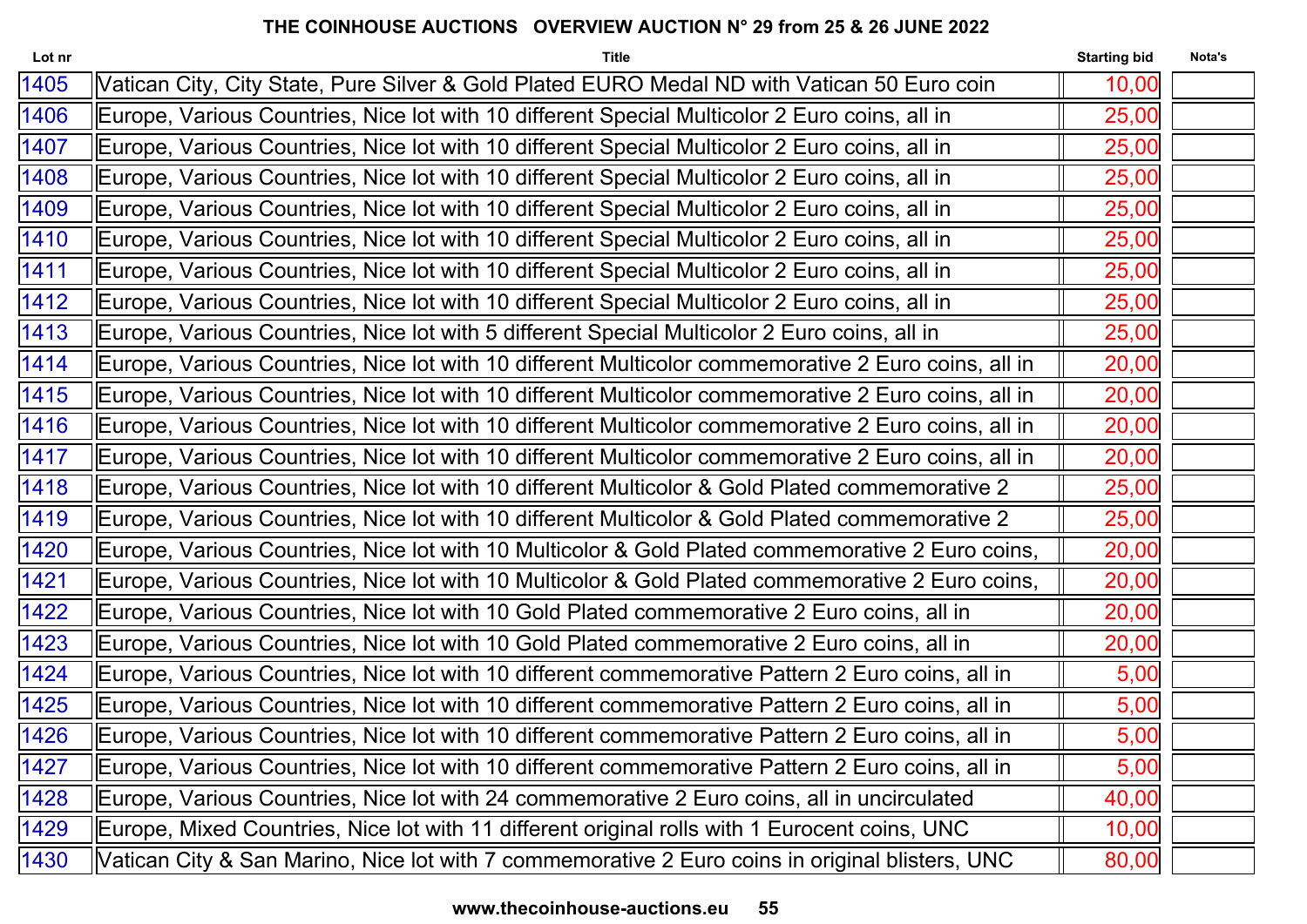**THE COINHOUSE AUCTIONS OVERVIEW AUCTION N° 29 from 25 & 26 JUNE 2022**

| Lot nr | Title | Starting bid | Nota's |
|---|---|---|---|
| 1405 | Vatican City, City State, Pure Silver & Gold Plated EURO Medal ND with Vatican 50 Euro coin | 10,00 | |
| 1406 | Europe, Various Countries, Nice lot with 10 different Special Multicolor 2 Euro coins, all in | 25,00 | |
| 1407 | Europe, Various Countries, Nice lot with 10 different Special Multicolor 2 Euro coins, all in | 25,00 | |
| 1408 | Europe, Various Countries, Nice lot with 10 different Special Multicolor 2 Euro coins, all in | 25,00 | |
| 1409 | Europe, Various Countries, Nice lot with 10 different Special Multicolor 2 Euro coins, all in | 25,00 | |
| 1410 | Europe, Various Countries, Nice lot with 10 different Special Multicolor 2 Euro coins, all in | 25,00 | |
| 1411 | Europe, Various Countries, Nice lot with 10 different Special Multicolor 2 Euro coins, all in | 25,00 | |
| 1412 | Europe, Various Countries, Nice lot with 10 different Special Multicolor 2 Euro coins, all in | 25,00 | |
| 1413 | Europe, Various Countries, Nice lot with 5 different Special Multicolor 2 Euro coins, all in | 25,00 | |
| 1414 | Europe, Various Countries, Nice lot with 10 different Multicolor commemorative 2 Euro coins, all in | 20,00 | |
| 1415 | Europe, Various Countries, Nice lot with 10 different Multicolor commemorative 2 Euro coins, all in | 20,00 | |
| 1416 | Europe, Various Countries, Nice lot with 10 different Multicolor commemorative 2 Euro coins, all in | 20,00 | |
| 1417 | Europe, Various Countries, Nice lot with 10 different Multicolor commemorative 2 Euro coins, all in | 20,00 | |
| 1418 | Europe, Various Countries, Nice lot with 10 different Multicolor & Gold Plated commemorative 2 | 25,00 | |
| 1419 | Europe, Various Countries, Nice lot with 10 different Multicolor & Gold Plated commemorative 2 | 25,00 | |
| 1420 | Europe, Various Countries, Nice lot with 10 Multicolor & Gold Plated commemorative 2 Euro coins, | 20,00 | |
| 1421 | Europe, Various Countries, Nice lot with 10 Multicolor & Gold Plated commemorative 2 Euro coins, | 20,00 | |
| 1422 | Europe, Various Countries, Nice lot with 10 Gold Plated commemorative 2 Euro coins, all in | 20,00 | |
| 1423 | Europe, Various Countries, Nice lot with 10 Gold Plated commemorative 2 Euro coins, all in | 20,00 | |
| 1424 | Europe, Various Countries, Nice lot with 10 different commemorative Pattern 2 Euro coins, all in | 5,00 | |
| 1425 | Europe, Various Countries, Nice lot with 10 different commemorative Pattern 2 Euro coins, all in | 5,00 | |
| 1426 | Europe, Various Countries, Nice lot with 10 different commemorative Pattern 2 Euro coins, all in | 5,00 | |
| 1427 | Europe, Various Countries, Nice lot with 10 different commemorative Pattern 2 Euro coins, all in | 5,00 | |
| 1428 | Europe, Various Countries, Nice lot with 24 commemorative 2 Euro coins, all in uncirculated | 40,00 | |
| 1429 | Europe, Mixed Countries, Nice lot with 11 different original rolls with 1 Eurocent coins, UNC | 10,00 | |
| 1430 | Vatican City & San Marino, Nice lot with 7 commemorative 2 Euro coins in original blisters, UNC | 80,00 | |

www.thecoinhouse-auctions.eu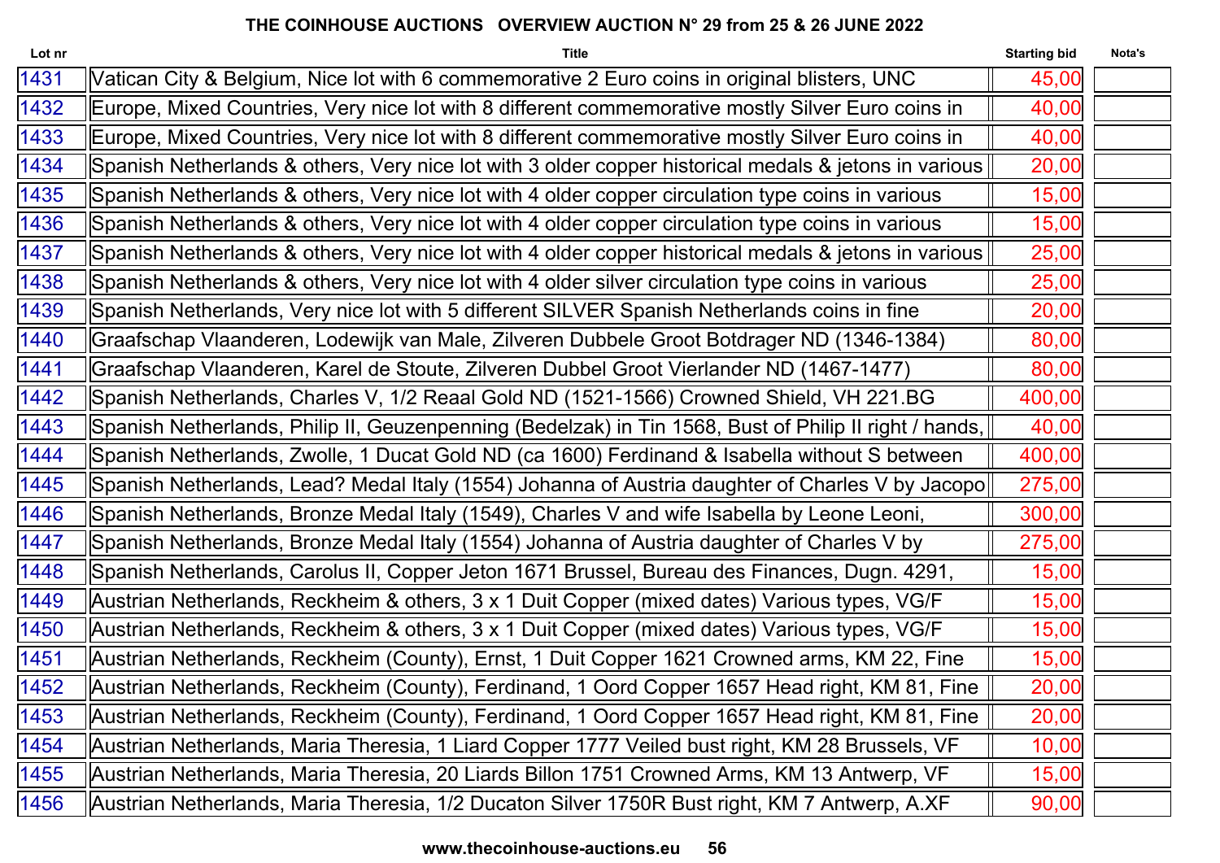# THE COINHOUSE AUCTIONS OVERVIEW AUCTION N° 29 from 25 & 26 JUNE 2022

| Lot nr | Title | Starting bid | Nota's |
|---|---|---|---|
| 1431 | Vatican City & Belgium, Nice lot with 6 commemorative 2 Euro coins in original blisters, UNC | 45,00 | |
| 1432 | Europe, Mixed Countries, Very nice lot with 8 different commemorative mostly Silver Euro coins in | 40,00 | |
| 1433 | Europe, Mixed Countries, Very nice lot with 8 different commemorative mostly Silver Euro coins in | 40,00 | |
| 1434 | Spanish Netherlands & others, Very nice lot with 3 older copper historical medals & jetons in various | 20,00 | |
| 1435 | Spanish Netherlands & others, Very nice lot with 4 older copper circulation type coins in various | 15,00 | |
| 1436 | Spanish Netherlands & others, Very nice lot with 4 older copper circulation type coins in various | 15,00 | |
| 1437 | Spanish Netherlands & others, Very nice lot with 4 older copper historical medals & jetons in various | 25,00 | |
| 1438 | Spanish Netherlands & others, Very nice lot with 4 older silver circulation type coins in various | 25,00 | |
| 1439 | Spanish Netherlands, Very nice lot with 5 different SILVER Spanish Netherlands coins in fine | 20,00 | |
| 1440 | Graafschap Vlaanderen, Lodewijk van Male, Zilveren Dubbele Groot Botdrager ND (1346-1384) | 80,00 | |
| 1441 | Graafschap Vlaanderen, Karel de Stoute, Zilveren Dubbel Groot Vierlander ND (1467-1477) | 80,00 | |
| 1442 | Spanish Netherlands, Charles V, 1/2 Reaal Gold ND (1521-1566) Crowned Shield, VH 221.BG | 400,00 | |
| 1443 | Spanish Netherlands, Philip II, Geuzenpenning (Bedelzak) in Tin 1568, Bust of Philip II right / hands, | 40,00 | |
| 1444 | Spanish Netherlands, Zwolle, 1 Ducat Gold ND (ca 1600) Ferdinand & Isabella without S between | 400,00 | |
| 1445 | Spanish Netherlands, Lead? Medal Italy (1554) Johanna of Austria daughter of Charles V by Jacopo | 275,00 | |
| 1446 | Spanish Netherlands, Bronze Medal Italy (1549), Charles V and wife Isabella by Leone Leoni, | 300,00 | |
| 1447 | Spanish Netherlands, Bronze Medal Italy (1554) Johanna of Austria daughter of Charles V by | 275,00 | |
| 1448 | Spanish Netherlands, Carolus II, Copper Jeton 1671 Brussel, Bureau des Finances, Dugn. 4291, | 15,00 | |
| 1449 | Austrian Netherlands, Reckheim & others, 3 x 1 Duit Copper (mixed dates) Various types, VG/F | 15,00 | |
| 1450 | Austrian Netherlands, Reckheim & others, 3 x 1 Duit Copper (mixed dates) Various types, VG/F | 15,00 | |
| 1451 | Austrian Netherlands, Reckheim (County), Ernst, 1 Duit Copper 1621 Crowned arms, KM 22, Fine | 15,00 | |
| 1452 | Austrian Netherlands, Reckheim (County), Ferdinand, 1 Oord Copper 1657 Head right, KM 81, Fine | 20,00 | |
| 1453 | Austrian Netherlands, Reckheim (County), Ferdinand, 1 Oord Copper 1657 Head right, KM 81, Fine | 20,00 | |
| 1454 | Austrian Netherlands, Maria Theresia, 1 Liard Copper 1777 Veiled bust right, KM 28 Brussels, VF | 10,00 | |
| 1455 | Austrian Netherlands, Maria Theresia, 20 Liards Billon 1751 Crowned Arms, KM 13 Antwerp, VF | 15,00 | |
| 1456 | Austrian Netherlands, Maria Theresia, 1/2 Ducaton Silver 1750R Bust right, KM 7 Antwerp, A.XF | 90,00 | |

www.thecoinhouse-auctions.eu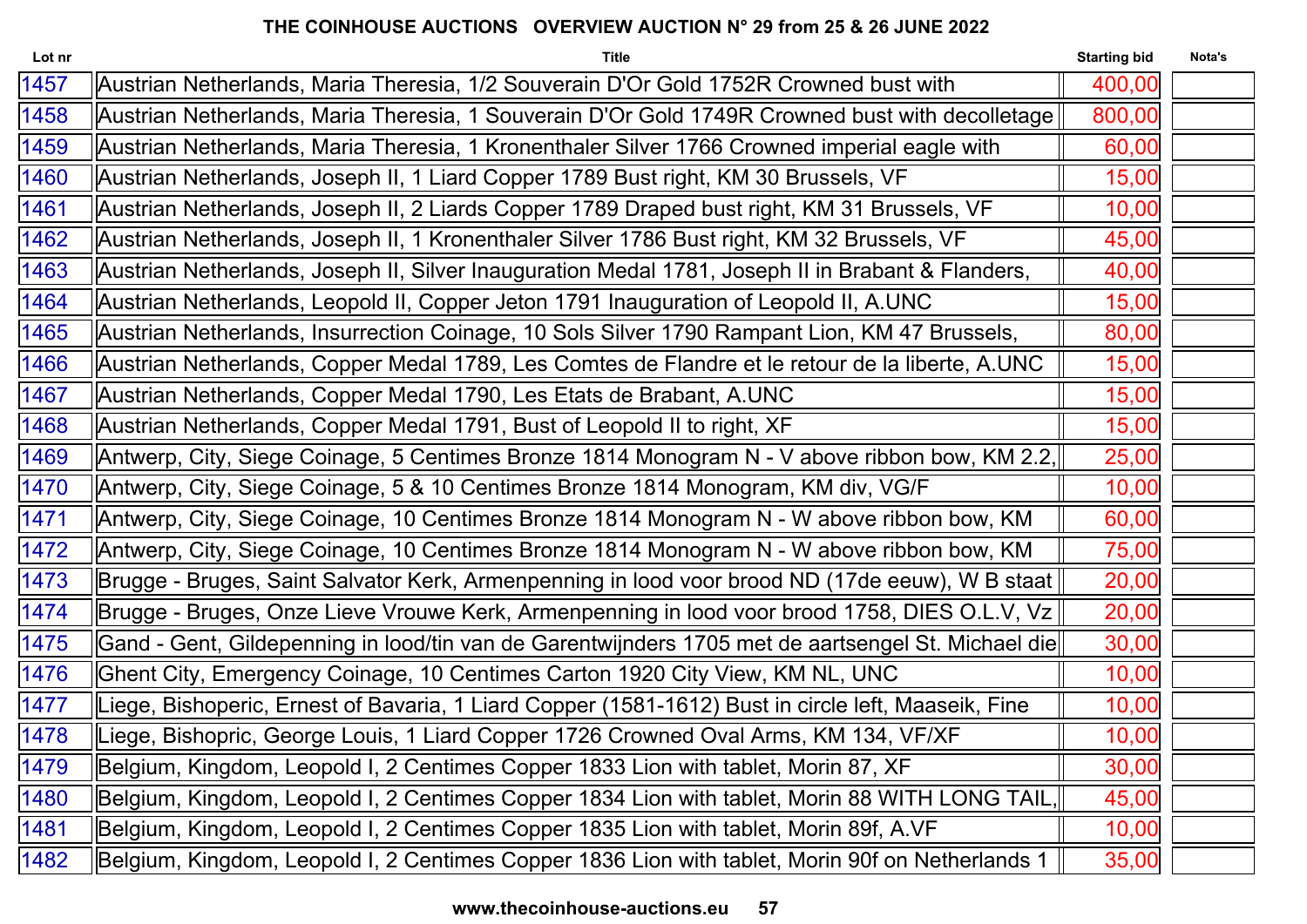# THE COINHOUSE AUCTIONS OVERVIEW AUCTION N° 29 from 25 & 26 JUNE 2022

| Lot nr | Title | Starting bid | Nota's |
|---|---|---|---|
| 1457 | Austrian Netherlands, Maria Theresia, 1/2 Souverain D'Or Gold 1752R Crowned bust with | 400,00 | |
| 1458 | Austrian Netherlands, Maria Theresia, 1 Souverain D'Or Gold 1749R Crowned bust with decolletage | 800,00 | |
| 1459 | Austrian Netherlands, Maria Theresia, 1 Kronenthaler Silver 1766 Crowned imperial eagle with | 60,00 | |
| 1460 | Austrian Netherlands, Joseph II, 1 Liard Copper 1789 Bust right, KM 30 Brussels, VF | 15,00 | |
| 1461 | Austrian Netherlands, Joseph II, 2 Liards Copper 1789 Draped bust right, KM 31 Brussels, VF | 10,00 | |
| 1462 | Austrian Netherlands, Joseph II, 1 Kronenthaler Silver 1786 Bust right, KM 32 Brussels, VF | 45,00 | |
| 1463 | Austrian Netherlands, Joseph II, Silver Inauguration Medal 1781, Joseph II in Brabant & Flanders, | 40,00 | |
| 1464 | Austrian Netherlands, Leopold II, Copper Jeton 1791 Inauguration of Leopold II, A.UNC | 15,00 | |
| 1465 | Austrian Netherlands, Insurrection Coinage, 10 Sols Silver 1790 Rampant Lion, KM 47 Brussels, | 80,00 | |
| 1466 | Austrian Netherlands, Copper Medal 1789, Les Comtes de Flandre et le retour de la liberte, A.UNC | 15,00 | |
| 1467 | Austrian Netherlands, Copper Medal 1790, Les Etats de Brabant, A.UNC | 15,00 | |
| 1468 | Austrian Netherlands, Copper Medal 1791, Bust of Leopold II to right, XF | 15,00 | |
| 1469 | Antwerp, City, Siege Coinage, 5 Centimes Bronze 1814 Monogram N - V above ribbon bow, KM 2.2, | 25,00 | |
| 1470 | Antwerp, City, Siege Coinage, 5 & 10 Centimes Bronze 1814 Monogram, KM div, VG/F | 10,00 | |
| 1471 | Antwerp, City, Siege Coinage, 10 Centimes Bronze 1814 Monogram N - W above ribbon bow, KM | 60,00 | |
| 1472 | Antwerp, City, Siege Coinage, 10 Centimes Bronze 1814 Monogram N - W above ribbon bow, KM | 75,00 | |
| 1473 | Brugge - Bruges, Saint Salvator Kerk, Armenpenning in lood voor brood ND (17de eeuw), W B staat | 20,00 | |
| 1474 | Brugge - Bruges, Onze Lieve Vrouwe Kerk, Armenpenning in lood voor brood 1758, DIES O.L.V, Vz | 20,00 | |
| 1475 | Gand - Gent, Gildepenning in lood/tin van de Garentwijnders 1705 met de aartsengel St. Michael die | 30,00 | |
| 1476 | Ghent City, Emergency Coinage, 10 Centimes Carton 1920 City View, KM NL, UNC | 10,00 | |
| 1477 | Liege, Bishoperic, Ernest of Bavaria, 1 Liard Copper (1581-1612) Bust in circle left, Maaseik, Fine | 10,00 | |
| 1478 | Liege, Bishopric, George Louis, 1 Liard Copper 1726 Crowned Oval Arms, KM 134, VF/XF | 10,00 | |
| 1479 | Belgium, Kingdom, Leopold I, 2 Centimes Copper 1833 Lion with tablet, Morin 87, XF | 30,00 | |
| 1480 | Belgium, Kingdom, Leopold I, 2 Centimes Copper 1834 Lion with tablet, Morin 88 WITH LONG TAIL, | 45,00 | |
| 1481 | Belgium, Kingdom, Leopold I, 2 Centimes Copper 1835 Lion with tablet, Morin 89f, A.VF | 10,00 | |
| 1482 | Belgium, Kingdom, Leopold I, 2 Centimes Copper 1836 Lion with tablet, Morin 90f on Netherlands 1 | 35,00 | |

www.thecoinhouse-auctions.eu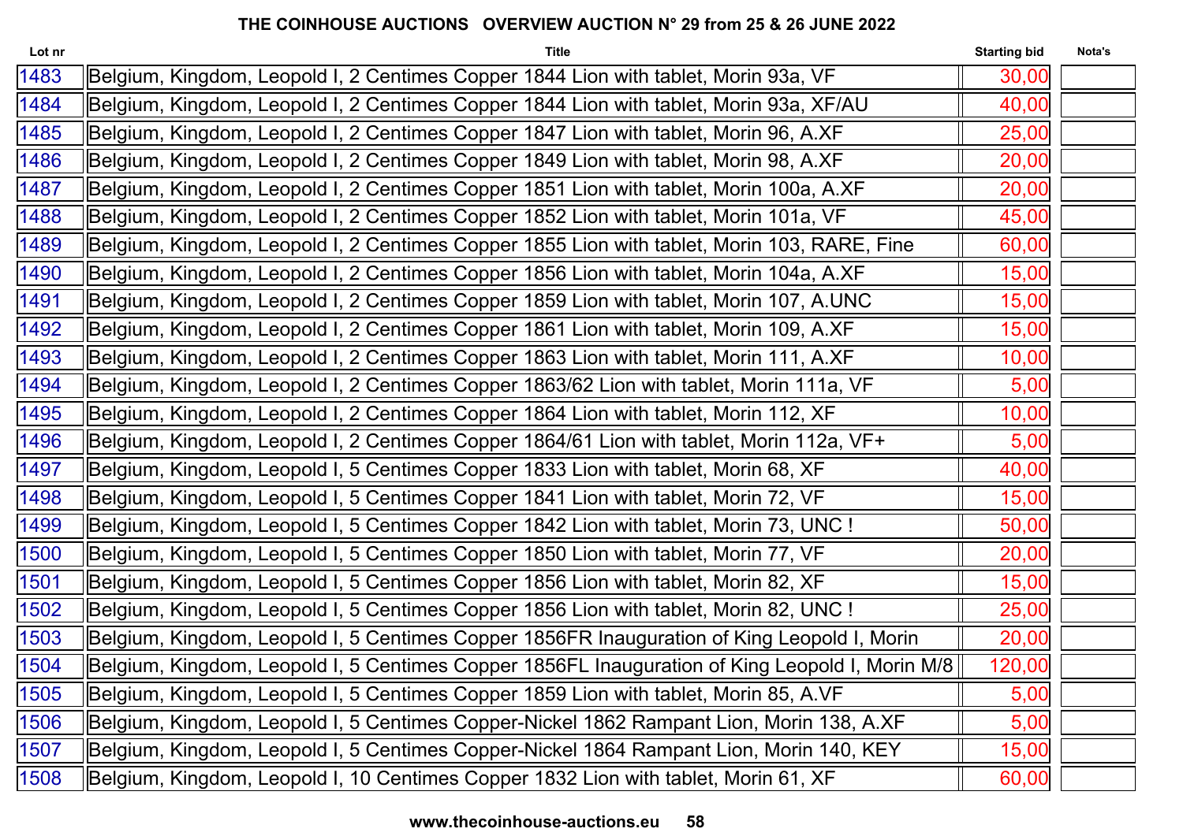# THE COINHOUSE AUCTIONS OVERVIEW AUCTION N° 29 from 25 & 26 JUNE 2022

| Lot nr | Title | Starting bid | Nota's |
|---|---|---|---|
| 1483 | Belgium, Kingdom, Leopold I, 2 Centimes Copper 1844 Lion with tablet, Morin 93a, VF | 30,00 | |
| 1484 | Belgium, Kingdom, Leopold I, 2 Centimes Copper 1844 Lion with tablet, Morin 93a, XF/AU | 40,00 | |
| 1485 | Belgium, Kingdom, Leopold I, 2 Centimes Copper 1847 Lion with tablet, Morin 96, A.XF | 25,00 | |
| 1486 | Belgium, Kingdom, Leopold I, 2 Centimes Copper 1849 Lion with tablet, Morin 98, A.XF | 20,00 | |
| 1487 | Belgium, Kingdom, Leopold I, 2 Centimes Copper 1851 Lion with tablet, Morin 100a, A.XF | 20,00 | |
| 1488 | Belgium, Kingdom, Leopold I, 2 Centimes Copper 1852 Lion with tablet, Morin 101a, VF | 45,00 | |
| 1489 | Belgium, Kingdom, Leopold I, 2 Centimes Copper 1855 Lion with tablet, Morin 103, RARE, Fine | 60,00 | |
| 1490 | Belgium, Kingdom, Leopold I, 2 Centimes Copper 1856 Lion with tablet, Morin 104a, A.XF | 15,00 | |
| 1491 | Belgium, Kingdom, Leopold I, 2 Centimes Copper 1859 Lion with tablet, Morin 107, A.UNC | 15,00 | |
| 1492 | Belgium, Kingdom, Leopold I, 2 Centimes Copper 1861 Lion with tablet, Morin 109, A.XF | 15,00 | |
| 1493 | Belgium, Kingdom, Leopold I, 2 Centimes Copper 1863 Lion with tablet, Morin 111, A.XF | 10,00 | |
| 1494 | Belgium, Kingdom, Leopold I, 2 Centimes Copper 1863/62 Lion with tablet, Morin 111a, VF | 5,00 | |
| 1495 | Belgium, Kingdom, Leopold I, 2 Centimes Copper 1864 Lion with tablet, Morin 112, XF | 10,00 | |
| 1496 | Belgium, Kingdom, Leopold I, 2 Centimes Copper 1864/61 Lion with tablet, Morin 112a, VF+ | 5,00 | |
| 1497 | Belgium, Kingdom, Leopold I, 5 Centimes Copper 1833 Lion with tablet, Morin 68, XF | 40,00 | |
| 1498 | Belgium, Kingdom, Leopold I, 5 Centimes Copper 1841 Lion with tablet, Morin 72, VF | 15,00 | |
| 1499 | Belgium, Kingdom, Leopold I, 5 Centimes Copper 1842 Lion with tablet, Morin 73, UNC ! | 50,00 | |
| 1500 | Belgium, Kingdom, Leopold I, 5 Centimes Copper 1850 Lion with tablet, Morin 77, VF | 20,00 | |
| 1501 | Belgium, Kingdom, Leopold I, 5 Centimes Copper 1856 Lion with tablet, Morin 82, XF | 15,00 | |
| 1502 | Belgium, Kingdom, Leopold I, 5 Centimes Copper 1856 Lion with tablet, Morin 82, UNC ! | 25,00 | |
| 1503 | Belgium, Kingdom, Leopold I, 5 Centimes Copper 1856FR Inauguration of King Leopold I, Morin | 20,00 | |
| 1504 | Belgium, Kingdom, Leopold I, 5 Centimes Copper 1856FL Inauguration of King Leopold I, Morin M/8 | 120,00 | |
| 1505 | Belgium, Kingdom, Leopold I, 5 Centimes Copper 1859 Lion with tablet, Morin 85, A.VF | 5,00 | |
| 1506 | Belgium, Kingdom, Leopold I, 5 Centimes Copper-Nickel 1862 Rampant Lion, Morin 138, A.XF | 5,00 | |
| 1507 | Belgium, Kingdom, Leopold I, 5 Centimes Copper-Nickel 1864 Rampant Lion, Morin 140, KEY | 15,00 | |
| 1508 | Belgium, Kingdom, Leopold I, 10 Centimes Copper 1832 Lion with tablet, Morin 61, XF | 60,00 | |

www.thecoinhouse-auctions.eu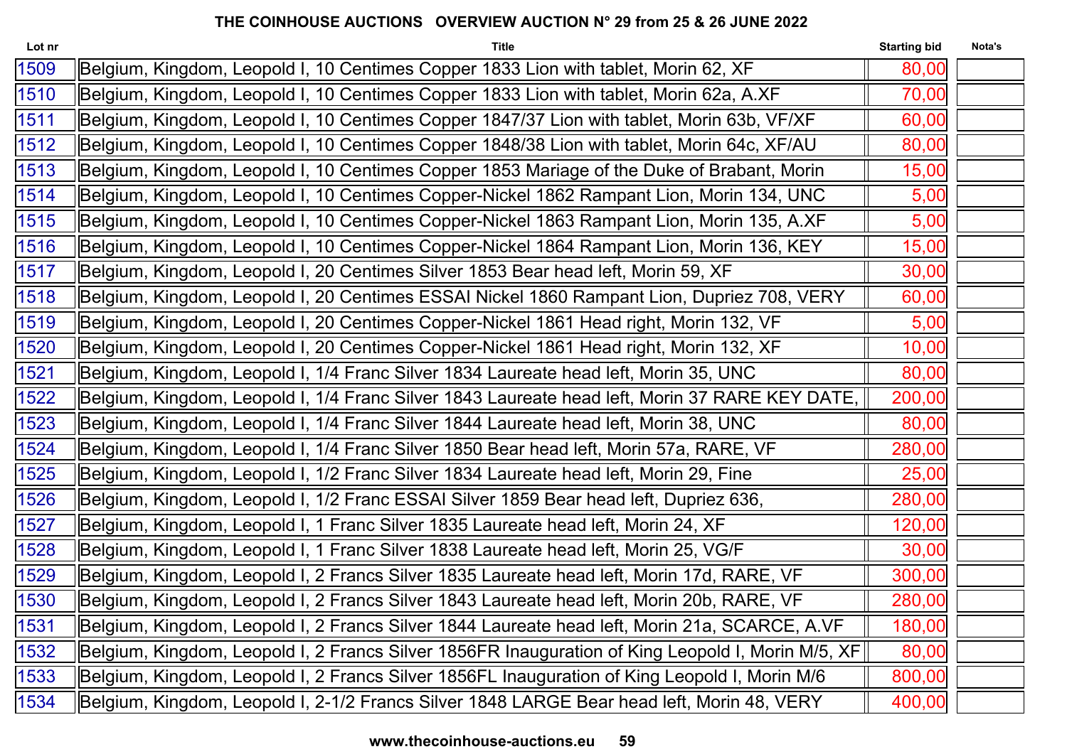**THE COINHOUSE AUCTIONS OVERVIEW AUCTION N° 29 from 25 & 26 JUNE 2022**

| Lot nr | Title | Starting bid | Nota's |
|---|---|---|---|
| 1509 | Belgium, Kingdom, Leopold I, 10 Centimes Copper 1833 Lion with tablet, Morin 62, XF | 80,00 | |
| 1510 | Belgium, Kingdom, Leopold I, 10 Centimes Copper 1833 Lion with tablet, Morin 62a, A.XF | 70,00 | |
| 1511 | Belgium, Kingdom, Leopold I, 10 Centimes Copper 1847/37 Lion with tablet, Morin 63b, VF/XF | 60,00 | |
| 1512 | Belgium, Kingdom, Leopold I, 10 Centimes Copper 1848/38 Lion with tablet, Morin 64c, XF/AU | 80,00 | |
| 1513 | Belgium, Kingdom, Leopold I, 10 Centimes Copper 1853 Mariage of the Duke of Brabant, Morin | 15,00 | |
| 1514 | Belgium, Kingdom, Leopold I, 10 Centimes Copper-Nickel 1862 Rampant Lion, Morin 134, UNC | 5,00 | |
| 1515 | Belgium, Kingdom, Leopold I, 10 Centimes Copper-Nickel 1863 Rampant Lion, Morin 135, A.XF | 5,00 | |
| 1516 | Belgium, Kingdom, Leopold I, 10 Centimes Copper-Nickel 1864 Rampant Lion, Morin 136, KEY | 15,00 | |
| 1517 | Belgium, Kingdom, Leopold I, 20 Centimes Silver 1853 Bear head left, Morin 59, XF | 30,00 | |
| 1518 | Belgium, Kingdom, Leopold I, 20 Centimes ESSAI Nickel 1860 Rampant Lion, Dupriez 708, VERY | 60,00 | |
| 1519 | Belgium, Kingdom, Leopold I, 20 Centimes Copper-Nickel 1861 Head right, Morin 132, VF | 5,00 | |
| 1520 | Belgium, Kingdom, Leopold I, 20 Centimes Copper-Nickel 1861 Head right, Morin 132, XF | 10,00 | |
| 1521 | Belgium, Kingdom, Leopold I, 1/4 Franc Silver 1834 Laureate head left, Morin 35, UNC | 80,00 | |
| 1522 | Belgium, Kingdom, Leopold I, 1/4 Franc Silver 1843 Laureate head left, Morin 37 RARE KEY DATE, | 200,00 | |
| 1523 | Belgium, Kingdom, Leopold I, 1/4 Franc Silver 1844 Laureate head left, Morin 38, UNC | 80,00 | |
| 1524 | Belgium, Kingdom, Leopold I, 1/4 Franc Silver 1850 Bear head left, Morin 57a, RARE, VF | 280,00 | |
| 1525 | Belgium, Kingdom, Leopold I, 1/2 Franc Silver 1834 Laureate head left, Morin 29, Fine | 25,00 | |
| 1526 | Belgium, Kingdom, Leopold I, 1/2 Franc ESSAI Silver 1859 Bear head left, Dupriez 636, | 280,00 | |
| 1527 | Belgium, Kingdom, Leopold I, 1 Franc Silver 1835 Laureate head left, Morin 24, XF | 120,00 | |
| 1528 | Belgium, Kingdom, Leopold I, 1 Franc Silver 1838 Laureate head left, Morin 25, VG/F | 30,00 | |
| 1529 | Belgium, Kingdom, Leopold I, 2 Francs Silver 1835 Laureate head left, Morin 17d, RARE, VF | 300,00 | |
| 1530 | Belgium, Kingdom, Leopold I, 2 Francs Silver 1843 Laureate head left, Morin 20b, RARE, VF | 280,00 | |
| 1531 | Belgium, Kingdom, Leopold I, 2 Francs Silver 1844 Laureate head left, Morin 21a, SCARCE, A.VF | 180,00 | |
| 1532 | Belgium, Kingdom, Leopold I, 2 Francs Silver 1856FR Inauguration of King Leopold I, Morin M/5, XF | 80,00 | |
| 1533 | Belgium, Kingdom, Leopold I, 2 Francs Silver 1856FL Inauguration of King Leopold I, Morin M/6 | 800,00 | |
| 1534 | Belgium, Kingdom, Leopold I, 2-1/2 Francs Silver 1848 LARGE Bear head left, Morin 48, VERY | 400,00 | |

**www.thecoinhouse-auctions.eu**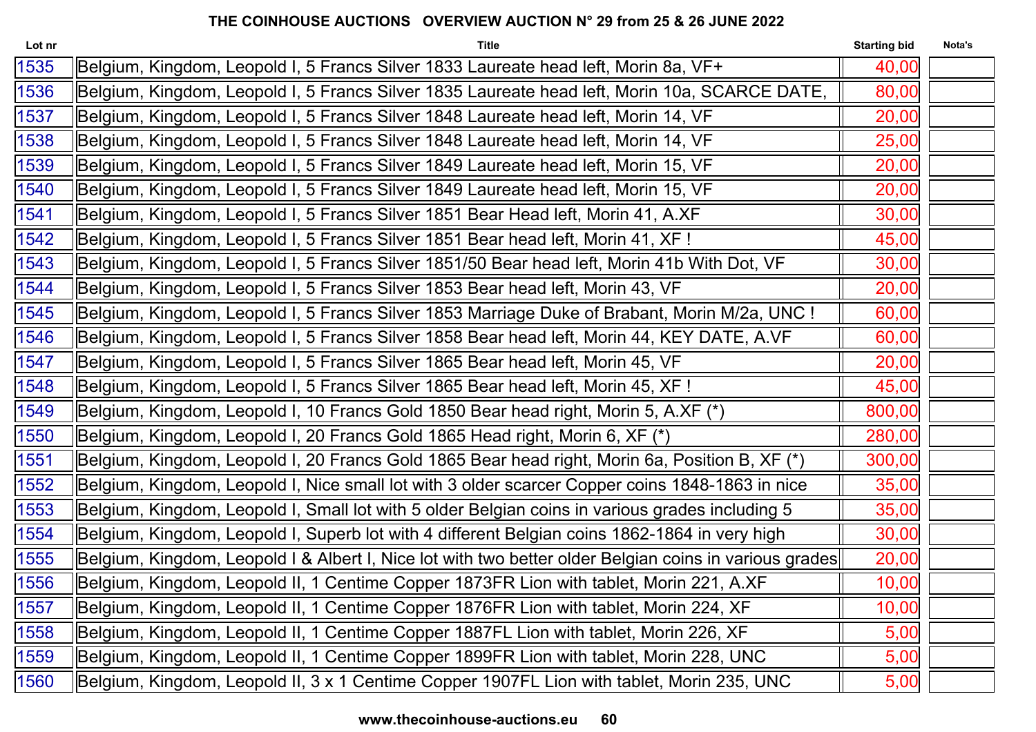## THE COINHOUSE AUCTIONS OVERVIEW AUCTION N° 29 from 25 & 26 JUNE 2022

| Lot nr | Title | Starting bid | Nota's |
|---|---|---|---|
| 1535 | Belgium, Kingdom, Leopold I, 5 Francs Silver 1833 Laureate head left, Morin 8a, VF+ | 40,00 | |
| 1536 | Belgium, Kingdom, Leopold I, 5 Francs Silver 1835 Laureate head left, Morin 10a, SCARCE DATE, | 80,00 | |
| 1537 | Belgium, Kingdom, Leopold I, 5 Francs Silver 1848 Laureate head left, Morin 14, VF | 20,00 | |
| 1538 | Belgium, Kingdom, Leopold I, 5 Francs Silver 1848 Laureate head left, Morin 14, VF | 25,00 | |
| 1539 | Belgium, Kingdom, Leopold I, 5 Francs Silver 1849 Laureate head left, Morin 15, VF | 20,00 | |
| 1540 | Belgium, Kingdom, Leopold I, 5 Francs Silver 1849 Laureate head left, Morin 15, VF | 20,00 | |
| 1541 | Belgium, Kingdom, Leopold I, 5 Francs Silver 1851 Bear Head left, Morin 41, A.XF | 30,00 | |
| 1542 | Belgium, Kingdom, Leopold I, 5 Francs Silver 1851 Bear head left, Morin 41, XF ! | 45,00 | |
| 1543 | Belgium, Kingdom, Leopold I, 5 Francs Silver 1851/50 Bear head left, Morin 41b With Dot, VF | 30,00 | |
| 1544 | Belgium, Kingdom, Leopold I, 5 Francs Silver 1853 Bear head left, Morin 43, VF | 20,00 | |
| 1545 | Belgium, Kingdom, Leopold I, 5 Francs Silver 1853 Marriage Duke of Brabant, Morin M/2a, UNC ! | 60,00 | |
| 1546 | Belgium, Kingdom, Leopold I, 5 Francs Silver 1858 Bear head left, Morin 44, KEY DATE, A.VF | 60,00 | |
| 1547 | Belgium, Kingdom, Leopold I, 5 Francs Silver 1865 Bear head left, Morin 45, VF | 20,00 | |
| 1548 | Belgium, Kingdom, Leopold I, 5 Francs Silver 1865 Bear head left, Morin 45, XF ! | 45,00 | |
| 1549 | Belgium, Kingdom, Leopold I, 10 Francs Gold 1850 Bear head right, Morin 5, A.XF (*) | 800,00 | |
| 1550 | Belgium, Kingdom, Leopold I, 20 Francs Gold 1865 Head right, Morin 6, XF (*) | 280,00 | |
| 1551 | Belgium, Kingdom, Leopold I, 20 Francs Gold 1865 Bear head right, Morin 6a, Position B, XF (*) | 300,00 | |
| 1552 | Belgium, Kingdom, Leopold I, Nice small lot with 3 older scarcer Copper coins 1848-1863 in nice | 35,00 | |
| 1553 | Belgium, Kingdom, Leopold I, Small lot with 5 older Belgian coins in various grades including 5 | 35,00 | |
| 1554 | Belgium, Kingdom, Leopold I, Superb lot with 4 different Belgian coins 1862-1864 in very high | 30,00 | |
| 1555 | Belgium, Kingdom, Leopold I & Albert I, Nice lot with two better older Belgian coins in various grades | 20,00 | |
| 1556 | Belgium, Kingdom, Leopold II, 1 Centime Copper 1873FR Lion with tablet, Morin 221, A.XF | 10,00 | |
| 1557 | Belgium, Kingdom, Leopold II, 1 Centime Copper 1876FR Lion with tablet, Morin 224, XF | 10,00 | |
| 1558 | Belgium, Kingdom, Leopold II, 1 Centime Copper 1887FL Lion with tablet, Morin 226, XF | 5,00 | |
| 1559 | Belgium, Kingdom, Leopold II, 1 Centime Copper 1899FR Lion with tablet, Morin 228, UNC | 5,00 | |
| 1560 | Belgium, Kingdom, Leopold II, 3 x 1 Centime Copper 1907FL Lion with tablet, Morin 235, UNC | 5,00 | |

www.thecoinhouse-auctions.eu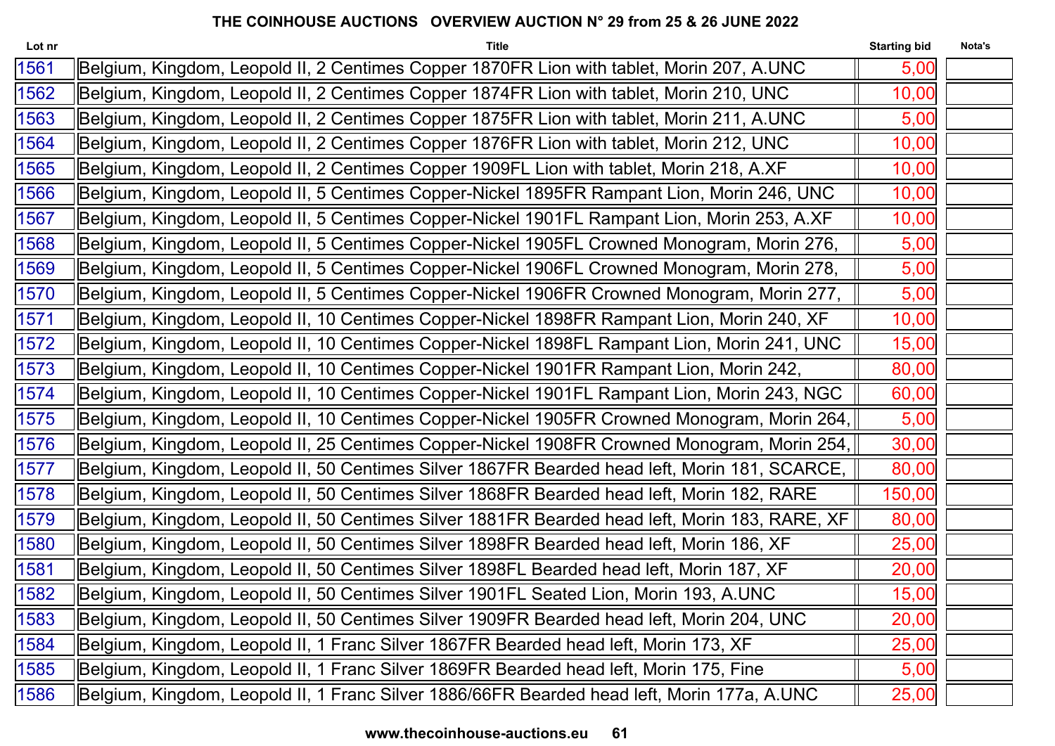# THE COINHOUSE AUCTIONS OVERVIEW AUCTION N° 29 from 25 & 26 JUNE 2022

| Lot nr | Title | Starting bid | Nota's |
|---|---|---|---|
| 1561 | Belgium, Kingdom, Leopold II, 2 Centimes Copper 1870FR Lion with tablet, Morin 207, A.UNC | 5,00 | |
| 1562 | Belgium, Kingdom, Leopold II, 2 Centimes Copper 1874FR Lion with tablet, Morin 210, UNC | 10,00 | |
| 1563 | Belgium, Kingdom, Leopold II, 2 Centimes Copper 1875FR Lion with tablet, Morin 211, A.UNC | 5,00 | |
| 1564 | Belgium, Kingdom, Leopold II, 2 Centimes Copper 1876FR Lion with tablet, Morin 212, UNC | 10,00 | |
| 1565 | Belgium, Kingdom, Leopold II, 2 Centimes Copper 1909FL Lion with tablet, Morin 218, A.XF | 10,00 | |
| 1566 | Belgium, Kingdom, Leopold II, 5 Centimes Copper-Nickel 1895FR Rampant Lion, Morin 246, UNC | 10,00 | |
| 1567 | Belgium, Kingdom, Leopold II, 5 Centimes Copper-Nickel 1901FL Rampant Lion, Morin 253, A.XF | 10,00 | |
| 1568 | Belgium, Kingdom, Leopold II, 5 Centimes Copper-Nickel 1905FL Crowned Monogram, Morin 276, | 5,00 | |
| 1569 | Belgium, Kingdom, Leopold II, 5 Centimes Copper-Nickel 1906FL Crowned Monogram, Morin 278, | 5,00 | |
| 1570 | Belgium, Kingdom, Leopold II, 5 Centimes Copper-Nickel 1906FR Crowned Monogram, Morin 277, | 5,00 | |
| 1571 | Belgium, Kingdom, Leopold II, 10 Centimes Copper-Nickel 1898FR Rampant Lion, Morin 240, XF | 10,00 | |
| 1572 | Belgium, Kingdom, Leopold II, 10 Centimes Copper-Nickel 1898FL Rampant Lion, Morin 241, UNC | 15,00 | |
| 1573 | Belgium, Kingdom, Leopold II, 10 Centimes Copper-Nickel 1901FR Rampant Lion, Morin 242, | 80,00 | |
| 1574 | Belgium, Kingdom, Leopold II, 10 Centimes Copper-Nickel 1901FL Rampant Lion, Morin 243, NGC | 60,00 | |
| 1575 | Belgium, Kingdom, Leopold II, 10 Centimes Copper-Nickel 1905FR Crowned Monogram, Morin 264, | 5,00 | |
| 1576 | Belgium, Kingdom, Leopold II, 25 Centimes Copper-Nickel 1908FR Crowned Monogram, Morin 254, | 30,00 | |
| 1577 | Belgium, Kingdom, Leopold II, 50 Centimes Silver 1867FR Bearded head left, Morin 181, SCARCE, | 80,00 | |
| 1578 | Belgium, Kingdom, Leopold II, 50 Centimes Silver 1868FR Bearded head left, Morin 182, RARE | 150,00 | |
| 1579 | Belgium, Kingdom, Leopold II, 50 Centimes Silver 1881FR Bearded head left, Morin 183, RARE, XF | 80,00 | |
| 1580 | Belgium, Kingdom, Leopold II, 50 Centimes Silver 1898FR Bearded head left, Morin 186, XF | 25,00 | |
| 1581 | Belgium, Kingdom, Leopold II, 50 Centimes Silver 1898FL Bearded head left, Morin 187, XF | 20,00 | |
| 1582 | Belgium, Kingdom, Leopold II, 50 Centimes Silver 1901FL Seated Lion, Morin 193, A.UNC | 15,00 | |
| 1583 | Belgium, Kingdom, Leopold II, 50 Centimes Silver 1909FR Bearded head left, Morin 204, UNC | 20,00 | |
| 1584 | Belgium, Kingdom, Leopold II, 1 Franc Silver 1867FR Bearded head left, Morin 173, XF | 25,00 | |
| 1585 | Belgium, Kingdom, Leopold II, 1 Franc Silver 1869FR Bearded head left, Morin 175, Fine | 5,00 | |
| 1586 | Belgium, Kingdom, Leopold II, 1 Franc Silver 1886/66FR Bearded head left, Morin 177a, A.UNC | 25,00 | |

www.thecoinhouse-auctions.eu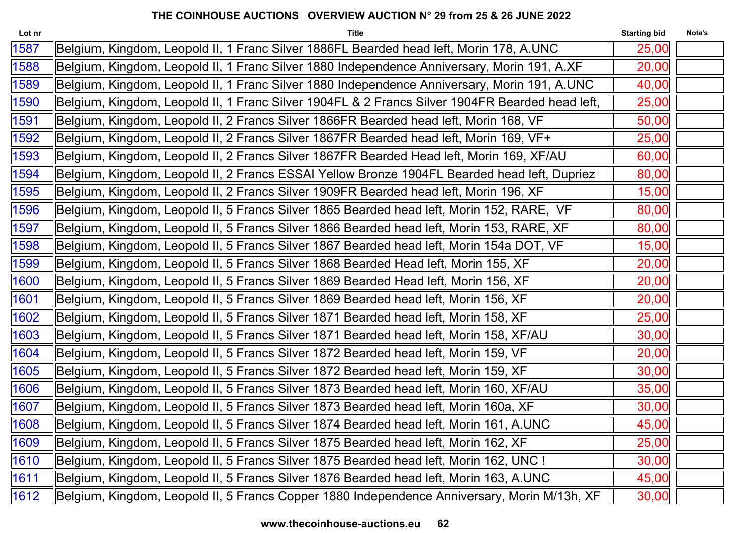# THE COINHOUSE AUCTIONS OVERVIEW AUCTION N° 29 from 25 & 26 JUNE 2022

| Lot nr | Title | Starting bid | Nota's |
|---|---|---|---|
| 1587 | Belgium, Kingdom, Leopold II, 1 Franc Silver 1886FL Bearded head left, Morin 178, A.UNC | 25,00 | |
| 1588 | Belgium, Kingdom, Leopold II, 1 Franc Silver 1880 Independence Anniversary, Morin 191, A.XF | 20,00 | |
| 1589 | Belgium, Kingdom, Leopold II, 1 Franc Silver 1880 Independence Anniversary, Morin 191, A.UNC | 40,00 | |
| 1590 | Belgium, Kingdom, Leopold II, 1 Franc Silver 1904FL & 2 Francs Silver 1904FR Bearded head left, | 25,00 | |
| 1591 | Belgium, Kingdom, Leopold II, 2 Francs Silver 1866FR Bearded head left, Morin 168, VF | 50,00 | |
| 1592 | Belgium, Kingdom, Leopold II, 2 Francs Silver 1867FR Bearded head left, Morin 169, VF+ | 25,00 | |
| 1593 | Belgium, Kingdom, Leopold II, 2 Francs Silver 1867FR Bearded Head left, Morin 169, XF/AU | 60,00 | |
| 1594 | Belgium, Kingdom, Leopold II, 2 Francs ESSAI Yellow Bronze 1904FL Bearded head left, Dupriez | 80,00 | |
| 1595 | Belgium, Kingdom, Leopold II, 2 Francs Silver 1909FR Bearded head left, Morin 196, XF | 15,00 | |
| 1596 | Belgium, Kingdom, Leopold II, 5 Francs Silver 1865 Bearded head left, Morin 152, RARE, VF | 80,00 | |
| 1597 | Belgium, Kingdom, Leopold II, 5 Francs Silver 1866 Bearded head left, Morin 153, RARE, XF | 80,00 | |
| 1598 | Belgium, Kingdom, Leopold II, 5 Francs Silver 1867 Bearded head left, Morin 154a DOT, VF | 15,00 | |
| 1599 | Belgium, Kingdom, Leopold II, 5 Francs Silver 1868 Bearded Head left, Morin 155, XF | 20,00 | |
| 1600 | Belgium, Kingdom, Leopold II, 5 Francs Silver 1869 Bearded Head left, Morin 156, XF | 20,00 | |
| 1601 | Belgium, Kingdom, Leopold II, 5 Francs Silver 1869 Bearded head left, Morin 156, XF | 20,00 | |
| 1602 | Belgium, Kingdom, Leopold II, 5 Francs Silver 1871 Bearded head left, Morin 158, XF | 25,00 | |
| 1603 | Belgium, Kingdom, Leopold II, 5 Francs Silver 1871 Bearded head left, Morin 158, XF/AU | 30,00 | |
| 1604 | Belgium, Kingdom, Leopold II, 5 Francs Silver 1872 Bearded head left, Morin 159, VF | 20,00 | |
| 1605 | Belgium, Kingdom, Leopold II, 5 Francs Silver 1872 Bearded head left, Morin 159, XF | 30,00 | |
| 1606 | Belgium, Kingdom, Leopold II, 5 Francs Silver 1873 Bearded head left, Morin 160, XF/AU | 35,00 | |
| 1607 | Belgium, Kingdom, Leopold II, 5 Francs Silver 1873 Bearded head left, Morin 160a, XF | 30,00 | |
| 1608 | Belgium, Kingdom, Leopold II, 5 Francs Silver 1874 Bearded head left, Morin 161, A.UNC | 45,00 | |
| 1609 | Belgium, Kingdom, Leopold II, 5 Francs Silver 1875 Bearded head left, Morin 162, XF | 25,00 | |
| 1610 | Belgium, Kingdom, Leopold II, 5 Francs Silver 1875 Bearded head left, Morin 162, UNC ! | 30,00 | |
| 1611 | Belgium, Kingdom, Leopold II, 5 Francs Silver 1876 Bearded head left, Morin 163, A.UNC | 45,00 | |
| 1612 | Belgium, Kingdom, Leopold II, 5 Francs Copper 1880 Independence Anniversary, Morin M/13h, XF | 30,00 | |

www.thecoinhouse-auctions.eu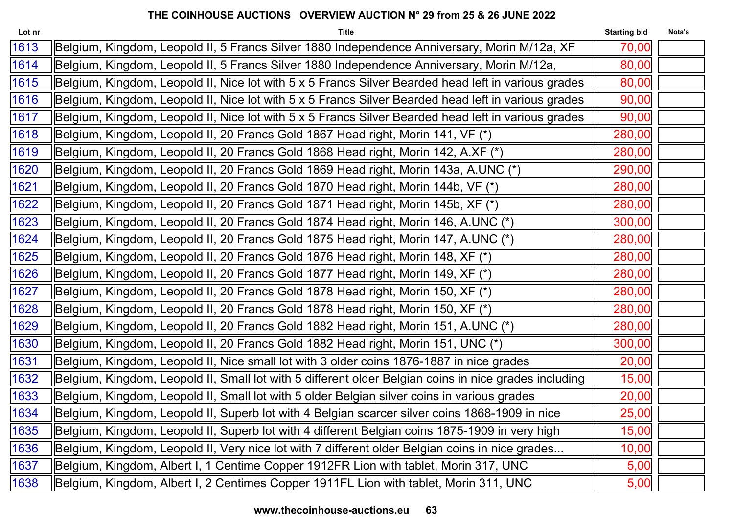**THE COINHOUSE AUCTIONS OVERVIEW AUCTION N° 29 from 25 & 26 JUNE 2022**

| Lot nr | Title | Starting bid | Nota's |
|---|---|---|---|
| 1613 | Belgium, Kingdom, Leopold II, 5 Francs Silver 1880 Independence Anniversary, Morin M/12a, XF | 70,00 | |
| 1614 | Belgium, Kingdom, Leopold II, 5 Francs Silver 1880 Independence Anniversary, Morin M/12a, | 80,00 | |
| 1615 | Belgium, Kingdom, Leopold II, Nice lot with 5 x 5 Francs Silver Bearded head left in various grades | 80,00 | |
| 1616 | Belgium, Kingdom, Leopold II, Nice lot with 5 x 5 Francs Silver Bearded head left in various grades | 90,00 | |
| 1617 | Belgium, Kingdom, Leopold II, Nice lot with 5 x 5 Francs Silver Bearded head left in various grades | 90,00 | |
| 1618 | Belgium, Kingdom, Leopold II, 20 Francs Gold 1867 Head right, Morin 141, VF (*) | 280,00 | |
| 1619 | Belgium, Kingdom, Leopold II, 20 Francs Gold 1868 Head right, Morin 142, A.XF (*) | 280,00 | |
| 1620 | Belgium, Kingdom, Leopold II, 20 Francs Gold 1869 Head right, Morin 143a, A.UNC (*) | 290,00 | |
| 1621 | Belgium, Kingdom, Leopold II, 20 Francs Gold 1870 Head right, Morin 144b, VF (*) | 280,00 | |
| 1622 | Belgium, Kingdom, Leopold II, 20 Francs Gold 1871 Head right, Morin 145b, XF (*) | 280,00 | |
| 1623 | Belgium, Kingdom, Leopold II, 20 Francs Gold 1874 Head right, Morin 146, A.UNC (*) | 300,00 | |
| 1624 | Belgium, Kingdom, Leopold II, 20 Francs Gold 1875 Head right, Morin 147, A.UNC (*) | 280,00 | |
| 1625 | Belgium, Kingdom, Leopold II, 20 Francs Gold 1876 Head right, Morin 148, XF (*) | 280,00 | |
| 1626 | Belgium, Kingdom, Leopold II, 20 Francs Gold 1877 Head right, Morin 149, XF (*) | 280,00 | |
| 1627 | Belgium, Kingdom, Leopold II, 20 Francs Gold 1878 Head right, Morin 150, XF (*) | 280,00 | |
| 1628 | Belgium, Kingdom, Leopold II, 20 Francs Gold 1878 Head right, Morin 150, XF (*) | 280,00 | |
| 1629 | Belgium, Kingdom, Leopold II, 20 Francs Gold 1882 Head right, Morin 151, A.UNC (*) | 280,00 | |
| 1630 | Belgium, Kingdom, Leopold II, 20 Francs Gold 1882 Head right, Morin 151, UNC (*) | 300,00 | |
| 1631 | Belgium, Kingdom, Leopold II, Nice small lot with 3 older coins 1876-1887 in nice grades | 20,00 | |
| 1632 | Belgium, Kingdom, Leopold II, Small lot with 5 different older Belgian coins in nice grades including | 15,00 | |
| 1633 | Belgium, Kingdom, Leopold II, Small lot with 5 older Belgian silver coins in various grades | 20,00 | |
| 1634 | Belgium, Kingdom, Leopold II, Superb lot with 4 Belgian scarcer silver coins 1868-1909 in nice | 25,00 | |
| 1635 | Belgium, Kingdom, Leopold II, Superb lot with 4 different Belgian coins 1875-1909 in very high | 15,00 | |
| 1636 | Belgium, Kingdom, Leopold II, Very nice lot with 7 different older Belgian coins in nice grades... | 10,00 | |
| 1637 | Belgium, Kingdom, Albert I, 1 Centime Copper 1912FR Lion with tablet, Morin 317, UNC | 5,00 | |
| 1638 | Belgium, Kingdom, Albert I, 2 Centimes Copper 1911FL Lion with tablet, Morin 311, UNC | 5,00 | |

www.thecoinhouse-auctions.eu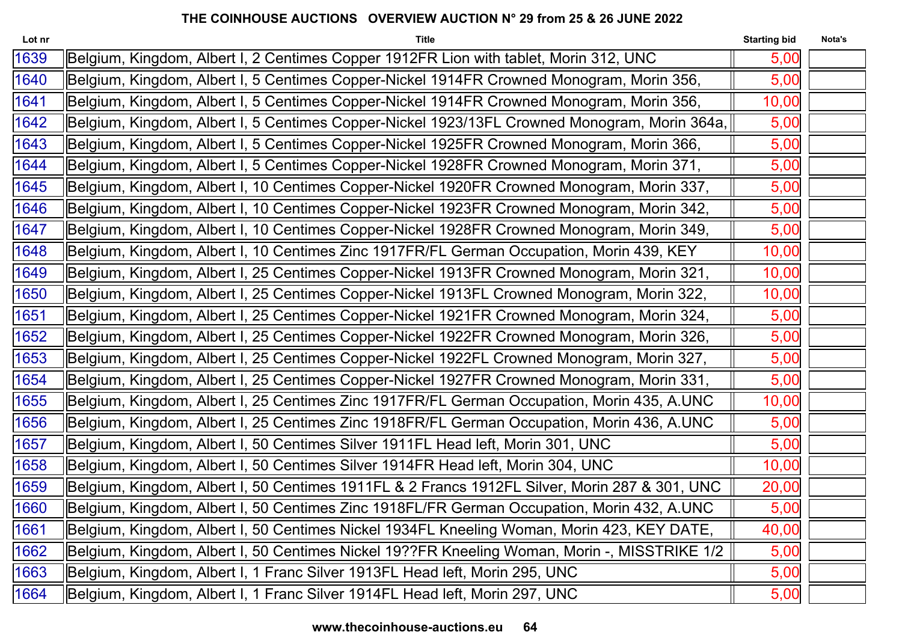**THE COINHOUSE AUCTIONS   OVERVIEW AUCTION N° 29 from 25 & 26 JUNE 2022**

| Lot nr | Title | Starting bid | Nota's |
|---|---|---|---|
| 1639 | Belgium, Kingdom, Albert I, 2 Centimes Copper 1912FR Lion with tablet, Morin 312, UNC | 5,00 | |
| 1640 | Belgium, Kingdom, Albert I, 5 Centimes Copper-Nickel 1914FR Crowned Monogram, Morin 356, | 5,00 | |
| 1641 | Belgium, Kingdom, Albert I, 5 Centimes Copper-Nickel 1914FR Crowned Monogram, Morin 356, | 10,00 | |
| 1642 | Belgium, Kingdom, Albert I, 5 Centimes Copper-Nickel 1923/13FL Crowned Monogram, Morin 364a, | 5,00 | |
| 1643 | Belgium, Kingdom, Albert I, 5 Centimes Copper-Nickel 1925FR Crowned Monogram, Morin 366, | 5,00 | |
| 1644 | Belgium, Kingdom, Albert I, 5 Centimes Copper-Nickel 1928FR Crowned Monogram, Morin 371, | 5,00 | |
| 1645 | Belgium, Kingdom, Albert I, 10 Centimes Copper-Nickel 1920FR Crowned Monogram, Morin 337, | 5,00 | |
| 1646 | Belgium, Kingdom, Albert I, 10 Centimes Copper-Nickel 1923FR Crowned Monogram, Morin 342, | 5,00 | |
| 1647 | Belgium, Kingdom, Albert I, 10 Centimes Copper-Nickel 1928FR Crowned Monogram, Morin 349, | 5,00 | |
| 1648 | Belgium, Kingdom, Albert I, 10 Centimes Zinc 1917FR/FL German Occupation, Morin 439, KEY | 10,00 | |
| 1649 | Belgium, Kingdom, Albert I, 25 Centimes Copper-Nickel 1913FR Crowned Monogram, Morin 321, | 10,00 | |
| 1650 | Belgium, Kingdom, Albert I, 25 Centimes Copper-Nickel 1913FL Crowned Monogram, Morin 322, | 10,00 | |
| 1651 | Belgium, Kingdom, Albert I, 25 Centimes Copper-Nickel 1921FR Crowned Monogram, Morin 324, | 5,00 | |
| 1652 | Belgium, Kingdom, Albert I, 25 Centimes Copper-Nickel 1922FR Crowned Monogram, Morin 326, | 5,00 | |
| 1653 | Belgium, Kingdom, Albert I, 25 Centimes Copper-Nickel 1922FL Crowned Monogram, Morin 327, | 5,00 | |
| 1654 | Belgium, Kingdom, Albert I, 25 Centimes Copper-Nickel 1927FR Crowned Monogram, Morin 331, | 5,00 | |
| 1655 | Belgium, Kingdom, Albert I, 25 Centimes Zinc 1917FR/FL German Occupation, Morin 435, A.UNC | 10,00 | |
| 1656 | Belgium, Kingdom, Albert I, 25 Centimes Zinc 1918FR/FL German Occupation, Morin 436, A.UNC | 5,00 | |
| 1657 | Belgium, Kingdom, Albert I, 50 Centimes Silver 1911FL Head left, Morin 301, UNC | 5,00 | |
| 1658 | Belgium, Kingdom, Albert I, 50 Centimes Silver 1914FR Head left, Morin 304, UNC | 10,00 | |
| 1659 | Belgium, Kingdom, Albert I, 50 Centimes 1911FL & 2 Francs 1912FL Silver, Morin 287 & 301, UNC | 20,00 | |
| 1660 | Belgium, Kingdom, Albert I, 50 Centimes Zinc 1918FL/FR German Occupation, Morin 432, A.UNC | 5,00 | |
| 1661 | Belgium, Kingdom, Albert I, 50 Centimes Nickel 1934FL Kneeling Woman, Morin 423, KEY DATE, | 40,00 | |
| 1662 | Belgium, Kingdom, Albert I, 50 Centimes Nickel 19??FR Kneeling Woman, Morin -, MISSTRIKE 1/2 | 5,00 | |
| 1663 | Belgium, Kingdom, Albert I, 1 Franc Silver 1913FL Head left, Morin 295, UNC | 5,00 | |
| 1664 | Belgium, Kingdom, Albert I, 1 Franc Silver 1914FL Head left, Morin 297, UNC | 5,00 | |

www.thecoinhouse-auctions.eu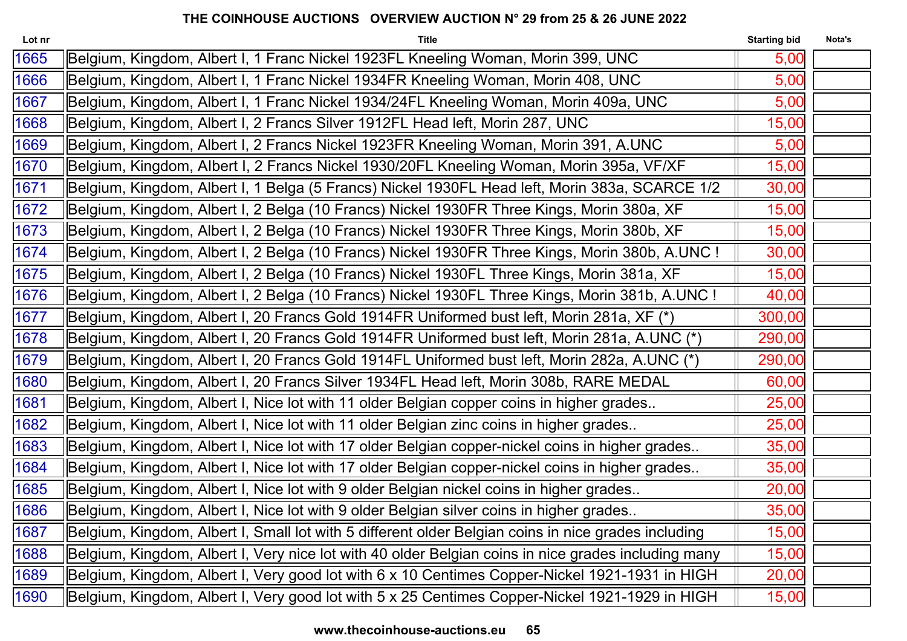**THE COINHOUSE AUCTIONS OVERVIEW AUCTION N° 29 from 25 & 26 JUNE 2022**

| Lot nr | Title | Starting bid | Nota's |
|---|---|---|---|
| 1665 | Belgium, Kingdom, Albert I, 1 Franc Nickel 1923FL Kneeling Woman, Morin 399, UNC | 5,00 | |
| 1666 | Belgium, Kingdom, Albert I, 1 Franc Nickel 1934FR Kneeling Woman, Morin 408, UNC | 5,00 | |
| 1667 | Belgium, Kingdom, Albert I, 1 Franc Nickel 1934/24FL Kneeling Woman, Morin 409a, UNC | 5,00 | |
| 1668 | Belgium, Kingdom, Albert I, 2 Francs Silver 1912FL Head left, Morin 287, UNC | 15,00 | |
| 1669 | Belgium, Kingdom, Albert I, 2 Francs Nickel 1923FR Kneeling Woman, Morin 391, A.UNC | 5,00 | |
| 1670 | Belgium, Kingdom, Albert I, 2 Francs Nickel 1930/20FL Kneeling Woman, Morin 395a, VF/XF | 15,00 | |
| 1671 | Belgium, Kingdom, Albert I, 1 Belga (5 Francs) Nickel 1930FL Head left, Morin 383a, SCARCE 1/2 | 30,00 | |
| 1672 | Belgium, Kingdom, Albert I, 2 Belga (10 Francs) Nickel 1930FR Three Kings, Morin 380a, XF | 15,00 | |
| 1673 | Belgium, Kingdom, Albert I, 2 Belga (10 Francs) Nickel 1930FR Three Kings, Morin 380b, XF | 15,00 | |
| 1674 | Belgium, Kingdom, Albert I, 2 Belga (10 Francs) Nickel 1930FR Three Kings, Morin 380b, A.UNC ! | 30,00 | |
| 1675 | Belgium, Kingdom, Albert I, 2 Belga (10 Francs) Nickel 1930FL Three Kings, Morin 381a, XF | 15,00 | |
| 1676 | Belgium, Kingdom, Albert I, 2 Belga (10 Francs) Nickel 1930FL Three Kings, Morin 381b, A.UNC ! | 40,00 | |
| 1677 | Belgium, Kingdom, Albert I, 20 Francs Gold 1914FR Uniformed bust left, Morin 281a, XF (*) | 300,00 | |
| 1678 | Belgium, Kingdom, Albert I, 20 Francs Gold 1914FR Uniformed bust left, Morin 281a, A.UNC (*) | 290,00 | |
| 1679 | Belgium, Kingdom, Albert I, 20 Francs Gold 1914FL Uniformed bust left, Morin 282a, A.UNC (*) | 290,00 | |
| 1680 | Belgium, Kingdom, Albert I, 20 Francs Silver 1934FL Head left, Morin 308b, RARE MEDAL | 60,00 | |
| 1681 | Belgium, Kingdom, Albert I, Nice lot with 11 older Belgian copper coins in higher grades.. | 25,00 | |
| 1682 | Belgium, Kingdom, Albert I, Nice lot with 11 older Belgian zinc coins in higher grades.. | 25,00 | |
| 1683 | Belgium, Kingdom, Albert I, Nice lot with 17 older Belgian copper-nickel coins in higher grades.. | 35,00 | |
| 1684 | Belgium, Kingdom, Albert I, Nice lot with 17 older Belgian copper-nickel coins in higher grades.. | 35,00 | |
| 1685 | Belgium, Kingdom, Albert I, Nice lot with 9 older Belgian nickel coins in higher grades.. | 20,00 | |
| 1686 | Belgium, Kingdom, Albert I, Nice lot with 9 older Belgian silver coins in higher grades.. | 35,00 | |
| 1687 | Belgium, Kingdom, Albert I, Small lot with 5 different older Belgian coins in nice grades including | 15,00 | |
| 1688 | Belgium, Kingdom, Albert I, Very nice lot with 40 older Belgian coins in nice grades including many | 15,00 | |
| 1689 | Belgium, Kingdom, Albert I, Very good lot with 6 x 10 Centimes Copper-Nickel 1921-1931 in HIGH | 20,00 | |
| 1690 | Belgium, Kingdom, Albert I, Very good lot with 5 x 25 Centimes Copper-Nickel 1921-1929 in HIGH | 15,00 | |

**www.thecoinhouse-auctions.eu**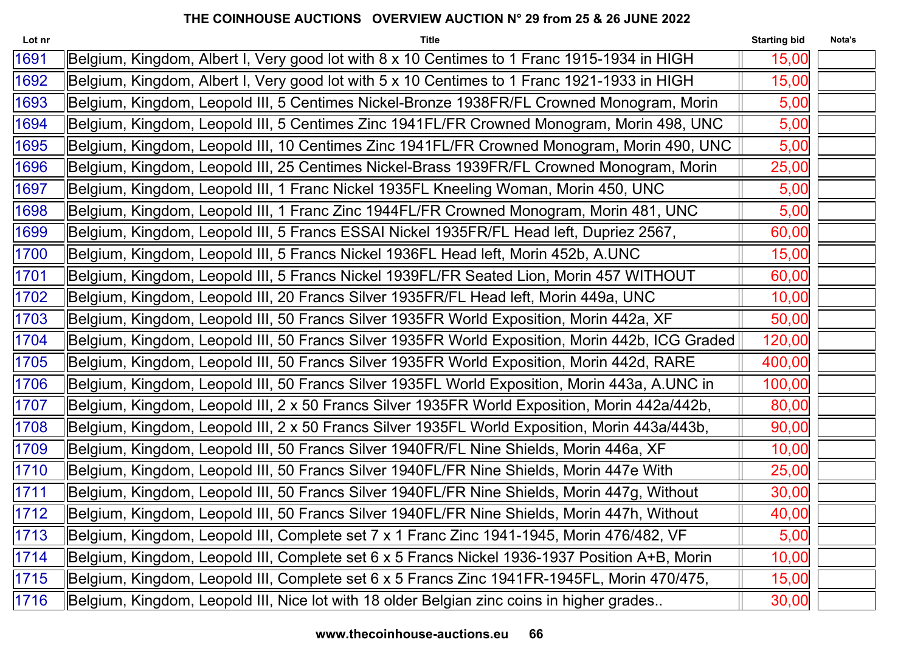# THE COINHOUSE AUCTIONS OVERVIEW AUCTION N° 29 from 25 & 26 JUNE 2022

| Lot nr | Title | Starting bid | Nota's |
|---|---|---|---|
| 1691 | Belgium, Kingdom, Albert I, Very good lot with 8 x 10 Centimes to 1 Franc 1915-1934 in HIGH | 15,00 | |
| 1692 | Belgium, Kingdom, Albert I, Very good lot with 5 x 10 Centimes to 1 Franc 1921-1933 in HIGH | 15,00 | |
| 1693 | Belgium, Kingdom, Leopold III, 5 Centimes Nickel-Bronze 1938FR/FL Crowned Monogram, Morin | 5,00 | |
| 1694 | Belgium, Kingdom, Leopold III, 5 Centimes Zinc 1941FL/FR Crowned Monogram, Morin 498, UNC | 5,00 | |
| 1695 | Belgium, Kingdom, Leopold III, 10 Centimes Zinc 1941FL/FR Crowned Monogram, Morin 490, UNC | 5,00 | |
| 1696 | Belgium, Kingdom, Leopold III, 25 Centimes Nickel-Brass 1939FR/FL Crowned Monogram, Morin | 25,00 | |
| 1697 | Belgium, Kingdom, Leopold III, 1 Franc Nickel 1935FL Kneeling Woman, Morin 450, UNC | 5,00 | |
| 1698 | Belgium, Kingdom, Leopold III, 1 Franc Zinc 1944FL/FR Crowned Monogram, Morin 481, UNC | 5,00 | |
| 1699 | Belgium, Kingdom, Leopold III, 5 Francs ESSAI Nickel 1935FR/FL Head left, Dupriez 2567, | 60,00 | |
| 1700 | Belgium, Kingdom, Leopold III, 5 Francs Nickel 1936FL Head left, Morin 452b, A.UNC | 15,00 | |
| 1701 | Belgium, Kingdom, Leopold III, 5 Francs Nickel 1939FL/FR Seated Lion, Morin 457 WITHOUT | 60,00 | |
| 1702 | Belgium, Kingdom, Leopold III, 20 Francs Silver 1935FR/FL Head left, Morin 449a, UNC | 10,00 | |
| 1703 | Belgium, Kingdom, Leopold III, 50 Francs Silver 1935FR World Exposition, Morin 442a, XF | 50,00 | |
| 1704 | Belgium, Kingdom, Leopold III, 50 Francs Silver 1935FR World Exposition, Morin 442b, ICG Graded | 120,00 | |
| 1705 | Belgium, Kingdom, Leopold III, 50 Francs Silver 1935FR World Exposition, Morin 442d, RARE | 400,00 | |
| 1706 | Belgium, Kingdom, Leopold III, 50 Francs Silver 1935FL World Exposition, Morin 443a, A.UNC in | 100,00 | |
| 1707 | Belgium, Kingdom, Leopold III, 2 x 50 Francs Silver 1935FR World Exposition, Morin 442a/442b, | 80,00 | |
| 1708 | Belgium, Kingdom, Leopold III, 2 x 50 Francs Silver 1935FL World Exposition, Morin 443a/443b, | 90,00 | |
| 1709 | Belgium, Kingdom, Leopold III, 50 Francs Silver 1940FR/FL Nine Shields, Morin 446a, XF | 10,00 | |
| 1710 | Belgium, Kingdom, Leopold III, 50 Francs Silver 1940FL/FR Nine Shields, Morin 447e With | 25,00 | |
| 1711 | Belgium, Kingdom, Leopold III, 50 Francs Silver 1940FL/FR Nine Shields, Morin 447g, Without | 30,00 | |
| 1712 | Belgium, Kingdom, Leopold III, 50 Francs Silver 1940FL/FR Nine Shields, Morin 447h, Without | 40,00 | |
| 1713 | Belgium, Kingdom, Leopold III, Complete set 7 x 1 Franc Zinc 1941-1945, Morin 476/482, VF | 5,00 | |
| 1714 | Belgium, Kingdom, Leopold III, Complete set 6 x 5 Francs Nickel 1936-1937 Position A+B, Morin | 10,00 | |
| 1715 | Belgium, Kingdom, Leopold III, Complete set 6 x 5 Francs Zinc 1941FR-1945FL, Morin 470/475, | 15,00 | |
| 1716 | Belgium, Kingdom, Leopold III, Nice lot with 18 older Belgian zinc coins in higher grades.. | 30,00 | |

www.thecoinhouse-auctions.eu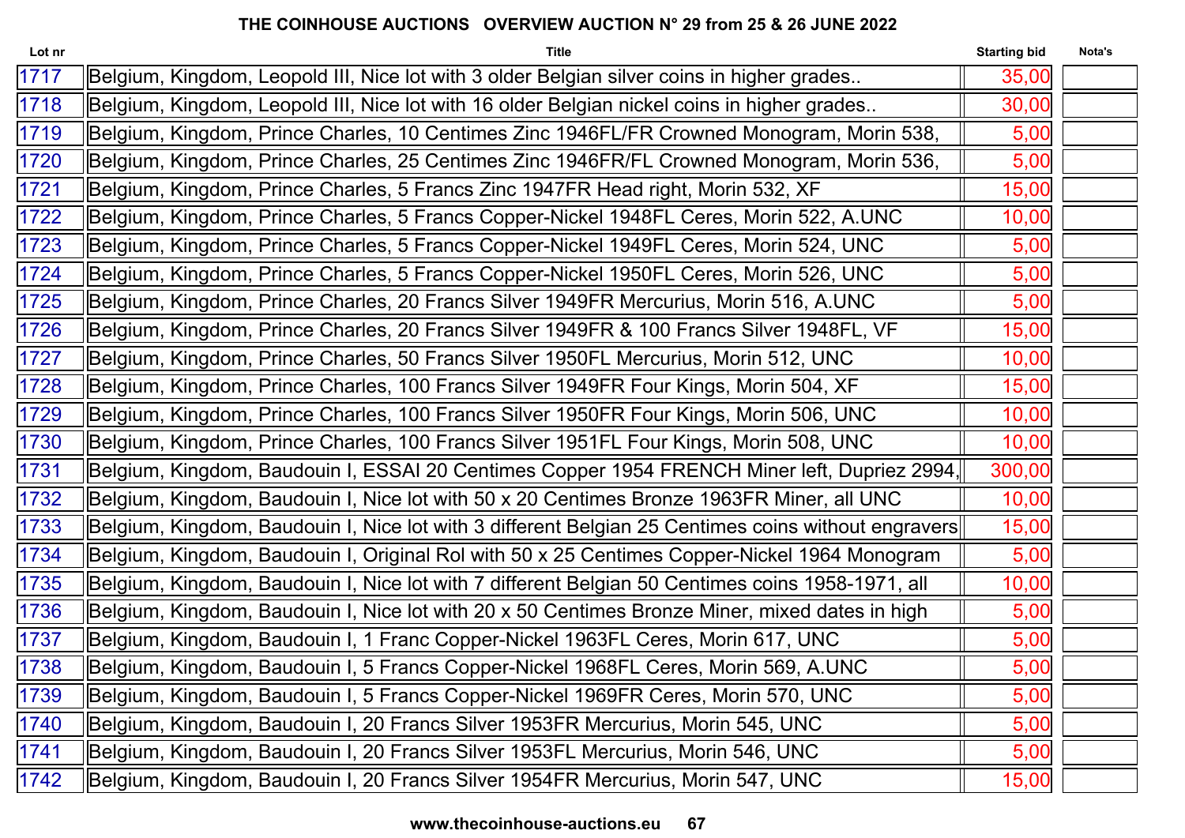## THE COINHOUSE AUCTIONS OVERVIEW AUCTION N° 29 from 25 & 26 JUNE 2022

| Lot nr | Title | Starting bid | Nota's |
|---|---|---|---|
| 1717 | Belgium, Kingdom, Leopold III, Nice lot with 3 older Belgian silver coins in higher grades.. | 35,00 | |
| 1718 | Belgium, Kingdom, Leopold III, Nice lot with 16 older Belgian nickel coins in higher grades.. | 30,00 | |
| 1719 | Belgium, Kingdom, Prince Charles, 10 Centimes Zinc 1946FL/FR Crowned Monogram, Morin 538, | 5,00 | |
| 1720 | Belgium, Kingdom, Prince Charles, 25 Centimes Zinc 1946FR/FL Crowned Monogram, Morin 536, | 5,00 | |
| 1721 | Belgium, Kingdom, Prince Charles, 5 Francs Zinc 1947FR Head right, Morin 532, XF | 15,00 | |
| 1722 | Belgium, Kingdom, Prince Charles, 5 Francs Copper-Nickel 1948FL Ceres, Morin 522, A.UNC | 10,00 | |
| 1723 | Belgium, Kingdom, Prince Charles, 5 Francs Copper-Nickel 1949FL Ceres, Morin 524, UNC | 5,00 | |
| 1724 | Belgium, Kingdom, Prince Charles, 5 Francs Copper-Nickel 1950FL Ceres, Morin 526, UNC | 5,00 | |
| 1725 | Belgium, Kingdom, Prince Charles, 20 Francs Silver 1949FR Mercurius, Morin 516, A.UNC | 5,00 | |
| 1726 | Belgium, Kingdom, Prince Charles, 20 Francs Silver 1949FR & 100 Francs Silver 1948FL, VF | 15,00 | |
| 1727 | Belgium, Kingdom, Prince Charles, 50 Francs Silver 1950FL Mercurius, Morin 512, UNC | 10,00 | |
| 1728 | Belgium, Kingdom, Prince Charles, 100 Francs Silver 1949FR Four Kings, Morin 504, XF | 15,00 | |
| 1729 | Belgium, Kingdom, Prince Charles, 100 Francs Silver 1950FR Four Kings, Morin 506, UNC | 10,00 | |
| 1730 | Belgium, Kingdom, Prince Charles, 100 Francs Silver 1951FL Four Kings, Morin 508, UNC | 10,00 | |
| 1731 | Belgium, Kingdom, Baudouin I, ESSAI 20 Centimes Copper 1954 FRENCH Miner left, Dupriez 2994, | 300,00 | |
| 1732 | Belgium, Kingdom, Baudouin I, Nice lot with 50 x 20 Centimes Bronze 1963FR Miner, all UNC | 10,00 | |
| 1733 | Belgium, Kingdom, Baudouin I, Nice lot with 3 different Belgian 25 Centimes coins without engravers | 15,00 | |
| 1734 | Belgium, Kingdom, Baudouin I, Original Rol with 50 x 25 Centimes Copper-Nickel 1964 Monogram | 5,00 | |
| 1735 | Belgium, Kingdom, Baudouin I, Nice lot with 7 different Belgian 50 Centimes coins 1958-1971, all | 10,00 | |
| 1736 | Belgium, Kingdom, Baudouin I, Nice lot with 20 x 50 Centimes Bronze Miner, mixed dates in high | 5,00 | |
| 1737 | Belgium, Kingdom, Baudouin I, 1 Franc Copper-Nickel 1963FL Ceres, Morin 617, UNC | 5,00 | |
| 1738 | Belgium, Kingdom, Baudouin I, 5 Francs Copper-Nickel 1968FL Ceres, Morin 569, A.UNC | 5,00 | |
| 1739 | Belgium, Kingdom, Baudouin I, 5 Francs Copper-Nickel 1969FR Ceres, Morin 570, UNC | 5,00 | |
| 1740 | Belgium, Kingdom, Baudouin I, 20 Francs Silver 1953FR Mercurius, Morin 545, UNC | 5,00 | |
| 1741 | Belgium, Kingdom, Baudouin I, 20 Francs Silver 1953FL Mercurius, Morin 546, UNC | 5,00 | |
| 1742 | Belgium, Kingdom, Baudouin I, 20 Francs Silver 1954FR Mercurius, Morin 547, UNC | 15,00 | |

**www.thecoinhouse-auctions.eu**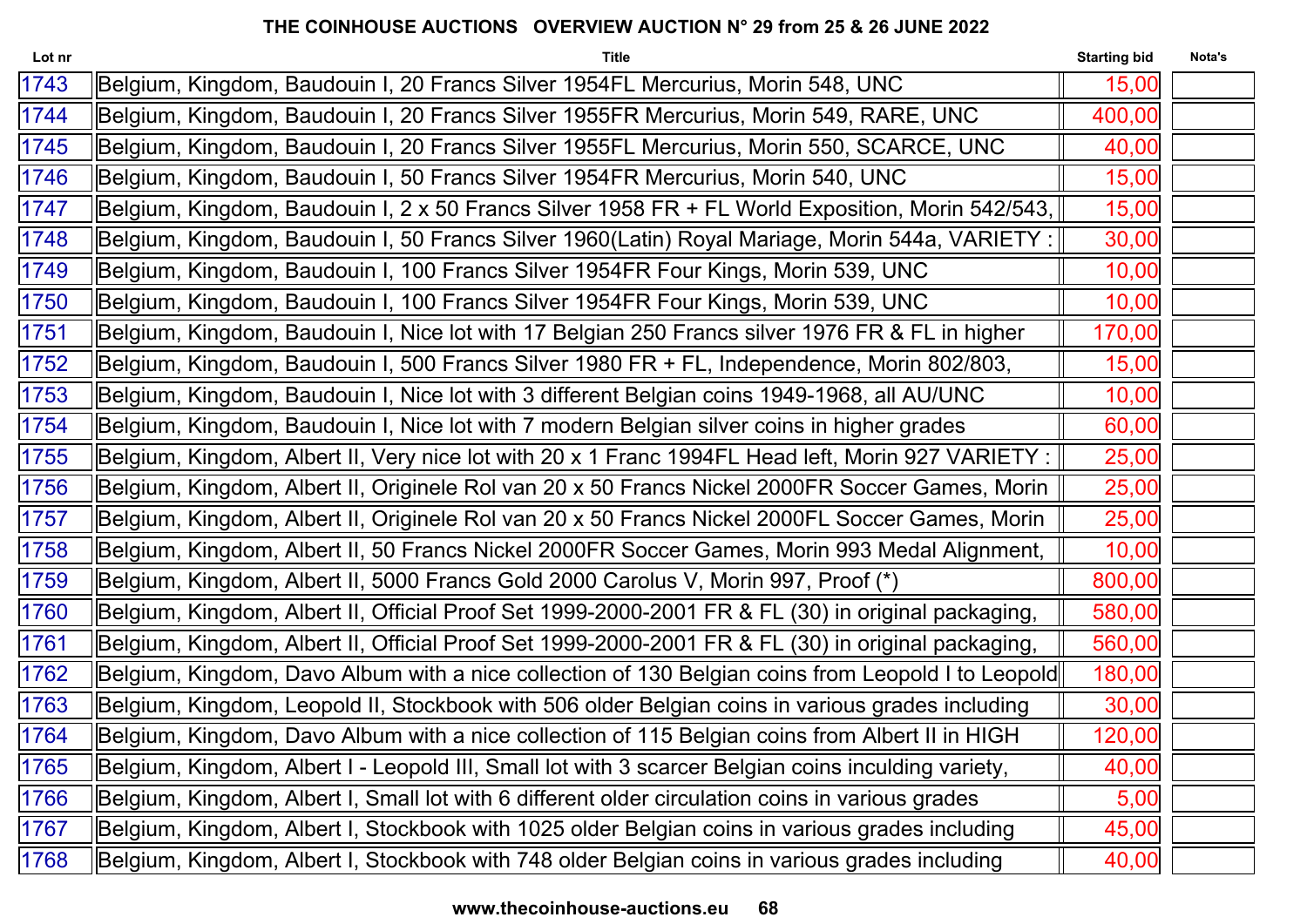**THE COINHOUSE AUCTIONS OVERVIEW AUCTION N° 29 from 25 & 26 JUNE 2022**

| Lot nr | Title | Starting bid | Nota's |
|---|---|---|---|
| 1743 | Belgium, Kingdom, Baudouin I, 20 Francs Silver 1954FL Mercurius, Morin 548, UNC | 15,00 | |
| 1744 | Belgium, Kingdom, Baudouin I, 20 Francs Silver 1955FR Mercurius, Morin 549, RARE, UNC | 400,00 | |
| 1745 | Belgium, Kingdom, Baudouin I, 20 Francs Silver 1955FL Mercurius, Morin 550, SCARCE, UNC | 40,00 | |
| 1746 | Belgium, Kingdom, Baudouin I, 50 Francs Silver 1954FR Mercurius, Morin 540, UNC | 15,00 | |
| 1747 | Belgium, Kingdom, Baudouin I, 2 x 50 Francs Silver 1958 FR + FL World Exposition, Morin 542/543, | 15,00 | |
| 1748 | Belgium, Kingdom, Baudouin I, 50 Francs Silver 1960(Latin) Royal Mariage, Morin 544a, VARIETY : | 30,00 | |
| 1749 | Belgium, Kingdom, Baudouin I, 100 Francs Silver 1954FR Four Kings, Morin 539, UNC | 10,00 | |
| 1750 | Belgium, Kingdom, Baudouin I, 100 Francs Silver 1954FR Four Kings, Morin 539, UNC | 10,00 | |
| 1751 | Belgium, Kingdom, Baudouin I, Nice lot with 17 Belgian 250 Francs silver 1976 FR & FL in higher | 170,00 | |
| 1752 | Belgium, Kingdom, Baudouin I, 500 Francs Silver 1980 FR + FL, Independence, Morin 802/803, | 15,00 | |
| 1753 | Belgium, Kingdom, Baudouin I, Nice lot with 3 different Belgian coins 1949-1968, all AU/UNC | 10,00 | |
| 1754 | Belgium, Kingdom, Baudouin I, Nice lot with 7 modern Belgian silver coins in higher grades | 60,00 | |
| 1755 | Belgium, Kingdom, Albert II, Very nice lot with 20 x 1 Franc 1994FL Head left, Morin 927 VARIETY : | 25,00 | |
| 1756 | Belgium, Kingdom, Albert II, Originele Rol van 20 x 50 Francs Nickel 2000FR Soccer Games, Morin | 25,00 | |
| 1757 | Belgium, Kingdom, Albert II, Originele Rol van 20 x 50 Francs Nickel 2000FL Soccer Games, Morin | 25,00 | |
| 1758 | Belgium, Kingdom, Albert II, 50 Francs Nickel 2000FR Soccer Games, Morin 993 Medal Alignment, | 10,00 | |
| 1759 | Belgium, Kingdom, Albert II, 5000 Francs Gold 2000 Carolus V, Morin 997, Proof (*) | 800,00 | |
| 1760 | Belgium, Kingdom, Albert II, Official Proof Set 1999-2000-2001 FR & FL (30) in original packaging, | 580,00 | |
| 1761 | Belgium, Kingdom, Albert II, Official Proof Set 1999-2000-2001 FR & FL (30) in original packaging, | 560,00 | |
| 1762 | Belgium, Kingdom, Davo Album with a nice collection of 130 Belgian coins from Leopold I to Leopold | 180,00 | |
| 1763 | Belgium, Kingdom, Leopold II, Stockbook with 506 older Belgian coins in various grades including | 30,00 | |
| 1764 | Belgium, Kingdom, Davo Album with a nice collection of 115 Belgian coins from Albert II in HIGH | 120,00 | |
| 1765 | Belgium, Kingdom, Albert I - Leopold III, Small lot with 3 scarcer Belgian coins inculding variety, | 40,00 | |
| 1766 | Belgium, Kingdom, Albert I, Small lot with 6 different older circulation coins in various grades | 5,00 | |
| 1767 | Belgium, Kingdom, Albert I, Stockbook with 1025 older Belgian coins in various grades including | 45,00 | |
| 1768 | Belgium, Kingdom, Albert I, Stockbook with 748 older Belgian coins in various grades including | 40,00 | |

www.thecoinhouse-auctions.eu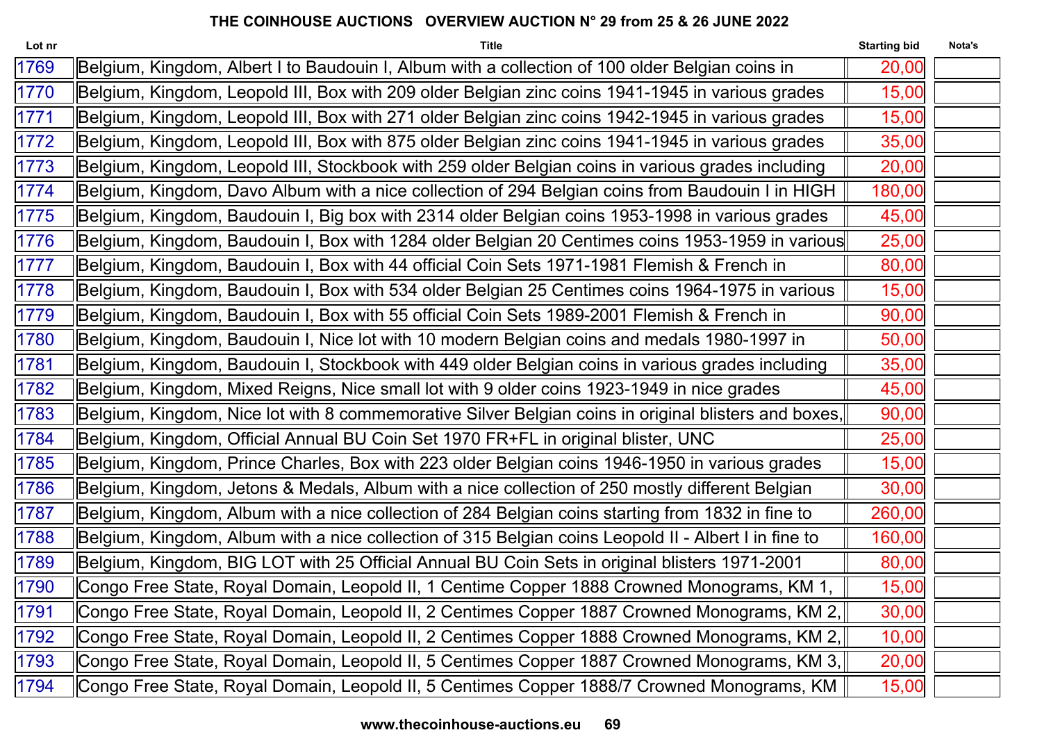# THE COINHOUSE AUCTIONS OVERVIEW AUCTION N° 29 from 25 & 26 JUNE 2022

| Lot nr | Title | Starting bid | Nota's |
|---|---|---|---|
| 1769 | Belgium, Kingdom, Albert I to Baudouin I, Album with a collection of 100 older Belgian coins in | 20,00 | |
| 1770 | Belgium, Kingdom, Leopold III, Box with 209 older Belgian zinc coins 1941-1945 in various grades | 15,00 | |
| 1771 | Belgium, Kingdom, Leopold III, Box with 271 older Belgian zinc coins 1942-1945 in various grades | 15,00 | |
| 1772 | Belgium, Kingdom, Leopold III, Box with 875 older Belgian zinc coins 1941-1945 in various grades | 35,00 | |
| 1773 | Belgium, Kingdom, Leopold III, Stockbook with 259 older Belgian coins in various grades including | 20,00 | |
| 1774 | Belgium, Kingdom, Davo Album with a nice collection of 294 Belgian coins from Baudouin I in HIGH | 180,00 | |
| 1775 | Belgium, Kingdom, Baudouin I, Big box with 2314 older Belgian coins 1953-1998 in various grades | 45,00 | |
| 1776 | Belgium, Kingdom, Baudouin I, Box with 1284 older Belgian 20 Centimes coins 1953-1959 in various | 25,00 | |
| 1777 | Belgium, Kingdom, Baudouin I, Box with 44 official Coin Sets 1971-1981 Flemish & French in | 80,00 | |
| 1778 | Belgium, Kingdom, Baudouin I, Box with 534 older Belgian 25 Centimes coins 1964-1975 in various | 15,00 | |
| 1779 | Belgium, Kingdom, Baudouin I, Box with 55 official Coin Sets 1989-2001 Flemish & French in | 90,00 | |
| 1780 | Belgium, Kingdom, Baudouin I, Nice lot with 10 modern Belgian coins and medals 1980-1997 in | 50,00 | |
| 1781 | Belgium, Kingdom, Baudouin I, Stockbook with 449 older Belgian coins in various grades including | 35,00 | |
| 1782 | Belgium, Kingdom, Mixed Reigns, Nice small lot with 9 older coins 1923-1949 in nice grades | 45,00 | |
| 1783 | Belgium, Kingdom, Nice lot with 8 commemorative Silver Belgian coins in original blisters and boxes, | 90,00 | |
| 1784 | Belgium, Kingdom, Official Annual BU Coin Set 1970 FR+FL in original blister, UNC | 25,00 | |
| 1785 | Belgium, Kingdom, Prince Charles, Box with 223 older Belgian coins 1946-1950 in various grades | 15,00 | |
| 1786 | Belgium, Kingdom, Jetons & Medals, Album with a nice collection of 250 mostly different Belgian | 30,00 | |
| 1787 | Belgium, Kingdom, Album with a nice collection of 284 Belgian coins starting from 1832 in fine to | 260,00 | |
| 1788 | Belgium, Kingdom, Album with a nice collection of 315 Belgian coins Leopold II - Albert I in fine to | 160,00 | |
| 1789 | Belgium, Kingdom, BIG LOT with 25 Official Annual BU Coin Sets in original blisters 1971-2001 | 80,00 | |
| 1790 | Congo Free State, Royal Domain, Leopold II, 1 Centime Copper 1888 Crowned Monograms, KM 1, | 15,00 | |
| 1791 | Congo Free State, Royal Domain, Leopold II, 2 Centimes Copper 1887 Crowned Monograms, KM 2, | 30,00 | |
| 1792 | Congo Free State, Royal Domain, Leopold II, 2 Centimes Copper 1888 Crowned Monograms, KM 2, | 10,00 | |
| 1793 | Congo Free State, Royal Domain, Leopold II, 5 Centimes Copper 1887 Crowned Monograms, KM 3, | 20,00 | |
| 1794 | Congo Free State, Royal Domain, Leopold II, 5 Centimes Copper 1888/7 Crowned Monograms, KM | 15,00 | |

**www.thecoinhouse-auctions.eu**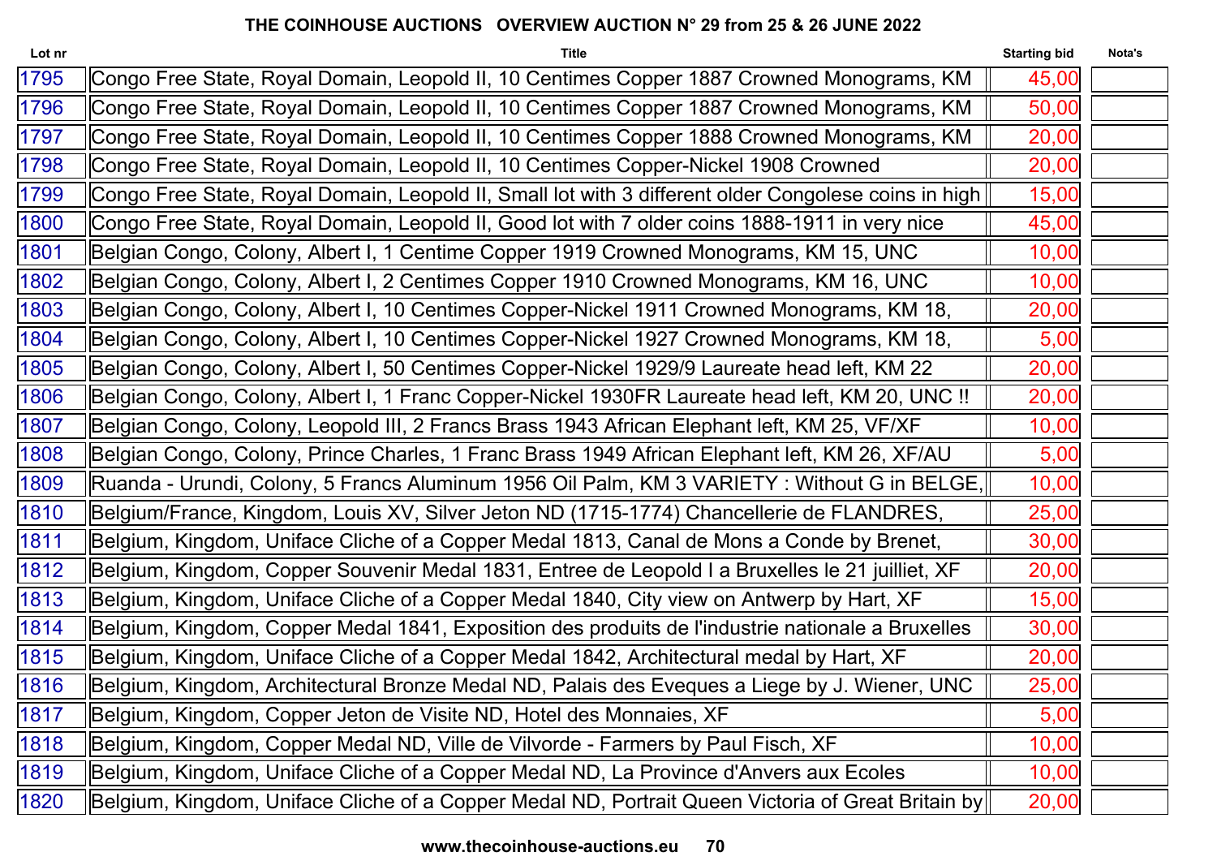# THE COINHOUSE AUCTIONS OVERVIEW AUCTION N° 29 from 25 & 26 JUNE 2022

| Lot nr | Title | Starting bid | Nota's |
|---|---|---|---|
| 1795 | Congo Free State, Royal Domain, Leopold II, 10 Centimes Copper 1887 Crowned Monograms, KM | 45,00 | |
| 1796 | Congo Free State, Royal Domain, Leopold II, 10 Centimes Copper 1887 Crowned Monograms, KM | 50,00 | |
| 1797 | Congo Free State, Royal Domain, Leopold II, 10 Centimes Copper 1888 Crowned Monograms, KM | 20,00 | |
| 1798 | Congo Free State, Royal Domain, Leopold II, 10 Centimes Copper-Nickel 1908 Crowned | 20,00 | |
| 1799 | Congo Free State, Royal Domain, Leopold II, Small lot with 3 different older Congolese coins in high | 15,00 | |
| 1800 | Congo Free State, Royal Domain, Leopold II, Good lot with 7 older coins 1888-1911 in very nice | 45,00 | |
| 1801 | Belgian Congo, Colony, Albert I, 1 Centime Copper 1919 Crowned Monograms, KM 15, UNC | 10,00 | |
| 1802 | Belgian Congo, Colony, Albert I, 2 Centimes Copper 1910 Crowned Monograms, KM 16, UNC | 10,00 | |
| 1803 | Belgian Congo, Colony, Albert I, 10 Centimes Copper-Nickel 1911 Crowned Monograms, KM 18, | 20,00 | |
| 1804 | Belgian Congo, Colony, Albert I, 10 Centimes Copper-Nickel 1927 Crowned Monograms, KM 18, | 5,00 | |
| 1805 | Belgian Congo, Colony, Albert I, 50 Centimes Copper-Nickel 1929/9 Laureate head left, KM 22 | 20,00 | |
| 1806 | Belgian Congo, Colony, Albert I, 1 Franc Copper-Nickel 1930FR Laureate head left, KM 20, UNC !! | 20,00 | |
| 1807 | Belgian Congo, Colony, Leopold III, 2 Francs Brass 1943 African Elephant left, KM 25, VF/XF | 10,00 | |
| 1808 | Belgian Congo, Colony, Prince Charles, 1 Franc Brass 1949 African Elephant left, KM 26, XF/AU | 5,00 | |
| 1809 | Ruanda - Urundi, Colony, 5 Francs Aluminum 1956 Oil Palm, KM 3 VARIETY : Without G in BELGE, | 10,00 | |
| 1810 | Belgium/France, Kingdom, Louis XV, Silver Jeton ND (1715-1774) Chancellerie de FLANDRES, | 25,00 | |
| 1811 | Belgium, Kingdom, Uniface Cliche of a Copper Medal 1813, Canal de Mons a Conde by Brenet, | 30,00 | |
| 1812 | Belgium, Kingdom, Copper Souvenir Medal 1831, Entree de Leopold I a Bruxelles le 21 juilliet, XF | 20,00 | |
| 1813 | Belgium, Kingdom, Uniface Cliche of a Copper Medal 1840, City view on Antwerp by Hart, XF | 15,00 | |
| 1814 | Belgium, Kingdom, Copper Medal 1841, Exposition des produits de l'industrie nationale a Bruxelles | 30,00 | |
| 1815 | Belgium, Kingdom, Uniface Cliche of a Copper Medal 1842, Architectural medal by Hart, XF | 20,00 | |
| 1816 | Belgium, Kingdom, Architectural Bronze Medal ND, Palais des Eveques a Liege by J. Wiener, UNC | 25,00 | |
| 1817 | Belgium, Kingdom, Copper Jeton de Visite ND, Hotel des Monnaies, XF | 5,00 | |
| 1818 | Belgium, Kingdom, Copper Medal ND, Ville de Vilvorde - Farmers by Paul Fisch, XF | 10,00 | |
| 1819 | Belgium, Kingdom, Uniface Cliche of a Copper Medal ND, La Province d'Anvers aux Ecoles | 10,00 | |
| 1820 | Belgium, Kingdom, Uniface Cliche of a Copper Medal ND, Portrait Queen Victoria of Great Britain by | 20,00 | |

www.thecoinhouse-auctions.eu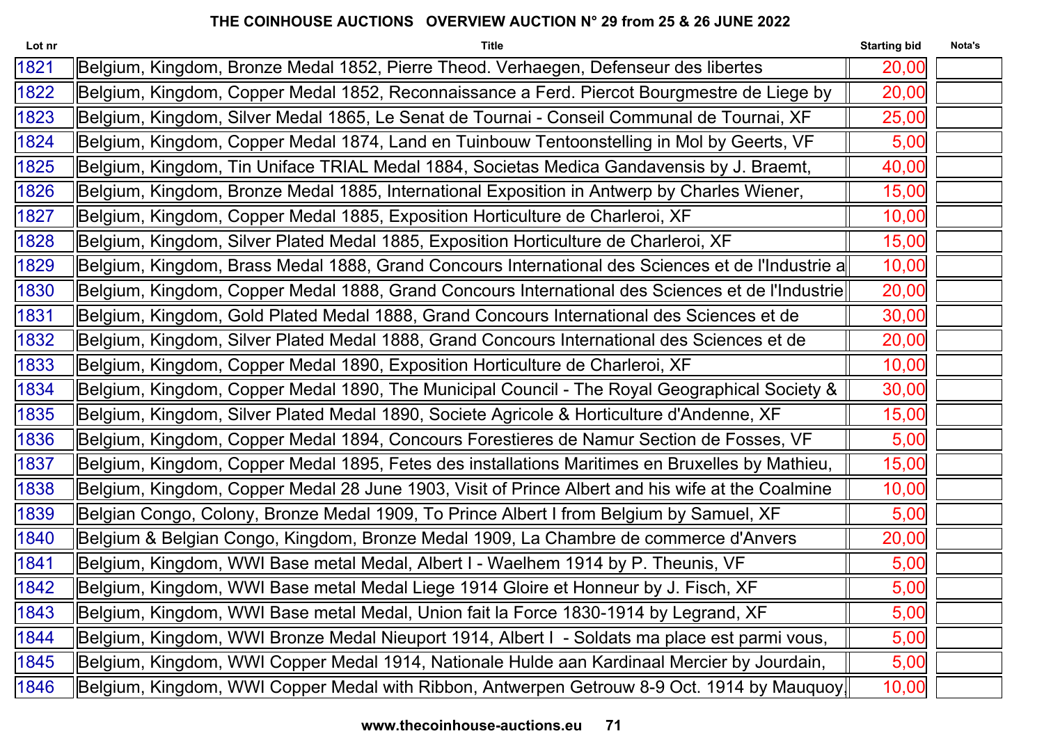## THE COINHOUSE AUCTIONS OVERVIEW AUCTION N° 29 from 25 & 26 JUNE 2022

| Lot nr | Title | Starting bid | Nota's |
|---|---|---|---|
| 1821 | Belgium, Kingdom, Bronze Medal 1852, Pierre Theod. Verhaegen, Defenseur des libertes | 20,00 | |
| 1822 | Belgium, Kingdom, Copper Medal 1852, Reconnaissance a Ferd. Piercot Bourgmestre de Liege by | 20,00 | |
| 1823 | Belgium, Kingdom, Silver Medal 1865, Le Senat de Tournai - Conseil Communal de Tournai, XF | 25,00 | |
| 1824 | Belgium, Kingdom, Copper Medal 1874, Land en Tuinbouw Tentoonstelling in Mol by Geerts, VF | 5,00 | |
| 1825 | Belgium, Kingdom, Tin Uniface TRIAL Medal 1884, Societas Medica Gandavensis by J. Braemt, | 40,00 | |
| 1826 | Belgium, Kingdom, Bronze Medal 1885, International Exposition in Antwerp by Charles Wiener, | 15,00 | |
| 1827 | Belgium, Kingdom, Copper Medal 1885, Exposition Horticulture de Charleroi, XF | 10,00 | |
| 1828 | Belgium, Kingdom, Silver Plated Medal 1885, Exposition Horticulture de Charleroi, XF | 15,00 | |
| 1829 | Belgium, Kingdom, Brass Medal 1888, Grand Concours International des Sciences et de l'Industrie a | 10,00 | |
| 1830 | Belgium, Kingdom, Copper Medal 1888, Grand Concours International des Sciences et de l'Industrie | 20,00 | |
| 1831 | Belgium, Kingdom, Gold Plated Medal 1888, Grand Concours International des Sciences et de | 30,00 | |
| 1832 | Belgium, Kingdom, Silver Plated Medal 1888, Grand Concours International des Sciences et de | 20,00 | |
| 1833 | Belgium, Kingdom, Copper Medal 1890, Exposition Horticulture de Charleroi, XF | 10,00 | |
| 1834 | Belgium, Kingdom, Copper Medal 1890, The Municipal Council - The Royal Geographical Society & | 30,00 | |
| 1835 | Belgium, Kingdom, Silver Plated Medal 1890, Societe Agricole & Horticulture d'Andenne, XF | 15,00 | |
| 1836 | Belgium, Kingdom, Copper Medal 1894, Concours Forestieres de Namur Section de Fosses, VF | 5,00 | |
| 1837 | Belgium, Kingdom, Copper Medal 1895, Fetes des installations Maritimes en Bruxelles by Mathieu, | 15,00 | |
| 1838 | Belgium, Kingdom, Copper Medal 28 June 1903, Visit of Prince Albert and his wife at the Coalmine | 10,00 | |
| 1839 | Belgian Congo, Colony, Bronze Medal 1909, To Prince Albert I from Belgium by Samuel, XF | 5,00 | |
| 1840 | Belgium & Belgian Congo, Kingdom, Bronze Medal 1909, La Chambre de commerce d'Anvers | 20,00 | |
| 1841 | Belgium, Kingdom, WWI Base metal Medal, Albert I - Waelhem 1914 by P. Theunis, VF | 5,00 | |
| 1842 | Belgium, Kingdom, WWI Base metal Medal Liege 1914 Gloire et Honneur by J. Fisch, XF | 5,00 | |
| 1843 | Belgium, Kingdom, WWI Base metal Medal, Union fait la Force 1830-1914 by Legrand, XF | 5,00 | |
| 1844 | Belgium, Kingdom, WWI Bronze Medal Nieuport 1914, Albert I - Soldats ma place est parmi vous, | 5,00 | |
| 1845 | Belgium, Kingdom, WWI Copper Medal 1914, Nationale Hulde aan Kardinaal Mercier by Jourdain, | 5,00 | |
| 1846 | Belgium, Kingdom, WWI Copper Medal with Ribbon, Antwerpen Getrouw 8-9 Oct. 1914 by Mauquoy, | 10,00 | |

www.thecoinhouse-auctions.eu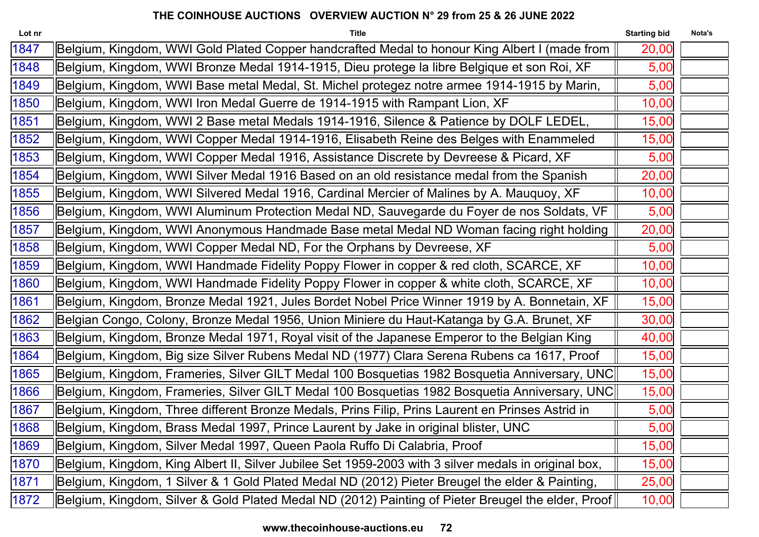**THE COINHOUSE AUCTIONS OVERVIEW AUCTION N° 29 from 25 & 26 JUNE 2022**

| Lot nr | Title | Starting bid | Nota's |
|---|---|---|---|
| 1847 | Belgium, Kingdom, WWI Gold Plated Copper handcrafted Medal to honour King Albert I (made from | 20,00 | |
| 1848 | Belgium, Kingdom, WWI Bronze Medal 1914-1915, Dieu protege la libre Belgique et son Roi, XF | 5,00 | |
| 1849 | Belgium, Kingdom, WWI Base metal Medal, St. Michel protegez notre armee 1914-1915 by Marin, | 5,00 | |
| 1850 | Belgium, Kingdom, WWI Iron Medal Guerre de 1914-1915 with Rampant Lion, XF | 10,00 | |
| 1851 | Belgium, Kingdom, WWI 2 Base metal Medals 1914-1916, Silence & Patience by DOLF LEDEL, | 15,00 | |
| 1852 | Belgium, Kingdom, WWI Copper Medal 1914-1916, Elisabeth Reine des Belges with Enammeled | 15,00 | |
| 1853 | Belgium, Kingdom, WWI Copper Medal 1916, Assistance Discrete by Devreese & Picard, XF | 5,00 | |
| 1854 | Belgium, Kingdom, WWI Silver Medal 1916 Based on an old resistance medal from the Spanish | 20,00 | |
| 1855 | Belgium, Kingdom, WWI Silvered Medal 1916, Cardinal Mercier of Malines by A. Mauquoy, XF | 10,00 | |
| 1856 | Belgium, Kingdom, WWI Aluminum Protection Medal ND, Sauvegarde du Foyer de nos Soldats, VF | 5,00 | |
| 1857 | Belgium, Kingdom, WWI Anonymous Handmade Base metal Medal ND Woman facing right holding | 20,00 | |
| 1858 | Belgium, Kingdom, WWI Copper Medal ND, For the Orphans by Devreese, XF | 5,00 | |
| 1859 | Belgium, Kingdom, WWI Handmade Fidelity Poppy Flower in copper & red cloth, SCARCE, XF | 10,00 | |
| 1860 | Belgium, Kingdom, WWI Handmade Fidelity Poppy Flower in copper & white cloth, SCARCE, XF | 10,00 | |
| 1861 | Belgium, Kingdom, Bronze Medal 1921, Jules Bordet Nobel Price Winner 1919 by A. Bonnetain, XF | 15,00 | |
| 1862 | Belgian Congo, Colony, Bronze Medal 1956, Union Miniere du Haut-Katanga by G.A. Brunet, XF | 30,00 | |
| 1863 | Belgium, Kingdom, Bronze Medal 1971, Royal visit of the Japanese Emperor to the Belgian King | 40,00 | |
| 1864 | Belgium, Kingdom, Big size Silver Rubens Medal ND (1977) Clara Serena Rubens ca 1617, Proof | 15,00 | |
| 1865 | Belgium, Kingdom, Frameries, Silver GILT Medal 100 Bosquetias 1982 Bosquetia Anniversary, UNC | 15,00 | |
| 1866 | Belgium, Kingdom, Frameries, Silver GILT Medal 100 Bosquetias 1982 Bosquetia Anniversary, UNC | 15,00 | |
| 1867 | Belgium, Kingdom, Three different Bronze Medals, Prins Filip, Prins Laurent en Prinses Astrid in | 5,00 | |
| 1868 | Belgium, Kingdom, Brass Medal 1997, Prince Laurent by Jake in original blister, UNC | 5,00 | |
| 1869 | Belgium, Kingdom, Silver Medal 1997, Queen Paola Ruffo Di Calabria, Proof | 15,00 | |
| 1870 | Belgium, Kingdom, King Albert II, Silver Jubilee Set 1959-2003 with 3 silver medals in original box, | 15,00 | |
| 1871 | Belgium, Kingdom, 1 Silver & 1 Gold Plated Medal ND (2012) Pieter Breugel the elder & Painting, | 25,00 | |
| 1872 | Belgium, Kingdom, Silver & Gold Plated Medal ND (2012) Painting of Pieter Breugel the elder, Proof | 10,00 | |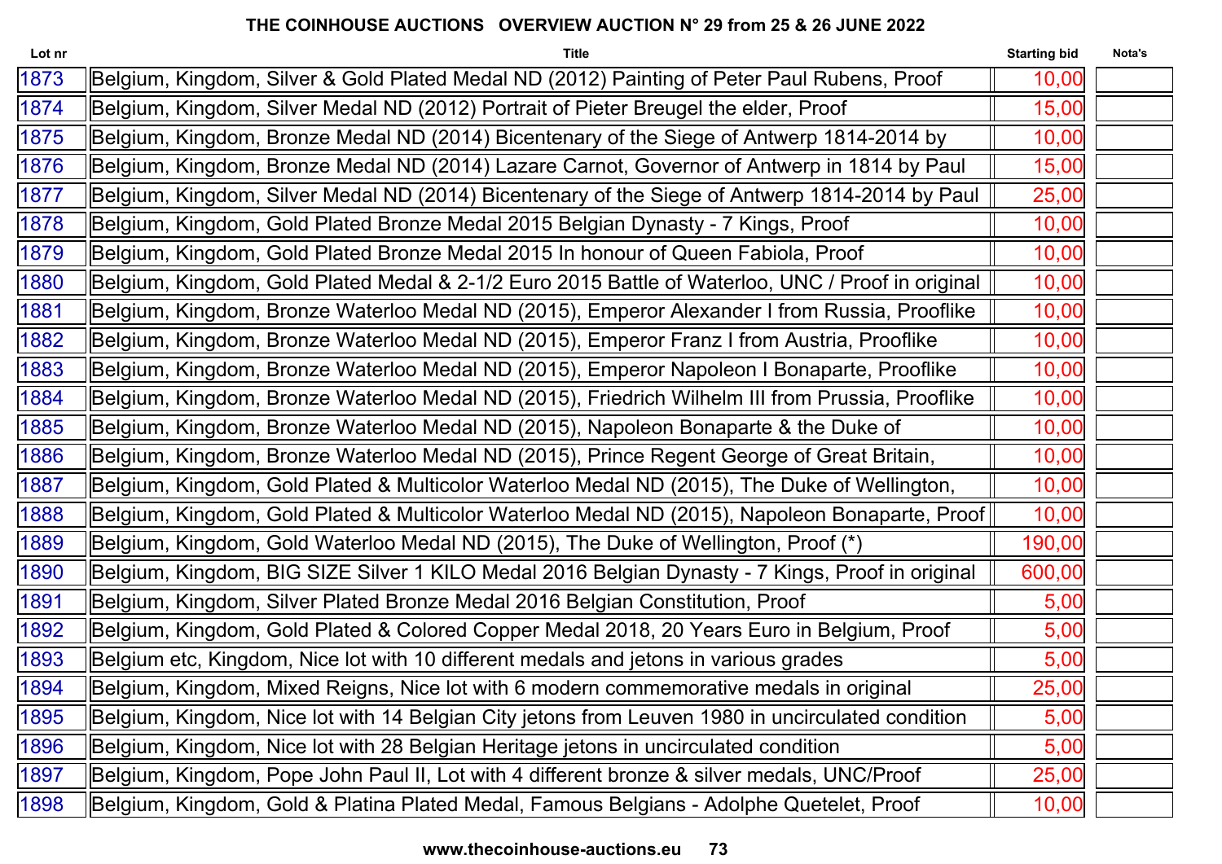# THE COINHOUSE AUCTIONS OVERVIEW AUCTION N° 29 from 25 & 26 JUNE 2022

| Lot nr | Title | Starting bid | Nota's |
|---|---|---|---|
| 1873 | Belgium, Kingdom, Silver & Gold Plated Medal ND (2012) Painting of Peter Paul Rubens, Proof | 10,00 | |
| 1874 | Belgium, Kingdom, Silver Medal ND (2012) Portrait of Pieter Breugel the elder, Proof | 15,00 | |
| 1875 | Belgium, Kingdom, Bronze Medal ND (2014) Bicentenary of the Siege of Antwerp 1814-2014 by | 10,00 | |
| 1876 | Belgium, Kingdom, Bronze Medal ND (2014) Lazare Carnot, Governor of Antwerp in 1814 by Paul | 15,00 | |
| 1877 | Belgium, Kingdom, Silver Medal ND (2014) Bicentenary of the Siege of Antwerp 1814-2014 by Paul | 25,00 | |
| 1878 | Belgium, Kingdom, Gold Plated Bronze Medal 2015 Belgian Dynasty - 7 Kings, Proof | 10,00 | |
| 1879 | Belgium, Kingdom, Gold Plated Bronze Medal 2015 In honour of Queen Fabiola, Proof | 10,00 | |
| 1880 | Belgium, Kingdom, Gold Plated Medal & 2-1/2 Euro 2015 Battle of Waterloo, UNC / Proof in original | 10,00 | |
| 1881 | Belgium, Kingdom, Bronze Waterloo Medal ND (2015), Emperor Alexander I from Russia, Prooflike | 10,00 | |
| 1882 | Belgium, Kingdom, Bronze Waterloo Medal ND (2015), Emperor Franz I from Austria, Prooflike | 10,00 | |
| 1883 | Belgium, Kingdom, Bronze Waterloo Medal ND (2015), Emperor Napoleon I Bonaparte, Prooflike | 10,00 | |
| 1884 | Belgium, Kingdom, Bronze Waterloo Medal ND (2015), Friedrich Wilhelm III from Prussia, Prooflike | 10,00 | |
| 1885 | Belgium, Kingdom, Bronze Waterloo Medal ND (2015), Napoleon Bonaparte & the Duke of | 10,00 | |
| 1886 | Belgium, Kingdom, Bronze Waterloo Medal ND (2015), Prince Regent George of Great Britain, | 10,00 | |
| 1887 | Belgium, Kingdom, Gold Plated & Multicolor Waterloo Medal ND (2015), The Duke of Wellington, | 10,00 | |
| 1888 | Belgium, Kingdom, Gold Plated & Multicolor Waterloo Medal ND (2015), Napoleon Bonaparte, Proof | 10,00 | |
| 1889 | Belgium, Kingdom, Gold Waterloo Medal ND (2015), The Duke of Wellington, Proof (*) | 190,00 | |
| 1890 | Belgium, Kingdom, BIG SIZE Silver 1 KILO Medal 2016 Belgian Dynasty - 7 Kings, Proof in original | 600,00 | |
| 1891 | Belgium, Kingdom, Silver Plated Bronze Medal 2016 Belgian Constitution, Proof | 5,00 | |
| 1892 | Belgium, Kingdom, Gold Plated & Colored Copper Medal 2018, 20 Years Euro in Belgium, Proof | 5,00 | |
| 1893 | Belgium etc, Kingdom, Nice lot with 10 different medals and jetons in various grades | 5,00 | |
| 1894 | Belgium, Kingdom, Mixed Reigns, Nice lot with 6 modern commemorative medals in original | 25,00 | |
| 1895 | Belgium, Kingdom, Nice lot with 14 Belgian City jetons from Leuven 1980 in uncirculated condition | 5,00 | |
| 1896 | Belgium, Kingdom, Nice lot with 28 Belgian Heritage jetons in uncirculated condition | 5,00 | |
| 1897 | Belgium, Kingdom, Pope John Paul II, Lot with 4 different bronze & silver medals, UNC/Proof | 25,00 | |
| 1898 | Belgium, Kingdom, Gold & Platina Plated Medal, Famous Belgians - Adolphe Quetelet, Proof | 10,00 | |

www.thecoinhouse-auctions.eu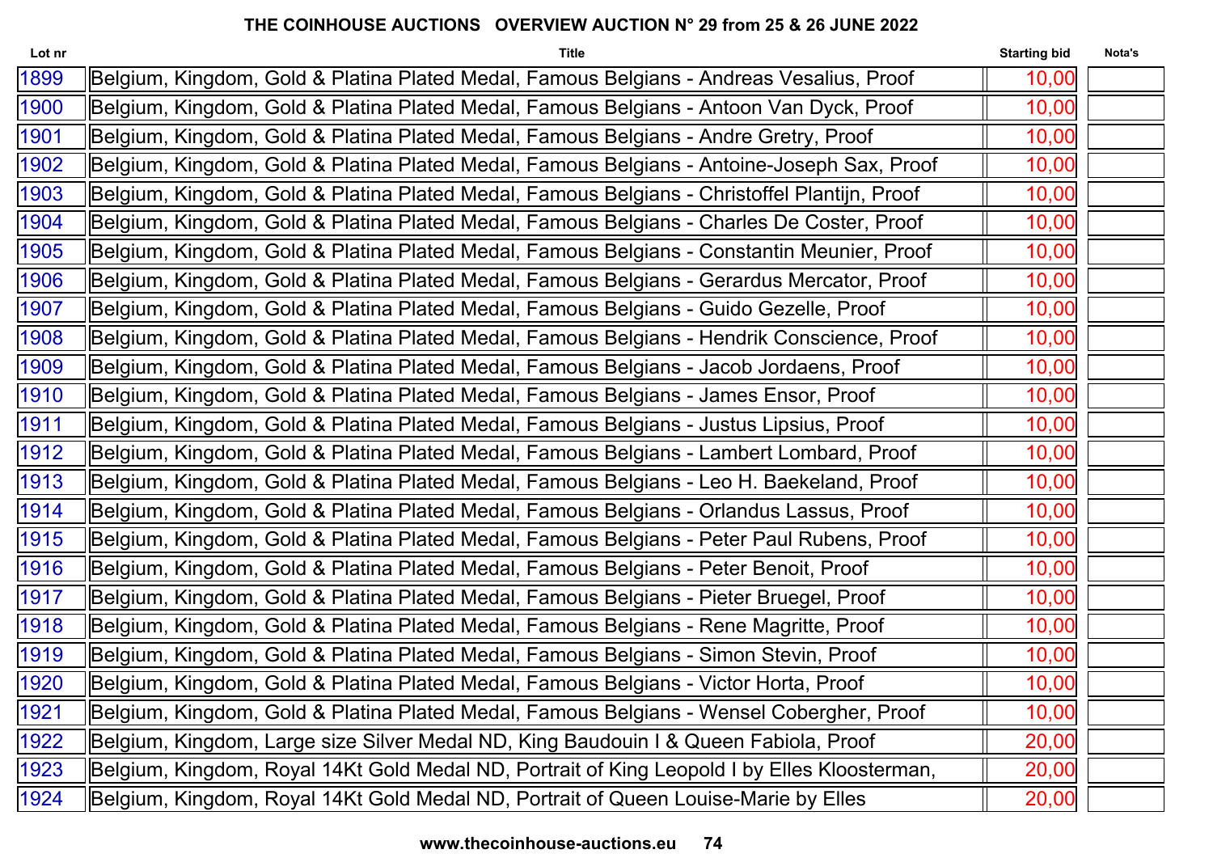**THE COINHOUSE AUCTIONS OVERVIEW AUCTION N° 29 from 25 & 26 JUNE 2022**

| Lot nr | Title | Starting bid | Nota's |
|---|---|---|---|
| 1899 | Belgium, Kingdom, Gold & Platina Plated Medal, Famous Belgians - Andreas Vesalius, Proof | 10,00 | |
| 1900 | Belgium, Kingdom, Gold & Platina Plated Medal, Famous Belgians - Antoon Van Dyck, Proof | 10,00 | |
| 1901 | Belgium, Kingdom, Gold & Platina Plated Medal, Famous Belgians - Andre Gretry, Proof | 10,00 | |
| 1902 | Belgium, Kingdom, Gold & Platina Plated Medal, Famous Belgians - Antoine-Joseph Sax, Proof | 10,00 | |
| 1903 | Belgium, Kingdom, Gold & Platina Plated Medal, Famous Belgians - Christoffel Plantijn, Proof | 10,00 | |
| 1904 | Belgium, Kingdom, Gold & Platina Plated Medal, Famous Belgians - Charles De Coster, Proof | 10,00 | |
| 1905 | Belgium, Kingdom, Gold & Platina Plated Medal, Famous Belgians - Constantin Meunier, Proof | 10,00 | |
| 1906 | Belgium, Kingdom, Gold & Platina Plated Medal, Famous Belgians - Gerardus Mercator, Proof | 10,00 | |
| 1907 | Belgium, Kingdom, Gold & Platina Plated Medal, Famous Belgians - Guido Gezelle, Proof | 10,00 | |
| 1908 | Belgium, Kingdom, Gold & Platina Plated Medal, Famous Belgians - Hendrik Conscience, Proof | 10,00 | |
| 1909 | Belgium, Kingdom, Gold & Platina Plated Medal, Famous Belgians - Jacob Jordaens, Proof | 10,00 | |
| 1910 | Belgium, Kingdom, Gold & Platina Plated Medal, Famous Belgians - James Ensor, Proof | 10,00 | |
| 1911 | Belgium, Kingdom, Gold & Platina Plated Medal, Famous Belgians - Justus Lipsius, Proof | 10,00 | |
| 1912 | Belgium, Kingdom, Gold & Platina Plated Medal, Famous Belgians - Lambert Lombard, Proof | 10,00 | |
| 1913 | Belgium, Kingdom, Gold & Platina Plated Medal, Famous Belgians - Leo H. Baekeland, Proof | 10,00 | |
| 1914 | Belgium, Kingdom, Gold & Platina Plated Medal, Famous Belgians - Orlandus Lassus, Proof | 10,00 | |
| 1915 | Belgium, Kingdom, Gold & Platina Plated Medal, Famous Belgians - Peter Paul Rubens, Proof | 10,00 | |
| 1916 | Belgium, Kingdom, Gold & Platina Plated Medal, Famous Belgians - Peter Benoit, Proof | 10,00 | |
| 1917 | Belgium, Kingdom, Gold & Platina Plated Medal, Famous Belgians - Pieter Bruegel, Proof | 10,00 | |
| 1918 | Belgium, Kingdom, Gold & Platina Plated Medal, Famous Belgians - Rene Magritte, Proof | 10,00 | |
| 1919 | Belgium, Kingdom, Gold & Platina Plated Medal, Famous Belgians - Simon Stevin, Proof | 10,00 | |
| 1920 | Belgium, Kingdom, Gold & Platina Plated Medal, Famous Belgians - Victor Horta, Proof | 10,00 | |
| 1921 | Belgium, Kingdom, Gold & Platina Plated Medal, Famous Belgians - Wensel Cobergher, Proof | 10,00 | |
| 1922 | Belgium, Kingdom, Large size Silver Medal ND, King Baudouin I & Queen Fabiola, Proof | 20,00 | |
| 1923 | Belgium, Kingdom, Royal 14Kt Gold Medal ND, Portrait of King Leopold I by Elles Kloosterman, | 20,00 | |
| 1924 | Belgium, Kingdom, Royal 14Kt Gold Medal ND, Portrait of Queen Louise-Marie by Elles | 20,00 | |

www.thecoinhouse-auctions.eu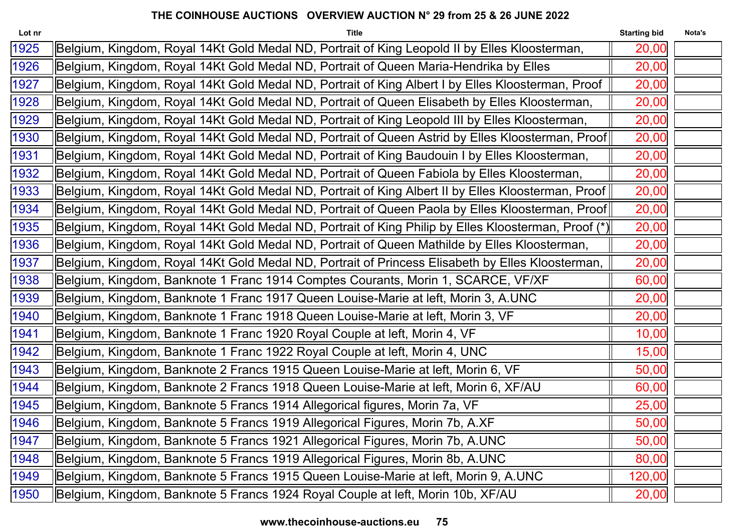**THE COINHOUSE AUCTIONS   OVERVIEW AUCTION N° 29 from 25 & 26 JUNE 2022**

| Lot nr | Title | Starting bid | Nota's |
|---|---|---|---|
| 1925 | Belgium, Kingdom, Royal 14Kt Gold Medal ND, Portrait of King Leopold II by Elles Kloosterman, | 20,00 | |
| 1926 | Belgium, Kingdom, Royal 14Kt Gold Medal ND, Portrait of Queen Maria-Hendrika by Elles | 20,00 | |
| 1927 | Belgium, Kingdom, Royal 14Kt Gold Medal ND, Portrait of King Albert I by Elles Kloosterman, Proof | 20,00 | |
| 1928 | Belgium, Kingdom, Royal 14Kt Gold Medal ND, Portrait of Queen Elisabeth by Elles Kloosterman, | 20,00 | |
| 1929 | Belgium, Kingdom, Royal 14Kt Gold Medal ND, Portrait of King Leopold III by Elles Kloosterman, | 20,00 | |
| 1930 | Belgium, Kingdom, Royal 14Kt Gold Medal ND, Portrait of Queen Astrid by Elles Kloosterman, Proof | 20,00 | |
| 1931 | Belgium, Kingdom, Royal 14Kt Gold Medal ND, Portrait of King Baudouin I by Elles Kloosterman, | 20,00 | |
| 1932 | Belgium, Kingdom, Royal 14Kt Gold Medal ND, Portrait of Queen Fabiola by Elles Kloosterman, | 20,00 | |
| 1933 | Belgium, Kingdom, Royal 14Kt Gold Medal ND, Portrait of King Albert II by Elles Kloosterman, Proof | 20,00 | |
| 1934 | Belgium, Kingdom, Royal 14Kt Gold Medal ND, Portrait of Queen Paola by Elles Kloosterman, Proof | 20,00 | |
| 1935 | Belgium, Kingdom, Royal 14Kt Gold Medal ND, Portrait of King Philip by Elles Kloosterman, Proof (*) | 20,00 | |
| 1936 | Belgium, Kingdom, Royal 14Kt Gold Medal ND, Portrait of Queen Mathilde by Elles Kloosterman, | 20,00 | |
| 1937 | Belgium, Kingdom, Royal 14Kt Gold Medal ND, Portrait of Princess Elisabeth by Elles Kloosterman, | 20,00 | |
| 1938 | Belgium, Kingdom, Banknote 1 Franc 1914 Comptes Courants, Morin 1, SCARCE, VF/XF | 60,00 | |
| 1939 | Belgium, Kingdom, Banknote 1 Franc 1917 Queen Louise-Marie at left, Morin 3, A.UNC | 20,00 | |
| 1940 | Belgium, Kingdom, Banknote 1 Franc 1918 Queen Louise-Marie at left, Morin 3, VF | 20,00 | |
| 1941 | Belgium, Kingdom, Banknote 1 Franc 1920 Royal Couple at left, Morin 4, VF | 10,00 | |
| 1942 | Belgium, Kingdom, Banknote 1 Franc 1922 Royal Couple at left, Morin 4, UNC | 15,00 | |
| 1943 | Belgium, Kingdom, Banknote 2 Francs 1915 Queen Louise-Marie at left, Morin 6, VF | 50,00 | |
| 1944 | Belgium, Kingdom, Banknote 2 Francs 1918 Queen Louise-Marie at left, Morin 6, XF/AU | 60,00 | |
| 1945 | Belgium, Kingdom, Banknote 5 Francs 1914 Allegorical figures, Morin 7a, VF | 25,00 | |
| 1946 | Belgium, Kingdom, Banknote 5 Francs 1919 Allegorical Figures, Morin 7b, A.XF | 50,00 | |
| 1947 | Belgium, Kingdom, Banknote 5 Francs 1921 Allegorical Figures, Morin 7b, A.UNC | 50,00 | |
| 1948 | Belgium, Kingdom, Banknote 5 Francs 1919 Allegorical Figures, Morin 8b, A.UNC | 80,00 | |
| 1949 | Belgium, Kingdom, Banknote 5 Francs 1915 Queen Louise-Marie at left, Morin 9, A.UNC | 120,00 | |
| 1950 | Belgium, Kingdom, Banknote 5 Francs 1924 Royal Couple at left, Morin 10b, XF/AU | 20,00 | |

www.thecoinhouse-auctions.eu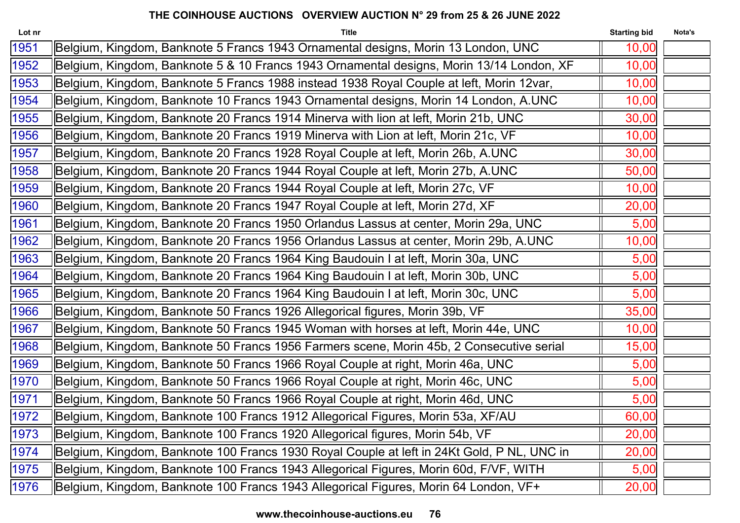# THE COINHOUSE AUCTIONS OVERVIEW AUCTION N° 29 from 25 & 26 JUNE 2022

| Lot nr | Title | Starting bid | Nota's |
|---|---|---|---|
| 1951 | Belgium, Kingdom, Banknote 5 Francs 1943 Ornamental designs, Morin 13 London, UNC | 10,00 | |
| 1952 | Belgium, Kingdom, Banknote 5 & 10 Francs 1943 Ornamental designs, Morin 13/14 London, XF | 10,00 | |
| 1953 | Belgium, Kingdom, Banknote 5 Francs 1988 instead 1938 Royal Couple at left, Morin 12var, | 10,00 | |
| 1954 | Belgium, Kingdom, Banknote 10 Francs 1943 Ornamental designs, Morin 14 London, A.UNC | 10,00 | |
| 1955 | Belgium, Kingdom, Banknote 20 Francs 1914 Minerva with lion at left, Morin 21b, UNC | 30,00 | |
| 1956 | Belgium, Kingdom, Banknote 20 Francs 1919 Minerva with Lion at left, Morin 21c, VF | 10,00 | |
| 1957 | Belgium, Kingdom, Banknote 20 Francs 1928 Royal Couple at left, Morin 26b, A.UNC | 30,00 | |
| 1958 | Belgium, Kingdom, Banknote 20 Francs 1944 Royal Couple at left, Morin 27b, A.UNC | 50,00 | |
| 1959 | Belgium, Kingdom, Banknote 20 Francs 1944 Royal Couple at left, Morin 27c, VF | 10,00 | |
| 1960 | Belgium, Kingdom, Banknote 20 Francs 1947 Royal Couple at left, Morin 27d, XF | 20,00 | |
| 1961 | Belgium, Kingdom, Banknote 20 Francs 1950 Orlandus Lassus at center, Morin 29a, UNC | 5,00 | |
| 1962 | Belgium, Kingdom, Banknote 20 Francs 1956 Orlandus Lassus at center, Morin 29b, A.UNC | 10,00 | |
| 1963 | Belgium, Kingdom, Banknote 20 Francs 1964 King Baudouin I at left, Morin 30a, UNC | 5,00 | |
| 1964 | Belgium, Kingdom, Banknote 20 Francs 1964 King Baudouin I at left, Morin 30b, UNC | 5,00 | |
| 1965 | Belgium, Kingdom, Banknote 20 Francs 1964 King Baudouin I at left, Morin 30c, UNC | 5,00 | |
| 1966 | Belgium, Kingdom, Banknote 50 Francs 1926 Allegorical figures, Morin 39b, VF | 35,00 | |
| 1967 | Belgium, Kingdom, Banknote 50 Francs 1945 Woman with horses at left, Morin 44e, UNC | 10,00 | |
| 1968 | Belgium, Kingdom, Banknote 50 Francs 1956 Farmers scene, Morin 45b, 2 Consecutive serial | 15,00 | |
| 1969 | Belgium, Kingdom, Banknote 50 Francs 1966 Royal Couple at right, Morin 46a, UNC | 5,00 | |
| 1970 | Belgium, Kingdom, Banknote 50 Francs 1966 Royal Couple at right, Morin 46c, UNC | 5,00 | |
| 1971 | Belgium, Kingdom, Banknote 50 Francs 1966 Royal Couple at right, Morin 46d, UNC | 5,00 | |
| 1972 | Belgium, Kingdom, Banknote 100 Francs 1912 Allegorical Figures, Morin 53a, XF/AU | 60,00 | |
| 1973 | Belgium, Kingdom, Banknote 100 Francs 1920 Allegorical figures, Morin 54b, VF | 20,00 | |
| 1974 | Belgium, Kingdom, Banknote 100 Francs 1930 Royal Couple at left in 24Kt Gold, P NL, UNC in | 20,00 | |
| 1975 | Belgium, Kingdom, Banknote 100 Francs 1943 Allegorical Figures, Morin 60d, F/VF, WITH | 5,00 | |
| 1976 | Belgium, Kingdom, Banknote 100 Francs 1943 Allegorical Figures, Morin 64 London, VF+ | 20,00 | |

www.thecoinhouse-auctions.eu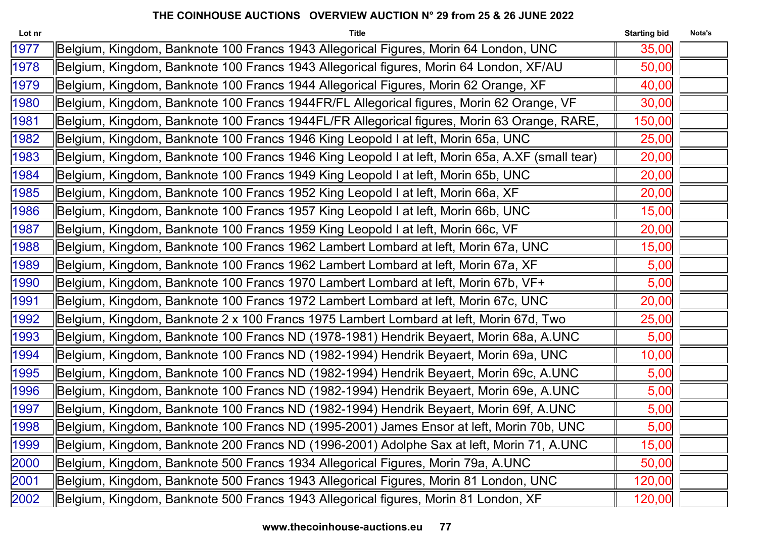**THE COINHOUSE AUCTIONS OVERVIEW AUCTION N° 29 from 25 & 26 JUNE 2022**

| Lot nr | Title | Starting bid | Nota's |
|---|---|---|---|
| 1977 | Belgium, Kingdom, Banknote 100 Francs 1943 Allegorical Figures, Morin 64 London, UNC | 35,00 | |
| 1978 | Belgium, Kingdom, Banknote 100 Francs 1943 Allegorical figures, Morin 64 London, XF/AU | 50,00 | |
| 1979 | Belgium, Kingdom, Banknote 100 Francs 1944 Allegorical Figures, Morin 62 Orange, XF | 40,00 | |
| 1980 | Belgium, Kingdom, Banknote 100 Francs 1944FR/FL Allegorical figures, Morin 62 Orange, VF | 30,00 | |
| 1981 | Belgium, Kingdom, Banknote 100 Francs 1944FL/FR Allegorical figures, Morin 63 Orange, RARE, | 150,00 | |
| 1982 | Belgium, Kingdom, Banknote 100 Francs 1946 King Leopold I at left, Morin 65a, UNC | 25,00 | |
| 1983 | Belgium, Kingdom, Banknote 100 Francs 1946 King Leopold I at left, Morin 65a, A.XF (small tear) | 20,00 | |
| 1984 | Belgium, Kingdom, Banknote 100 Francs 1949 King Leopold I at left, Morin 65b, UNC | 20,00 | |
| 1985 | Belgium, Kingdom, Banknote 100 Francs 1952 King Leopold I at left, Morin 66a, XF | 20,00 | |
| 1986 | Belgium, Kingdom, Banknote 100 Francs 1957 King Leopold I at left, Morin 66b, UNC | 15,00 | |
| 1987 | Belgium, Kingdom, Banknote 100 Francs 1959 King Leopold I at left, Morin 66c, VF | 20,00 | |
| 1988 | Belgium, Kingdom, Banknote 100 Francs 1962 Lambert Lombard at left, Morin 67a, UNC | 15,00 | |
| 1989 | Belgium, Kingdom, Banknote 100 Francs 1962 Lambert Lombard at left, Morin 67a, XF | 5,00 | |
| 1990 | Belgium, Kingdom, Banknote 100 Francs 1970 Lambert Lombard at left, Morin 67b, VF+ | 5,00 | |
| 1991 | Belgium, Kingdom, Banknote 100 Francs 1972 Lambert Lombard at left, Morin 67c, UNC | 20,00 | |
| 1992 | Belgium, Kingdom, Banknote 2 x 100 Francs 1975 Lambert Lombard at left, Morin 67d, Two | 25,00 | |
| 1993 | Belgium, Kingdom, Banknote 100 Francs ND (1978-1981) Hendrik Beyaert, Morin 68a, A.UNC | 5,00 | |
| 1994 | Belgium, Kingdom, Banknote 100 Francs ND (1982-1994) Hendrik Beyaert, Morin 69a, UNC | 10,00 | |
| 1995 | Belgium, Kingdom, Banknote 100 Francs ND (1982-1994) Hendrik Beyaert, Morin 69c, A.UNC | 5,00 | |
| 1996 | Belgium, Kingdom, Banknote 100 Francs ND (1982-1994) Hendrik Beyaert, Morin 69e, A.UNC | 5,00 | |
| 1997 | Belgium, Kingdom, Banknote 100 Francs ND (1982-1994) Hendrik Beyaert, Morin 69f, A.UNC | 5,00 | |
| 1998 | Belgium, Kingdom, Banknote 100 Francs ND (1995-2001) James Ensor at left, Morin 70b, UNC | 5,00 | |
| 1999 | Belgium, Kingdom, Banknote 200 Francs ND (1996-2001) Adolphe Sax at left, Morin 71, A.UNC | 15,00 | |
| 2000 | Belgium, Kingdom, Banknote 500 Francs 1934 Allegorical Figures, Morin 79a, A.UNC | 50,00 | |
| 2001 | Belgium, Kingdom, Banknote 500 Francs 1943 Allegorical Figures, Morin 81 London, UNC | 120,00 | |
| 2002 | Belgium, Kingdom, Banknote 500 Francs 1943 Allegorical figures, Morin 81 London, XF | 120,00 | |

**www.thecoinhouse-auctions.eu**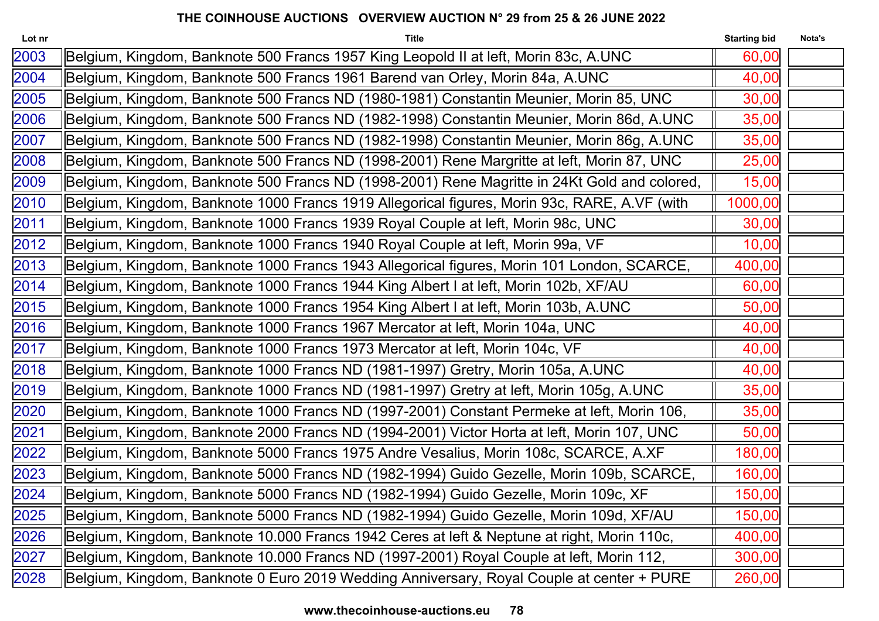## THE COINHOUSE AUCTIONS OVERVIEW AUCTION N° 29 from 25 & 26 JUNE 2022

| Lot nr | Title | Starting bid | Nota's |
|---|---|---|---|
| 2003 | Belgium, Kingdom, Banknote 500 Francs 1957 King Leopold II at left, Morin 83c, A.UNC | 60,00 | |
| 2004 | Belgium, Kingdom, Banknote 500 Francs 1961 Barend van Orley, Morin 84a, A.UNC | 40,00 | |
| 2005 | Belgium, Kingdom, Banknote 500 Francs ND (1980-1981) Constantin Meunier, Morin 85, UNC | 30,00 | |
| 2006 | Belgium, Kingdom, Banknote 500 Francs ND (1982-1998) Constantin Meunier, Morin 86d, A.UNC | 35,00 | |
| 2007 | Belgium, Kingdom, Banknote 500 Francs ND (1982-1998) Constantin Meunier, Morin 86g, A.UNC | 35,00 | |
| 2008 | Belgium, Kingdom, Banknote 500 Francs ND (1998-2001) Rene Margritte at left, Morin 87, UNC | 25,00 | |
| 2009 | Belgium, Kingdom, Banknote 500 Francs ND (1998-2001) Rene Magritte in 24Kt Gold and colored, | 15,00 | |
| 2010 | Belgium, Kingdom, Banknote 1000 Francs 1919 Allegorical figures, Morin 93c, RARE, A.VF (with | 1000,00 | |
| 2011 | Belgium, Kingdom, Banknote 1000 Francs 1939 Royal Couple at left, Morin 98c, UNC | 30,00 | |
| 2012 | Belgium, Kingdom, Banknote 1000 Francs 1940 Royal Couple at left, Morin 99a, VF | 10,00 | |
| 2013 | Belgium, Kingdom, Banknote 1000 Francs 1943 Allegorical figures, Morin 101 London, SCARCE, | 400,00 | |
| 2014 | Belgium, Kingdom, Banknote 1000 Francs 1944 King Albert I at left, Morin 102b, XF/AU | 60,00 | |
| 2015 | Belgium, Kingdom, Banknote 1000 Francs 1954 King Albert I at left, Morin 103b, A.UNC | 50,00 | |
| 2016 | Belgium, Kingdom, Banknote 1000 Francs 1967 Mercator at left, Morin 104a, UNC | 40,00 | |
| 2017 | Belgium, Kingdom, Banknote 1000 Francs 1973 Mercator at left, Morin 104c, VF | 40,00 | |
| 2018 | Belgium, Kingdom, Banknote 1000 Francs ND (1981-1997) Gretry, Morin 105a, A.UNC | 40,00 | |
| 2019 | Belgium, Kingdom, Banknote 1000 Francs ND (1981-1997) Gretry at left, Morin 105g, A.UNC | 35,00 | |
| 2020 | Belgium, Kingdom, Banknote 1000 Francs ND (1997-2001) Constant Permeke at left, Morin 106, | 35,00 | |
| 2021 | Belgium, Kingdom, Banknote 2000 Francs ND (1994-2001) Victor Horta at left, Morin 107, UNC | 50,00 | |
| 2022 | Belgium, Kingdom, Banknote 5000 Francs 1975 Andre Vesalius, Morin 108c, SCARCE, A.XF | 180,00 | |
| 2023 | Belgium, Kingdom, Banknote 5000 Francs ND (1982-1994) Guido Gezelle, Morin 109b, SCARCE, | 160,00 | |
| 2024 | Belgium, Kingdom, Banknote 5000 Francs ND (1982-1994) Guido Gezelle, Morin 109c, XF | 150,00 | |
| 2025 | Belgium, Kingdom, Banknote 5000 Francs ND (1982-1994) Guido Gezelle, Morin 109d, XF/AU | 150,00 | |
| 2026 | Belgium, Kingdom, Banknote 10.000 Francs 1942 Ceres at left & Neptune at right, Morin 110c, | 400,00 | |
| 2027 | Belgium, Kingdom, Banknote 10.000 Francs ND (1997-2001) Royal Couple at left, Morin 112, | 300,00 | |
| 2028 | Belgium, Kingdom, Banknote 0 Euro 2019 Wedding Anniversary, Royal Couple at center + PURE | 260,00 | |

www.thecoinhouse-auctions.eu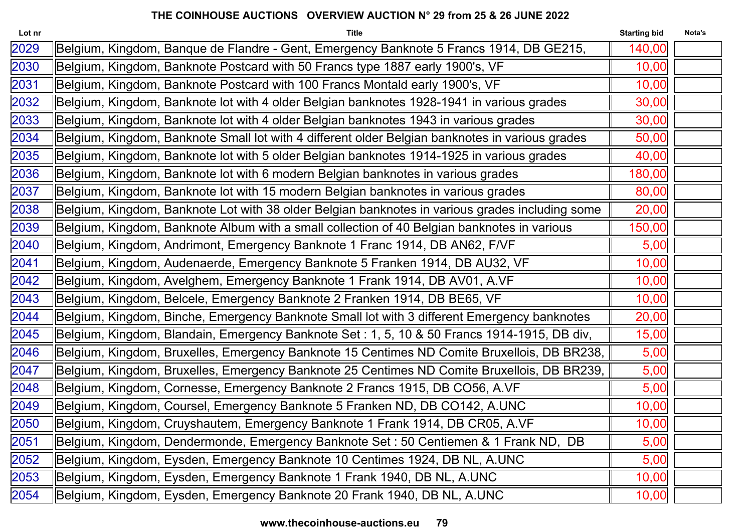# THE COINHOUSE AUCTIONS OVERVIEW AUCTION N° 29 from 25 & 26 JUNE 2022

| Lot nr | Title | Starting bid | Nota's |
|---|---|---|---|
| 2029 | Belgium, Kingdom, Banque de Flandre - Gent, Emergency Banknote 5 Francs 1914, DB GE215, | 140,00 | |
| 2030 | Belgium, Kingdom, Banknote Postcard with 50 Francs type 1887 early 1900's, VF | 10,00 | |
| 2031 | Belgium, Kingdom, Banknote Postcard with 100 Francs Montald early 1900's, VF | 10,00 | |
| 2032 | Belgium, Kingdom, Banknote lot with 4 older Belgian banknotes 1928-1941 in various grades | 30,00 | |
| 2033 | Belgium, Kingdom, Banknote lot with 4 older Belgian banknotes 1943 in various grades | 30,00 | |
| 2034 | Belgium, Kingdom, Banknote Small lot with 4 different older Belgian banknotes in various grades | 50,00 | |
| 2035 | Belgium, Kingdom, Banknote lot with 5 older Belgian banknotes 1914-1925 in various grades | 40,00 | |
| 2036 | Belgium, Kingdom, Banknote lot with 6 modern Belgian banknotes in various grades | 180,00 | |
| 2037 | Belgium, Kingdom, Banknote lot with 15 modern Belgian banknotes in various grades | 80,00 | |
| 2038 | Belgium, Kingdom, Banknote Lot with 38 older Belgian banknotes in various grades including some | 20,00 | |
| 2039 | Belgium, Kingdom, Banknote Album with a small collection of 40 Belgian banknotes in various | 150,00 | |
| 2040 | Belgium, Kingdom, Andrimont, Emergency Banknote 1 Franc 1914, DB AN62, F/VF | 5,00 | |
| 2041 | Belgium, Kingdom, Audenaerde, Emergency Banknote 5 Franken 1914, DB AU32, VF | 10,00 | |
| 2042 | Belgium, Kingdom, Avelghem, Emergency Banknote 1 Frank 1914, DB AV01, A.VF | 10,00 | |
| 2043 | Belgium, Kingdom, Belcele, Emergency Banknote 2 Franken 1914, DB BE65, VF | 10,00 | |
| 2044 | Belgium, Kingdom, Binche, Emergency Banknote Small lot with 3 different Emergency banknotes | 20,00 | |
| 2045 | Belgium, Kingdom, Blandain, Emergency Banknote Set : 1, 5, 10 & 50 Francs 1914-1915, DB div, | 15,00 | |
| 2046 | Belgium, Kingdom, Bruxelles, Emergency Banknote 15 Centimes ND Comite Bruxellois, DB BR238, | 5,00 | |
| 2047 | Belgium, Kingdom, Bruxelles, Emergency Banknote 25 Centimes ND Comite Bruxellois, DB BR239, | 5,00 | |
| 2048 | Belgium, Kingdom, Cornesse, Emergency Banknote 2 Francs 1915, DB CO56, A.VF | 5,00 | |
| 2049 | Belgium, Kingdom, Coursel, Emergency Banknote 5 Franken ND, DB CO142, A.UNC | 10,00 | |
| 2050 | Belgium, Kingdom, Cruyshautem, Emergency Banknote 1 Frank 1914, DB CR05, A.VF | 10,00 | |
| 2051 | Belgium, Kingdom, Dendermonde, Emergency Banknote Set : 50 Centiemen & 1 Frank ND, DB | 5,00 | |
| 2052 | Belgium, Kingdom, Eysden, Emergency Banknote 10 Centimes 1924, DB NL, A.UNC | 5,00 | |
| 2053 | Belgium, Kingdom, Eysden, Emergency Banknote 1 Frank 1940, DB NL, A.UNC | 10,00 | |
| 2054 | Belgium, Kingdom, Eysden, Emergency Banknote 20 Frank 1940, DB NL, A.UNC | 10,00 | |

www.thecoinhouse-auctions.eu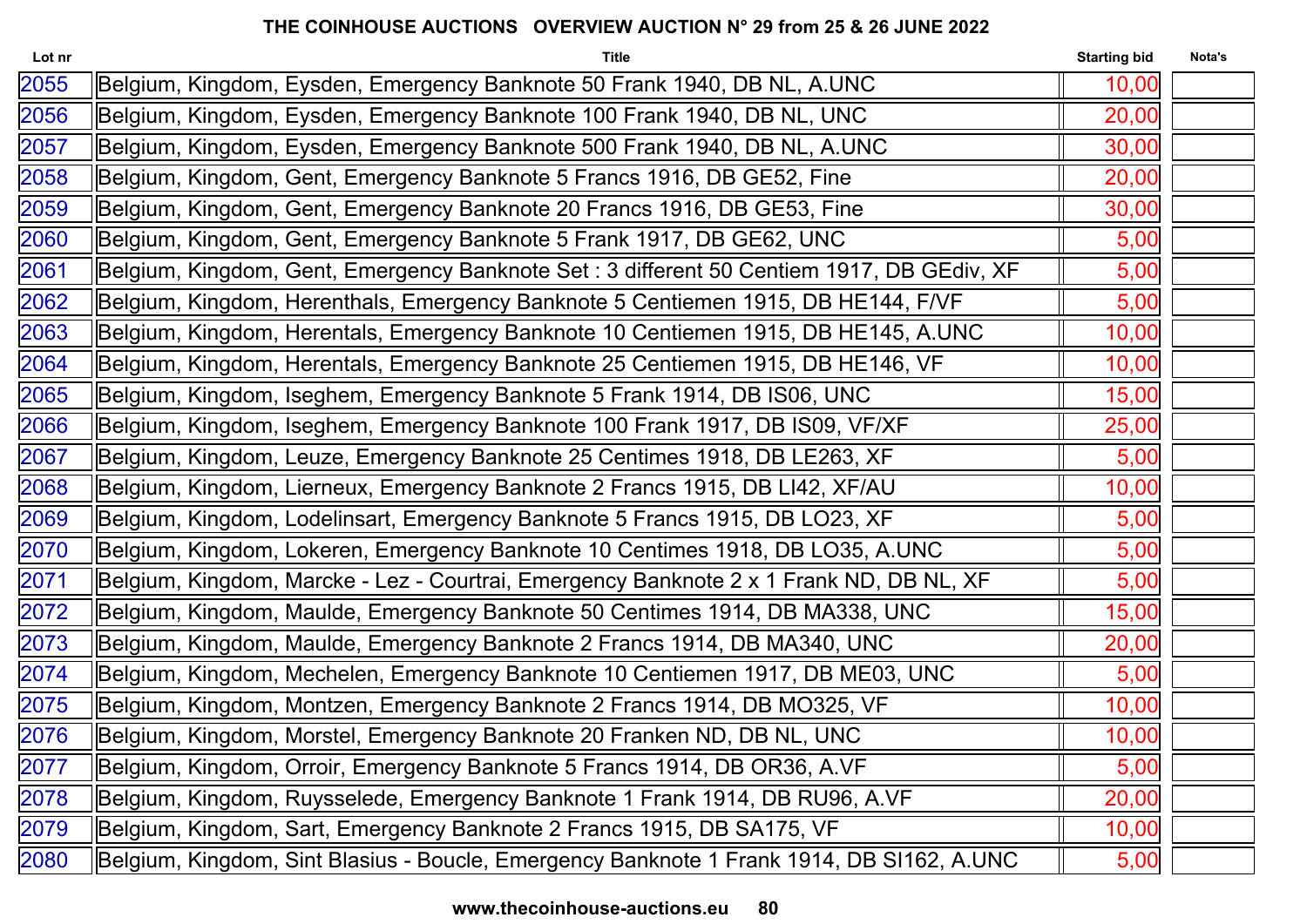# THE COINHOUSE AUCTIONS OVERVIEW AUCTION N° 29 from 25 & 26 JUNE 2022

| Lot nr | Title | Starting bid | Nota's |
|---|---|---|---|
| 2055 | Belgium, Kingdom, Eysden, Emergency Banknote 50 Frank 1940, DB NL, A.UNC | 10,00 | |
| 2056 | Belgium, Kingdom, Eysden, Emergency Banknote 100 Frank 1940, DB NL, UNC | 20,00 | |
| 2057 | Belgium, Kingdom, Eysden, Emergency Banknote 500 Frank 1940, DB NL, A.UNC | 30,00 | |
| 2058 | Belgium, Kingdom, Gent, Emergency Banknote 5 Francs 1916, DB GE52, Fine | 20,00 | |
| 2059 | Belgium, Kingdom, Gent, Emergency Banknote 20 Francs 1916, DB GE53, Fine | 30,00 | |
| 2060 | Belgium, Kingdom, Gent, Emergency Banknote 5 Frank 1917, DB GE62, UNC | 5,00 | |
| 2061 | Belgium, Kingdom, Gent, Emergency Banknote Set : 3 different 50 Centiem 1917, DB GEdiv, XF | 5,00 | |
| 2062 | Belgium, Kingdom, Herenthals, Emergency Banknote 5 Centiemen 1915, DB HE144, F/VF | 5,00 | |
| 2063 | Belgium, Kingdom, Herentals, Emergency Banknote 10 Centiemen 1915, DB HE145, A.UNC | 10,00 | |
| 2064 | Belgium, Kingdom, Herentals, Emergency Banknote 25 Centiemen 1915, DB HE146, VF | 10,00 | |
| 2065 | Belgium, Kingdom, Iseghem, Emergency Banknote 5 Frank 1914, DB IS06, UNC | 15,00 | |
| 2066 | Belgium, Kingdom, Iseghem, Emergency Banknote 100 Frank 1917, DB IS09, VF/XF | 25,00 | |
| 2067 | Belgium, Kingdom, Leuze, Emergency Banknote 25 Centimes 1918, DB LE263, XF | 5,00 | |
| 2068 | Belgium, Kingdom, Lierneux, Emergency Banknote 2 Francs 1915, DB LI42, XF/AU | 10,00 | |
| 2069 | Belgium, Kingdom, Lodelinsart, Emergency Banknote 5 Francs 1915, DB LO23, XF | 5,00 | |
| 2070 | Belgium, Kingdom, Lokeren, Emergency Banknote 10 Centimes 1918, DB LO35, A.UNC | 5,00 | |
| 2071 | Belgium, Kingdom, Marcke - Lez - Courtrai, Emergency Banknote 2 x 1 Frank ND, DB NL, XF | 5,00 | |
| 2072 | Belgium, Kingdom, Maulde, Emergency Banknote 50 Centimes 1914, DB MA338, UNC | 15,00 | |
| 2073 | Belgium, Kingdom, Maulde, Emergency Banknote 2 Francs 1914, DB MA340, UNC | 20,00 | |
| 2074 | Belgium, Kingdom, Mechelen, Emergency Banknote 10 Centiemen 1917, DB ME03, UNC | 5,00 | |
| 2075 | Belgium, Kingdom, Montzen, Emergency Banknote 2 Francs 1914, DB MO325, VF | 10,00 | |
| 2076 | Belgium, Kingdom, Morstel, Emergency Banknote 20 Franken ND, DB NL, UNC | 10,00 | |
| 2077 | Belgium, Kingdom, Orroir, Emergency Banknote 5 Francs 1914, DB OR36, A.VF | 5,00 | |
| 2078 | Belgium, Kingdom, Ruysselede, Emergency Banknote 1 Frank 1914, DB RU96, A.VF | 20,00 | |
| 2079 | Belgium, Kingdom, Sart, Emergency Banknote 2 Francs 1915, DB SA175, VF | 10,00 | |
| 2080 | Belgium, Kingdom, Sint Blasius - Boucle, Emergency Banknote 1 Frank 1914, DB SI162, A.UNC | 5,00 | |

www.thecoinhouse-auctions.eu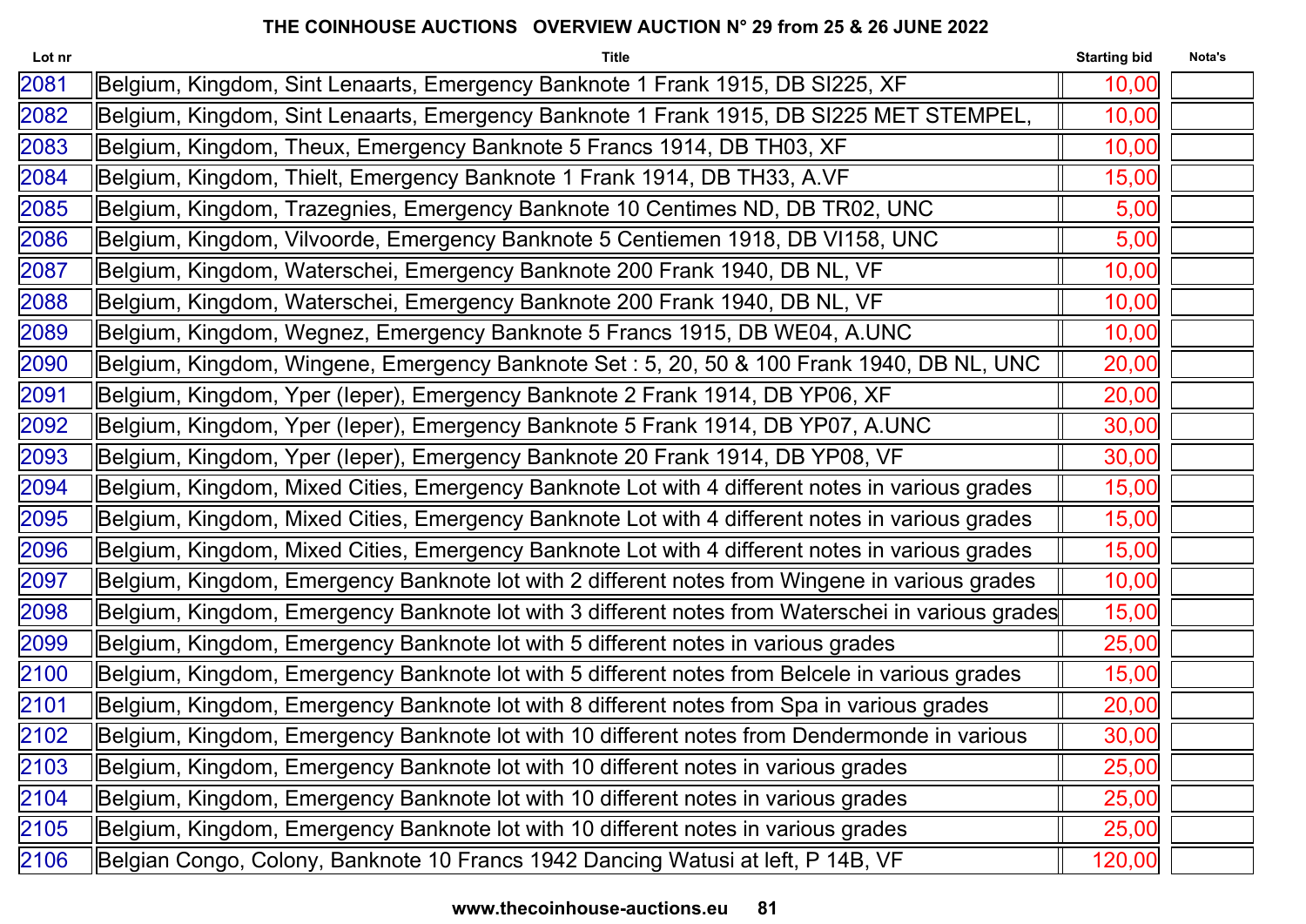# THE COINHOUSE AUCTIONS OVERVIEW AUCTION N° 29 from 25 & 26 JUNE 2022

| Lot nr | Title | Starting bid | Nota's |
|---|---|---|---|
| 2081 | Belgium, Kingdom, Sint Lenaarts, Emergency Banknote 1 Frank 1915, DB SI225, XF | 10,00 | |
| 2082 | Belgium, Kingdom, Sint Lenaarts, Emergency Banknote 1 Frank 1915, DB SI225 MET STEMPEL, | 10,00 | |
| 2083 | Belgium, Kingdom, Theux, Emergency Banknote 5 Francs 1914, DB TH03, XF | 10,00 | |
| 2084 | Belgium, Kingdom, Thielt, Emergency Banknote 1 Frank 1914, DB TH33, A.VF | 15,00 | |
| 2085 | Belgium, Kingdom, Trazegnies, Emergency Banknote 10 Centimes ND, DB TR02, UNC | 5,00 | |
| 2086 | Belgium, Kingdom, Vilvoorde, Emergency Banknote 5 Centiemen 1918, DB VI158, UNC | 5,00 | |
| 2087 | Belgium, Kingdom, Waterschei, Emergency Banknote 200 Frank 1940, DB NL, VF | 10,00 | |
| 2088 | Belgium, Kingdom, Waterschei, Emergency Banknote 200 Frank 1940, DB NL, VF | 10,00 | |
| 2089 | Belgium, Kingdom, Wegnez, Emergency Banknote 5 Francs 1915, DB WE04, A.UNC | 10,00 | |
| 2090 | Belgium, Kingdom, Wingene, Emergency Banknote Set : 5, 20, 50 & 100 Frank 1940, DB NL, UNC | 20,00 | |
| 2091 | Belgium, Kingdom, Yper (Ieper), Emergency Banknote 2 Frank 1914, DB YP06, XF | 20,00 | |
| 2092 | Belgium, Kingdom, Yper (Ieper), Emergency Banknote 5 Frank 1914, DB YP07, A.UNC | 30,00 | |
| 2093 | Belgium, Kingdom, Yper (Ieper), Emergency Banknote 20 Frank 1914, DB YP08, VF | 30,00 | |
| 2094 | Belgium, Kingdom, Mixed Cities, Emergency Banknote Lot with 4 different notes in various grades | 15,00 | |
| 2095 | Belgium, Kingdom, Mixed Cities, Emergency Banknote Lot with 4 different notes in various grades | 15,00 | |
| 2096 | Belgium, Kingdom, Mixed Cities, Emergency Banknote Lot with 4 different notes in various grades | 15,00 | |
| 2097 | Belgium, Kingdom, Emergency Banknote lot with 2 different notes from Wingene in various grades | 10,00 | |
| 2098 | Belgium, Kingdom, Emergency Banknote lot with 3 different notes from Waterschei in various grades | 15,00 | |
| 2099 | Belgium, Kingdom, Emergency Banknote lot with 5 different notes in various grades | 25,00 | |
| 2100 | Belgium, Kingdom, Emergency Banknote lot with 5 different notes from Belcele in various grades | 15,00 | |
| 2101 | Belgium, Kingdom, Emergency Banknote lot with 8 different notes from Spa in various grades | 20,00 | |
| 2102 | Belgium, Kingdom, Emergency Banknote lot with 10 different notes from Dendermonde in various | 30,00 | |
| 2103 | Belgium, Kingdom, Emergency Banknote lot with 10 different notes in various grades | 25,00 | |
| 2104 | Belgium, Kingdom, Emergency Banknote lot with 10 different notes in various grades | 25,00 | |
| 2105 | Belgium, Kingdom, Emergency Banknote lot with 10 different notes in various grades | 25,00 | |
| 2106 | Belgian Congo, Colony, Banknote 10 Francs 1942 Dancing Watusi at left, P 14B, VF | 120,00 | |

www.thecoinhouse-auctions.eu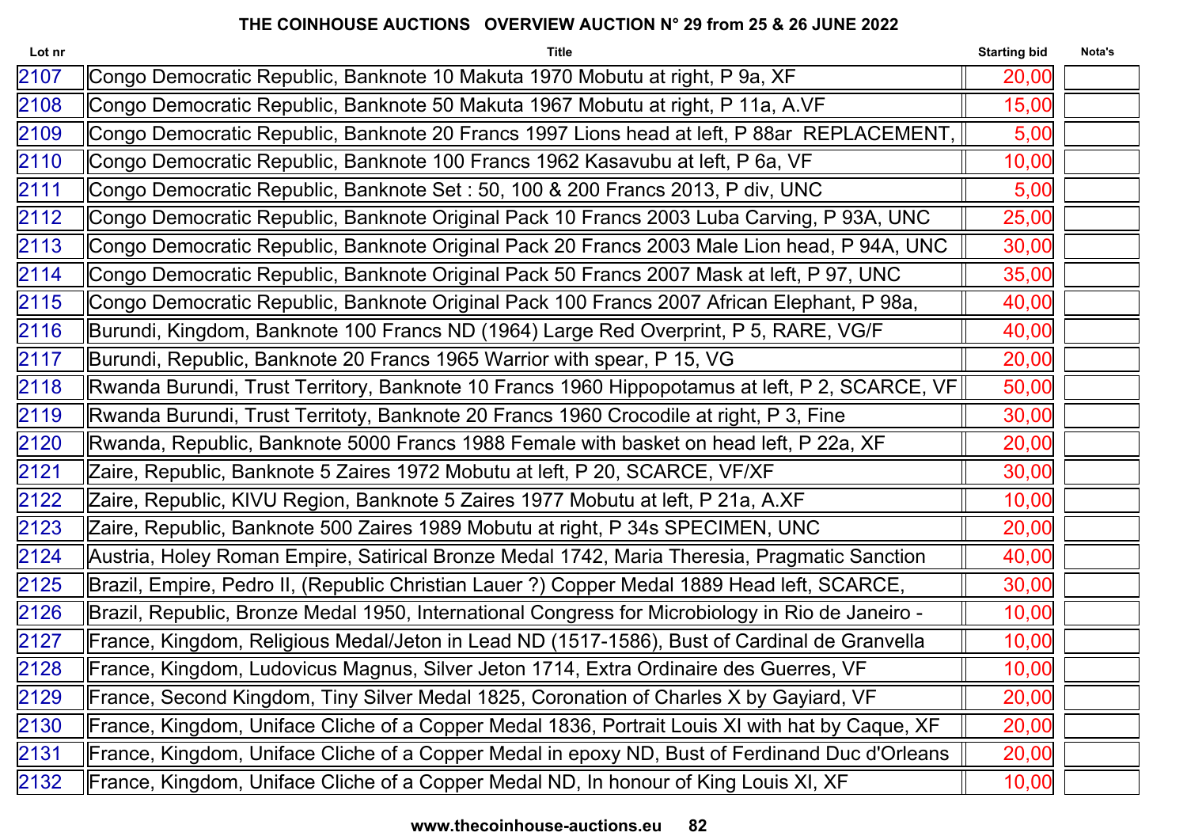## THE COINHOUSE AUCTIONS OVERVIEW AUCTION N° 29 from 25 & 26 JUNE 2022

| Lot nr | Title | Starting bid | Nota's |
|---|---|---|---|
| 2107 | Congo Democratic Republic, Banknote 10 Makuta 1970 Mobutu at right, P 9a, XF | 20,00 | |
| 2108 | Congo Democratic Republic, Banknote 50 Makuta 1967 Mobutu at right, P 11a, A.VF | 15,00 | |
| 2109 | Congo Democratic Republic, Banknote 20 Francs 1997 Lions head at left, P 88ar REPLACEMENT, | 5,00 | |
| 2110 | Congo Democratic Republic, Banknote 100 Francs 1962 Kasavubu at left, P 6a, VF | 10,00 | |
| 2111 | Congo Democratic Republic, Banknote Set : 50, 100 & 200 Francs 2013, P div, UNC | 5,00 | |
| 2112 | Congo Democratic Republic, Banknote Original Pack 10 Francs 2003 Luba Carving, P 93A, UNC | 25,00 | |
| 2113 | Congo Democratic Republic, Banknote Original Pack 20 Francs 2003 Male Lion head, P 94A, UNC | 30,00 | |
| 2114 | Congo Democratic Republic, Banknote Original Pack 50 Francs 2007 Mask at left, P 97, UNC | 35,00 | |
| 2115 | Congo Democratic Republic, Banknote Original Pack 100 Francs 2007 African Elephant, P 98a, | 40,00 | |
| 2116 | Burundi, Kingdom, Banknote 100 Francs ND (1964) Large Red Overprint, P 5, RARE, VG/F | 40,00 | |
| 2117 | Burundi, Republic, Banknote 20 Francs 1965 Warrior with spear, P 15, VG | 20,00 | |
| 2118 | Rwanda Burundi, Trust Territory, Banknote 10 Francs 1960 Hippopotamus at left, P 2, SCARCE, VF | 50,00 | |
| 2119 | Rwanda Burundi, Trust Territoty, Banknote 20 Francs 1960 Crocodile at right, P 3, Fine | 30,00 | |
| 2120 | Rwanda, Republic, Banknote 5000 Francs 1988 Female with basket on head left, P 22a, XF | 20,00 | |
| 2121 | Zaire, Republic, Banknote 5 Zaires 1972 Mobutu at left, P 20, SCARCE, VF/XF | 30,00 | |
| 2122 | Zaire, Republic, KIVU Region, Banknote 5 Zaires 1977 Mobutu at left, P 21a, A.XF | 10,00 | |
| 2123 | Zaire, Republic, Banknote 500 Zaires 1989 Mobutu at right, P 34s SPECIMEN, UNC | 20,00 | |
| 2124 | Austria, Holey Roman Empire, Satirical Bronze Medal 1742, Maria Theresia, Pragmatic Sanction | 40,00 | |
| 2125 | Brazil, Empire, Pedro II, (Republic Christian Lauer ?) Copper Medal 1889 Head left, SCARCE, | 30,00 | |
| 2126 | Brazil, Republic, Bronze Medal 1950, International Congress for Microbiology in Rio de Janeiro - | 10,00 | |
| 2127 | France, Kingdom, Religious Medal/Jeton in Lead ND (1517-1586), Bust of Cardinal de Granvella | 10,00 | |
| 2128 | France, Kingdom, Ludovicus Magnus, Silver Jeton 1714, Extra Ordinaire des Guerres, VF | 10,00 | |
| 2129 | France, Second Kingdom, Tiny Silver Medal 1825, Coronation of Charles X by Gayiard, VF | 20,00 | |
| 2130 | France, Kingdom, Uniface Cliche of a Copper Medal 1836, Portrait Louis XI with hat by Caque, XF | 20,00 | |
| 2131 | France, Kingdom, Uniface Cliche of a Copper Medal in epoxy ND, Bust of Ferdinand Duc d'Orleans | 20,00 | |
| 2132 | France, Kingdom, Uniface Cliche of a Copper Medal ND, In honour of King Louis XI, XF | 10,00 | |

www.thecoinhouse-auctions.eu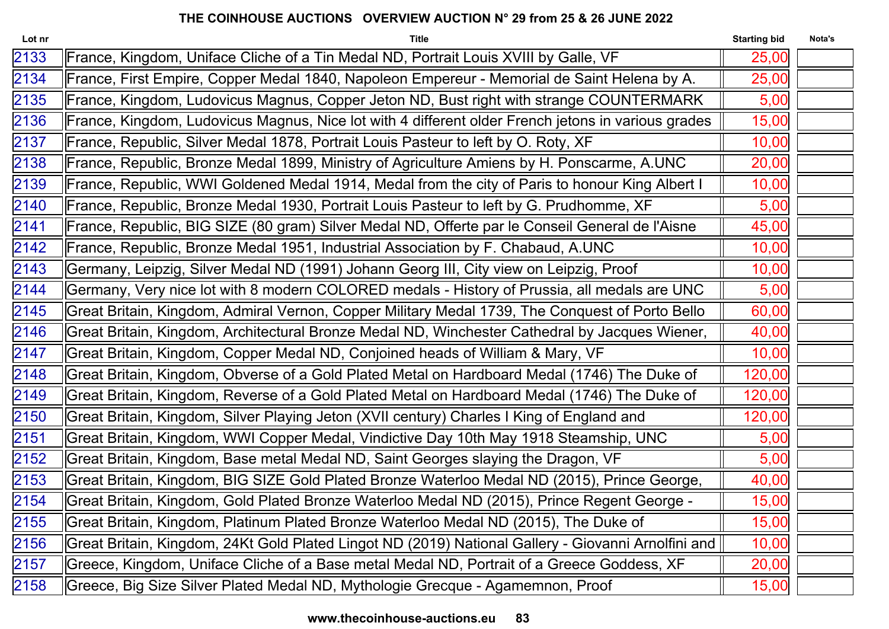**THE COINHOUSE AUCTIONS OVERVIEW AUCTION N° 29 from 25 & 26 JUNE 2022**

| Lot nr | Title | Starting bid | Nota's |
|---|---|---|---|
| 2133 | France, Kingdom, Uniface Cliche of a Tin Medal ND, Portrait Louis XVIII by Galle, VF | 25,00 | |
| 2134 | France, First Empire, Copper Medal 1840, Napoleon Empereur - Memorial de Saint Helena by A. | 25,00 | |
| 2135 | France, Kingdom, Ludovicus Magnus, Copper Jeton ND, Bust right with strange COUNTERMARK | 5,00 | |
| 2136 | France, Kingdom, Ludovicus Magnus, Nice lot with 4 different older French jetons in various grades | 15,00 | |
| 2137 | France, Republic, Silver Medal 1878, Portrait Louis Pasteur to left by O. Roty, XF | 10,00 | |
| 2138 | France, Republic, Bronze Medal 1899, Ministry of Agriculture Amiens by H. Ponscarme, A.UNC | 20,00 | |
| 2139 | France, Republic, WWI Goldened Medal 1914, Medal from the city of Paris to honour King Albert I | 10,00 | |
| 2140 | France, Republic, Bronze Medal 1930, Portrait Louis Pasteur to left by G. Prudhomme, XF | 5,00 | |
| 2141 | France, Republic, BIG SIZE (80 gram) Silver Medal ND, Offerte par le Conseil General de l'Aisne | 45,00 | |
| 2142 | France, Republic, Bronze Medal 1951, Industrial Association by F. Chabaud, A.UNC | 10,00 | |
| 2143 | Germany, Leipzig, Silver Medal ND (1991) Johann Georg III, City view on Leipzig, Proof | 10,00 | |
| 2144 | Germany, Very nice lot with 8 modern COLORED medals - History of Prussia, all medals are UNC | 5,00 | |
| 2145 | Great Britain, Kingdom, Admiral Vernon, Copper Military Medal 1739, The Conquest of Porto Bello | 60,00 | |
| 2146 | Great Britain, Kingdom, Architectural Bronze Medal ND, Winchester Cathedral by Jacques Wiener, | 40,00 | |
| 2147 | Great Britain, Kingdom, Copper Medal ND, Conjoined heads of William & Mary, VF | 10,00 | |
| 2148 | Great Britain, Kingdom, Obverse of a Gold Plated Metal on Hardboard Medal (1746) The Duke of | 120,00 | |
| 2149 | Great Britain, Kingdom, Reverse of a Gold Plated Metal on Hardboard Medal (1746) The Duke of | 120,00 | |
| 2150 | Great Britain, Kingdom, Silver Playing Jeton (XVII century) Charles I King of England and | 120,00 | |
| 2151 | Great Britain, Kingdom, WWI Copper Medal, Vindictive Day 10th May 1918 Steamship, UNC | 5,00 | |
| 2152 | Great Britain, Kingdom, Base metal Medal ND, Saint Georges slaying the Dragon, VF | 5,00 | |
| 2153 | Great Britain, Kingdom, BIG SIZE Gold Plated Bronze Waterloo Medal ND (2015), Prince George, | 40,00 | |
| 2154 | Great Britain, Kingdom, Gold Plated Bronze Waterloo Medal ND (2015), Prince Regent George - | 15,00 | |
| 2155 | Great Britain, Kingdom, Platinum Plated Bronze Waterloo Medal ND (2015), The Duke of | 15,00 | |
| 2156 | Great Britain, Kingdom, 24Kt Gold Plated Lingot ND (2019) National Gallery - Giovanni Arnolfini and | 10,00 | |
| 2157 | Greece, Kingdom, Uniface Cliche of a Base metal Medal ND, Portrait of a Greece Goddess, XF | 20,00 | |
| 2158 | Greece, Big Size Silver Plated Medal ND, Mythologie Grecque - Agamemnon, Proof | 15,00 | |

**www.thecoinhouse-auctions.eu**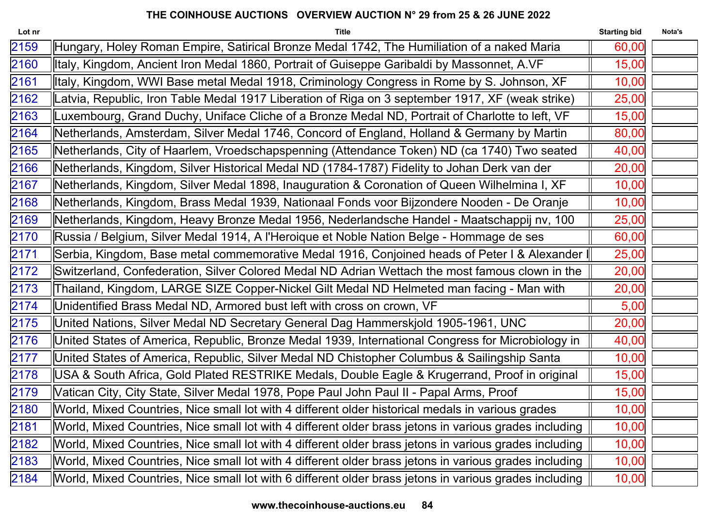# THE COINHOUSE AUCTIONS OVERVIEW AUCTION N° 29 from 25 & 26 JUNE 2022

| Lot nr | Title | Starting bid | Nota's |
|---|---|---|---|
| 2159 | Hungary, Holey Roman Empire, Satirical Bronze Medal 1742, The Humiliation of a naked Maria | 60,00 | |
| 2160 | Italy, Kingdom, Ancient Iron Medal 1860, Portrait of Guiseppe Garibaldi by Massonnet, A.VF | 15,00 | |
| 2161 | Italy, Kingdom, WWI Base metal Medal 1918, Criminology Congress in Rome by S. Johnson, XF | 10,00 | |
| 2162 | Latvia, Republic, Iron Table Medal 1917 Liberation of Riga on 3 september 1917, XF (weak strike) | 25,00 | |
| 2163 | Luxembourg, Grand Duchy, Uniface Cliche of a Bronze Medal ND, Portrait of Charlotte to left, VF | 15,00 | |
| 2164 | Netherlands, Amsterdam, Silver Medal 1746, Concord of England, Holland & Germany by Martin | 80,00 | |
| 2165 | Netherlands, City of Haarlem, Vroedschapspenning (Attendance Token) ND (ca 1740) Two seated | 40,00 | |
| 2166 | Netherlands, Kingdom, Silver Historical Medal ND (1784-1787) Fidelity to Johan Derk van der | 20,00 | |
| 2167 | Netherlands, Kingdom, Silver Medal 1898, Inauguration & Coronation of Queen Wilhelmina I, XF | 10,00 | |
| 2168 | Netherlands, Kingdom, Brass Medal 1939, Nationaal Fonds voor Bijzondere Nooden - De Oranje | 10,00 | |
| 2169 | Netherlands, Kingdom, Heavy Bronze Medal 1956, Nederlandsche Handel - Maatschappij nv, 100 | 25,00 | |
| 2170 | Russia / Belgium, Silver Medal 1914, A l'Heroique et Noble Nation Belge - Hommage de ses | 60,00 | |
| 2171 | Serbia, Kingdom, Base metal commemorative Medal 1916, Conjoined heads of Peter I & Alexander I | 25,00 | |
| 2172 | Switzerland, Confederation, Silver Colored Medal ND Adrian Wettach the most famous clown in the | 20,00 | |
| 2173 | Thailand, Kingdom, LARGE SIZE Copper-Nickel Gilt Medal ND Helmeted man facing - Man with | 20,00 | |
| 2174 | Unidentified Brass Medal ND, Armored bust left with cross on crown, VF | 5,00 | |
| 2175 | United Nations, Silver Medal ND Secretary General Dag Hammerskjold 1905-1961, UNC | 20,00 | |
| 2176 | United States of America, Republic, Bronze Medal 1939, International Congress for Microbiology in | 40,00 | |
| 2177 | United States of America, Republic, Silver Medal ND Chistopher Columbus & Sailingship Santa | 10,00 | |
| 2178 | USA & South Africa, Gold Plated RESTRIKE Medals, Double Eagle & Krugerrand, Proof in original | 15,00 | |
| 2179 | Vatican City, City State, Silver Medal 1978, Pope Paul John Paul II - Papal Arms, Proof | 15,00 | |
| 2180 | World, Mixed Countries, Nice small lot with 4 different older historical medals in various grades | 10,00 | |
| 2181 | World, Mixed Countries, Nice small lot with 4 different older brass jetons in various grades including | 10,00 | |
| 2182 | World, Mixed Countries, Nice small lot with 4 different older brass jetons in various grades including | 10,00 | |
| 2183 | World, Mixed Countries, Nice small lot with 4 different older brass jetons in various grades including | 10,00 | |
| 2184 | World, Mixed Countries, Nice small lot with 6 different older brass jetons in various grades including | 10,00 | |

www.thecoinhouse-auctions.eu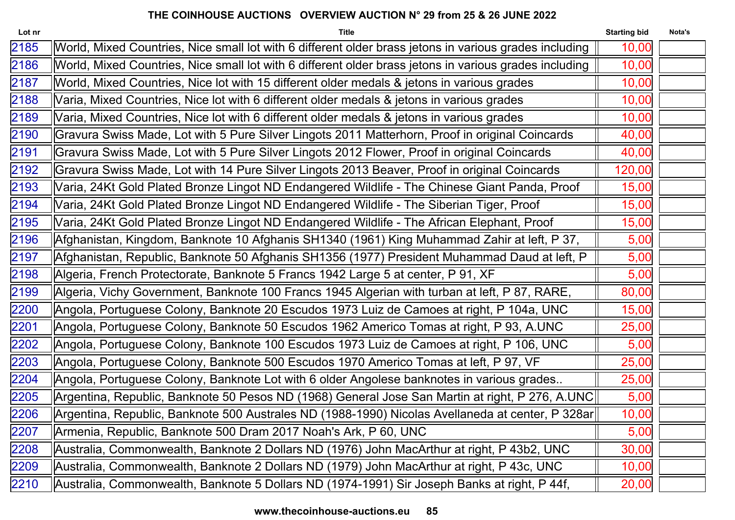**THE COINHOUSE AUCTIONS OVERVIEW AUCTION N° 29 from 25 & 26 JUNE 2022**

| Lot nr | Title | Starting bid | Nota's |
|---|---|---|---|
| 2185 | World, Mixed Countries, Nice small lot with 6 different older brass jetons in various grades including | 10,00 | |
| 2186 | World, Mixed Countries, Nice small lot with 6 different older brass jetons in various grades including | 10,00 | |
| 2187 | World, Mixed Countries, Nice lot with 15 different older medals & jetons in various grades | 10,00 | |
| 2188 | Varia, Mixed Countries, Nice lot with 6 different older medals & jetons in various grades | 10,00 | |
| 2189 | Varia, Mixed Countries, Nice lot with 6 different older medals & jetons in various grades | 10,00 | |
| 2190 | Gravura Swiss Made, Lot with 5 Pure Silver Lingots 2011 Matterhorn, Proof in original Coincards | 40,00 | |
| 2191 | Gravura Swiss Made, Lot with 5 Pure Silver Lingots 2012 Flower, Proof in original Coincards | 40,00 | |
| 2192 | Gravura Swiss Made, Lot with 14 Pure Silver Lingots 2013 Beaver, Proof in original Coincards | 120,00 | |
| 2193 | Varia, 24Kt Gold Plated Bronze Lingot ND Endangered Wildlife - The Chinese Giant Panda, Proof | 15,00 | |
| 2194 | Varia, 24Kt Gold Plated Bronze Lingot ND Endangered Wildlife - The Siberian Tiger, Proof | 15,00 | |
| 2195 | Varia, 24Kt Gold Plated Bronze Lingot ND Endangered Wildlife - The African Elephant, Proof | 15,00 | |
| 2196 | Afghanistan, Kingdom, Banknote 10 Afghanis SH1340 (1961) King Muhammad Zahir at left, P 37, | 5,00 | |
| 2197 | Afghanistan, Republic, Banknote 50 Afghanis SH1356 (1977) President Muhammad Daud at left, P | 5,00 | |
| 2198 | Algeria, French Protectorate, Banknote 5 Francs 1942 Large 5 at center, P 91, XF | 5,00 | |
| 2199 | Algeria, Vichy Government, Banknote 100 Francs 1945 Algerian with turban at left, P 87, RARE, | 80,00 | |
| 2200 | Angola, Portuguese Colony, Banknote 20 Escudos 1973 Luiz de Camoes at right, P 104a, UNC | 15,00 | |
| 2201 | Angola, Portuguese Colony, Banknote 50 Escudos 1962 Americo Tomas at right, P 93, A.UNC | 25,00 | |
| 2202 | Angola, Portuguese Colony, Banknote 100 Escudos 1973 Luiz de Camoes at right, P 106, UNC | 5,00 | |
| 2203 | Angola, Portuguese Colony, Banknote 500 Escudos 1970 Americo Tomas at left, P 97, VF | 25,00 | |
| 2204 | Angola, Portuguese Colony, Banknote Lot with 6 older Angolese banknotes in various grades.. | 25,00 | |
| 2205 | Argentina, Republic, Banknote 50 Pesos ND (1968) General Jose San Martin at right, P 276, A.UNC | 5,00 | |
| 2206 | Argentina, Republic, Banknote 500 Australes ND (1988-1990) Nicolas Avellaneda at center, P 328ar | 10,00 | |
| 2207 | Armenia, Republic, Banknote 500 Dram 2017 Noah's Ark, P 60, UNC | 5,00 | |
| 2208 | Australia, Commonwealth, Banknote 2 Dollars ND (1976) John MacArthur at right, P 43b2, UNC | 30,00 | |
| 2209 | Australia, Commonwealth, Banknote 2 Dollars ND (1979) John MacArthur at right, P 43c, UNC | 10,00 | |
| 2210 | Australia, Commonwealth, Banknote 5 Dollars ND (1974-1991) Sir Joseph Banks at right, P 44f, | 20,00 | |

www.thecoinhouse-auctions.eu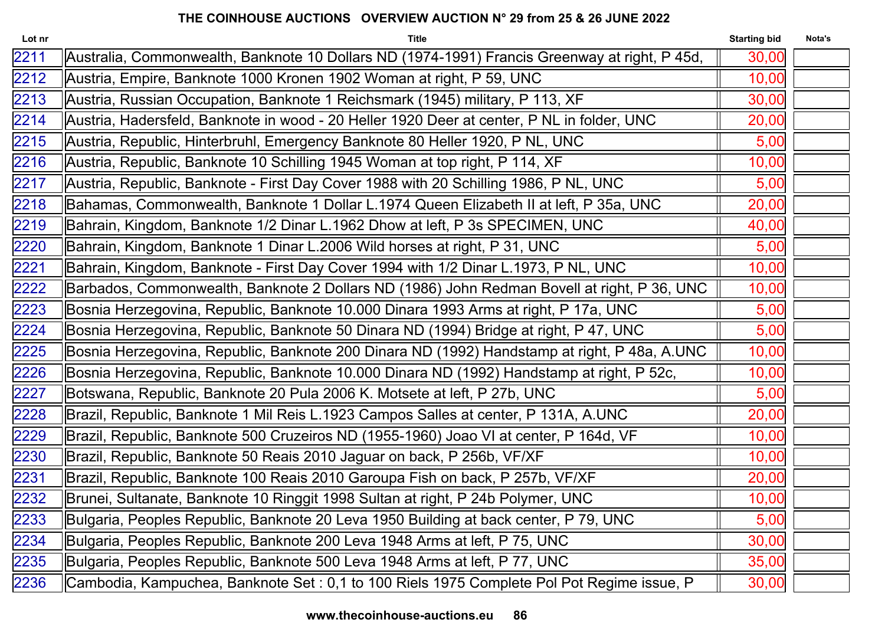# THE COINHOUSE AUCTIONS OVERVIEW AUCTION N° 29 from 25 & 26 JUNE 2022

| Lot nr | Title | Starting bid | Nota's |
|---|---|---|---|
| 2211 | Australia, Commonwealth, Banknote 10 Dollars ND (1974-1991) Francis Greenway at right, P 45d, | 30,00 | |
| 2212 | Austria, Empire, Banknote 1000 Kronen 1902 Woman at right, P 59, UNC | 10,00 | |
| 2213 | Austria, Russian Occupation, Banknote 1 Reichsmark (1945) military, P 113, XF | 30,00 | |
| 2214 | Austria, Hadersfeld, Banknote in wood - 20 Heller 1920 Deer at center, P NL in folder, UNC | 20,00 | |
| 2215 | Austria, Republic, Hinterbruhl, Emergency Banknote 80 Heller 1920, P NL, UNC | 5,00 | |
| 2216 | Austria, Republic, Banknote 10 Schilling 1945 Woman at top right, P 114, XF | 10,00 | |
| 2217 | Austria, Republic, Banknote - First Day Cover 1988 with 20 Schilling 1986, P NL, UNC | 5,00 | |
| 2218 | Bahamas, Commonwealth, Banknote 1 Dollar L.1974 Queen Elizabeth II at left, P 35a, UNC | 20,00 | |
| 2219 | Bahrain, Kingdom, Banknote 1/2 Dinar L.1962 Dhow at left, P 3s SPECIMEN, UNC | 40,00 | |
| 2220 | Bahrain, Kingdom, Banknote 1 Dinar L.2006 Wild horses at right, P 31, UNC | 5,00 | |
| 2221 | Bahrain, Kingdom, Banknote - First Day Cover 1994 with 1/2 Dinar L.1973, P NL, UNC | 10,00 | |
| 2222 | Barbados, Commonwealth, Banknote 2 Dollars ND (1986) John Redman Bovell at right, P 36, UNC | 10,00 | |
| 2223 | Bosnia Herzegovina, Republic, Banknote 10.000 Dinara 1993 Arms at right, P 17a, UNC | 5,00 | |
| 2224 | Bosnia Herzegovina, Republic, Banknote 50 Dinara ND (1994) Bridge at right, P 47, UNC | 5,00 | |
| 2225 | Bosnia Herzegovina, Republic, Banknote 200 Dinara ND (1992) Handstamp at right, P 48a, A.UNC | 10,00 | |
| 2226 | Bosnia Herzegovina, Republic, Banknote 10.000 Dinara ND (1992) Handstamp at right, P 52c, | 10,00 | |
| 2227 | Botswana, Republic, Banknote 20 Pula 2006 K. Motsete at left, P 27b, UNC | 5,00 | |
| 2228 | Brazil, Republic, Banknote 1 Mil Reis L.1923 Campos Salles at center, P 131A, A.UNC | 20,00 | |
| 2229 | Brazil, Republic, Banknote 500 Cruzeiros ND (1955-1960) Joao VI at center, P 164d, VF | 10,00 | |
| 2230 | Brazil, Republic, Banknote 50 Reais 2010 Jaguar on back, P 256b, VF/XF | 10,00 | |
| 2231 | Brazil, Republic, Banknote 100 Reais 2010 Garoupa Fish on back, P 257b, VF/XF | 20,00 | |
| 2232 | Brunei, Sultanate, Banknote 10 Ringgit 1998 Sultan at right, P 24b Polymer, UNC | 10,00 | |
| 2233 | Bulgaria, Peoples Republic, Banknote 20 Leva 1950 Building at back center, P 79, UNC | 5,00 | |
| 2234 | Bulgaria, Peoples Republic, Banknote 200 Leva 1948 Arms at left, P 75, UNC | 30,00 | |
| 2235 | Bulgaria, Peoples Republic, Banknote 500 Leva 1948 Arms at left, P 77, UNC | 35,00 | |
| 2236 | Cambodia, Kampuchea, Banknote Set : 0,1 to 100 Riels 1975 Complete Pol Pot Regime issue, P | 30,00 | |

www.thecoinhouse-auctions.eu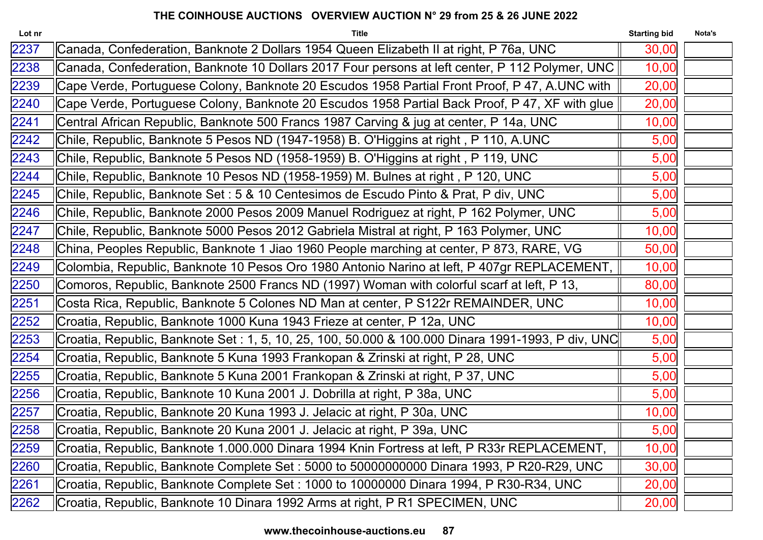# THE COINHOUSE AUCTIONS   OVERVIEW AUCTION N° 29 from 25 & 26 JUNE 2022

| Lot nr | Title | Starting bid | Nota's |
|---|---|---|---|
| 2237 | Canada, Confederation, Banknote 2 Dollars 1954 Queen Elizabeth II at right, P 76a, UNC | 30,00 | |
| 2238 | Canada, Confederation, Banknote 10 Dollars 2017 Four persons at left center, P 112 Polymer, UNC | 10,00 | |
| 2239 | Cape Verde, Portuguese Colony, Banknote 20 Escudos 1958 Partial Front Proof, P 47, A.UNC with | 20,00 | |
| 2240 | Cape Verde, Portuguese Colony, Banknote 20 Escudos 1958 Partial Back Proof, P 47, XF with glue | 20,00 | |
| 2241 | Central African Republic, Banknote 500 Francs 1987 Carving & jug at center, P 14a, UNC | 10,00 | |
| 2242 | Chile, Republic, Banknote 5 Pesos ND (1947-1958) B. O'Higgins at right , P 110, A.UNC | 5,00 | |
| 2243 | Chile, Republic, Banknote 5 Pesos ND (1958-1959) B. O'Higgins at right , P 119, UNC | 5,00 | |
| 2244 | Chile, Republic, Banknote 10 Pesos ND (1958-1959) M. Bulnes at right , P 120, UNC | 5,00 | |
| 2245 | Chile, Republic, Banknote Set : 5 & 10 Centesimos de Escudo Pinto & Prat, P div, UNC | 5,00 | |
| 2246 | Chile, Republic, Banknote 2000 Pesos 2009 Manuel Rodriguez at right, P 162 Polymer, UNC | 5,00 | |
| 2247 | Chile, Republic, Banknote 5000 Pesos 2012 Gabriela Mistral at right, P 163 Polymer, UNC | 10,00 | |
| 2248 | China, Peoples Republic, Banknote 1 Jiao 1960 People marching at center, P 873, RARE, VG | 50,00 | |
| 2249 | Colombia, Republic, Banknote 10 Pesos Oro 1980 Antonio Narino at left, P 407gr REPLACEMENT, | 10,00 | |
| 2250 | Comoros, Republic, Banknote 2500 Francs ND (1997) Woman with colorful scarf at left, P 13, | 80,00 | |
| 2251 | Costa Rica, Republic, Banknote 5 Colones ND Man at center, P S122r REMAINDER, UNC | 10,00 | |
| 2252 | Croatia, Republic, Banknote 1000 Kuna 1943 Frieze at center, P 12a, UNC | 10,00 | |
| 2253 | Croatia, Republic, Banknote Set : 1, 5, 10, 25, 100, 50.000 & 100.000 Dinara 1991-1993, P div, UNC | 5,00 | |
| 2254 | Croatia, Republic, Banknote 5 Kuna 1993 Frankopan & Zrinski at right, P 28, UNC | 5,00 | |
| 2255 | Croatia, Republic, Banknote 5 Kuna 2001 Frankopan & Zrinski at right, P 37, UNC | 5,00 | |
| 2256 | Croatia, Republic, Banknote 10 Kuna 2001 J. Dobrilla at right, P 38a, UNC | 5,00 | |
| 2257 | Croatia, Republic, Banknote 20 Kuna 1993 J. Jelacic at right, P 30a, UNC | 10,00 | |
| 2258 | Croatia, Republic, Banknote 20 Kuna 2001 J. Jelacic at right, P 39a, UNC | 5,00 | |
| 2259 | Croatia, Republic, Banknote 1.000.000 Dinara 1994 Knin Fortress at left, P R33r REPLACEMENT, | 10,00 | |
| 2260 | Croatia, Republic, Banknote Complete Set : 5000 to 50000000000 Dinara 1993, P R20-R29, UNC | 30,00 | |
| 2261 | Croatia, Republic, Banknote Complete Set : 1000 to 10000000 Dinara 1994, P R30-R34, UNC | 20,00 | |
| 2262 | Croatia, Republic, Banknote 10 Dinara 1992 Arms at right, P R1 SPECIMEN, UNC | 20,00 | |

www.thecoinhouse-auctions.eu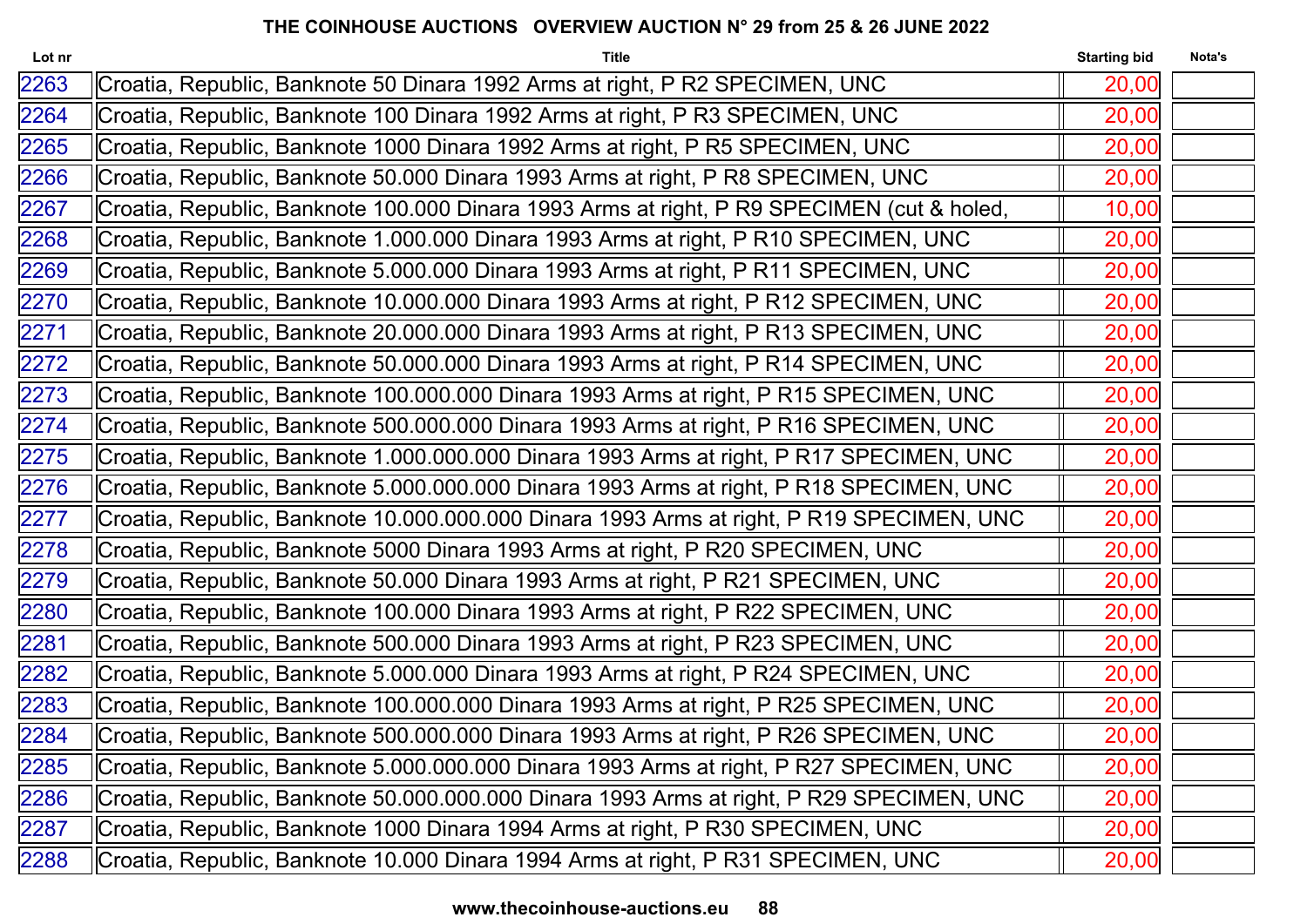**THE COINHOUSE AUCTIONS OVERVIEW AUCTION N° 29 from 25 & 26 JUNE 2022**

| Lot nr | Title | Starting bid | Nota's |
|---|---|---|---|
| 2263 | Croatia, Republic, Banknote 50 Dinara 1992 Arms at right, P R2 SPECIMEN, UNC | 20,00 | |
| 2264 | Croatia, Republic, Banknote 100 Dinara 1992 Arms at right, P R3 SPECIMEN, UNC | 20,00 | |
| 2265 | Croatia, Republic, Banknote 1000 Dinara 1992 Arms at right, P R5 SPECIMEN, UNC | 20,00 | |
| 2266 | Croatia, Republic, Banknote 50.000 Dinara 1993 Arms at right, P R8 SPECIMEN, UNC | 20,00 | |
| 2267 | Croatia, Republic, Banknote 100.000 Dinara 1993 Arms at right, P R9 SPECIMEN (cut & holed, | 10,00 | |
| 2268 | Croatia, Republic, Banknote 1.000.000 Dinara 1993 Arms at right, P R10 SPECIMEN, UNC | 20,00 | |
| 2269 | Croatia, Republic, Banknote 5.000.000 Dinara 1993 Arms at right, P R11 SPECIMEN, UNC | 20,00 | |
| 2270 | Croatia, Republic, Banknote 10.000.000 Dinara 1993 Arms at right, P R12 SPECIMEN, UNC | 20,00 | |
| 2271 | Croatia, Republic, Banknote 20.000.000 Dinara 1993 Arms at right, P R13 SPECIMEN, UNC | 20,00 | |
| 2272 | Croatia, Republic, Banknote 50.000.000 Dinara 1993 Arms at right, P R14 SPECIMEN, UNC | 20,00 | |
| 2273 | Croatia, Republic, Banknote 100.000.000 Dinara 1993 Arms at right, P R15 SPECIMEN, UNC | 20,00 | |
| 2274 | Croatia, Republic, Banknote 500.000.000 Dinara 1993 Arms at right, P R16 SPECIMEN, UNC | 20,00 | |
| 2275 | Croatia, Republic, Banknote 1.000.000.000 Dinara 1993 Arms at right, P R17 SPECIMEN, UNC | 20,00 | |
| 2276 | Croatia, Republic, Banknote 5.000.000.000 Dinara 1993 Arms at right, P R18 SPECIMEN, UNC | 20,00 | |
| 2277 | Croatia, Republic, Banknote 10.000.000.000 Dinara 1993 Arms at right, P R19 SPECIMEN, UNC | 20,00 | |
| 2278 | Croatia, Republic, Banknote 5000 Dinara 1993 Arms at right, P R20 SPECIMEN, UNC | 20,00 | |
| 2279 | Croatia, Republic, Banknote 50.000 Dinara 1993 Arms at right, P R21 SPECIMEN, UNC | 20,00 | |
| 2280 | Croatia, Republic, Banknote 100.000 Dinara 1993 Arms at right, P R22 SPECIMEN, UNC | 20,00 | |
| 2281 | Croatia, Republic, Banknote 500.000 Dinara 1993 Arms at right, P R23 SPECIMEN, UNC | 20,00 | |
| 2282 | Croatia, Republic, Banknote 5.000.000 Dinara 1993 Arms at right, P R24 SPECIMEN, UNC | 20,00 | |
| 2283 | Croatia, Republic, Banknote 100.000.000 Dinara 1993 Arms at right, P R25 SPECIMEN, UNC | 20,00 | |
| 2284 | Croatia, Republic, Banknote 500.000.000 Dinara 1993 Arms at right, P R26 SPECIMEN, UNC | 20,00 | |
| 2285 | Croatia, Republic, Banknote 5.000.000.000 Dinara 1993 Arms at right, P R27 SPECIMEN, UNC | 20,00 | |
| 2286 | Croatia, Republic, Banknote 50.000.000.000 Dinara 1993 Arms at right, P R29 SPECIMEN, UNC | 20,00 | |
| 2287 | Croatia, Republic, Banknote 1000 Dinara 1994 Arms at right, P R30 SPECIMEN, UNC | 20,00 | |
| 2288 | Croatia, Republic, Banknote 10.000 Dinara 1994 Arms at right, P R31 SPECIMEN, UNC | 20,00 | |

**www.thecoinhouse-auctions.eu**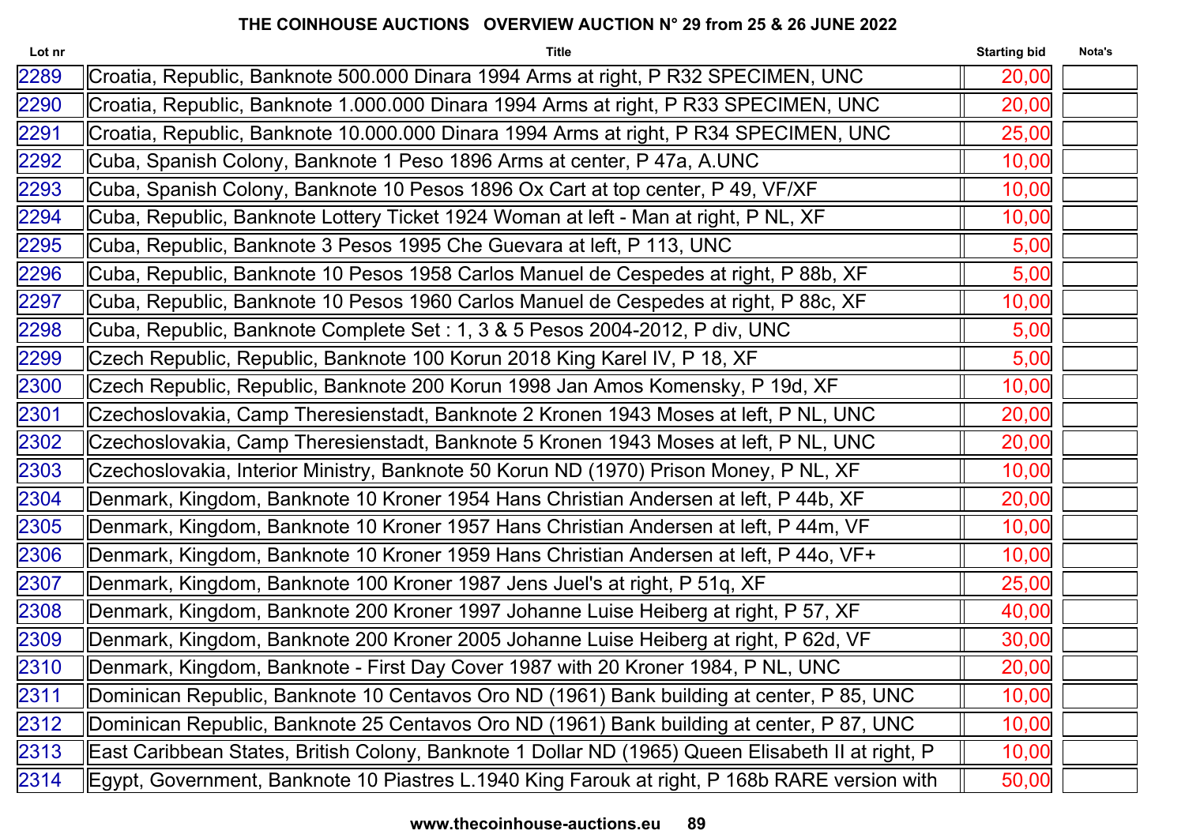**THE COINHOUSE AUCTIONS OVERVIEW AUCTION N° 29 from 25 & 26 JUNE 2022**

| Lot nr | Title | Starting bid | Nota's |
|---|---|---|---|
| 2289 | Croatia, Republic, Banknote 500.000 Dinara 1994 Arms at right, P R32 SPECIMEN, UNC | 20,00 | |
| 2290 | Croatia, Republic, Banknote 1.000.000 Dinara 1994 Arms at right, P R33 SPECIMEN, UNC | 20,00 | |
| 2291 | Croatia, Republic, Banknote 10.000.000 Dinara 1994 Arms at right, P R34 SPECIMEN, UNC | 25,00 | |
| 2292 | Cuba, Spanish Colony, Banknote 1 Peso 1896 Arms at center, P 47a, A.UNC | 10,00 | |
| 2293 | Cuba, Spanish Colony, Banknote 10 Pesos 1896 Ox Cart at top center, P 49, VF/XF | 10,00 | |
| 2294 | Cuba, Republic, Banknote Lottery Ticket 1924 Woman at left - Man at right, P NL, XF | 10,00 | |
| 2295 | Cuba, Republic, Banknote 3 Pesos 1995 Che Guevara at left, P 113, UNC | 5,00 | |
| 2296 | Cuba, Republic, Banknote 10 Pesos 1958 Carlos Manuel de Cespedes at right, P 88b, XF | 5,00 | |
| 2297 | Cuba, Republic, Banknote 10 Pesos 1960 Carlos Manuel de Cespedes at right, P 88c, XF | 10,00 | |
| 2298 | Cuba, Republic, Banknote Complete Set : 1, 3 & 5 Pesos 2004-2012, P div, UNC | 5,00 | |
| 2299 | Czech Republic, Republic, Banknote 100 Korun 2018 King Karel IV, P 18, XF | 5,00 | |
| 2300 | Czech Republic, Republic, Banknote 200 Korun 1998 Jan Amos Komensky, P 19d, XF | 10,00 | |
| 2301 | Czechoslovakia, Camp Theresienstadt, Banknote 2 Kronen 1943 Moses at left, P NL, UNC | 20,00 | |
| 2302 | Czechoslovakia, Camp Theresienstadt, Banknote 5 Kronen 1943 Moses at left, P NL, UNC | 20,00 | |
| 2303 | Czechoslovakia, Interior Ministry, Banknote 50 Korun ND (1970) Prison Money, P NL, XF | 10,00 | |
| 2304 | Denmark, Kingdom, Banknote 10 Kroner 1954 Hans Christian Andersen at left, P 44b, XF | 20,00 | |
| 2305 | Denmark, Kingdom, Banknote 10 Kroner 1957 Hans Christian Andersen at left, P 44m, VF | 10,00 | |
| 2306 | Denmark, Kingdom, Banknote 10 Kroner 1959 Hans Christian Andersen at left, P 44o, VF+ | 10,00 | |
| 2307 | Denmark, Kingdom, Banknote 100 Kroner 1987 Jens Juel's at right, P 51q, XF | 25,00 | |
| 2308 | Denmark, Kingdom, Banknote 200 Kroner 1997 Johanne Luise Heiberg at right, P 57, XF | 40,00 | |
| 2309 | Denmark, Kingdom, Banknote 200 Kroner 2005 Johanne Luise Heiberg at right, P 62d, VF | 30,00 | |
| 2310 | Denmark, Kingdom, Banknote - First Day Cover 1987 with 20 Kroner 1984, P NL, UNC | 20,00 | |
| 2311 | Dominican Republic, Banknote 10 Centavos Oro ND (1961) Bank building at center, P 85, UNC | 10,00 | |
| 2312 | Dominican Republic, Banknote 25 Centavos Oro ND (1961) Bank building at center, P 87, UNC | 10,00 | |
| 2313 | East Caribbean States, British Colony, Banknote 1 Dollar ND (1965) Queen Elisabeth II at right, P | 10,00 | |
| 2314 | Egypt, Government, Banknote 10 Piastres L.1940 King Farouk at right, P 168b RARE version with | 50,00 | |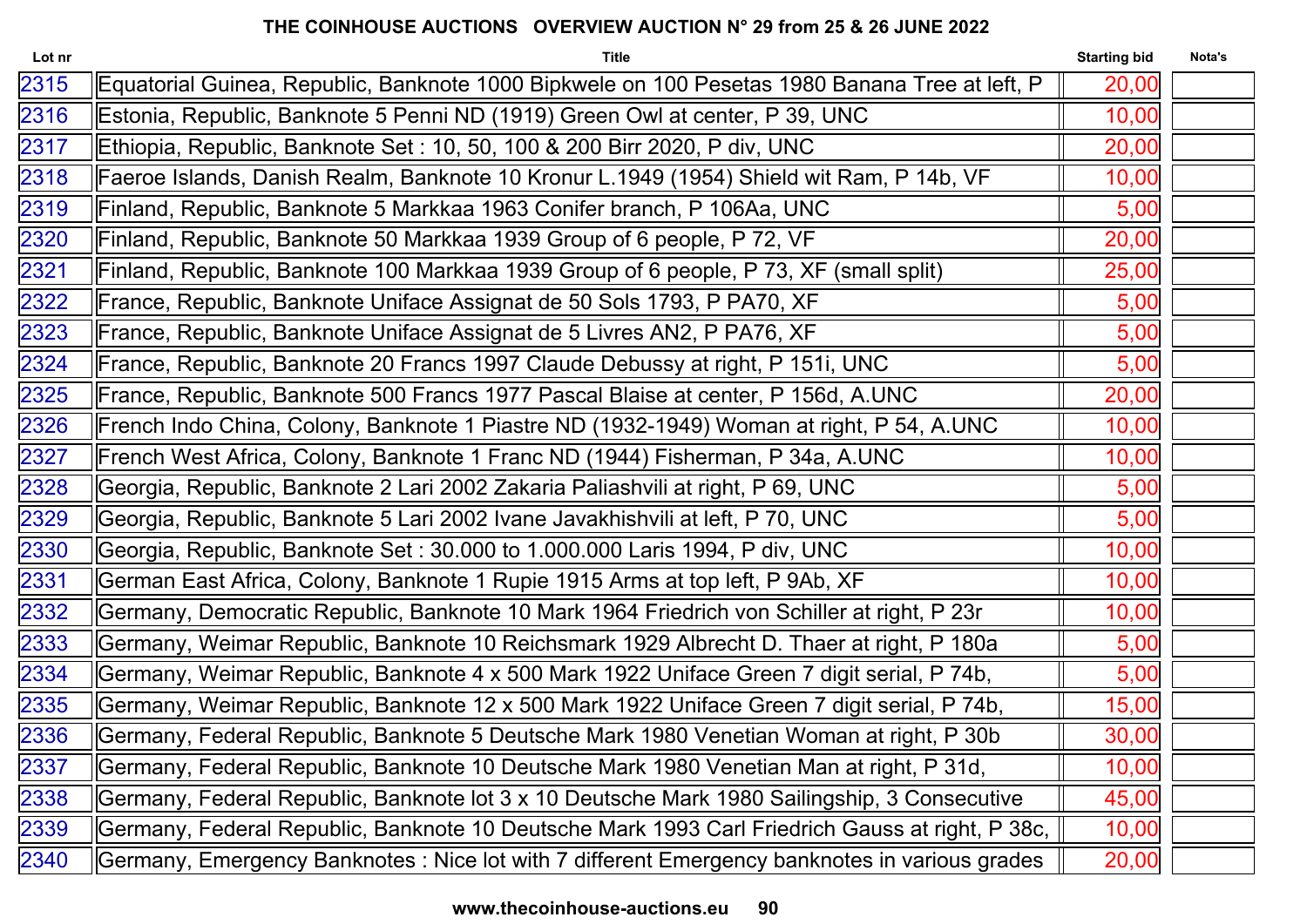# THE COINHOUSE AUCTIONS OVERVIEW AUCTION N° 29 from 25 & 26 JUNE 2022

| Lot nr | Title | Starting bid | Nota's |
|---|---|---|---|
| 2315 | Equatorial Guinea, Republic, Banknote 1000 Bipkwele on 100 Pesetas 1980 Banana Tree at left, P | 20,00 | |
| 2316 | Estonia, Republic, Banknote 5 Penni ND (1919) Green Owl at center, P 39, UNC | 10,00 | |
| 2317 | Ethiopia, Republic, Banknote Set : 10, 50, 100 & 200 Birr 2020, P div, UNC | 20,00 | |
| 2318 | Faeroe Islands, Danish Realm, Banknote 10 Kronur L.1949 (1954) Shield wit Ram, P 14b, VF | 10,00 | |
| 2319 | Finland, Republic, Banknote 5 Markkaa 1963 Conifer branch, P 106Aa, UNC | 5,00 | |
| 2320 | Finland, Republic, Banknote 50 Markkaa 1939 Group of 6 people, P 72, VF | 20,00 | |
| 2321 | Finland, Republic, Banknote 100 Markkaa 1939 Group of 6 people, P 73, XF (small split) | 25,00 | |
| 2322 | France, Republic, Banknote Uniface Assignat de 50 Sols 1793, P PA70, XF | 5,00 | |
| 2323 | France, Republic, Banknote Uniface Assignat de 5 Livres AN2, P PA76, XF | 5,00 | |
| 2324 | France, Republic, Banknote 20 Francs 1997 Claude Debussy at right, P 151i, UNC | 5,00 | |
| 2325 | France, Republic, Banknote 500 Francs 1977 Pascal Blaise at center, P 156d, A.UNC | 20,00 | |
| 2326 | French Indo China, Colony, Banknote 1 Piastre ND (1932-1949) Woman at right, P 54, A.UNC | 10,00 | |
| 2327 | French West Africa, Colony, Banknote 1 Franc ND (1944) Fisherman, P 34a, A.UNC | 10,00 | |
| 2328 | Georgia, Republic, Banknote 2 Lari 2002 Zakaria Paliashvili at right, P 69, UNC | 5,00 | |
| 2329 | Georgia, Republic, Banknote 5 Lari 2002 Ivane Javakhishvili at left, P 70, UNC | 5,00 | |
| 2330 | Georgia, Republic, Banknote Set : 30.000 to 1.000.000 Laris 1994, P div, UNC | 10,00 | |
| 2331 | German East Africa, Colony, Banknote 1 Rupie 1915 Arms at top left, P 9Ab, XF | 10,00 | |
| 2332 | Germany, Democratic Republic, Banknote 10 Mark 1964 Friedrich von Schiller at right, P 23r | 10,00 | |
| 2333 | Germany, Weimar Republic, Banknote 10 Reichsmark 1929 Albrecht D. Thaer at right, P 180a | 5,00 | |
| 2334 | Germany, Weimar Republic, Banknote 4 x 500 Mark 1922 Uniface Green 7 digit serial, P 74b, | 5,00 | |
| 2335 | Germany, Weimar Republic, Banknote 12 x 500 Mark 1922 Uniface Green 7 digit serial, P 74b, | 15,00 | |
| 2336 | Germany, Federal Republic, Banknote 5 Deutsche Mark 1980 Venetian Woman at right, P 30b | 30,00 | |
| 2337 | Germany, Federal Republic, Banknote 10 Deutsche Mark 1980 Venetian Man at right, P 31d, | 10,00 | |
| 2338 | Germany, Federal Republic, Banknote lot 3 x 10 Deutsche Mark 1980 Sailingship, 3 Consecutive | 45,00 | |
| 2339 | Germany, Federal Republic, Banknote 10 Deutsche Mark 1993 Carl Friedrich Gauss at right, P 38c, | 10,00 | |
| 2340 | Germany, Emergency Banknotes : Nice lot with 7 different Emergency banknotes in various grades | 20,00 | |

www.thecoinhouse-auctions.eu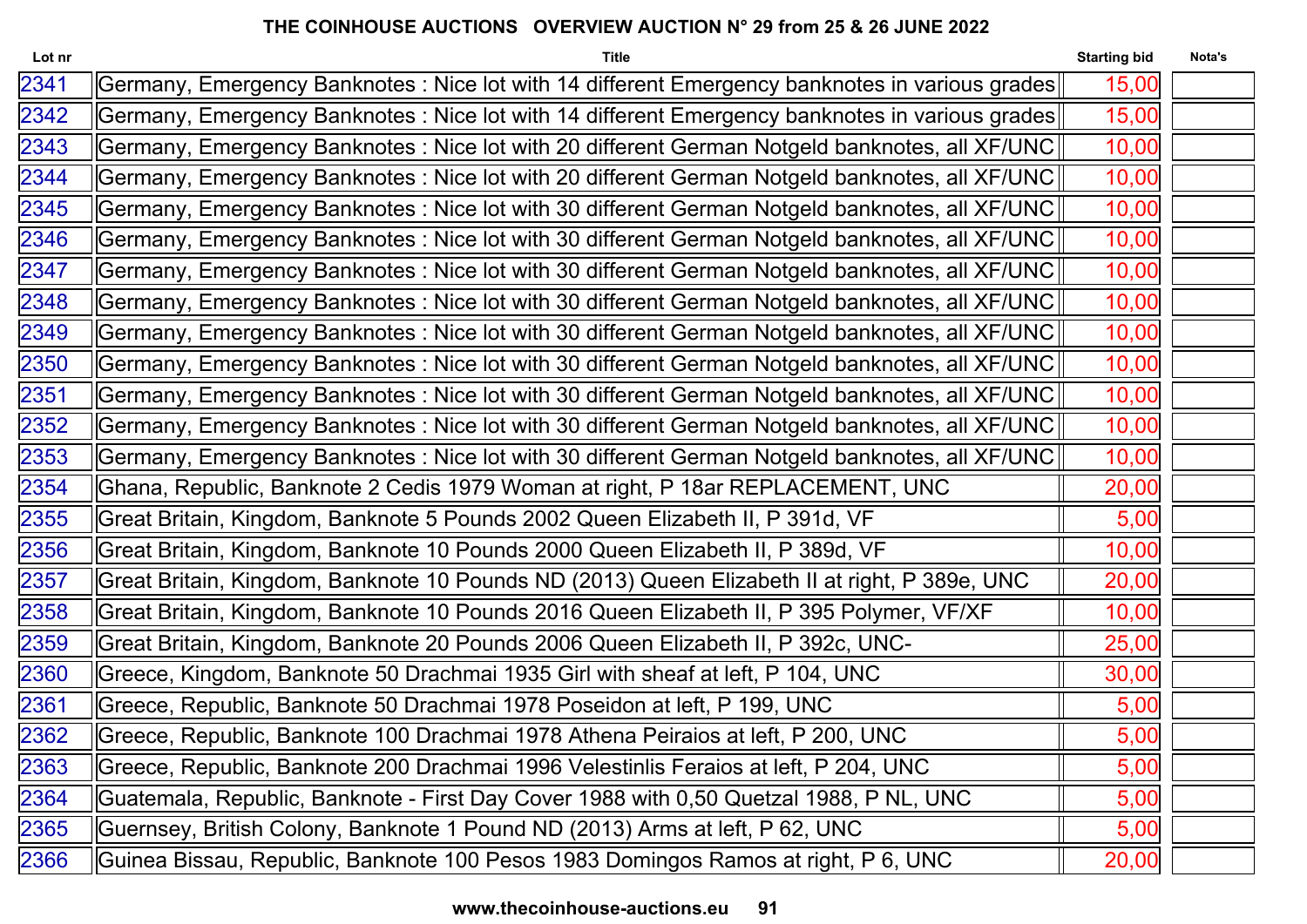**THE COINHOUSE AUCTIONS OVERVIEW AUCTION N° 29 from 25 & 26 JUNE 2022**

| Lot nr | Title | Starting bid | Nota's |
|---|---|---|---|
| 2341 | Germany, Emergency Banknotes : Nice lot with 14 different Emergency banknotes in various grades | 15,00 | |
| 2342 | Germany, Emergency Banknotes : Nice lot with 14 different Emergency banknotes in various grades | 15,00 | |
| 2343 | Germany, Emergency Banknotes : Nice lot with 20 different German Notgeld banknotes, all XF/UNC | 10,00 | |
| 2344 | Germany, Emergency Banknotes : Nice lot with 20 different German Notgeld banknotes, all XF/UNC | 10,00 | |
| 2345 | Germany, Emergency Banknotes : Nice lot with 30 different German Notgeld banknotes, all XF/UNC | 10,00 | |
| 2346 | Germany, Emergency Banknotes : Nice lot with 30 different German Notgeld banknotes, all XF/UNC | 10,00 | |
| 2347 | Germany, Emergency Banknotes : Nice lot with 30 different German Notgeld banknotes, all XF/UNC | 10,00 | |
| 2348 | Germany, Emergency Banknotes : Nice lot with 30 different German Notgeld banknotes, all XF/UNC | 10,00 | |
| 2349 | Germany, Emergency Banknotes : Nice lot with 30 different German Notgeld banknotes, all XF/UNC | 10,00 | |
| 2350 | Germany, Emergency Banknotes : Nice lot with 30 different German Notgeld banknotes, all XF/UNC | 10,00 | |
| 2351 | Germany, Emergency Banknotes : Nice lot with 30 different German Notgeld banknotes, all XF/UNC | 10,00 | |
| 2352 | Germany, Emergency Banknotes : Nice lot with 30 different German Notgeld banknotes, all XF/UNC | 10,00 | |
| 2353 | Germany, Emergency Banknotes : Nice lot with 30 different German Notgeld banknotes, all XF/UNC | 10,00 | |
| 2354 | Ghana, Republic, Banknote 2 Cedis 1979 Woman at right, P 18ar REPLACEMENT, UNC | 20,00 | |
| 2355 | Great Britain, Kingdom, Banknote 5 Pounds 2002 Queen Elizabeth II, P 391d, VF | 5,00 | |
| 2356 | Great Britain, Kingdom, Banknote 10 Pounds 2000 Queen Elizabeth II, P 389d, VF | 10,00 | |
| 2357 | Great Britain, Kingdom, Banknote 10 Pounds ND (2013) Queen Elizabeth II at right, P 389e, UNC | 20,00 | |
| 2358 | Great Britain, Kingdom, Banknote 10 Pounds 2016 Queen Elizabeth II, P 395 Polymer, VF/XF | 10,00 | |
| 2359 | Great Britain, Kingdom, Banknote 20 Pounds 2006 Queen Elizabeth II, P 392c, UNC- | 25,00 | |
| 2360 | Greece, Kingdom, Banknote 50 Drachmai 1935 Girl with sheaf at left, P 104, UNC | 30,00 | |
| 2361 | Greece, Republic, Banknote 50 Drachmai 1978 Poseidon at left, P 199, UNC | 5,00 | |
| 2362 | Greece, Republic, Banknote 100 Drachmai 1978 Athena Peiraios at left, P 200, UNC | 5,00 | |
| 2363 | Greece, Republic, Banknote 200 Drachmai 1996 Velestinlis Feraios at left, P 204, UNC | 5,00 | |
| 2364 | Guatemala, Republic, Banknote - First Day Cover 1988 with 0,50 Quetzal 1988, P NL, UNC | 5,00 | |
| 2365 | Guernsey, British Colony, Banknote 1 Pound ND (2013) Arms at left, P 62, UNC | 5,00 | |
| 2366 | Guinea Bissau, Republic, Banknote 100 Pesos 1983 Domingos Ramos at right, P 6, UNC | 20,00 | |

www.thecoinhouse-auctions.eu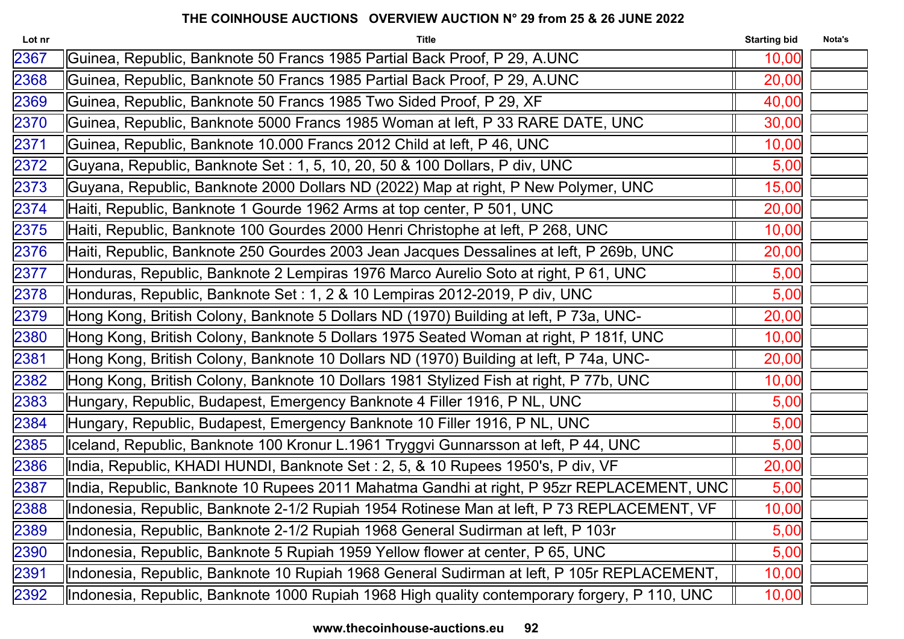**THE COINHOUSE AUCTIONS   OVERVIEW AUCTION N° 29 from 25 & 26 JUNE 2022**

| Lot nr | Title | Starting bid | Nota's |
|---|---|---|---|
| 2367 | Guinea, Republic, Banknote 50 Francs 1985 Partial Back Proof, P 29, A.UNC | 10,00 | |
| 2368 | Guinea, Republic, Banknote 50 Francs 1985 Partial Back Proof, P 29, A.UNC | 20,00 | |
| 2369 | Guinea, Republic, Banknote 50 Francs 1985 Two Sided Proof, P 29, XF | 40,00 | |
| 2370 | Guinea, Republic, Banknote 5000 Francs 1985 Woman at left, P 33 RARE DATE, UNC | 30,00 | |
| 2371 | Guinea, Republic, Banknote 10.000 Francs 2012 Child at left, P 46, UNC | 10,00 | |
| 2372 | Guyana, Republic, Banknote Set : 1, 5, 10, 20, 50 & 100 Dollars, P div, UNC | 5,00 | |
| 2373 | Guyana, Republic, Banknote 2000 Dollars ND (2022) Map at right, P New Polymer, UNC | 15,00 | |
| 2374 | Haiti, Republic, Banknote 1 Gourde 1962 Arms at top center, P 501, UNC | 20,00 | |
| 2375 | Haiti, Republic, Banknote 100 Gourdes 2000 Henri Christophe at left, P 268, UNC | 10,00 | |
| 2376 | Haiti, Republic, Banknote 250 Gourdes 2003 Jean Jacques Dessalines at left, P 269b, UNC | 20,00 | |
| 2377 | Honduras, Republic, Banknote 2 Lempiras 1976 Marco Aurelio Soto at right, P 61, UNC | 5,00 | |
| 2378 | Honduras, Republic, Banknote Set : 1, 2 & 10 Lempiras 2012-2019, P div, UNC | 5,00 | |
| 2379 | Hong Kong, British Colony, Banknote 5 Dollars ND (1970) Building at left, P 73a, UNC- | 20,00 | |
| 2380 | Hong Kong, British Colony, Banknote 5 Dollars 1975 Seated Woman at right, P 181f, UNC | 10,00 | |
| 2381 | Hong Kong, British Colony, Banknote 10 Dollars ND (1970) Building at left, P 74a, UNC- | 20,00 | |
| 2382 | Hong Kong, British Colony, Banknote 10 Dollars 1981 Stylized Fish at right, P 77b, UNC | 10,00 | |
| 2383 | Hungary, Republic, Budapest, Emergency Banknote 4 Filler 1916, P NL, UNC | 5,00 | |
| 2384 | Hungary, Republic, Budapest, Emergency Banknote 10 Filler 1916, P NL, UNC | 5,00 | |
| 2385 | Iceland, Republic, Banknote 100 Kronur L.1961 Tryggvi Gunnarsson at left, P 44, UNC | 5,00 | |
| 2386 | India, Republic, KHADI HUNDI, Banknote Set : 2, 5, & 10 Rupees 1950's, P div, VF | 20,00 | |
| 2387 | India, Republic, Banknote 10 Rupees 2011 Mahatma Gandhi at right, P 95zr REPLACEMENT, UNC | 5,00 | |
| 2388 | Indonesia, Republic, Banknote 2-1/2 Rupiah 1954 Rotinese Man at left, P 73 REPLACEMENT, VF | 10,00 | |
| 2389 | Indonesia, Republic, Banknote 2-1/2 Rupiah 1968 General Sudirman at left, P 103r | 5,00 | |
| 2390 | Indonesia, Republic, Banknote 5 Rupiah 1959 Yellow flower at center, P 65, UNC | 5,00 | |
| 2391 | Indonesia, Republic, Banknote 10 Rupiah 1968 General Sudirman at left, P 105r REPLACEMENT, | 10,00 | |
| 2392 | Indonesia, Republic, Banknote 1000 Rupiah 1968 High quality contemporary forgery, P 110, UNC | 10,00 | |

www.thecoinhouse-auctions.eu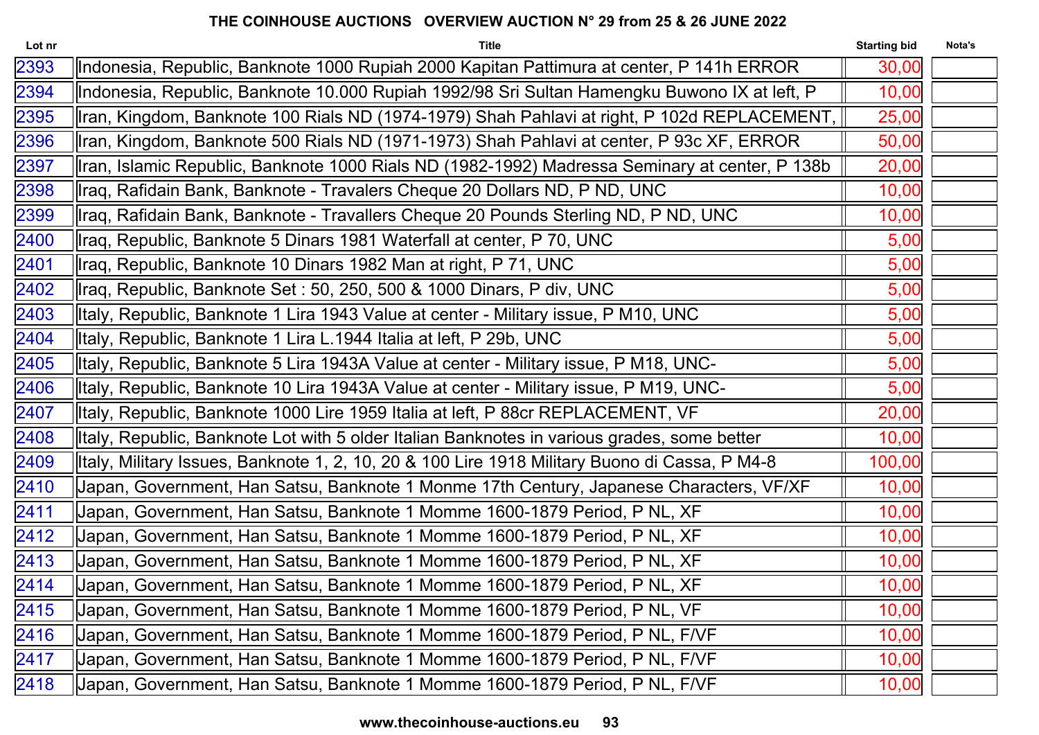# THE COINHOUSE AUCTIONS OVERVIEW AUCTION N° 29 from 25 & 26 JUNE 2022

| Lot nr | Title | Starting bid | Nota's |
|---|---|---|---|
| 2393 | Indonesia, Republic, Banknote 1000 Rupiah 2000 Kapitan Pattimura at center, P 141h ERROR | 30,00 | |
| 2394 | Indonesia, Republic, Banknote 10.000 Rupiah 1992/98 Sri Sultan Hamengku Buwono IX at left, P | 10,00 | |
| 2395 | Iran, Kingdom, Banknote 100 Rials ND (1974-1979) Shah Pahlavi at right, P 102d REPLACEMENT, | 25,00 | |
| 2396 | Iran, Kingdom, Banknote 500 Rials ND (1971-1973) Shah Pahlavi at center, P 93c XF, ERROR | 50,00 | |
| 2397 | Iran, Islamic Republic, Banknote 1000 Rials ND (1982-1992) Madressa Seminary at center, P 138b | 20,00 | |
| 2398 | Iraq, Rafidain Bank, Banknote - Travalers Cheque 20 Dollars ND, P ND, UNC | 10,00 | |
| 2399 | Iraq, Rafidain Bank, Banknote - Travallers Cheque 20 Pounds Sterling ND, P ND, UNC | 10,00 | |
| 2400 | Iraq, Republic, Banknote 5 Dinars 1981 Waterfall at center, P 70, UNC | 5,00 | |
| 2401 | Iraq, Republic, Banknote 10 Dinars 1982 Man at right, P 71, UNC | 5,00 | |
| 2402 | Iraq, Republic, Banknote Set : 50, 250, 500 & 1000 Dinars, P div, UNC | 5,00 | |
| 2403 | Italy, Republic, Banknote 1 Lira 1943 Value at center - Military issue, P M10, UNC | 5,00 | |
| 2404 | Italy, Republic, Banknote 1 Lira L.1944 Italia at left, P 29b, UNC | 5,00 | |
| 2405 | Italy, Republic, Banknote 5 Lira 1943A Value at center - Military issue, P M18, UNC- | 5,00 | |
| 2406 | Italy, Republic, Banknote 10 Lira 1943A Value at center - Military issue, P M19, UNC- | 5,00 | |
| 2407 | Italy, Republic, Banknote 1000 Lire 1959 Italia at left, P 88cr REPLACEMENT, VF | 20,00 | |
| 2408 | Italy, Republic, Banknote Lot with 5 older Italian Banknotes in various grades, some better | 10,00 | |
| 2409 | Italy, Military Issues, Banknote 1, 2, 10, 20 & 100 Lire 1918 Military Buono di Cassa, P M4-8 | 100,00 | |
| 2410 | Japan, Government, Han Satsu, Banknote 1 Monme 17th Century, Japanese Characters, VF/XF | 10,00 | |
| 2411 | Japan, Government, Han Satsu, Banknote 1 Momme 1600-1879 Period, P NL, XF | 10,00 | |
| 2412 | Japan, Government, Han Satsu, Banknote 1 Momme 1600-1879 Period, P NL, XF | 10,00 | |
| 2413 | Japan, Government, Han Satsu, Banknote 1 Momme 1600-1879 Period, P NL, XF | 10,00 | |
| 2414 | Japan, Government, Han Satsu, Banknote 1 Momme 1600-1879 Period, P NL, XF | 10,00 | |
| 2415 | Japan, Government, Han Satsu, Banknote 1 Momme 1600-1879 Period, P NL, VF | 10,00 | |
| 2416 | Japan, Government, Han Satsu, Banknote 1 Momme 1600-1879 Period, P NL, F/VF | 10,00 | |
| 2417 | Japan, Government, Han Satsu, Banknote 1 Momme 1600-1879 Period, P NL, F/VF | 10,00 | |
| 2418 | Japan, Government, Han Satsu, Banknote 1 Momme 1600-1879 Period, P NL, F/VF | 10,00 | |

www.thecoinhouse-auctions.eu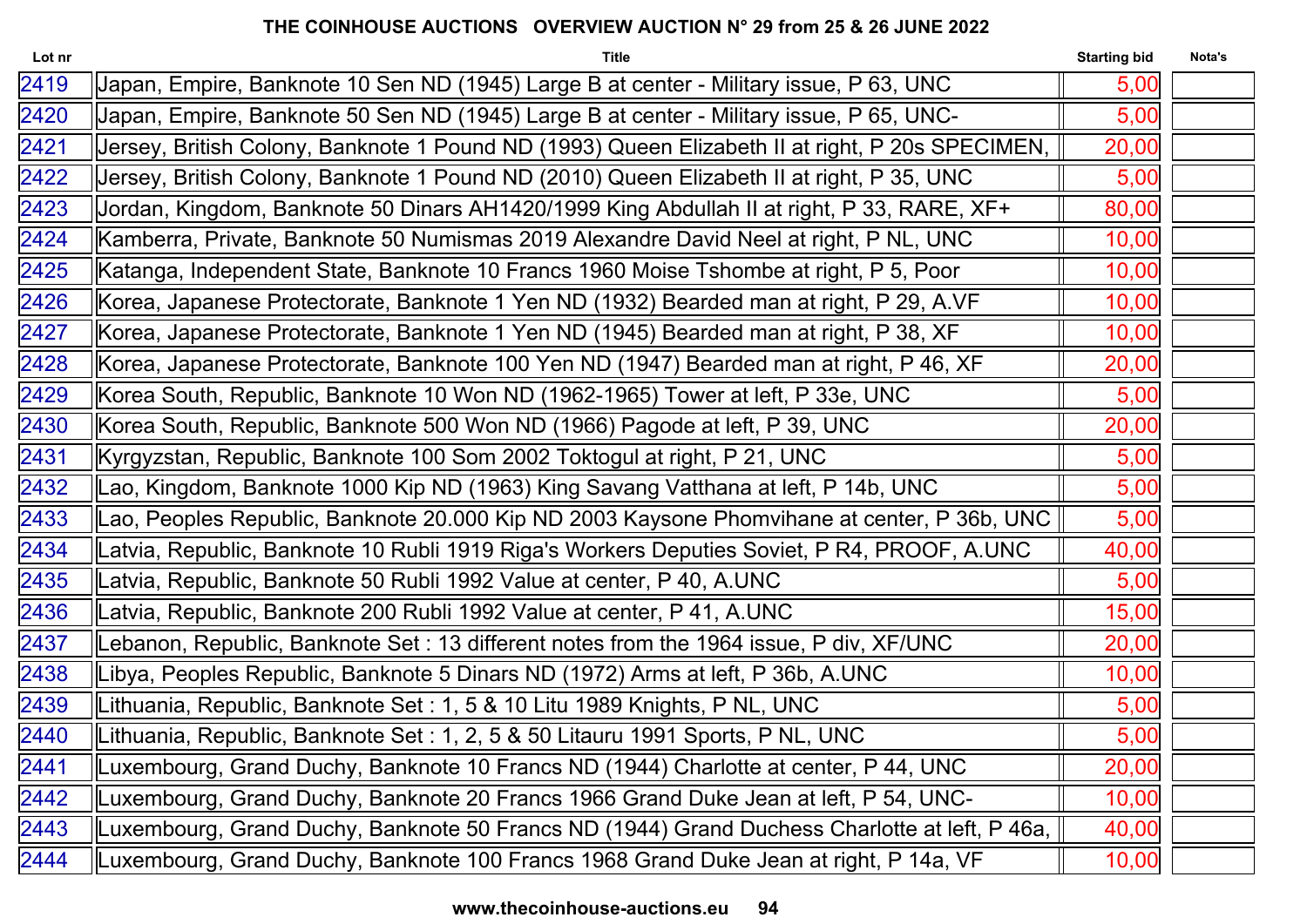## THE COINHOUSE AUCTIONS OVERVIEW AUCTION N° 29 from 25 & 26 JUNE 2022

| Lot nr | Title | Starting bid | Nota's |
|---|---|---|---|
| 2419 | Japan, Empire, Banknote 10 Sen ND (1945) Large B at center - Military issue, P 63, UNC | 5,00 | |
| 2420 | Japan, Empire, Banknote 50 Sen ND (1945) Large B at center - Military issue, P 65, UNC- | 5,00 | |
| 2421 | Jersey, British Colony, Banknote 1 Pound ND (1993) Queen Elizabeth II at right, P 20s SPECIMEN, | 20,00 | |
| 2422 | Jersey, British Colony, Banknote 1 Pound ND (2010) Queen Elizabeth II at right, P 35, UNC | 5,00 | |
| 2423 | Jordan, Kingdom, Banknote 50 Dinars AH1420/1999 King Abdullah II at right, P 33, RARE, XF+ | 80,00 | |
| 2424 | Kamberra, Private, Banknote 50 Numismas 2019 Alexandre David Neel at right, P NL, UNC | 10,00 | |
| 2425 | Katanga, Independent State, Banknote 10 Francs 1960 Moise Tshombe at right, P 5, Poor | 10,00 | |
| 2426 | Korea, Japanese Protectorate, Banknote 1 Yen ND (1932) Bearded man at right, P 29, A.VF | 10,00 | |
| 2427 | Korea, Japanese Protectorate, Banknote 1 Yen ND (1945) Bearded man at right, P 38, XF | 10,00 | |
| 2428 | Korea, Japanese Protectorate, Banknote 100 Yen ND (1947) Bearded man at right, P 46, XF | 20,00 | |
| 2429 | Korea South, Republic, Banknote 10 Won ND (1962-1965) Tower at left, P 33e, UNC | 5,00 | |
| 2430 | Korea South, Republic, Banknote 500 Won ND (1966) Pagode at left, P 39, UNC | 20,00 | |
| 2431 | Kyrgyzstan, Republic, Banknote 100 Som 2002 Toktogul at right, P 21, UNC | 5,00 | |
| 2432 | Lao, Kingdom, Banknote 1000 Kip ND (1963) King Savang Vatthana at left, P 14b, UNC | 5,00 | |
| 2433 | Lao, Peoples Republic, Banknote 20.000 Kip ND 2003 Kaysone Phomvihane at center, P 36b, UNC | 5,00 | |
| 2434 | Latvia, Republic, Banknote 10 Rubli 1919 Riga's Workers Deputies Soviet, P R4, PROOF, A.UNC | 40,00 | |
| 2435 | Latvia, Republic, Banknote 50 Rubli 1992 Value at center, P 40, A.UNC | 5,00 | |
| 2436 | Latvia, Republic, Banknote 200 Rubli 1992 Value at center, P 41, A.UNC | 15,00 | |
| 2437 | Lebanon, Republic, Banknote Set : 13 different notes from the 1964 issue, P div, XF/UNC | 20,00 | |
| 2438 | Libya, Peoples Republic, Banknote 5 Dinars ND (1972) Arms at left, P 36b, A.UNC | 10,00 | |
| 2439 | Lithuania, Republic, Banknote Set : 1, 5 & 10 Litu 1989 Knights, P NL, UNC | 5,00 | |
| 2440 | Lithuania, Republic, Banknote Set : 1, 2, 5 & 50 Litauru 1991 Sports, P NL, UNC | 5,00 | |
| 2441 | Luxembourg, Grand Duchy, Banknote 10 Francs ND (1944) Charlotte at center, P 44, UNC | 20,00 | |
| 2442 | Luxembourg, Grand Duchy, Banknote 20 Francs 1966 Grand Duke Jean at left, P 54, UNC- | 10,00 | |
| 2443 | Luxembourg, Grand Duchy, Banknote 50 Francs ND (1944) Grand Duchess Charlotte at left, P 46a, | 40,00 | |
| 2444 | Luxembourg, Grand Duchy, Banknote 100 Francs 1968 Grand Duke Jean at right, P 14a, VF | 10,00 | |

www.thecoinhouse-auctions.eu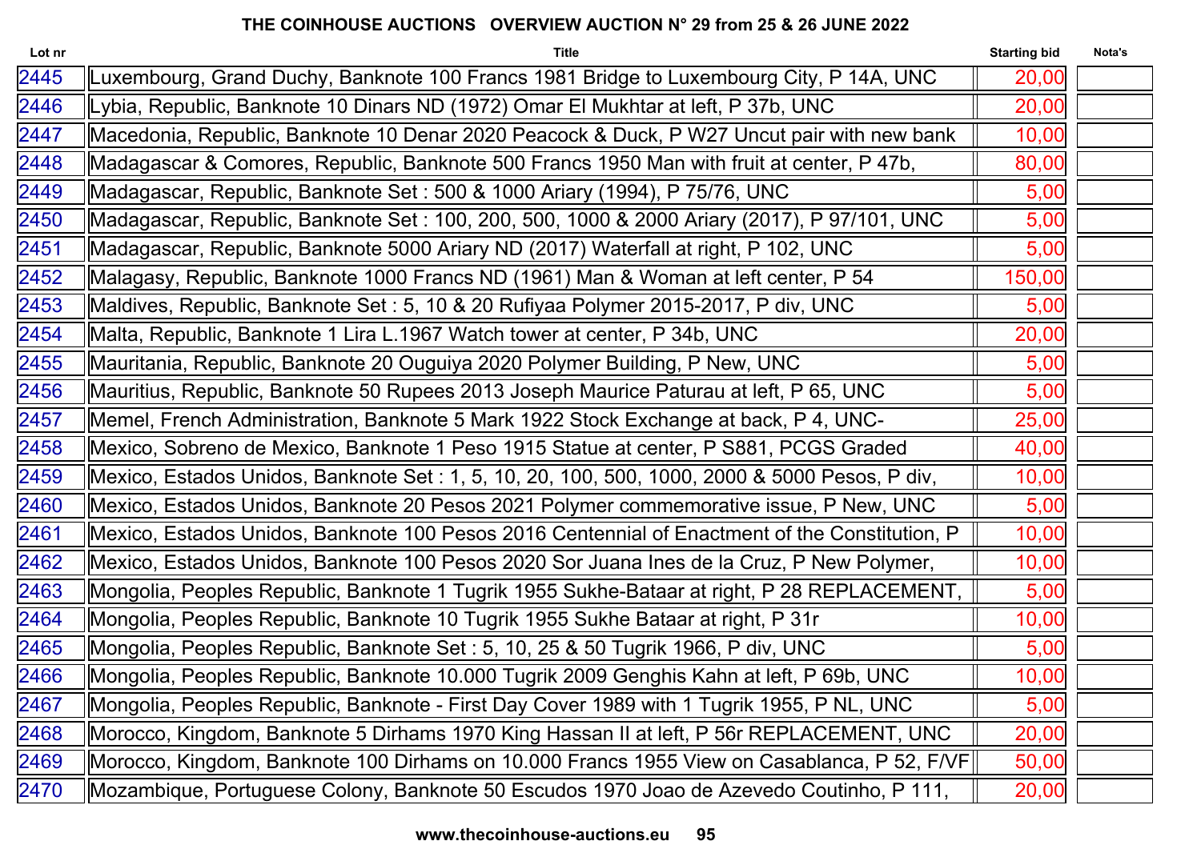**THE COINHOUSE AUCTIONS OVERVIEW AUCTION N° 29 from 25 & 26 JUNE 2022**

| Lot nr | Title | Starting bid | Nota's |
|---|---|---|---|
| 2445 | Luxembourg, Grand Duchy, Banknote 100 Francs 1981 Bridge to Luxembourg City, P 14A, UNC | 20,00 | |
| 2446 | Lybia, Republic, Banknote 10 Dinars ND (1972) Omar El Mukhtar at left, P 37b, UNC | 20,00 | |
| 2447 | Macedonia, Republic, Banknote 10 Denar 2020 Peacock & Duck, P W27 Uncut pair with new bank | 10,00 | |
| 2448 | Madagascar & Comores, Republic, Banknote 500 Francs 1950 Man with fruit at center, P 47b, | 80,00 | |
| 2449 | Madagascar, Republic, Banknote Set : 500 & 1000 Ariary (1994), P 75/76, UNC | 5,00 | |
| 2450 | Madagascar, Republic, Banknote Set : 100, 200, 500, 1000 & 2000 Ariary (2017), P 97/101, UNC | 5,00 | |
| 2451 | Madagascar, Republic, Banknote 5000 Ariary ND (2017) Waterfall at right, P 102, UNC | 5,00 | |
| 2452 | Malagasy, Republic, Banknote 1000 Francs ND (1961) Man & Woman at left center, P 54 | 150,00 | |
| 2453 | Maldives, Republic, Banknote Set : 5, 10 & 20 Rufiyaa Polymer 2015-2017, P div, UNC | 5,00 | |
| 2454 | Malta, Republic, Banknote 1 Lira L.1967 Watch tower at center, P 34b, UNC | 20,00 | |
| 2455 | Mauritania, Republic, Banknote 20 Ouguiya 2020 Polymer Building, P New, UNC | 5,00 | |
| 2456 | Mauritius, Republic, Banknote 50 Rupees 2013 Joseph Maurice Paturau at left, P 65, UNC | 5,00 | |
| 2457 | Memel, French Administration, Banknote 5 Mark 1922 Stock Exchange at back, P 4, UNC- | 25,00 | |
| 2458 | Mexico, Sobreno de Mexico, Banknote 1 Peso 1915 Statue at center, P S881, PCGS Graded | 40,00 | |
| 2459 | Mexico, Estados Unidos, Banknote Set : 1, 5, 10, 20, 100, 500, 1000, 2000 & 5000 Pesos, P div, | 10,00 | |
| 2460 | Mexico, Estados Unidos, Banknote 20 Pesos 2021 Polymer commemorative issue, P New, UNC | 5,00 | |
| 2461 | Mexico, Estados Unidos, Banknote 100 Pesos 2016 Centennial of Enactment of the Constitution, P | 10,00 | |
| 2462 | Mexico, Estados Unidos, Banknote 100 Pesos 2020 Sor Juana Ines de la Cruz, P New Polymer, | 10,00 | |
| 2463 | Mongolia, Peoples Republic, Banknote 1 Tugrik 1955 Sukhe-Bataar at right, P 28 REPLACEMENT, | 5,00 | |
| 2464 | Mongolia, Peoples Republic, Banknote 10 Tugrik 1955 Sukhe Bataar at right, P 31r | 10,00 | |
| 2465 | Mongolia, Peoples Republic, Banknote Set : 5, 10, 25 & 50 Tugrik 1966, P div, UNC | 5,00 | |
| 2466 | Mongolia, Peoples Republic, Banknote 10.000 Tugrik 2009 Genghis Kahn at left, P 69b, UNC | 10,00 | |
| 2467 | Mongolia, Peoples Republic, Banknote - First Day Cover 1989 with 1 Tugrik 1955, P NL, UNC | 5,00 | |
| 2468 | Morocco, Kingdom, Banknote 5 Dirhams 1970 King Hassan II at left, P 56r REPLACEMENT, UNC | 20,00 | |
| 2469 | Morocco, Kingdom, Banknote 100 Dirhams on 10.000 Francs 1955 View on Casablanca, P 52, F/VF | 50,00 | |
| 2470 | Mozambique, Portuguese Colony, Banknote 50 Escudos 1970 Joao de Azevedo Coutinho, P 111, | 20,00 | |

www.thecoinhouse-auctions.eu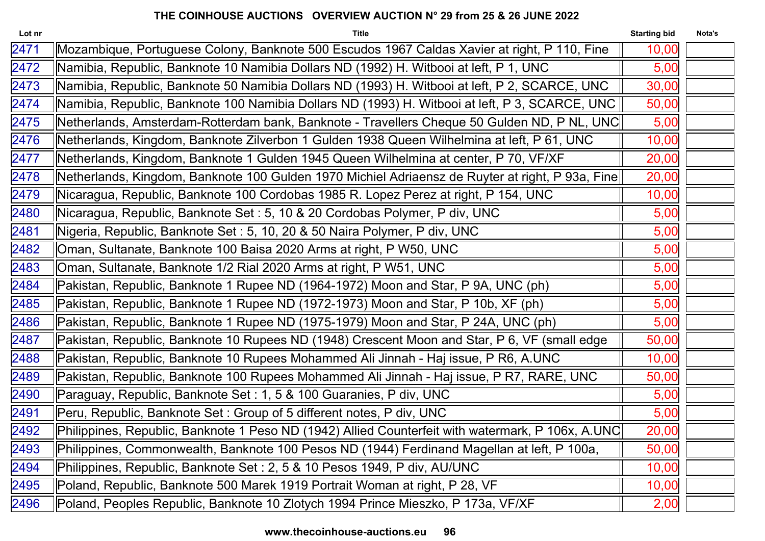## THE COINHOUSE AUCTIONS OVERVIEW AUCTION N° 29 from 25 & 26 JUNE 2022

| Lot nr | Title | Starting bid | Nota's |
|---|---|---|---|
| 2471 | Mozambique, Portuguese Colony, Banknote 500 Escudos 1967 Caldas Xavier at right, P 110, Fine | 10,00 | |
| 2472 | Namibia, Republic, Banknote 10 Namibia Dollars ND (1992) H. Witbooi at left, P 1, UNC | 5,00 | |
| 2473 | Namibia, Republic, Banknote 50 Namibia Dollars ND (1993) H. Witbooi at left, P 2, SCARCE, UNC | 30,00 | |
| 2474 | Namibia, Republic, Banknote 100 Namibia Dollars ND (1993) H. Witbooi at left, P 3, SCARCE, UNC | 50,00 | |
| 2475 | Netherlands, Amsterdam-Rotterdam bank, Banknote - Travellers Cheque 50 Gulden ND, P NL, UNC | 5,00 | |
| 2476 | Netherlands, Kingdom, Banknote Zilverbon 1 Gulden 1938 Queen Wilhelmina at left, P 61, UNC | 10,00 | |
| 2477 | Netherlands, Kingdom, Banknote 1 Gulden 1945 Queen Wilhelmina at center, P 70, VF/XF | 20,00 | |
| 2478 | Netherlands, Kingdom, Banknote 100 Gulden 1970 Michiel Adriaensz de Ruyter at right, P 93a, Fine | 20,00 | |
| 2479 | Nicaragua, Republic, Banknote 100 Cordobas 1985 R. Lopez Perez at right, P 154, UNC | 10,00 | |
| 2480 | Nicaragua, Republic, Banknote Set : 5, 10 & 20 Cordobas Polymer, P div, UNC | 5,00 | |
| 2481 | Nigeria, Republic, Banknote Set : 5, 10, 20 & 50 Naira Polymer, P div, UNC | 5,00 | |
| 2482 | Oman, Sultanate, Banknote 100 Baisa 2020 Arms at right, P W50, UNC | 5,00 | |
| 2483 | Oman, Sultanate, Banknote 1/2 Rial 2020 Arms at right, P W51, UNC | 5,00 | |
| 2484 | Pakistan, Republic, Banknote 1 Rupee ND (1964-1972) Moon and Star, P 9A, UNC (ph) | 5,00 | |
| 2485 | Pakistan, Republic, Banknote 1 Rupee ND (1972-1973) Moon and Star, P 10b, XF (ph) | 5,00 | |
| 2486 | Pakistan, Republic, Banknote 1 Rupee ND (1975-1979) Moon and Star, P 24A, UNC (ph) | 5,00 | |
| 2487 | Pakistan, Republic, Banknote 10 Rupees ND (1948) Crescent Moon and Star, P 6, VF (small edge | 50,00 | |
| 2488 | Pakistan, Republic, Banknote 10 Rupees Mohammed Ali Jinnah - Haj issue, P R6, A.UNC | 10,00 | |
| 2489 | Pakistan, Republic, Banknote 100 Rupees Mohammed Ali Jinnah - Haj issue, P R7, RARE, UNC | 50,00 | |
| 2490 | Paraguay, Republic, Banknote Set : 1, 5 & 100 Guaranies, P div, UNC | 5,00 | |
| 2491 | Peru, Republic, Banknote Set : Group of 5 different notes, P div, UNC | 5,00 | |
| 2492 | Philippines, Republic, Banknote 1 Peso ND (1942) Allied Counterfeit with watermark, P 106x, A.UNC | 20,00 | |
| 2493 | Philippines, Commonwealth, Banknote 100 Pesos ND (1944) Ferdinand Magellan at left, P 100a, | 50,00 | |
| 2494 | Philippines, Republic, Banknote Set : 2, 5 & 10 Pesos 1949, P div, AU/UNC | 10,00 | |
| 2495 | Poland, Republic, Banknote 500 Marek 1919 Portrait Woman at right, P 28, VF | 10,00 | |
| 2496 | Poland, Peoples Republic, Banknote 10 Zlotych 1994 Prince Mieszko, P 173a, VF/XF | 2,00 | |

www.thecoinhouse-auctions.eu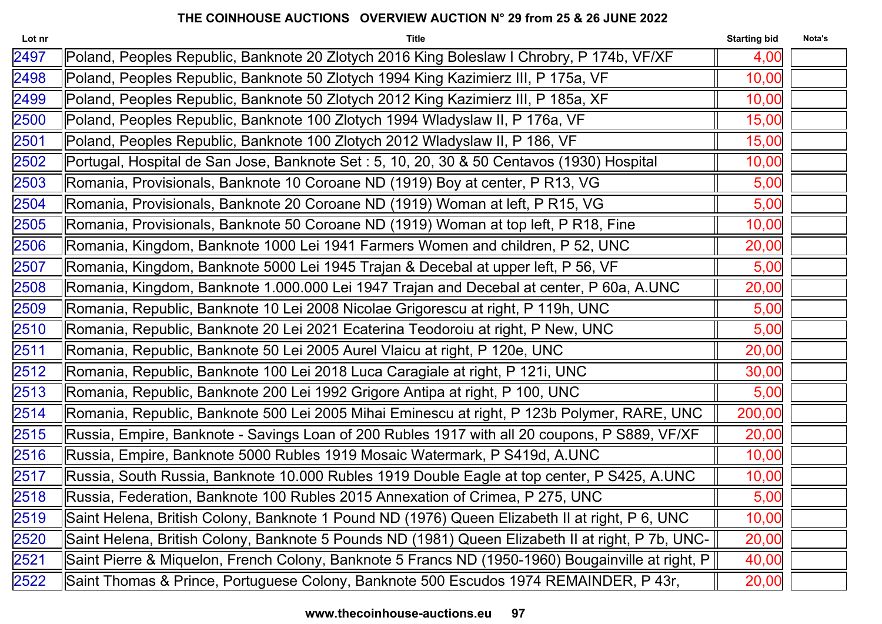# THE COINHOUSE AUCTIONS OVERVIEW AUCTION N° 29 from 25 & 26 JUNE 2022

| Lot nr | Title | Starting bid | Nota's |
|---|---|---|---|
| 2497 | Poland, Peoples Republic, Banknote 20 Zlotych 2016 King Boleslaw I Chrobry, P 174b, VF/XF | 4,00 | |
| 2498 | Poland, Peoples Republic, Banknote 50 Zlotych 1994 King Kazimierz III, P 175a, VF | 10,00 | |
| 2499 | Poland, Peoples Republic, Banknote 50 Zlotych 2012 King Kazimierz III, P 185a, XF | 10,00 | |
| 2500 | Poland, Peoples Republic, Banknote 100 Zlotych 1994 Wladyslaw II, P 176a, VF | 15,00 | |
| 2501 | Poland, Peoples Republic, Banknote 100 Zlotych 2012 Wladyslaw II, P 186, VF | 15,00 | |
| 2502 | Portugal, Hospital de San Jose, Banknote Set : 5, 10, 20, 30 & 50 Centavos (1930) Hospital | 10,00 | |
| 2503 | Romania, Provisionals, Banknote 10 Coroane ND (1919) Boy at center, P R13, VG | 5,00 | |
| 2504 | Romania, Provisionals, Banknote 20 Coroane ND (1919) Woman at left, P R15, VG | 5,00 | |
| 2505 | Romania, Provisionals, Banknote 50 Coroane ND (1919) Woman at top left, P R18, Fine | 10,00 | |
| 2506 | Romania, Kingdom, Banknote 1000 Lei 1941 Farmers Women and children, P 52, UNC | 20,00 | |
| 2507 | Romania, Kingdom, Banknote 5000 Lei 1945 Trajan & Decebal at upper left, P 56, VF | 5,00 | |
| 2508 | Romania, Kingdom, Banknote 1.000.000 Lei 1947 Trajan and Decebal at center, P 60a, A.UNC | 20,00 | |
| 2509 | Romania, Republic, Banknote 10 Lei 2008 Nicolae Grigorescu at right, P 119h, UNC | 5,00 | |
| 2510 | Romania, Republic, Banknote 20 Lei 2021 Ecaterina Teodoroiu at right, P New, UNC | 5,00 | |
| 2511 | Romania, Republic, Banknote 50 Lei 2005 Aurel Vlaicu at right, P 120e, UNC | 20,00 | |
| 2512 | Romania, Republic, Banknote 100 Lei 2018 Luca Caragiale at right, P 121i, UNC | 30,00 | |
| 2513 | Romania, Republic, Banknote 200 Lei 1992 Grigore Antipa at right, P 100, UNC | 5,00 | |
| 2514 | Romania, Republic, Banknote 500 Lei 2005 Mihai Eminescu at right, P 123b Polymer, RARE, UNC | 200,00 | |
| 2515 | Russia, Empire, Banknote - Savings Loan of 200 Rubles 1917 with all 20 coupons, P S889, VF/XF | 20,00 | |
| 2516 | Russia, Empire, Banknote 5000 Rubles 1919 Mosaic Watermark, P S419d, A.UNC | 10,00 | |
| 2517 | Russia, South Russia, Banknote 10.000 Rubles 1919 Double Eagle at top center, P S425, A.UNC | 10,00 | |
| 2518 | Russia, Federation, Banknote 100 Rubles 2015 Annexation of Crimea, P 275, UNC | 5,00 | |
| 2519 | Saint Helena, British Colony, Banknote 1 Pound ND (1976) Queen Elizabeth II at right, P 6, UNC | 10,00 | |
| 2520 | Saint Helena, British Colony, Banknote 5 Pounds ND (1981) Queen Elizabeth II at right, P 7b, UNC- | 20,00 | |
| 2521 | Saint Pierre & Miquelon, French Colony, Banknote 5 Francs ND (1950-1960) Bougainville at right, P | 40,00 | |
| 2522 | Saint Thomas & Prince, Portuguese Colony, Banknote 500 Escudos 1974 REMAINDER, P 43r, | 20,00 | |

www.thecoinhouse-auctions.eu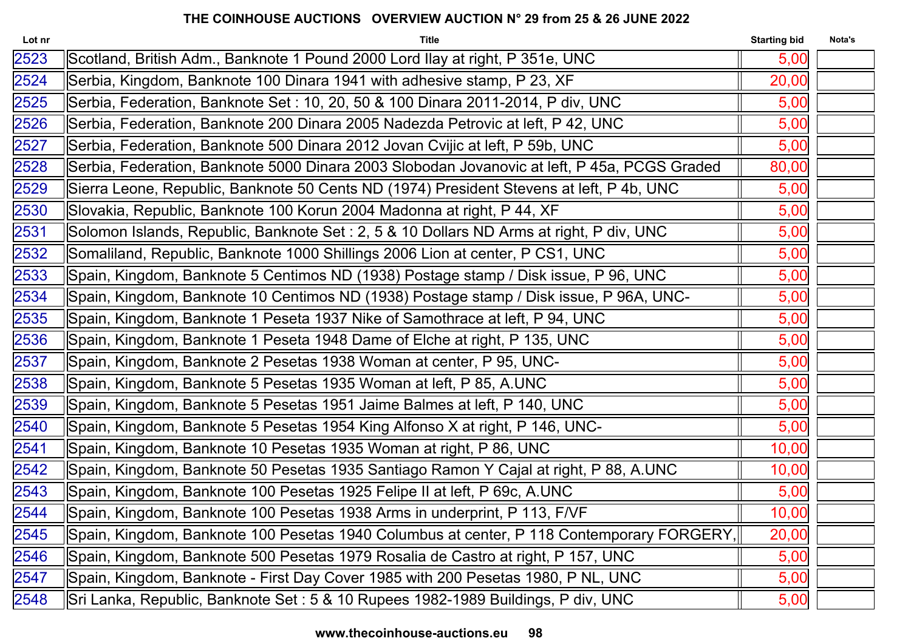## THE COINHOUSE AUCTIONS OVERVIEW AUCTION N° 29 from 25 & 26 JUNE 2022

| Lot nr | Title | Starting bid | Nota's |
|---|---|---|---|
| 2523 | Scotland, British Adm., Banknote 1 Pound 2000 Lord Ilay at right, P 351e, UNC | 5,00 | |
| 2524 | Serbia, Kingdom, Banknote 100 Dinara 1941 with adhesive stamp, P 23, XF | 20,00 | |
| 2525 | Serbia, Federation, Banknote Set : 10, 20, 50 & 100 Dinara 2011-2014, P div, UNC | 5,00 | |
| 2526 | Serbia, Federation, Banknote 200 Dinara 2005 Nadezda Petrovic at left, P 42, UNC | 5,00 | |
| 2527 | Serbia, Federation, Banknote 500 Dinara 2012 Jovan Cvijic at left, P 59b, UNC | 5,00 | |
| 2528 | Serbia, Federation, Banknote 5000 Dinara 2003 Slobodan Jovanovic at left, P 45a, PCGS Graded | 80,00 | |
| 2529 | Sierra Leone, Republic, Banknote 50 Cents ND (1974) President Stevens at left, P 4b, UNC | 5,00 | |
| 2530 | Slovakia, Republic, Banknote 100 Korun 2004 Madonna at right, P 44, XF | 5,00 | |
| 2531 | Solomon Islands, Republic, Banknote Set : 2, 5 & 10 Dollars ND Arms at right, P div, UNC | 5,00 | |
| 2532 | Somaliland, Republic, Banknote 1000 Shillings 2006 Lion at center, P CS1, UNC | 5,00 | |
| 2533 | Spain, Kingdom, Banknote 5 Centimos ND (1938) Postage stamp / Disk issue, P 96, UNC | 5,00 | |
| 2534 | Spain, Kingdom, Banknote 10 Centimos ND (1938) Postage stamp / Disk issue, P 96A, UNC- | 5,00 | |
| 2535 | Spain, Kingdom, Banknote 1 Peseta 1937 Nike of Samothrace at left, P 94, UNC | 5,00 | |
| 2536 | Spain, Kingdom, Banknote 1 Peseta 1948 Dame of Elche at right, P 135, UNC | 5,00 | |
| 2537 | Spain, Kingdom, Banknote 2 Pesetas 1938 Woman at center, P 95, UNC- | 5,00 | |
| 2538 | Spain, Kingdom, Banknote 5 Pesetas 1935 Woman at left, P 85, A.UNC | 5,00 | |
| 2539 | Spain, Kingdom, Banknote 5 Pesetas 1951 Jaime Balmes at left, P 140, UNC | 5,00 | |
| 2540 | Spain, Kingdom, Banknote 5 Pesetas 1954 King Alfonso X at right, P 146, UNC- | 5,00 | |
| 2541 | Spain, Kingdom, Banknote 10 Pesetas 1935 Woman at right, P 86, UNC | 10,00 | |
| 2542 | Spain, Kingdom, Banknote 50 Pesetas 1935 Santiago Ramon Y Cajal at right, P 88, A.UNC | 10,00 | |
| 2543 | Spain, Kingdom, Banknote 100 Pesetas 1925 Felipe II at left, P 69c, A.UNC | 5,00 | |
| 2544 | Spain, Kingdom, Banknote 100 Pesetas 1938 Arms in underprint, P 113, F/VF | 10,00 | |
| 2545 | Spain, Kingdom, Banknote 100 Pesetas 1940 Columbus at center, P 118 Contemporary FORGERY, | 20,00 | |
| 2546 | Spain, Kingdom, Banknote 500 Pesetas 1979 Rosalia de Castro at right, P 157, UNC | 5,00 | |
| 2547 | Spain, Kingdom, Banknote - First Day Cover 1985 with 200 Pesetas 1980, P NL, UNC | 5,00 | |
| 2548 | Sri Lanka, Republic, Banknote Set : 5 & 10 Rupees 1982-1989 Buildings, P div, UNC | 5,00 | |

www.thecoinhouse-auctions.eu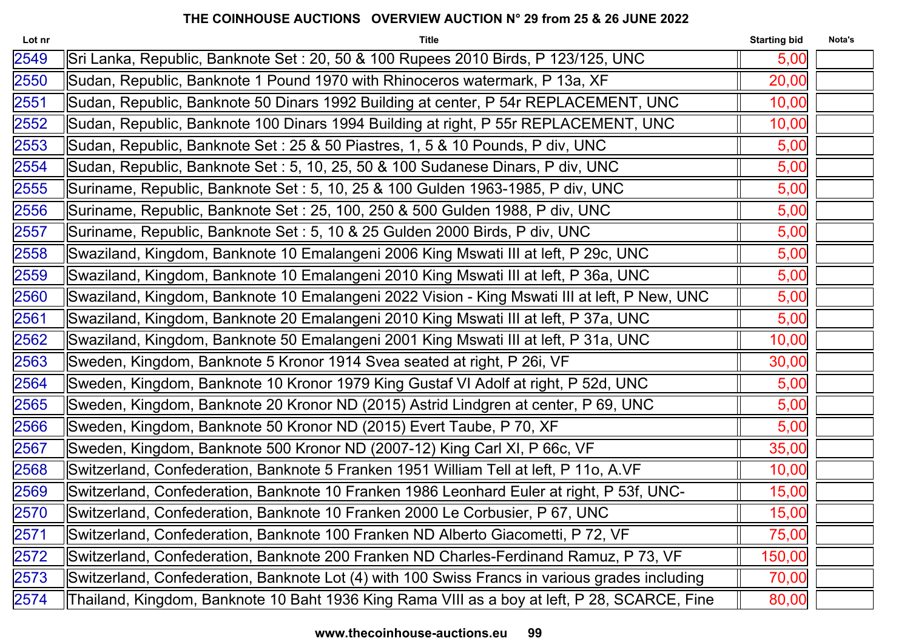## THE COINHOUSE AUCTIONS OVERVIEW AUCTION N° 29 from 25 & 26 JUNE 2022

| Lot nr | Title | Starting bid | Nota's |
|---|---|---|---|
| 2549 | Sri Lanka, Republic, Banknote Set : 20, 50 & 100 Rupees 2010 Birds, P 123/125, UNC | 5,00 | |
| 2550 | Sudan, Republic, Banknote 1 Pound 1970 with Rhinoceros watermark, P 13a, XF | 20,00 | |
| 2551 | Sudan, Republic, Banknote 50 Dinars 1992 Building at center, P 54r REPLACEMENT, UNC | 10,00 | |
| 2552 | Sudan, Republic, Banknote 100 Dinars 1994 Building at right, P 55r REPLACEMENT, UNC | 10,00 | |
| 2553 | Sudan, Republic, Banknote Set : 25 & 50 Piastres, 1, 5 & 10 Pounds, P div, UNC | 5,00 | |
| 2554 | Sudan, Republic, Banknote Set : 5, 10, 25, 50 & 100 Sudanese Dinars, P div, UNC | 5,00 | |
| 2555 | Suriname, Republic, Banknote Set : 5, 10, 25 & 100 Gulden 1963-1985, P div, UNC | 5,00 | |
| 2556 | Suriname, Republic, Banknote Set : 25, 100, 250 & 500 Gulden 1988, P div, UNC | 5,00 | |
| 2557 | Suriname, Republic, Banknote Set : 5, 10 & 25 Gulden 2000 Birds, P div, UNC | 5,00 | |
| 2558 | Swaziland, Kingdom, Banknote 10 Emalangeni 2006 King Mswati III at left, P 29c, UNC | 5,00 | |
| 2559 | Swaziland, Kingdom, Banknote 10 Emalangeni 2010 King Mswati III at left, P 36a, UNC | 5,00 | |
| 2560 | Swaziland, Kingdom, Banknote 10 Emalangeni 2022 Vision - King Mswati III at left, P New, UNC | 5,00 | |
| 2561 | Swaziland, Kingdom, Banknote 20 Emalangeni 2010 King Mswati III at left, P 37a, UNC | 5,00 | |
| 2562 | Swaziland, Kingdom, Banknote 50 Emalangeni 2001 King Mswati III at left, P 31a, UNC | 10,00 | |
| 2563 | Sweden, Kingdom, Banknote 5 Kronor 1914 Svea seated at right, P 26i, VF | 30,00 | |
| 2564 | Sweden, Kingdom, Banknote 10 Kronor 1979 King Gustaf VI Adolf at right, P 52d, UNC | 5,00 | |
| 2565 | Sweden, Kingdom, Banknote 20 Kronor ND (2015) Astrid Lindgren at center, P 69, UNC | 5,00 | |
| 2566 | Sweden, Kingdom, Banknote 50 Kronor ND (2015) Evert Taube, P 70, XF | 5,00 | |
| 2567 | Sweden, Kingdom, Banknote 500 Kronor ND (2007-12) King Carl XI, P 66c, VF | 35,00 | |
| 2568 | Switzerland, Confederation, Banknote 5 Franken 1951 William Tell at left, P 11o, A.VF | 10,00 | |
| 2569 | Switzerland, Confederation, Banknote 10 Franken 1986 Leonhard Euler at right, P 53f, UNC- | 15,00 | |
| 2570 | Switzerland, Confederation, Banknote 10 Franken 2000 Le Corbusier, P 67, UNC | 15,00 | |
| 2571 | Switzerland, Confederation, Banknote 100 Franken ND Alberto Giacometti, P 72, VF | 75,00 | |
| 2572 | Switzerland, Confederation, Banknote 200 Franken ND Charles-Ferdinand Ramuz, P 73, VF | 150,00 | |
| 2573 | Switzerland, Confederation, Banknote Lot (4) with 100 Swiss Francs in various grades including | 70,00 | |
| 2574 | Thailand, Kingdom, Banknote 10 Baht 1936 King Rama VIII as a boy at left, P 28, SCARCE, Fine | 80,00 | |

www.thecoinhouse-auctions.eu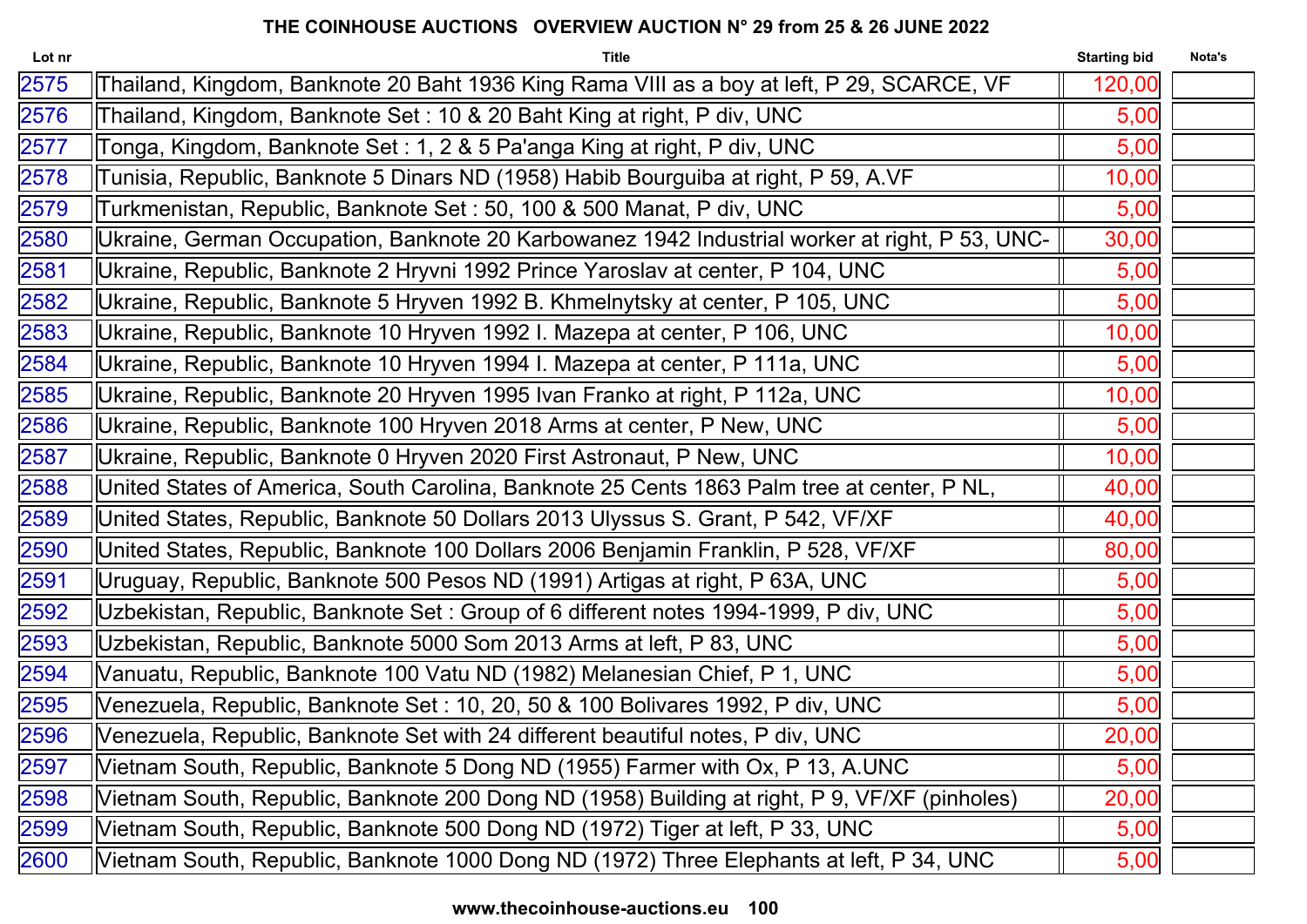**THE COINHOUSE AUCTIONS OVERVIEW AUCTION N° 29 from 25 & 26 JUNE 2022**

| Lot nr | Title | Starting bid | Nota's |
|---|---|---|---|
| 2575 | Thailand, Kingdom, Banknote 20 Baht 1936 King Rama VIII as a boy at left, P 29, SCARCE, VF | 120,00 | |
| 2576 | Thailand, Kingdom, Banknote Set : 10 & 20 Baht King at right, P div, UNC | 5,00 | |
| 2577 | Tonga, Kingdom, Banknote Set : 1, 2 & 5 Pa'anga King at right, P div, UNC | 5,00 | |
| 2578 | Tunisia, Republic, Banknote 5 Dinars ND (1958) Habib Bourguiba at right, P 59, A.VF | 10,00 | |
| 2579 | Turkmenistan, Republic, Banknote Set : 50, 100 & 500 Manat, P div, UNC | 5,00 | |
| 2580 | Ukraine, German Occupation, Banknote 20 Karbowanez 1942 Industrial worker at right, P 53, UNC- | 30,00 | |
| 2581 | Ukraine, Republic, Banknote 2 Hryvni 1992 Prince Yaroslav at center, P 104, UNC | 5,00 | |
| 2582 | Ukraine, Republic, Banknote 5 Hryven 1992 B. Khmelnytsky at center, P 105, UNC | 5,00 | |
| 2583 | Ukraine, Republic, Banknote 10 Hryven 1992 I. Mazepa at center, P 106, UNC | 10,00 | |
| 2584 | Ukraine, Republic, Banknote 10 Hryven 1994 I. Mazepa at center, P 111a, UNC | 5,00 | |
| 2585 | Ukraine, Republic, Banknote 20 Hryven 1995 Ivan Franko at right, P 112a, UNC | 10,00 | |
| 2586 | Ukraine, Republic, Banknote 100 Hryven 2018 Arms at center, P New, UNC | 5,00 | |
| 2587 | Ukraine, Republic, Banknote 0 Hryven 2020 First Astronaut, P New, UNC | 10,00 | |
| 2588 | United States of America, South Carolina, Banknote 25 Cents 1863 Palm tree at center, P NL, | 40,00 | |
| 2589 | United States, Republic, Banknote 50 Dollars 2013 Ulyssus S. Grant, P 542, VF/XF | 40,00 | |
| 2590 | United States, Republic, Banknote 100 Dollars 2006 Benjamin Franklin, P 528, VF/XF | 80,00 | |
| 2591 | Uruguay, Republic, Banknote 500 Pesos ND (1991) Artigas at right, P 63A, UNC | 5,00 | |
| 2592 | Uzbekistan, Republic, Banknote Set : Group of 6 different notes 1994-1999, P div, UNC | 5,00 | |
| 2593 | Uzbekistan, Republic, Banknote 5000 Som 2013 Arms at left, P 83, UNC | 5,00 | |
| 2594 | Vanuatu, Republic, Banknote 100 Vatu ND (1982) Melanesian Chief, P 1, UNC | 5,00 | |
| 2595 | Venezuela, Republic, Banknote Set : 10, 20, 50 & 100 Bolivares 1992, P div, UNC | 5,00 | |
| 2596 | Venezuela, Republic, Banknote Set with 24 different beautiful notes, P div, UNC | 20,00 | |
| 2597 | Vietnam South, Republic, Banknote 5 Dong ND (1955) Farmer with Ox, P 13, A.UNC | 5,00 | |
| 2598 | Vietnam South, Republic, Banknote 200 Dong ND (1958) Building at right, P 9, VF/XF (pinholes) | 20,00 | |
| 2599 | Vietnam South, Republic, Banknote 500 Dong ND (1972) Tiger at left, P 33, UNC | 5,00 | |
| 2600 | Vietnam South, Republic, Banknote 1000 Dong ND (1972) Three Elephants at left, P 34, UNC | 5,00 | |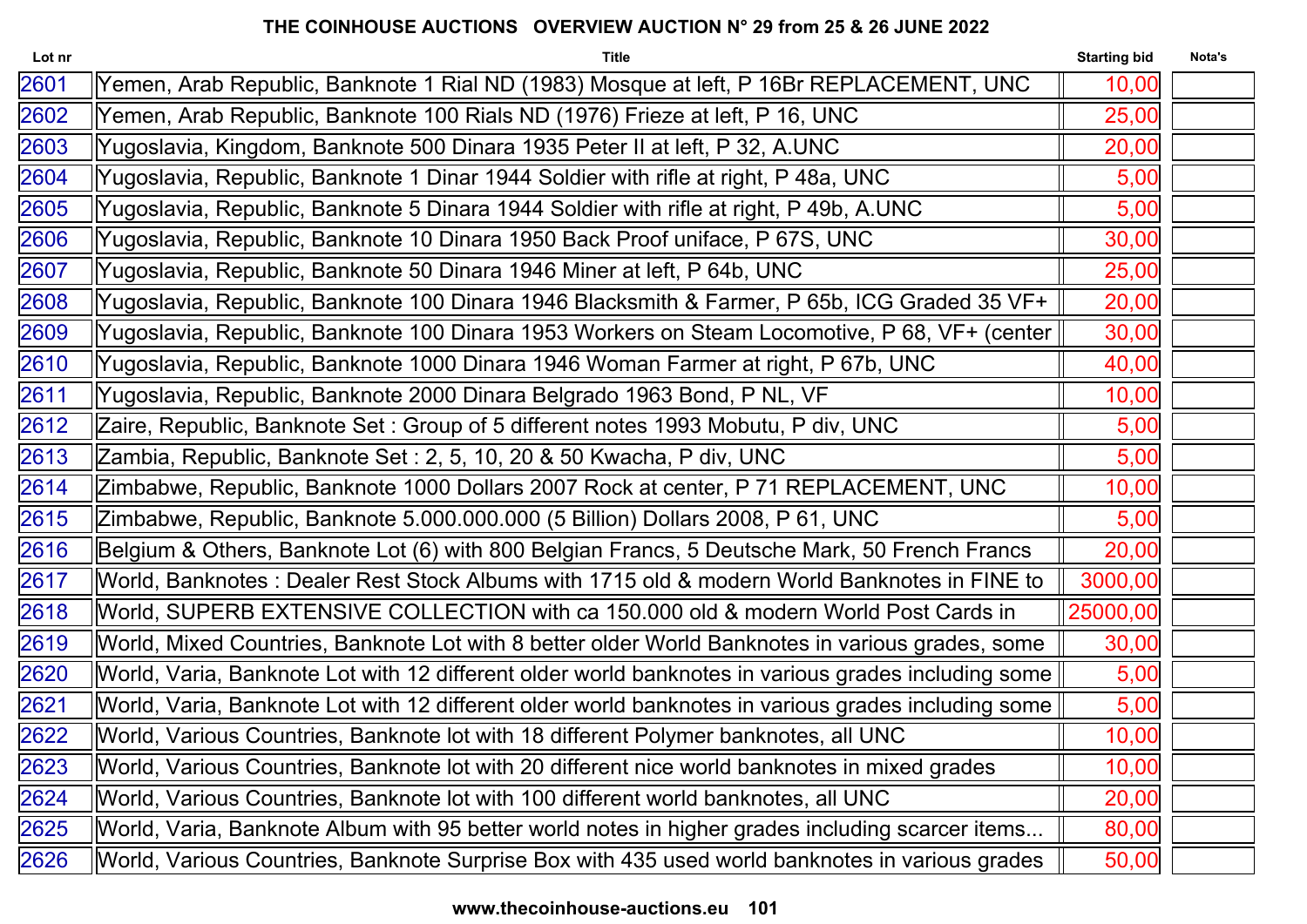# THE COINHOUSE AUCTIONS OVERVIEW AUCTION N° 29 from 25 & 26 JUNE 2022

| Lot nr | Title | Starting bid | Nota's |
|---|---|---|---|
| 2601 | Yemen, Arab Republic, Banknote 1 Rial ND (1983) Mosque at left, P 16Br REPLACEMENT, UNC | 10,00 | |
| 2602 | Yemen, Arab Republic, Banknote 100 Rials ND (1976) Frieze at left, P 16, UNC | 25,00 | |
| 2603 | Yugoslavia, Kingdom, Banknote 500 Dinara 1935 Peter II at left, P 32, A.UNC | 20,00 | |
| 2604 | Yugoslavia, Republic, Banknote 1 Dinar 1944 Soldier with rifle at right, P 48a, UNC | 5,00 | |
| 2605 | Yugoslavia, Republic, Banknote 5 Dinara 1944 Soldier with rifle at right, P 49b, A.UNC | 5,00 | |
| 2606 | Yugoslavia, Republic, Banknote 10 Dinara 1950 Back Proof uniface, P 67S, UNC | 30,00 | |
| 2607 | Yugoslavia, Republic, Banknote 50 Dinara 1946 Miner at left, P 64b, UNC | 25,00 | |
| 2608 | Yugoslavia, Republic, Banknote 100 Dinara 1946 Blacksmith & Farmer, P 65b, ICG Graded 35 VF+ | 20,00 | |
| 2609 | Yugoslavia, Republic, Banknote 100 Dinara 1953 Workers on Steam Locomotive, P 68, VF+ (center | 30,00 | |
| 2610 | Yugoslavia, Republic, Banknote 1000 Dinara 1946 Woman Farmer at right, P 67b, UNC | 40,00 | |
| 2611 | Yugoslavia, Republic, Banknote 2000 Dinara Belgrado 1963 Bond, P NL, VF | 10,00 | |
| 2612 | Zaire, Republic, Banknote Set : Group of 5 different notes 1993 Mobutu, P div, UNC | 5,00 | |
| 2613 | Zambia, Republic, Banknote Set : 2, 5, 10, 20 & 50 Kwacha, P div, UNC | 5,00 | |
| 2614 | Zimbabwe, Republic, Banknote 1000 Dollars 2007 Rock at center, P 71 REPLACEMENT, UNC | 10,00 | |
| 2615 | Zimbabwe, Republic, Banknote 5.000.000.000 (5 Billion) Dollars 2008, P 61, UNC | 5,00 | |
| 2616 | Belgium & Others, Banknote Lot (6) with 800 Belgian Francs, 5 Deutsche Mark, 50 French Francs | 20,00 | |
| 2617 | World, Banknotes : Dealer Rest Stock Albums with 1715 old & modern World Banknotes in FINE to | 3000,00 | |
| 2618 | World, SUPERB EXTENSIVE COLLECTION with ca 150.000 old & modern World Post Cards in | 25000,00 | |
| 2619 | World, Mixed Countries, Banknote Lot with 8 better older World Banknotes in various grades, some | 30,00 | |
| 2620 | World, Varia, Banknote Lot with 12 different older world banknotes in various grades including some | 5,00 | |
| 2621 | World, Varia, Banknote Lot with 12 different older world banknotes in various grades including some | 5,00 | |
| 2622 | World, Various Countries, Banknote lot with 18 different Polymer banknotes, all UNC | 10,00 | |
| 2623 | World, Various Countries, Banknote lot with 20 different nice world banknotes in mixed grades | 10,00 | |
| 2624 | World, Various Countries, Banknote lot with 100 different world banknotes, all UNC | 20,00 | |
| 2625 | World, Varia, Banknote Album with 95 better world notes in higher grades including scarcer items... | 80,00 | |
| 2626 | World, Various Countries, Banknote Surprise Box with 435 used world banknotes in various grades | 50,00 | |

**www.thecoinhouse-auctions.eu**